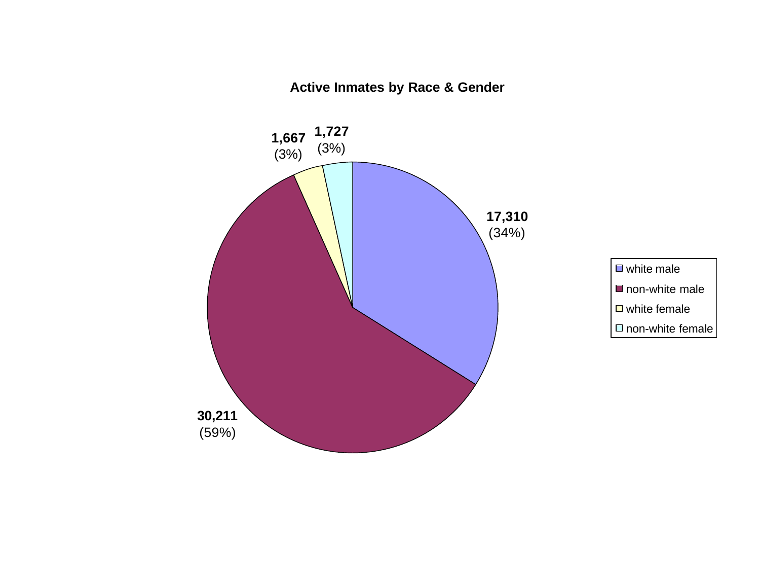## Active Inmates by Race & Gender

| Category | Count | Percent |
|---|---|---|
| white male | 17,310 | (34%) |
| non-white male | 30,211 | (59%) |
| white female | 1,667 | (3%) |
| non-white female | 1,727 | (3%) |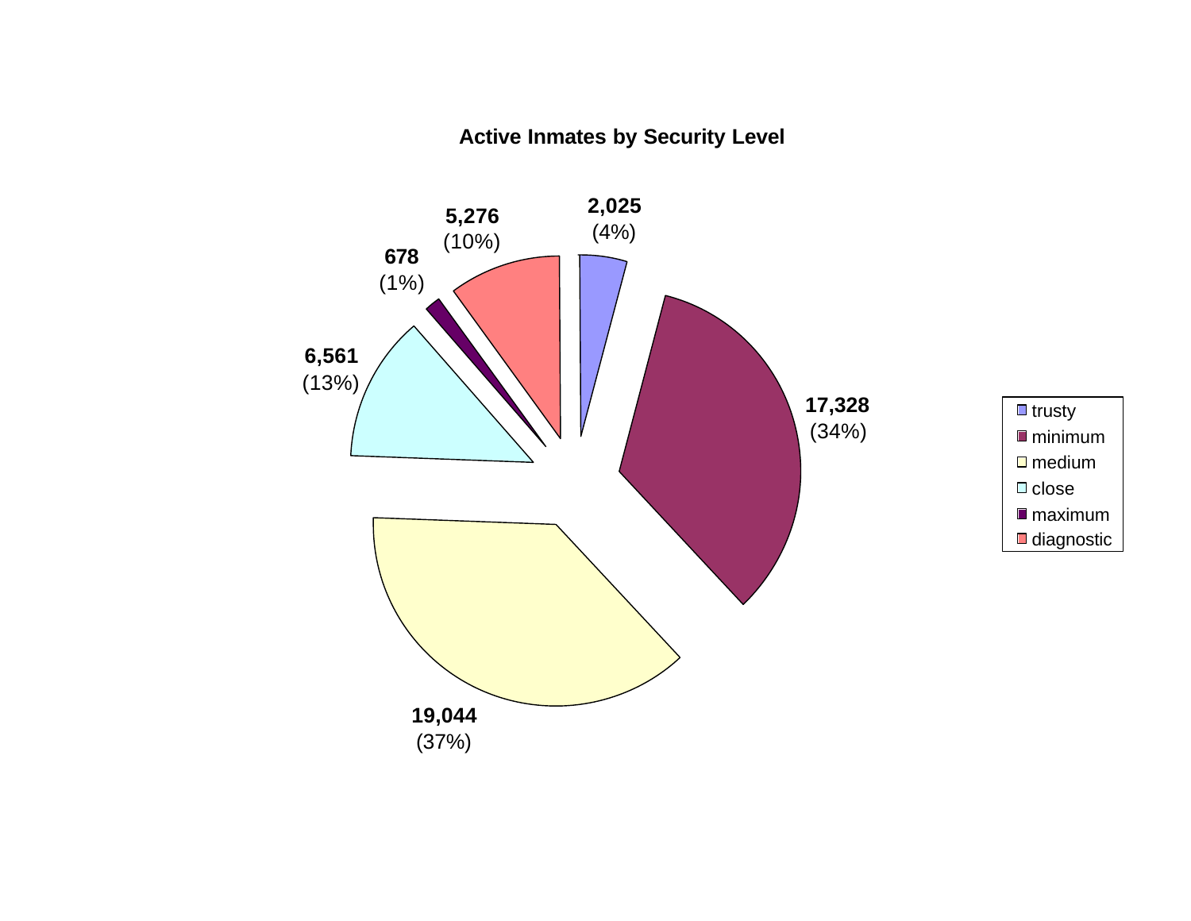## Active Inmates by Security Level

| Security Level | Inmates | Percent |
|---|---|---|
| trusty | 2,025 | (4%) |
| minimum | 17,328 | (34%) |
| medium | 19,044 | (37%) |
| close | 6,561 | (13%) |
| maximum | 678 | (1%) |
| diagnostic | 5,276 | (10%) |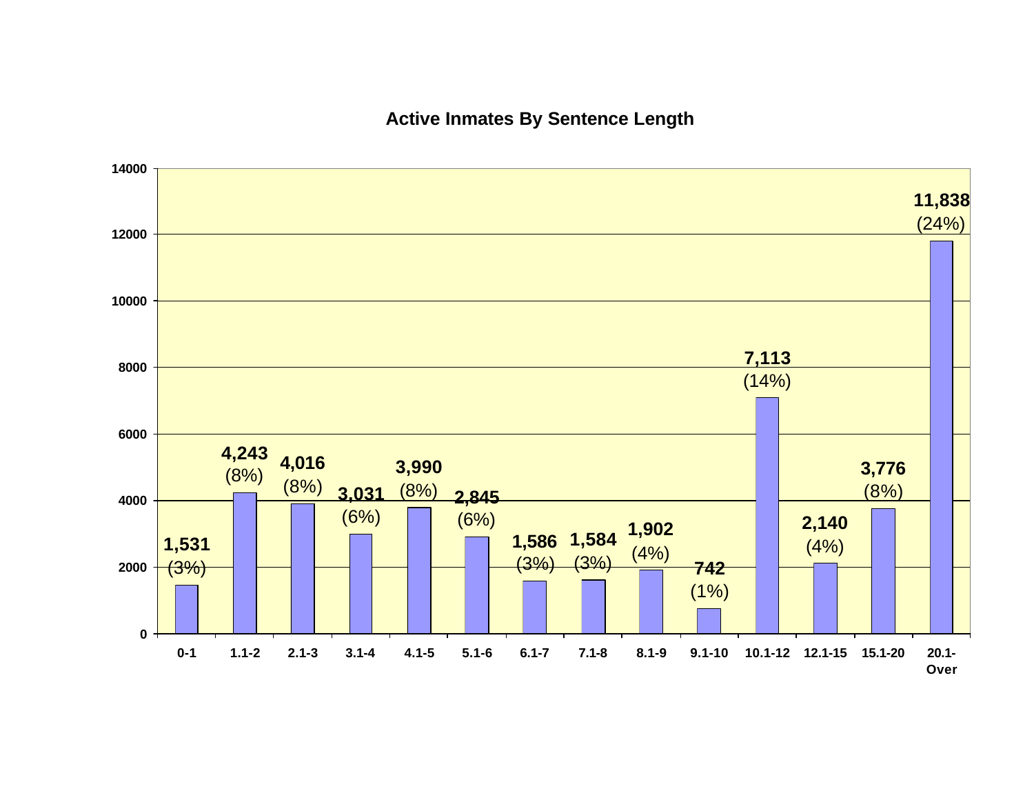# Active Inmates By Sentence Length

| Sentence Length | Active Inmates | Percent |
|---|---|---|
| 0-1 | 1,531 | (3%) |
| 1.1-2 | 4,243 | (8%) |
| 2.1-3 | 4,016 | (8%) |
| 3.1-4 | 3,031 | (6%) |
| 4.1-5 | 3,990 | (8%) |
| 5.1-6 | 2,845 | (6%) |
| 6.1-7 | 1,586 | (3%) |
| 7.1-8 | 1,584 | (3%) |
| 8.1-9 | 1,902 | (4%) |
| 9.1-10 | 742 | (1%) |
| 10.1-12 | 7,113 | (14%) |
| 12.1-15 | 2,140 | (4%) |
| 15.1-20 | 3,776 | (8%) |
| 20.1-Over | 11,838 | (24%) |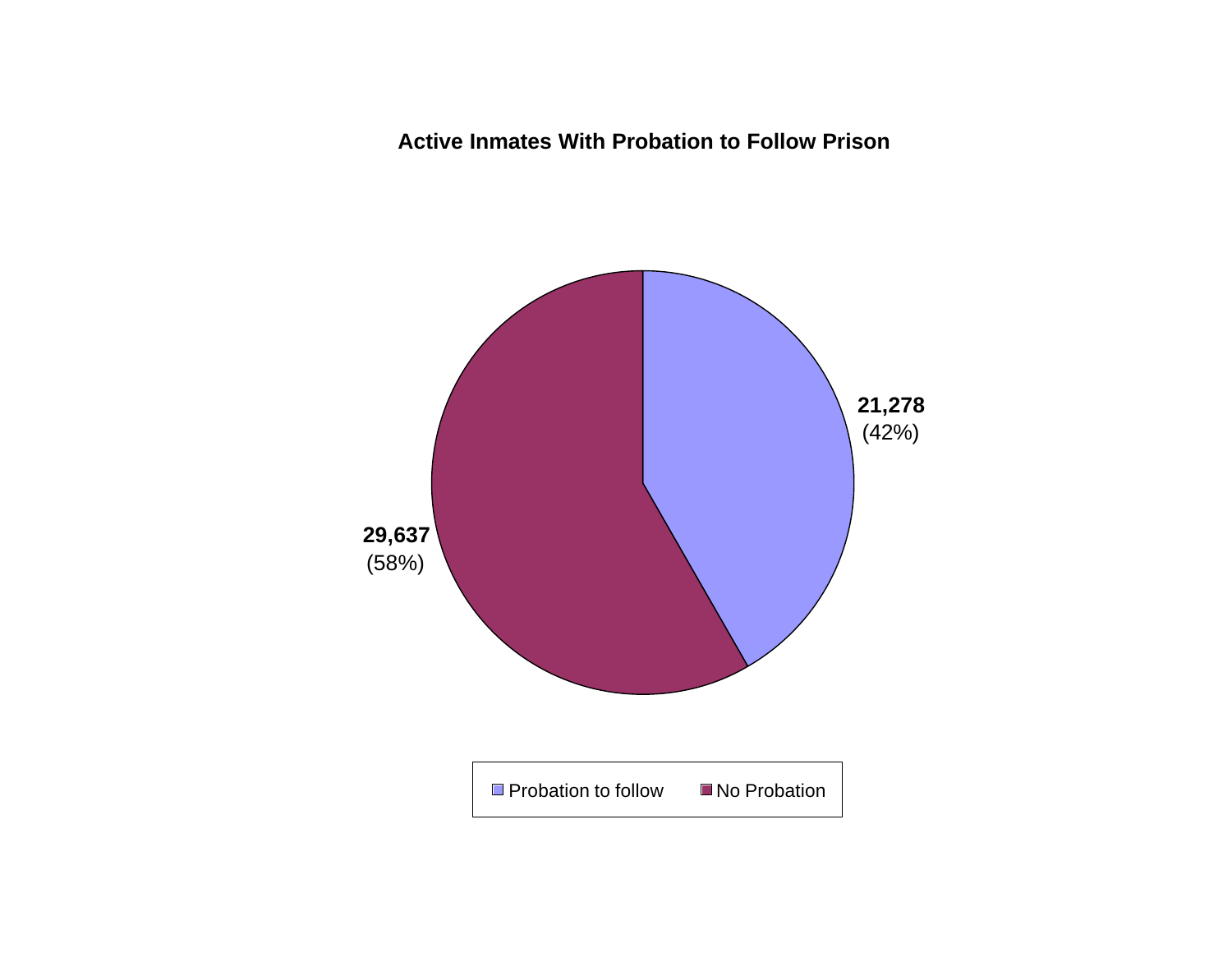**Active Inmates With Probation to Follow Prison**

| | Count | Percent |
|---|---|---|
| Probation to follow | 21,278 | (42%) |
| No Probation | 29,637 | (58%) |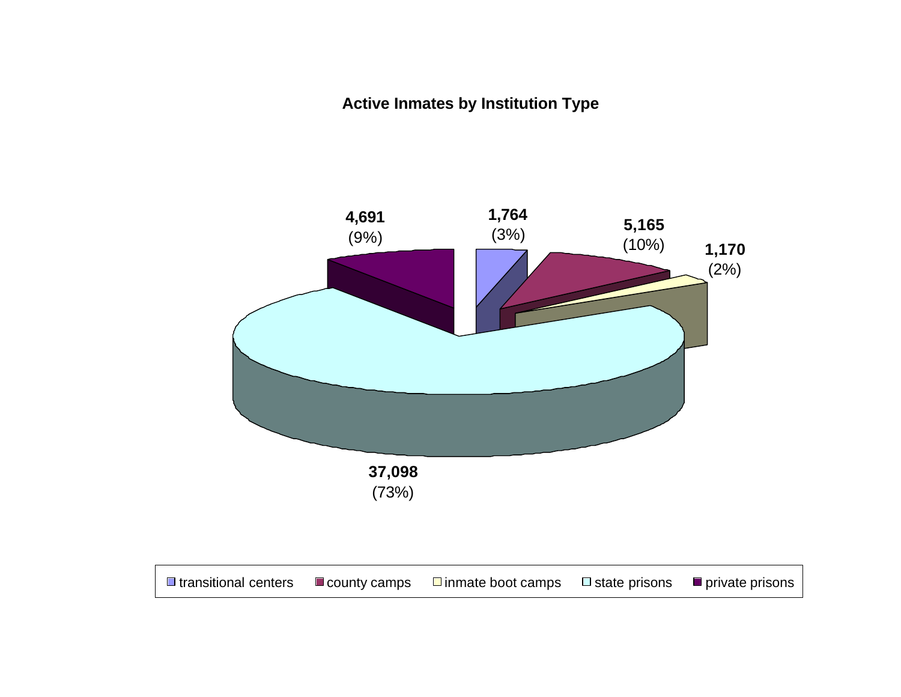**Active Inmates by Institution Type**

| Institution Type | Active Inmates | Percent |
|---|---|---|
| transitional centers | 1,764 | (3%) |
| county camps | 5,165 | (10%) |
| inmate boot camps | 1,170 | (2%) |
| state prisons | 37,098 | (73%) |
| private prisons | 4,691 | (9%) |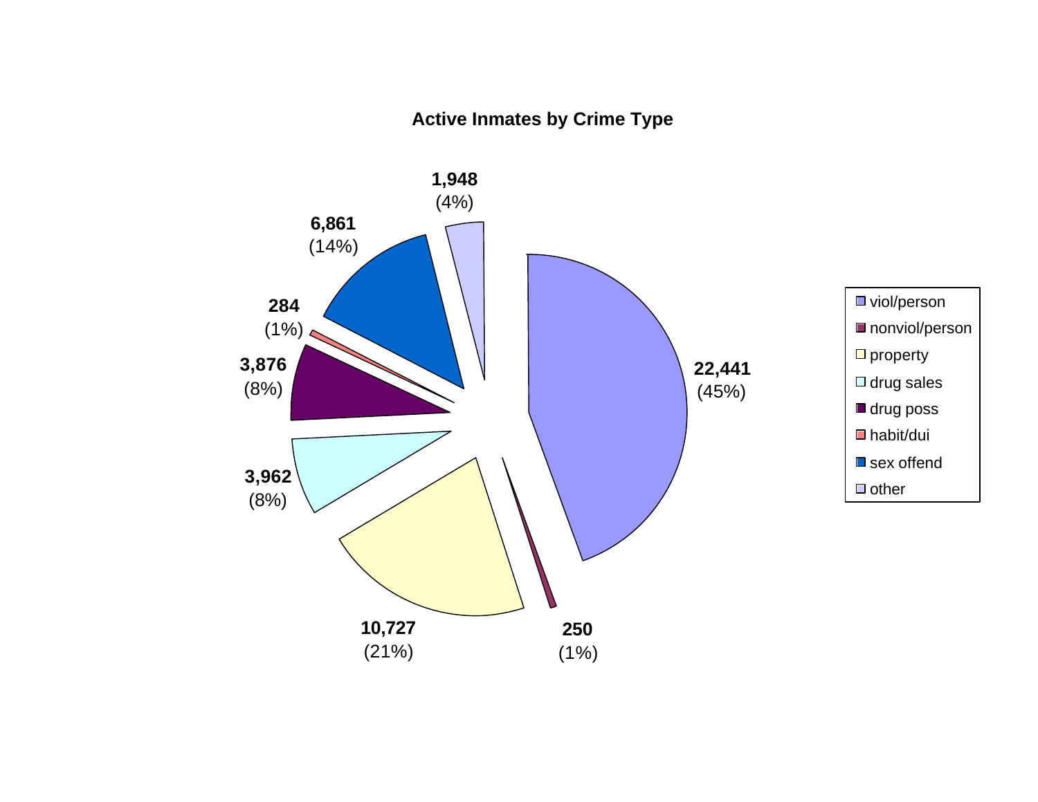## Active Inmates by Crime Type

| Crime Type | Count | Percent |
|---|---|---|
| viol/person | 22,441 | (45%) |
| nonviol/person | 250 | (1%) |
| property | 10,727 | (21%) |
| drug sales | 3,962 | (8%) |
| drug poss | 3,876 | (8%) |
| habit/dui | 284 | (1%) |
| sex offend | 6,861 | (14%) |
| other | 1,948 | (4%) |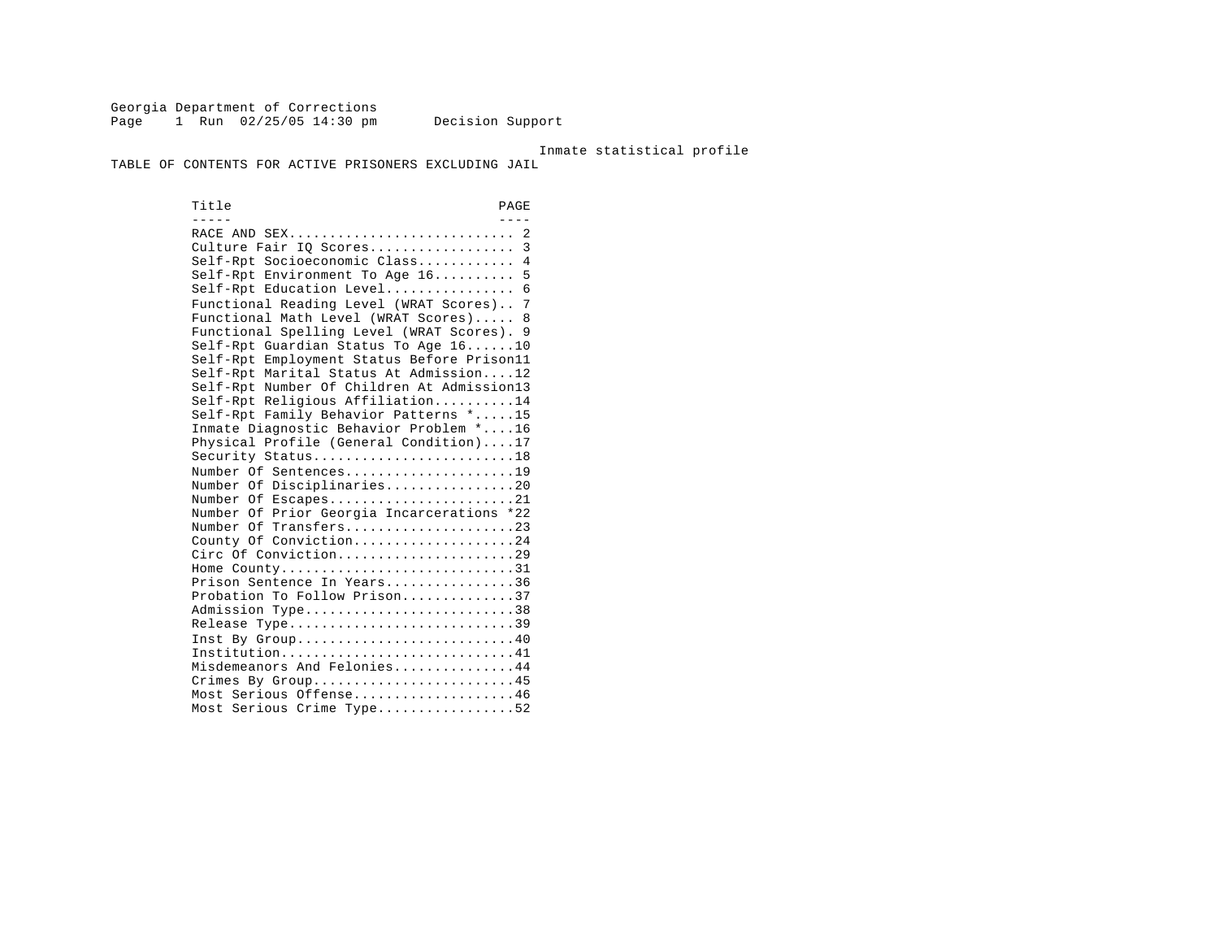Georgia Department of Corrections
Page 1 Run 02/25/05 14:30 pm Decision Support

Inmate statistical profile

TABLE OF CONTENTS FOR ACTIVE PRISONERS EXCLUDING JAIL

| Title | PAGE |
|---|---|
| RACE AND SEX | 2 |
| Culture Fair IQ Scores | 3 |
| Self-Rpt Socioeconomic Class | 4 |
| Self-Rpt Environment To Age 16 | 5 |
| Self-Rpt Education Level | 6 |
| Functional Reading Level (WRAT Scores) | 7 |
| Functional Math Level (WRAT Scores) | 8 |
| Functional Spelling Level (WRAT Scores) | 9 |
| Self-Rpt Guardian Status To Age 16 | 10 |
| Self-Rpt Employment Status Before Prison | 11 |
| Self-Rpt Marital Status At Admission | 12 |
| Self-Rpt Number Of Children At Admission | 13 |
| Self-Rpt Religious Affiliation | 14 |
| Self-Rpt Family Behavior Patterns * | 15 |
| Inmate Diagnostic Behavior Problem * | 16 |
| Physical Profile (General Condition) | 17 |
| Security Status | 18 |
| Number Of Sentences | 19 |
| Number Of Disciplinaries | 20 |
| Number Of Escapes | 21 |
| Number Of Prior Georgia Incarcerations * | 22 |
| Number Of Transfers | 23 |
| County Of Conviction | 24 |
| Circ Of Conviction | 29 |
| Home County | 31 |
| Prison Sentence In Years | 36 |
| Probation To Follow Prison | 37 |
| Admission Type | 38 |
| Release Type | 39 |
| Inst By Group | 40 |
| Institution | 41 |
| Misdemeanors And Felonies | 44 |
| Crimes By Group | 45 |
| Most Serious Offense | 46 |
| Most Serious Crime Type | 52 |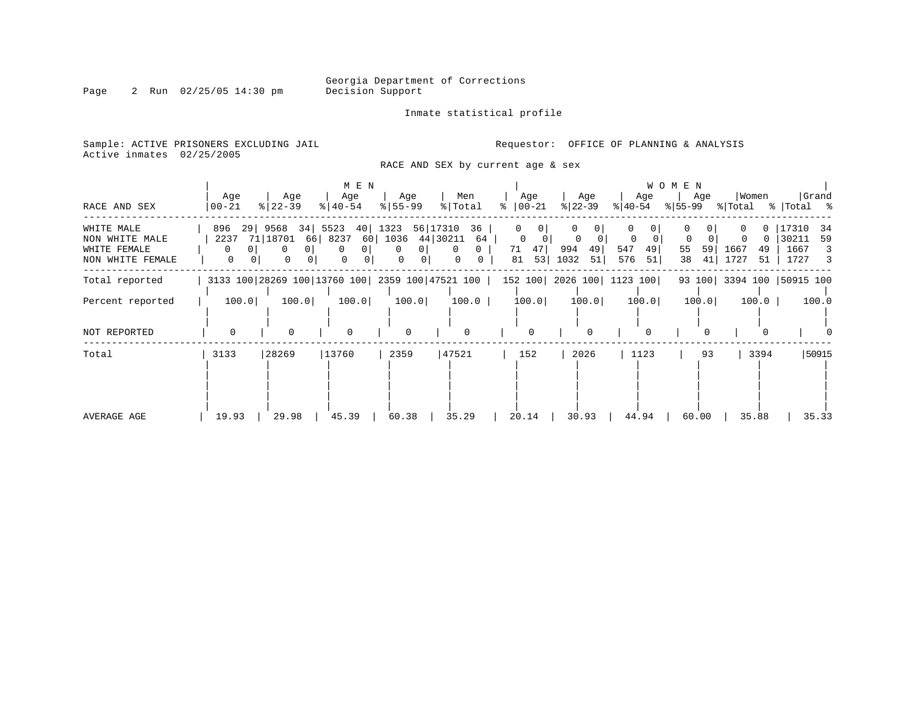Georgia Department of Corrections
Decision Support

Inmate statistical profile

Sample: ACTIVE PRISONERS EXCLUDING JAIL
Active inmates 02/25/2005

Requestor: OFFICE OF PLANNING & ANALYSIS

RACE AND SEX by current age & sex

| RACE AND SEX | MEN Age 00-21 | % | Age 22-39 | % | Age 40-54 | % | Age 55-99 | % | Men Total | % | WOMEN Age 00-21 | % | Age 22-39 | % | Age 40-54 | % | Age 55-99 | % | Women Total | % | Grand Total | % |
|---|---|---|---|---|---|---|---|---|---|---|---|---|---|---|---|---|---|---|---|---|---|---|
| WHITE MALE | 896 | 29 | 9568 | 34 | 5523 | 40 | 1323 | 56 | 17310 | 36 | 0 | 0 | 0 | 0 | 0 | 0 | 0 | 0 | 0 | 0 | 17310 | 34 |
| NON WHITE MALE | 2237 | 71 | 18701 | 66 | 8237 | 60 | 1036 | 44 | 30211 | 64 | 0 | 0 | 0 | 0 | 0 | 0 | 0 | 0 | 0 | 0 | 30211 | 59 |
| WHITE FEMALE | 0 | 0 | 0 | 0 | 0 | 0 | 0 | 0 | 0 | 0 | 71 | 47 | 994 | 49 | 547 | 49 | 55 | 59 | 1667 | 49 | 1667 | 3 |
| NON WHITE FEMALE | 0 | 0 | 0 | 0 | 0 | 0 | 0 | 0 | 0 | 0 | 81 | 53 | 1032 | 51 | 576 | 51 | 38 | 41 | 1727 | 51 | 1727 | 3 |
| Total reported | 3133 | 100 | 28269 | 100 | 13760 | 100 | 2359 | 100 | 47521 | 100 | 152 | 100 | 2026 | 100 | 1123 | 100 | 93 | 100 | 3394 | 100 | 50915 | 100 |
| Percent reported | 100.0 | | 100.0 | | 100.0 | | 100.0 | | 100.0 | | 100.0 | | 100.0 | | 100.0 | | 100.0 | | 100.0 | | 100.0 | |
| NOT REPORTED | 0 | | 0 | | 0 | | 0 | | 0 | | 0 | | 0 | | 0 | | 0 | | 0 | | 0 | |
| Total | 3133 | | 28269 | | 13760 | | 2359 | | 47521 | | 152 | | 2026 | | 1123 | | 93 | | 3394 | | 50915 | |
| AVERAGE AGE | 19.93 | | 29.98 | | 45.39 | | 60.38 | | 35.29 | | 20.14 | | 30.93 | | 44.94 | | 60.00 | | 35.88 | | 35.33 | |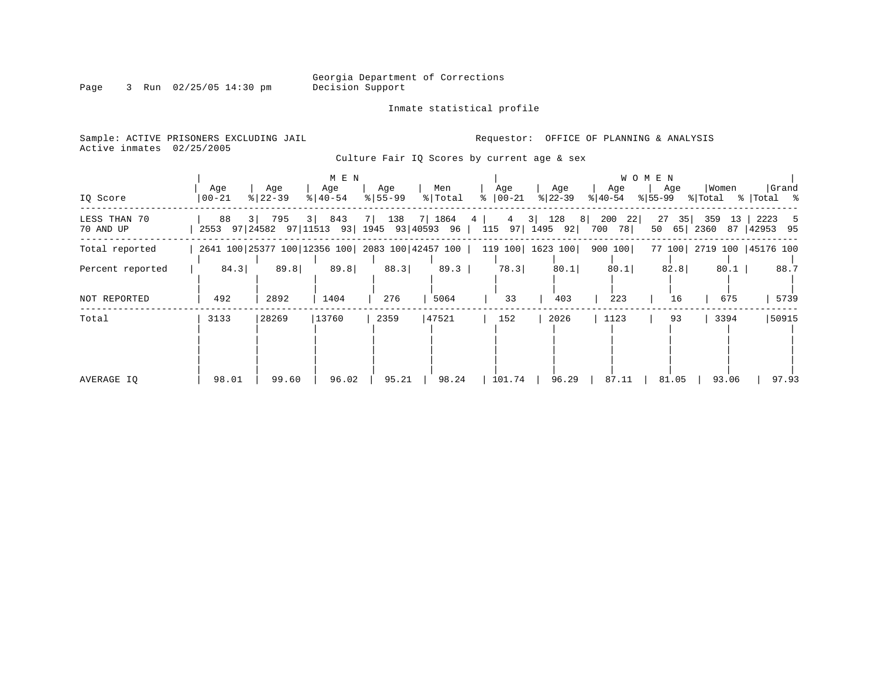Georgia Department of Corrections
Decision Support

Inmate statistical profile

Sample: ACTIVE PRISONERS EXCLUDING JAIL
Active inmates 02/25/2005

Requestor: OFFICE OF PLANNING & ANALYSIS

## Culture Fair IQ Scores by current age & sex

| IQ Score | MEN Age 00-21 | % | Age 22-39 | % | Age 40-54 | % | Age 55-99 | % | Men Total | % | WOMEN Age 00-21 | % | Age 22-39 | % | Age 40-54 | % | Age 55-99 | % | Women Total | % | Grand Total | % |
|---|---|---|---|---|---|---|---|---|---|---|---|---|---|---|---|---|---|---|---|---|---|---|
| LESS THAN 70 | 88 | 3 | 795 | 3 | 843 | 7 | 138 | 7 | 1864 | 4 | 4 | 3 | 128 | 8 | 200 | 22 | 27 | 35 | 359 | 13 | 2223 | 5 |
| 70 AND UP | 2553 | 97 | 24582 | 97 | 11513 | 93 | 1945 | 93 | 40593 | 96 | 115 | 97 | 1495 | 92 | 700 | 78 | 50 | 65 | 2360 | 87 | 42953 | 95 |
| Total reported | 2641 | 100 | 25377 | 100 | 12356 | 100 | 2083 | 100 | 42457 | 100 | 119 | 100 | 1623 | 100 | 900 | 100 | 77 | 100 | 2719 | 100 | 45176 | 100 |
| Percent reported | 84.3 | | 89.8 | | 89.8 | | 88.3 | | 89.3 | | 78.3 | | 80.1 | | 80.1 | | 82.8 | | 80.1 | | 88.7 | |
| NOT REPORTED | 492 | | 2892 | | 1404 | | 276 | | 5064 | | 33 | | 403 | | 223 | | 16 | | 675 | | 5739 | |
| Total | 3133 | | 28269 | | 13760 | | 2359 | | 47521 | | 152 | | 2026 | | 1123 | | 93 | | 3394 | | 50915 | |
| AVERAGE IQ | 98.01 | | 99.60 | | 96.02 | | 95.21 | | 98.24 | | 101.74 | | 96.29 | | 87.11 | | 81.05 | | 93.06 | | 97.93 | |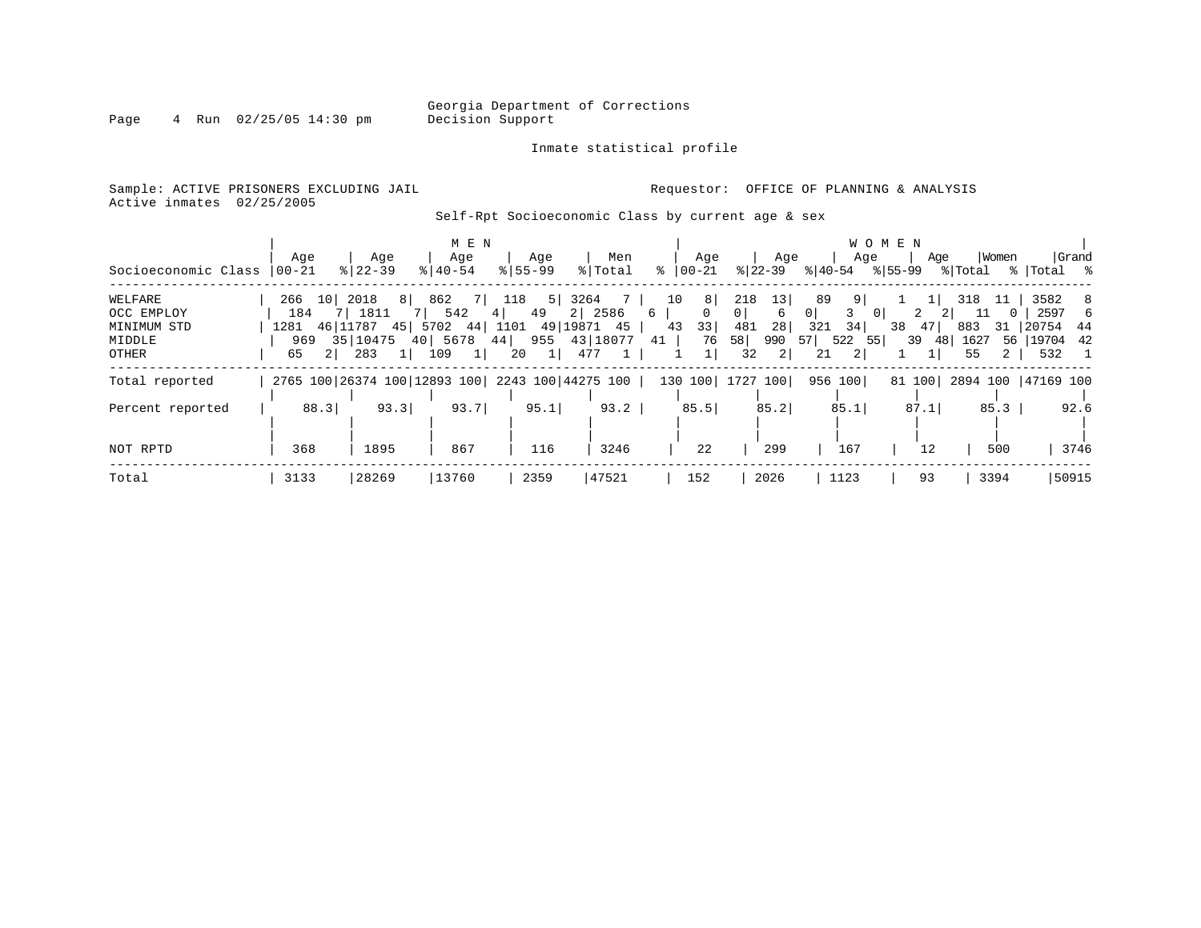Georgia Department of Corrections
Decision Support

Inmate statistical profile

Sample: ACTIVE PRISONERS EXCLUDING JAIL
Requestor: OFFICE OF PLANNING & ANALYSIS
Active inmates 02/25/2005

Self-Rpt Socioeconomic Class by current age & sex

| Socioeconomic Class | MEN Age 00-21 | % | Age 22-39 | % | Age 40-54 | % | Age 55-99 | % | Men Total | % | WOMEN Age 00-21 | % | Age 22-39 | % | Age 40-54 | % | Age 55-99 | % | Women Total | % | Grand Total | % |
|---|---|---|---|---|---|---|---|---|---|---|---|---|---|---|---|---|---|---|---|---|---|---|
| WELFARE | 266 | 10 | 2018 | 8 | 862 | 7 | 118 | 5 | 3264 | 7 | 10 | 8 | 218 | 13 | 89 | 9 | 1 | 1 | 318 | 11 | 3582 | 8 |
| OCC EMPLOY | 184 | 7 | 1811 | 7 | 542 | 4 | 49 | 2 | 2586 | 6 | 0 | 0 | 6 | 0 | 3 | 0 | 2 | 2 | 11 | 0 | 2597 | 6 |
| MINIMUM STD | 1281 | 46 | 11787 | 45 | 5702 | 44 | 1101 | 49 | 19871 | 45 | 43 | 33 | 481 | 28 | 321 | 34 | 38 | 47 | 883 | 31 | 20754 | 44 |
| MIDDLE | 969 | 35 | 10475 | 40 | 5678 | 44 | 955 | 43 | 18077 | 41 | 76 | 58 | 990 | 57 | 522 | 55 | 39 | 48 | 1627 | 56 | 19704 | 42 |
| OTHER | 65 | 2 | 283 | 1 | 109 | 1 | 20 | 1 | 477 | 1 | 1 | 1 | 32 | 2 | 21 | 2 | 1 | 1 | 55 | 2 | 532 | 1 |
| Total reported | 2765 | 100 | 26374 | 100 | 12893 | 100 | 2243 | 100 | 44275 | 100 | 130 | 100 | 1727 | 100 | 956 | 100 | 81 | 100 | 2894 | 100 | 47169 | 100 |
| Percent reported | 88.3 | | 93.3 | | 93.7 | | 95.1 | | 93.2 | | 85.5 | | 85.2 | | 85.1 | | 87.1 | | 85.3 | | 92.6 | |
| NOT RPTD | 368 | | 1895 | | 867 | | 116 | | 3246 | | 22 | | 299 | | 167 | | 12 | | 500 | | 3746 | |
| Total | 3133 | | 28269 | | 13760 | | 2359 | | 47521 | | 152 | | 2026 | | 1123 | | 93 | | 3394 | | 50915 | |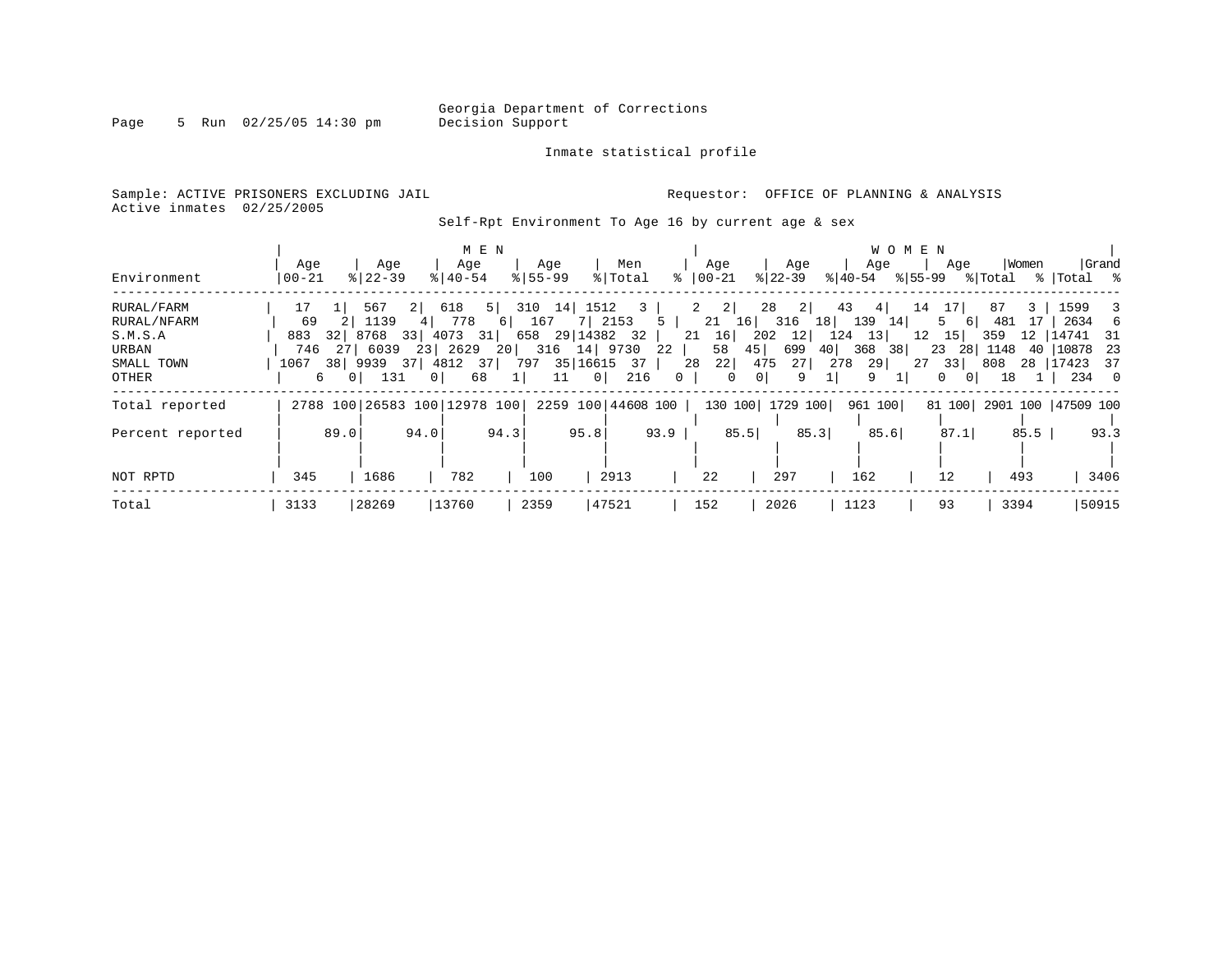Georgia Department of Corrections
Decision Support

Inmate statistical profile

Sample: ACTIVE PRISONERS EXCLUDING JAIL
Active inmates 02/25/2005

Requestor: OFFICE OF PLANNING & ANALYSIS

Self-Rpt Environment To Age 16 by current age & sex

| Environment | MEN Age 00-21 | % | Age 22-39 | % | Age 40-54 | % | Age 55-99 | % | Men Total | % | WOMEN Age 00-21 | % | Age 22-39 | % | Age 40-54 | % | Age 55-99 | % | Women Total | % | Grand Total | % |
|---|---|---|---|---|---|---|---|---|---|---|---|---|---|---|---|---|---|---|---|---|---|---|
| RURAL/FARM | 17 | 1 | 567 | 2 | 618 | 5 | 310 | 14 | 1512 | 3 | 2 | 2 | 28 | 2 | 43 | 4 | 14 | 17 | 87 | 3 | 1599 | 3 |
| RURAL/NFARM | 69 | 2 | 1139 | 4 | 778 | 6 | 167 | 7 | 2153 | 5 | 21 | 16 | 316 | 18 | 139 | 14 | 5 | 6 | 481 | 17 | 2634 | 6 |
| S.M.S.A | 883 | 32 | 8768 | 33 | 4073 | 31 | 658 | 29 | 14382 | 32 | 21 | 16 | 202 | 12 | 124 | 13 | 12 | 15 | 359 | 12 | 14741 | 31 |
| URBAN | 746 | 27 | 6039 | 23 | 2629 | 20 | 316 | 14 | 9730 | 22 | 58 | 45 | 699 | 40 | 368 | 38 | 23 | 28 | 1148 | 40 | 10878 | 23 |
| SMALL TOWN | 1067 | 38 | 9939 | 37 | 4812 | 37 | 797 | 35 | 16615 | 37 | 28 | 22 | 475 | 27 | 278 | 29 | 27 | 33 | 808 | 28 | 17423 | 37 |
| OTHER | 6 | 0 | 131 | 0 | 68 | 1 | 11 | 0 | 216 | 0 | 0 | 0 | 9 | 1 | 9 | 1 | 0 | 0 | 18 | 1 | 234 | 0 |
| Total reported | 2788 | 100 | 26583 | 100 | 12978 | 100 | 2259 | 100 | 44608 | 100 | 130 | 100 | 1729 | 100 | 961 | 100 | 81 | 100 | 2901 | 100 | 47509 | 100 |
| Percent reported | | 89.0 | | 94.0 | | 94.3 | | 95.8 | | 93.9 | | 85.5 | | 85.3 | | 85.6 | | 87.1 | | 85.5 | | 93.3 |
| NOT RPTD | 345 | | 1686 | | 782 | | 100 | | 2913 | | 22 | | 297 | | 162 | | 12 | | 493 | | 3406 | |
| Total | 3133 | | 28269 | | 13760 | | 2359 | | 47521 | | 152 | | 2026 | | 1123 | | 93 | | 3394 | | 50915 | |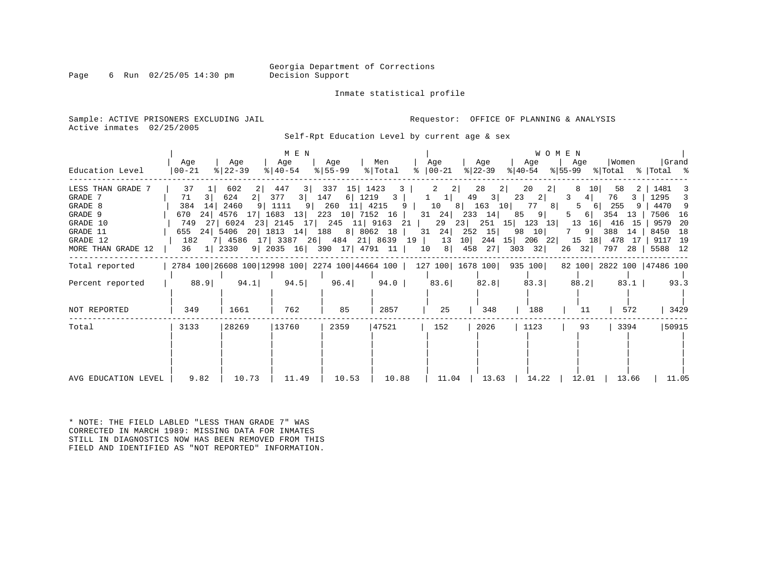Georgia Department of Corrections
Decision Support

Inmate statistical profile

Sample: ACTIVE PRISONERS EXCLUDING JAIL
Active inmates 02/25/2005

Requestor: OFFICE OF PLANNING & ANALYSIS

Self-Rpt Education Level by current age & sex

| Education Level | MEN Age 00-21 | % | Age 22-39 | % | Age 40-54 | % | Age 55-99 | % | Men Total | % | WOMEN Age 00-21 | % | Age 22-39 | % | Age 40-54 | % | Age 55-99 | % | Women Total | % | Grand Total | % |
|---|---|---|---|---|---|---|---|---|---|---|---|---|---|---|---|---|---|---|---|---|---|---|
| LESS THAN GRADE 7 | 37 | 1 | 602 | 2 | 447 | 3 | 337 | 15 | 1423 | 3 | 2 | 2 | 28 | 2 | 20 | 2 | 8 | 10 | 58 | 2 | 1481 | 3 |
| GRADE 7 | 71 | 3 | 624 | 2 | 377 | 3 | 147 | 6 | 1219 | 3 | 1 | 1 | 49 | 3 | 23 | 2 | 3 | 4 | 76 | 3 | 1295 | 3 |
| GRADE 8 | 384 | 14 | 2460 | 9 | 1111 | 9 | 260 | 11 | 4215 | 9 | 10 | 8 | 163 | 10 | 77 | 8 | 5 | 6 | 255 | 9 | 4470 | 9 |
| GRADE 9 | 670 | 24 | 4576 | 17 | 1683 | 13 | 223 | 10 | 7152 | 16 | 31 | 24 | 233 | 14 | 85 | 9 | 5 | 6 | 354 | 13 | 7506 | 16 |
| GRADE 10 | 749 | 27 | 6024 | 23 | 2145 | 17 | 245 | 11 | 9163 | 21 | 29 | 23 | 251 | 15 | 123 | 13 | 13 | 16 | 416 | 15 | 9579 | 20 |
| GRADE 11 | 655 | 24 | 5406 | 20 | 1813 | 14 | 188 | 8 | 8062 | 18 | 31 | 24 | 252 | 15 | 98 | 10 | 7 | 9 | 388 | 14 | 8450 | 18 |
| GRADE 12 | 182 | 7 | 4586 | 17 | 3387 | 26 | 484 | 21 | 8639 | 19 | 13 | 10 | 244 | 15 | 206 | 22 | 15 | 18 | 478 | 17 | 9117 | 19 |
| MORE THAN GRADE 12 | 36 | 1 | 2330 | 9 | 2035 | 16 | 390 | 17 | 4791 | 11 | 10 | 8 | 458 | 27 | 303 | 32 | 26 | 32 | 797 | 28 | 5588 | 12 |
| Total reported | 2784 | 100 | 26608 | 100 | 12998 | 100 | 2274 | 100 | 44664 | 100 | 127 | 100 | 1678 | 100 | 935 | 100 | 82 | 100 | 2822 | 100 | 47486 | 100 |
| Percent reported | 88.9 | | 94.1 | | 94.5 | | 96.4 | | 94.0 | | 83.6 | | 82.8 | | 83.3 | | 88.2 | | 83.1 | | 93.3 | |
| NOT REPORTED | 349 | | 1661 | | 762 | | 85 | | 2857 | | 25 | | 348 | | 188 | | 11 | | 572 | | 3429 | |
| Total | 3133 | | 28269 | | 13760 | | 2359 | | 47521 | | 152 | | 2026 | | 1123 | | 93 | | 3394 | | 50915 | |
| AVG EDUCATION LEVEL | 9.82 | | 10.73 | | 11.49 | | 10.53 | | 10.88 | | 11.04 | | 13.63 | | 14.22 | | 12.01 | | 13.66 | | 11.05 | |

* NOTE: THE FIELD LABLED "LESS THAN GRADE 7" WAS CORRECTED IN MARCH 1989: MISSING DATA FOR INMATES STILL IN DIAGNOSTICS NOW HAS BEEN REMOVED FROM THIS FIELD AND IDENTIFIED AS "NOT REPORTED" INFORMATION.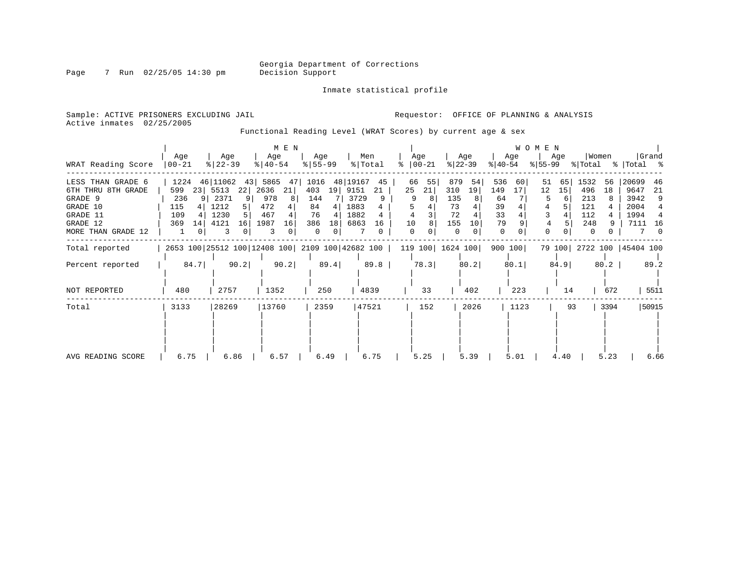Georgia Department of Corrections
Decision Support

Inmate statistical profile

Sample: ACTIVE PRISONERS EXCLUDING JAIL
Active inmates 02/25/2005

Requestor: OFFICE OF PLANNING & ANALYSIS

Functional Reading Level (WRAT Scores) by current age & sex

| WRAT Reading Score | MEN Age 00-21 | % | MEN Age 22-39 | % | MEN Age 40-54 | % | MEN Age 55-99 | % | Men Total | % | WOMEN Age 00-21 | % | WOMEN Age 22-39 | % | WOMEN Age 40-54 | % | WOMEN Age 55-99 | % | Women Total | % | Grand Total | % |
|---|---|---|---|---|---|---|---|---|---|---|---|---|---|---|---|---|---|---|---|---|---|---|
| LESS THAN GRADE 6 | 1224 | 46 | 11062 | 43 | 5865 | 47 | 1016 | 48 | 19167 | 45 | 66 | 55 | 879 | 54 | 536 | 60 | 51 | 65 | 1532 | 56 | 20699 | 46 |
| 6TH THRU 8TH GRADE | 599 | 23 | 5513 | 22 | 2636 | 21 | 403 | 19 | 9151 | 21 | 25 | 21 | 310 | 19 | 149 | 17 | 12 | 15 | 496 | 18 | 9647 | 21 |
| GRADE 9 | 236 | 9 | 2371 | 9 | 978 | 8 | 144 | 7 | 3729 | 9 | 9 | 8 | 135 | 8 | 64 | 7 | 5 | 6 | 213 | 8 | 3942 | 9 |
| GRADE 10 | 115 | 4 | 1212 | 5 | 472 | 4 | 84 | 4 | 1883 | 4 | 5 | 4 | 73 | 4 | 39 | 4 | 4 | 5 | 121 | 4 | 2004 | 4 |
| GRADE 11 | 109 | 4 | 1230 | 5 | 467 | 4 | 76 | 4 | 1882 | 4 | 4 | 3 | 72 | 4 | 33 | 4 | 3 | 4 | 112 | 4 | 1994 | 4 |
| GRADE 12 | 369 | 14 | 4121 | 16 | 1987 | 16 | 386 | 18 | 6863 | 16 | 10 | 8 | 155 | 10 | 79 | 9 | 4 | 5 | 248 | 9 | 7111 | 16 |
| MORE THAN GRADE 12 | 1 | 0 | 3 | 0 | 3 | 0 | 0 | 0 | 7 | 0 | 0 | 0 | 0 | 0 | 0 | 0 | 0 | 0 | 0 | 0 | 7 | 0 |
| Total reported | 2653 | 100 | 25512 | 100 | 12408 | 100 | 2109 | 100 | 42682 | 100 | 119 | 100 | 1624 | 100 | 900 | 100 | 79 | 100 | 2722 | 100 | 45404 | 100 |
| Percent reported | 84.7 | | 90.2 | | 90.2 | | 89.4 | | 89.8 | | 78.3 | | 80.2 | | 80.1 | | 84.9 | | 80.2 | | 89.2 | |
| NOT REPORTED | 480 | | 2757 | | 1352 | | 250 | | 4839 | | 33 | | 402 | | 223 | | 14 | | 672 | | 5511 | |
| Total | 3133 | | 28269 | | 13760 | | 2359 | | 47521 | | 152 | | 2026 | | 1123 | | 93 | | 3394 | | 50915 | |
| AVG READING SCORE | 6.75 | | 6.86 | | 6.57 | | 6.49 | | 6.75 | | 5.25 | | 5.39 | | 5.01 | | 4.40 | | 5.23 | | 6.66 | |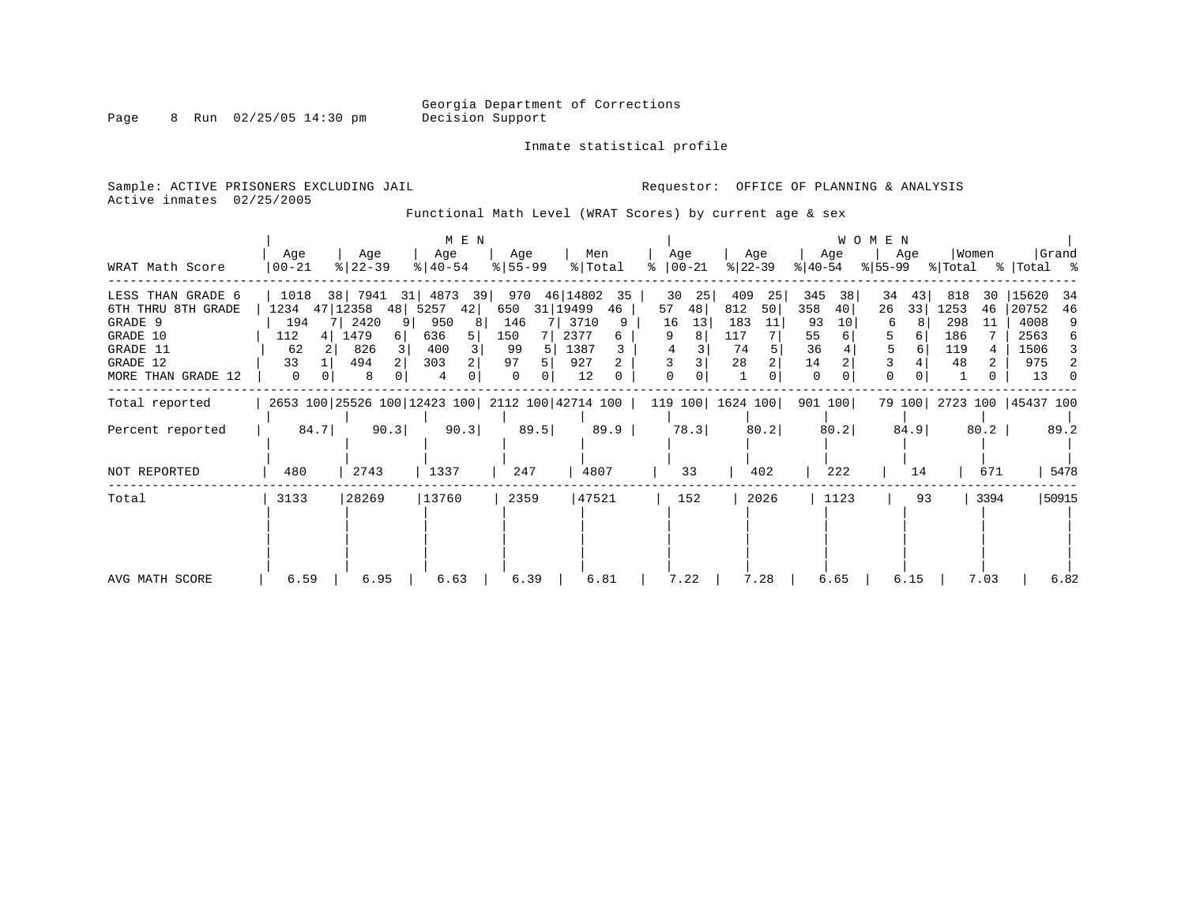Georgia Department of Corrections
Decision Support

Inmate statistical profile

Sample: ACTIVE PRISONERS EXCLUDING JAIL
Active inmates 02/25/2005

Requestor: OFFICE OF PLANNING & ANALYSIS

Functional Math Level (WRAT Scores) by current age & sex

| WRAT Math Score | MEN Age 00-21 | % | MEN Age 22-39 | % | MEN Age 40-54 | % | MEN Age 55-99 | % | Men Total | % | WOMEN Age 00-21 | % | WOMEN Age 22-39 | % | WOMEN Age 40-54 | % | WOMEN Age 55-99 | % | Women Total | % | Grand Total | % |
|---|---|---|---|---|---|---|---|---|---|---|---|---|---|---|---|---|---|---|---|---|---|---|
| LESS THAN GRADE 6 | 1018 | 38 | 7941 | 31 | 4873 | 39 | 970 | 46 | 14802 | 35 | 30 | 25 | 409 | 25 | 345 | 38 | 34 | 43 | 818 | 30 | 15620 | 34 |
| 6TH THRU 8TH GRADE | 1234 | 47 | 12358 | 48 | 5257 | 42 | 650 | 31 | 19499 | 46 | 57 | 48 | 812 | 50 | 358 | 40 | 26 | 33 | 1253 | 46 | 20752 | 46 |
| GRADE 9 | 194 | 7 | 2420 | 9 | 950 | 8 | 146 | 7 | 3710 | 9 | 16 | 13 | 183 | 11 | 93 | 10 | 6 | 8 | 298 | 11 | 4008 | 9 |
| GRADE 10 | 112 | 4 | 1479 | 6 | 636 | 5 | 150 | 7 | 2377 | 6 | 9 | 8 | 117 | 7 | 55 | 6 | 5 | 6 | 186 | 7 | 2563 | 6 |
| GRADE 11 | 62 | 2 | 826 | 3 | 400 | 3 | 99 | 5 | 1387 | 3 | 4 | 3 | 74 | 5 | 36 | 4 | 5 | 6 | 119 | 4 | 1506 | 3 |
| GRADE 12 | 33 | 1 | 494 | 2 | 303 | 2 | 97 | 5 | 927 | 2 | 3 | 3 | 28 | 2 | 14 | 2 | 3 | 4 | 48 | 2 | 975 | 2 |
| MORE THAN GRADE 12 | 0 | 0 | 8 | 0 | 4 | 0 | 0 | 0 | 12 | 0 | 0 | 0 | 1 | 0 | 0 | 0 | 0 | 0 | 1 | 0 | 13 | 0 |
| Total reported | 2653 | 100 | 25526 | 100 | 12423 | 100 | 2112 | 100 | 42714 | 100 | 119 | 100 | 1624 | 100 | 901 | 100 | 79 | 100 | 2723 | 100 | 45437 | 100 |
| Percent reported | 84.7 | | 90.3 | | 90.3 | | 89.5 | | 89.9 | | 78.3 | | 80.2 | | 80.2 | | 84.9 | | 80.2 | | 89.2 | |
| NOT REPORTED | 480 | | 2743 | | 1337 | | 247 | | 4807 | | 33 | | 402 | | 222 | | 14 | | 671 | | 5478 | |
| Total | 3133 | | 28269 | | 13760 | | 2359 | | 47521 | | 152 | | 2026 | | 1123 | | 93 | | 3394 | | 50915 | |
| AVG MATH SCORE | 6.59 | | 6.95 | | 6.63 | | 6.39 | | 6.81 | | 7.22 | | 7.28 | | 6.65 | | 6.15 | | 7.03 | | 6.82 | |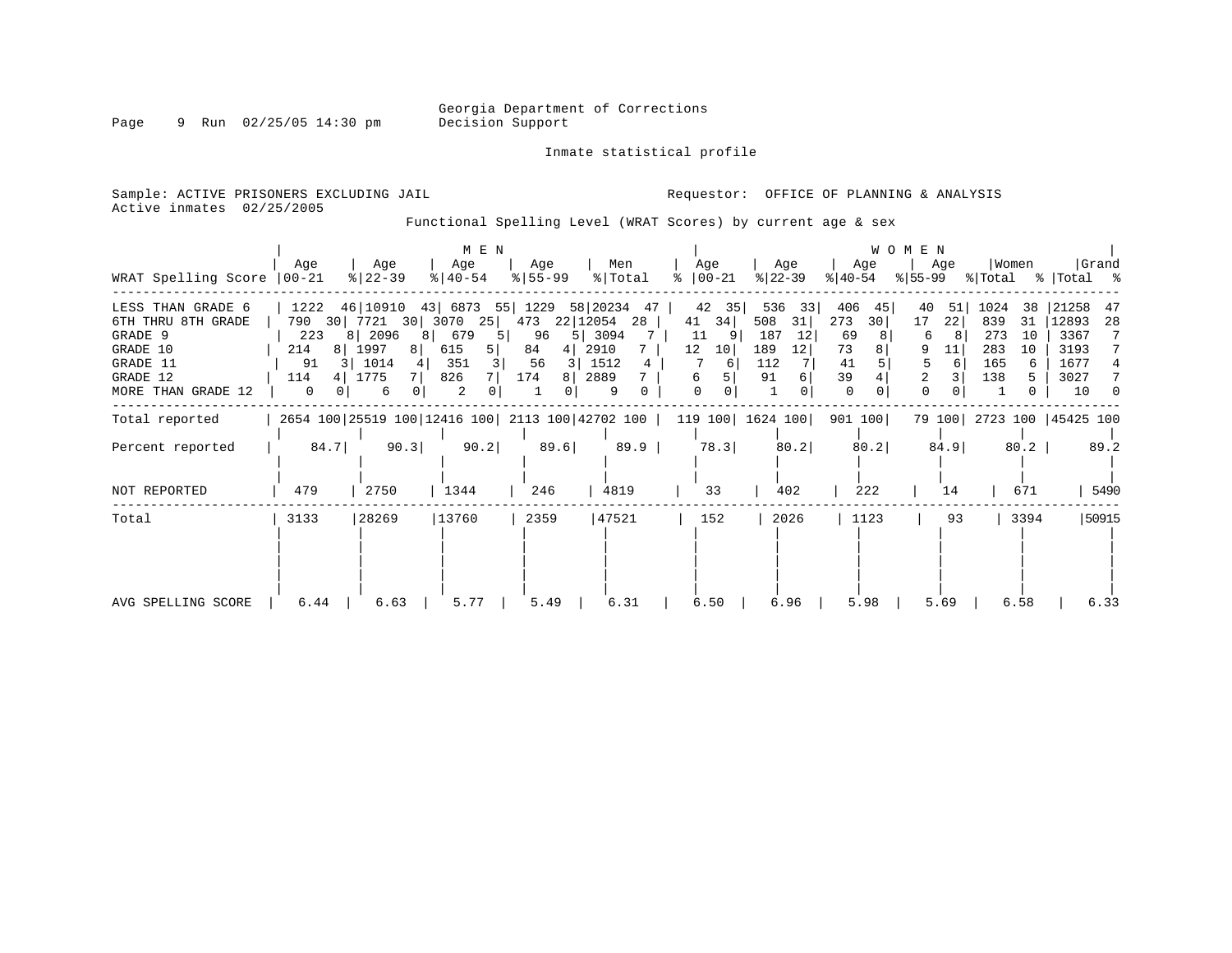Georgia Department of Corrections
Decision Support

Inmate statistical profile

Sample: ACTIVE PRISONERS EXCLUDING JAIL
Active inmates 02/25/2005

Requestor: OFFICE OF PLANNING & ANALYSIS

Functional Spelling Level (WRAT Scores) by current age & sex

| WRAT Spelling Score | MEN Age 00-21 | % | Age 22-39 | % | Age 40-54 | % | Age 55-99 | % | Men Total | % | WOMEN Age 00-21 | % | Age 22-39 | % | Age 40-54 | % | Age 55-99 | % | Women Total | % | Grand Total | % |
|---|---|---|---|---|---|---|---|---|---|---|---|---|---|---|---|---|---|---|---|---|---|---|
| LESS THAN GRADE 6 | 1222 | 46 | 10910 | 43 | 6873 | 55 | 1229 | 58 | 20234 | 47 | 42 | 35 | 536 | 33 | 406 | 45 | 40 | 51 | 1024 | 38 | 21258 | 47 |
| 6TH THRU 8TH GRADE | 790 | 30 | 7721 | 30 | 3070 | 25 | 473 | 22 | 12054 | 28 | 41 | 34 | 508 | 31 | 273 | 30 | 17 | 22 | 839 | 31 | 12893 | 28 |
| GRADE 9 | 223 | 8 | 2096 | 8 | 679 | 5 | 96 | 5 | 3094 | 7 | 11 | 9 | 187 | 12 | 69 | 8 | 6 | 8 | 273 | 10 | 3367 | 7 |
| GRADE 10 | 214 | 8 | 1997 | 8 | 615 | 5 | 84 | 4 | 2910 | 7 | 12 | 10 | 189 | 12 | 73 | 8 | 9 | 11 | 283 | 10 | 3193 | 7 |
| GRADE 11 | 91 | 3 | 1014 | 4 | 351 | 3 | 56 | 3 | 1512 | 4 | 7 | 6 | 112 | 7 | 41 | 5 | 5 | 6 | 165 | 6 | 1677 | 4 |
| GRADE 12 | 114 | 4 | 1775 | 7 | 826 | 7 | 174 | 8 | 2889 | 7 | 6 | 5 | 91 | 6 | 39 | 4 | 2 | 3 | 138 | 5 | 3027 | 7 |
| MORE THAN GRADE 12 | 0 | 0 | 6 | 0 | 2 | 0 | 1 | 0 | 9 | 0 | 0 | 0 | 1 | 0 | 0 | 0 | 0 | 0 | 1 | 0 | 10 | 0 |
| Total reported | 2654 | 100 | 25519 | 100 | 12416 | 100 | 2113 | 100 | 42702 | 100 | 119 | 100 | 1624 | 100 | 901 | 100 | 79 | 100 | 2723 | 100 | 45425 | 100 |
| Percent reported | 84.7 | | 90.3 | | 90.2 | | 89.6 | | 89.9 | | 78.3 | | 80.2 | | 80.2 | | 84.9 | | 80.2 | | 89.2 | |
| NOT REPORTED | 479 | | 2750 | | 1344 | | 246 | | 4819 | | 33 | | 402 | | 222 | | 14 | | 671 | | 5490 | |
| Total | 3133 | | 28269 | | 13760 | | 2359 | | 47521 | | 152 | | 2026 | | 1123 | | 93 | | 3394 | | 50915 | |
| AVG SPELLING SCORE | 6.44 | | 6.63 | | 5.77 | | 5.49 | | 6.31 | | 6.50 | | 6.96 | | 5.98 | | 5.69 | | 6.58 | | 6.33 | |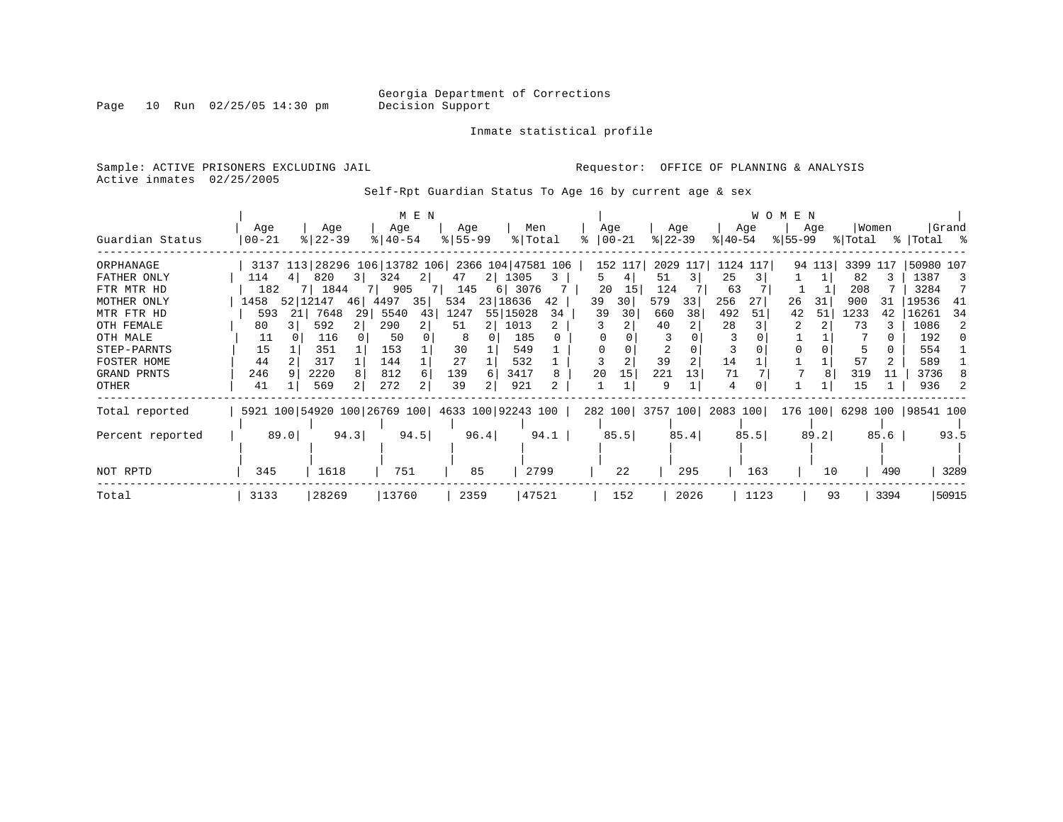Georgia Department of Corrections
Decision Support

Page 10 Run 02/25/05 14:30 pm

Inmate statistical profile

Sample: ACTIVE PRISONERS EXCLUDING JAIL
Active inmates 02/25/2005

Requestor: OFFICE OF PLANNING & ANALYSIS

Self-Rpt Guardian Status To Age 16 by current age & sex

| Guardian Status | MEN Age 00-21 | % | Age 22-39 | % | Age 40-54 | % | Age 55-99 | % | Men Total | % | WOMEN Age 00-21 | % | Age 22-39 | % | Age 40-54 | % | Age 55-99 | % | Women Total | % | Grand Total | % |
|---|---|---|---|---|---|---|---|---|---|---|---|---|---|---|---|---|---|---|---|---|---|---|
| ORPHANAGE | 3137 | 113 | 28296 | 106 | 13782 | 106 | 2366 | 104 | 47581 | 106 | 152 | 117 | 2029 | 117 | 1124 | 117 | 94 | 113 | 3399 | 117 | 50980 | 107 |
| FATHER ONLY | 114 | 4 | 820 | 3 | 324 | 2 | 47 | 2 | 1305 | 3 | 5 | 4 | 51 | 3 | 25 | 3 | 1 | 1 | 82 | 3 | 1387 | 3 |
| FTR MTR HD | 182 | 7 | 1844 | 7 | 905 | 7 | 145 | 6 | 3076 | 7 | 20 | 15 | 124 | 7 | 63 | 7 | 1 | 1 | 208 | 7 | 3284 | 7 |
| MOTHER ONLY | 1458 | 52 | 12147 | 46 | 4497 | 35 | 534 | 23 | 18636 | 42 | 39 | 30 | 579 | 33 | 256 | 27 | 26 | 31 | 900 | 31 | 19536 | 41 |
| MTR FTR HD | 593 | 21 | 7648 | 29 | 5540 | 43 | 1247 | 55 | 15028 | 34 | 39 | 30 | 660 | 38 | 492 | 51 | 42 | 51 | 1233 | 42 | 16261 | 34 |
| OTH FEMALE | 80 | 3 | 592 | 2 | 290 | 2 | 51 | 2 | 1013 | 2 | 3 | 2 | 40 | 2 | 28 | 3 | 2 | 2 | 73 | 3 | 1086 | 2 |
| OTH MALE | 11 | 0 | 116 | 0 | 50 | 0 | 8 | 0 | 185 | 0 | 0 | 0 | 3 | 0 | 3 | 0 | 1 | 1 | 7 | 0 | 192 | 0 |
| STEP-PARNTS | 15 | 1 | 351 | 1 | 153 | 1 | 30 | 1 | 549 | 1 | 0 | 0 | 2 | 0 | 3 | 0 | 0 | 0 | 5 | 0 | 554 | 1 |
| FOSTER HOME | 44 | 2 | 317 | 1 | 144 | 1 | 27 | 1 | 532 | 1 | 3 | 2 | 39 | 2 | 14 | 1 | 1 | 1 | 57 | 2 | 589 | 1 |
| GRAND PRNTS | 246 | 9 | 2220 | 8 | 812 | 6 | 139 | 6 | 3417 | 8 | 20 | 15 | 221 | 13 | 71 | 7 | 7 | 8 | 319 | 11 | 3736 | 8 |
| OTHER | 41 | 1 | 569 | 2 | 272 | 2 | 39 | 2 | 921 | 2 | 1 | 1 | 9 | 1 | 4 | 0 | 1 | 1 | 15 | 1 | 936 | 2 |
| Total reported | 5921 | 100 | 54920 | 100 | 26769 | 100 | 4633 | 100 | 92243 | 100 | 282 | 100 | 3757 | 100 | 2083 | 100 | 176 | 100 | 6298 | 100 | 98541 | 100 |
| Percent reported | | 89.0 | | 94.3 | | 94.5 | | 96.4 | | 94.1 | | 85.5 | | 85.4 | | 85.5 | | 89.2 | | 85.6 | | 93.5 |
| NOT RPTD | 345 | | 1618 | | 751 | | 85 | | 2799 | | 22 | | 295 | | 163 | | 10 | | 490 | | 3289 | |
| Total | 3133 | | 28269 | | 13760 | | 2359 | | 47521 | | 152 | | 2026 | | 1123 | | 93 | | 3394 | | 50915 | |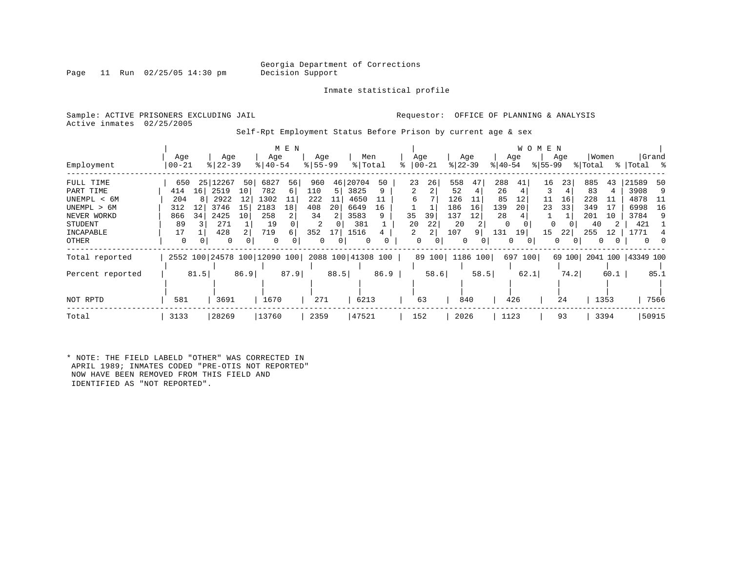Georgia Department of Corrections
Decision Support

Inmate statistical profile

Sample: ACTIVE PRISONERS EXCLUDING JAIL

Requestor: OFFICE OF PLANNING & ANALYSIS

Active inmates 02/25/2005

Self-Rpt Employment Status Before Prison by current age & sex

| Employment | MEN Age 00-21 | % | Age 22-39 | % | Age 40-54 | % | Age 55-99 | % | Men Total | % | WOMEN Age 00-21 | % | Age 22-39 | % | Age 40-54 | % | Age 55-99 | % | Women Total | % | Grand Total | % |
|---|---|---|---|---|---|---|---|---|---|---|---|---|---|---|---|---|---|---|---|---|---|---|
| FULL TIME | 650 | 25 | 12267 | 50 | 6827 | 56 | 960 | 46 | 20704 | 50 | 23 | 26 | 558 | 47 | 288 | 41 | 16 | 23 | 885 | 43 | 21589 | 50 |
| PART TIME | 414 | 16 | 2519 | 10 | 782 | 6 | 110 | 5 | 3825 | 9 | 2 | 2 | 52 | 4 | 26 | 4 | 3 | 4 | 83 | 4 | 3908 | 9 |
| UNEMPL < 6M | 204 | 8 | 2922 | 12 | 1302 | 11 | 222 | 11 | 4650 | 11 | 6 | 7 | 126 | 11 | 85 | 12 | 11 | 16 | 228 | 11 | 4878 | 11 |
| UNEMPL > 6M | 312 | 12 | 3746 | 15 | 2183 | 18 | 408 | 20 | 6649 | 16 | 1 | 1 | 186 | 16 | 139 | 20 | 23 | 33 | 349 | 17 | 6998 | 16 |
| NEVER WORKD | 866 | 34 | 2425 | 10 | 258 | 2 | 34 | 2 | 3583 | 9 | 35 | 39 | 137 | 12 | 28 | 4 | 1 | 1 | 201 | 10 | 3784 | 9 |
| STUDENT | 89 | 3 | 271 | 1 | 19 | 0 | 2 | 0 | 381 | 1 | 20 | 22 | 20 | 2 | 0 | 0 | 0 | 0 | 40 | 2 | 421 | 1 |
| INCAPABLE | 17 | 1 | 428 | 2 | 719 | 6 | 352 | 17 | 1516 | 4 | 2 | 2 | 107 | 9 | 131 | 19 | 15 | 22 | 255 | 12 | 1771 | 4 |
| OTHER | 0 | 0 | 0 | 0 | 0 | 0 | 0 | 0 | 0 | 0 | 0 | 0 | 0 | 0 | 0 | 0 | 0 | 0 | 0 | 0 | 0 | 0 |
| Total reported | 2552 | 100 | 24578 | 100 | 12090 | 100 | 2088 | 100 | 41308 | 100 | 89 | 100 | 1186 | 100 | 697 | 100 | 69 | 100 | 2041 | 100 | 43349 | 100 |
| Percent reported | | 81.5 | | 86.9 | | 87.9 | | 88.5 | | 86.9 | | 58.6 | | 58.5 | | 62.1 | | 74.2 | | 60.1 | | 85.1 |
| NOT RPTD | 581 | | 3691 | | 1670 | | 271 | | 6213 | | 63 | | 840 | | 426 | | 24 | | 1353 | | 7566 | |
| Total | 3133 | | 28269 | | 13760 | | 2359 | | 47521 | | 152 | | 2026 | | 1123 | | 93 | | 3394 | | 50915 | |

* NOTE: THE FIELD LABELD "OTHER" WAS CORRECTED IN APRIL 1989; INMATES CODED "PRE-OTIS NOT REPORTED" NOW HAVE BEEN REMOVED FROM THIS FIELD AND IDENTIFIED AS "NOT REPORTED".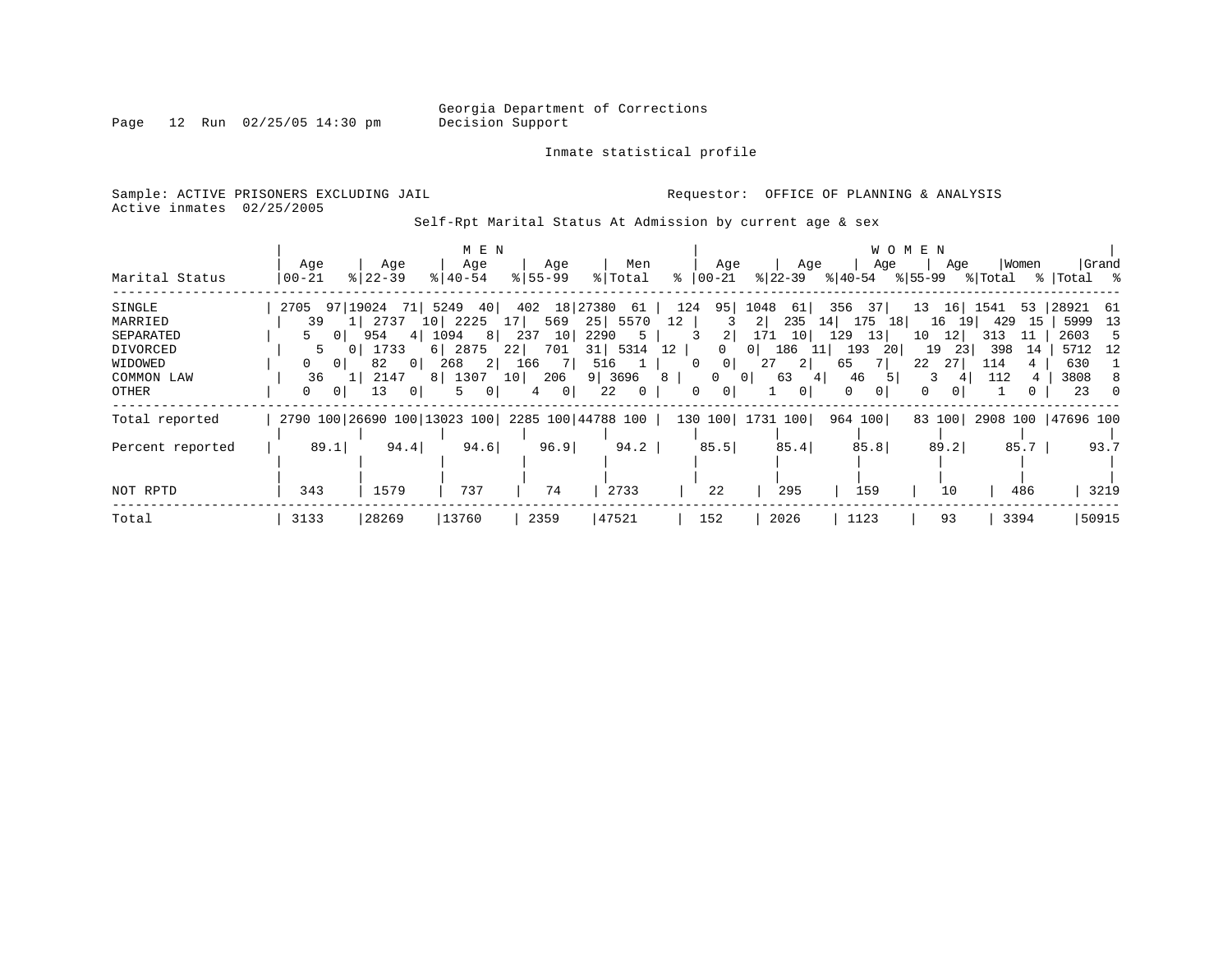Georgia Department of Corrections
Decision Support

Page 12 Run 02/25/05 14:30 pm

Inmate statistical profile

Sample: ACTIVE PRISONERS EXCLUDING JAIL

Active inmates 02/25/2005

Requestor: OFFICE OF PLANNING & ANALYSIS

Self-Rpt Marital Status At Admission by current age & sex

| | MEN | | | | | | | | | | WOMEN | | | | | | | | | | | |
|---|---|---|---|---|---|---|---|---|---|---|---|---|---|---|---|---|---|---|---|---|---|---|
| Marital Status | Age 00-21 | % | Age 22-39 | % | Age 40-54 | % | Age 55-99 | % | Men Total | % | Age 00-21 | % | Age 22-39 | % | Age 40-54 | % | Age 55-99 | % | Women Total | % | Grand Total | % |
| SINGLE | 2705 | 97 | 19024 | 71 | 5249 | 40 | 402 | 18 | 27380 | 61 | 124 | 95 | 1048 | 61 | 356 | 37 | 13 | 16 | 1541 | 53 | 28921 | 61 |
| MARRIED | 39 | 1 | 2737 | 10 | 2225 | 17 | 569 | 25 | 5570 | 12 | 3 | 2 | 235 | 14 | 175 | 18 | 16 | 19 | 429 | 15 | 5999 | 13 |
| SEPARATED | 5 | 0 | 954 | 4 | 1094 | 8 | 237 | 10 | 2290 | 5 | 3 | 2 | 171 | 10 | 129 | 13 | 10 | 12 | 313 | 11 | 2603 | 5 |
| DIVORCED | 5 | 0 | 1733 | 6 | 2875 | 22 | 701 | 31 | 5314 | 12 | 0 | 0 | 186 | 11 | 193 | 20 | 19 | 23 | 398 | 14 | 5712 | 12 |
| WIDOWED | 0 | 0 | 82 | 0 | 268 | 2 | 166 | 7 | 516 | 1 | 0 | 0 | 27 | 2 | 65 | 7 | 22 | 27 | 114 | 4 | 630 | 1 |
| COMMON LAW | 36 | 1 | 2147 | 8 | 1307 | 10 | 206 | 9 | 3696 | 8 | 0 | 0 | 63 | 4 | 46 | 5 | 3 | 4 | 112 | 4 | 3808 | 8 |
| OTHER | 0 | 0 | 13 | 0 | 5 | 0 | 4 | 0 | 22 | 0 | 0 | 0 | 1 | 0 | 0 | 0 | 0 | 0 | 1 | 0 | 23 | 0 |
| Total reported | 2790 | 100 | 26690 | 100 | 13023 | 100 | 2285 | 100 | 44788 | 100 | 130 | 100 | 1731 | 100 | 964 | 100 | 83 | 100 | 2908 | 100 | 47696 | 100 |
| Percent reported | 89.1 | | 94.4 | | 94.6 | | 96.9 | | 94.2 | | 85.5 | | 85.4 | | 85.8 | | 89.2 | | 85.7 | | 93.7 | |
| NOT RPTD | 343 | | 1579 | | 737 | | 74 | | 2733 | | 22 | | 295 | | 159 | | 10 | | 486 | | 3219 | |
| Total | 3133 | | 28269 | | 13760 | | 2359 | | 47521 | | 152 | | 2026 | | 1123 | | 93 | | 3394 | | 50915 | |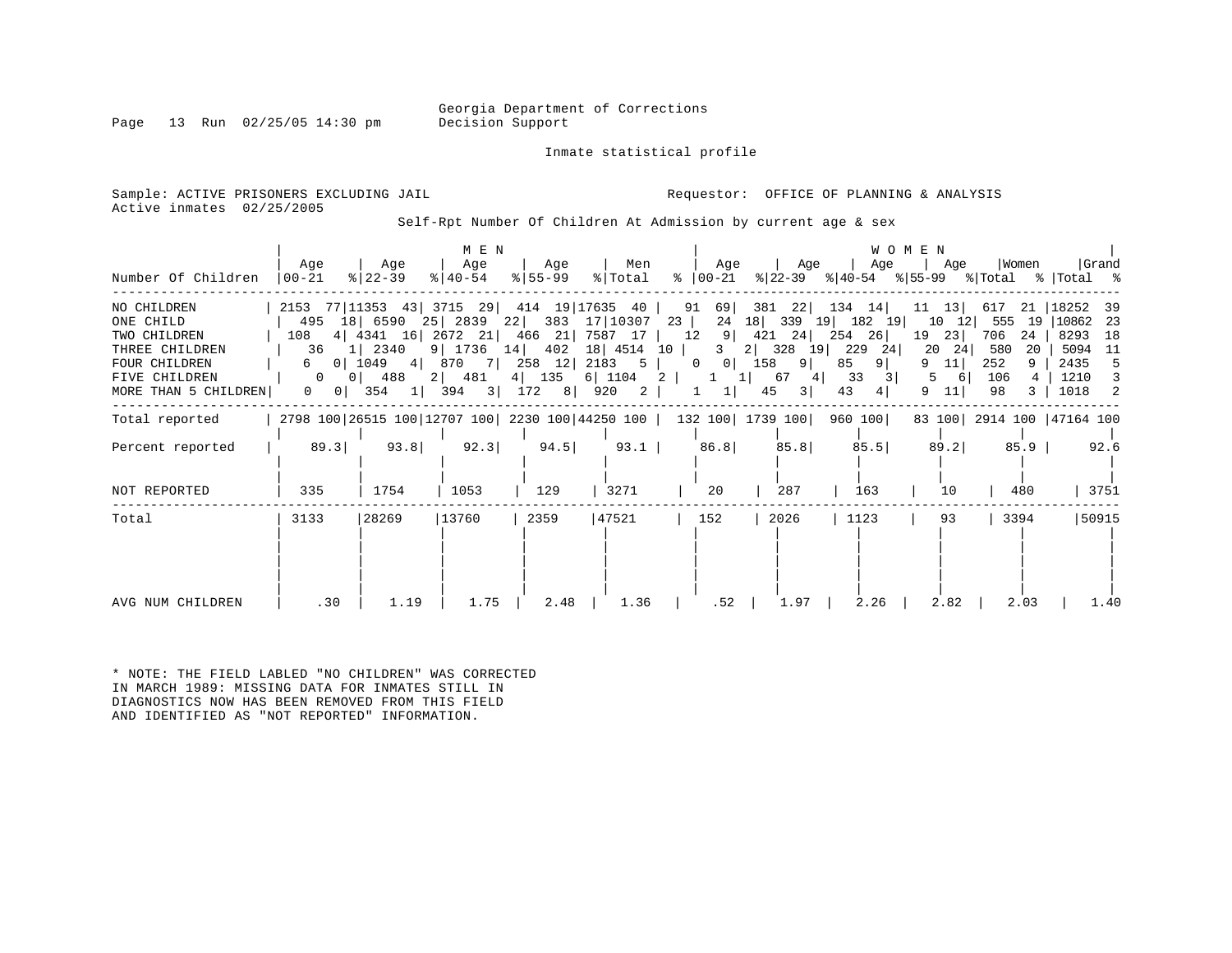Georgia Department of Corrections
Decision Support

Inmate statistical profile

Sample: ACTIVE PRISONERS EXCLUDING JAIL
Active inmates 02/25/2005

Requestor: OFFICE OF PLANNING & ANALYSIS

Self-Rpt Number Of Children At Admission by current age & sex

| Number Of Children | MEN Age 00-21 | % | MEN Age 22-39 | % | MEN Age 40-54 | % | MEN Age 55-99 | % | Men Total | % | WOMEN Age 00-21 | % | WOMEN Age 22-39 | % | WOMEN Age 40-54 | % | WOMEN Age 55-99 | % | Women Total | % | Grand Total | % |
|---|---|---|---|---|---|---|---|---|---|---|---|---|---|---|---|---|---|---|---|---|---|---|
| NO CHILDREN | 2153 | 77 | 11353 | 43 | 3715 | 29 | 414 | 19 | 17635 | 40 | 91 | 69 | 381 | 22 | 134 | 14 | 11 | 13 | 617 | 21 | 18252 | 39 |
| ONE CHILD | 495 | 18 | 6590 | 25 | 2839 | 22 | 383 | 17 | 10307 | 23 | 24 | 18 | 339 | 19 | 182 | 19 | 10 | 12 | 555 | 19 | 10862 | 23 |
| TWO CHILDREN | 108 | 4 | 4341 | 16 | 2672 | 21 | 466 | 21 | 7587 | 17 | 12 | 9 | 421 | 24 | 254 | 26 | 19 | 23 | 706 | 24 | 8293 | 18 |
| THREE CHILDREN | 36 | 1 | 2340 | 9 | 1736 | 14 | 402 | 18 | 4514 | 10 | 3 | 2 | 328 | 19 | 229 | 24 | 20 | 24 | 580 | 20 | 5094 | 11 |
| FOUR CHILDREN | 6 | 0 | 1049 | 4 | 870 | 7 | 258 | 12 | 2183 | 5 | 0 | 0 | 158 | 9 | 85 | 9 | 9 | 11 | 252 | 9 | 2435 | 5 |
| FIVE CHILDREN | 0 | 0 | 488 | 2 | 481 | 4 | 135 | 6 | 1104 | 2 | 1 | 1 | 67 | 4 | 33 | 3 | 5 | 6 | 106 | 4 | 1210 | 3 |
| MORE THAN 5 CHILDREN | 0 | 0 | 354 | 1 | 394 | 3 | 172 | 8 | 920 | 2 | 1 | 1 | 45 | 3 | 43 | 4 | 9 | 11 | 98 | 3 | 1018 | 2 |
| Total reported | 2798 | 100 | 26515 | 100 | 12707 | 100 | 2230 | 100 | 44250 | 100 | 132 | 100 | 1739 | 100 | 960 | 100 | 83 | 100 | 2914 | 100 | 47164 | 100 |
| Percent reported | 89.3 | | 93.8 | | 92.3 | | 94.5 | | 93.1 | | 86.8 | | 85.8 | | 85.5 | | 89.2 | | 85.9 | | 92.6 | |
| NOT REPORTED | 335 | | 1754 | | 1053 | | 129 | | 3271 | | 20 | | 287 | | 163 | | 10 | | 480 | | 3751 | |
| Total | 3133 | | 28269 | | 13760 | | 2359 | | 47521 | | 152 | | 2026 | | 1123 | | 93 | | 3394 | | 50915 | |
| AVG NUM CHILDREN | .30 | | 1.19 | | 1.75 | | 2.48 | | 1.36 | | .52 | | 1.97 | | 2.26 | | 2.82 | | 2.03 | | 1.40 | |

* NOTE: THE FIELD LABLED "NO CHILDREN" WAS CORRECTED IN MARCH 1989: MISSING DATA FOR INMATES STILL IN DIAGNOSTICS NOW HAS BEEN REMOVED FROM THIS FIELD AND IDENTIFIED AS "NOT REPORTED" INFORMATION.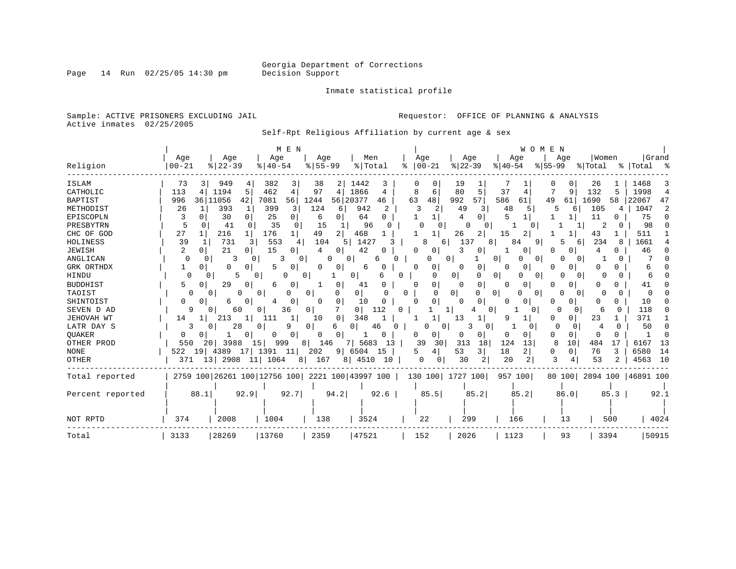Georgia Department of Corrections
Decision Support

Inmate statistical profile

Sample: ACTIVE PRISONERS EXCLUDING JAIL

Active inmates 02/25/2005

Requestor: OFFICE OF PLANNING & ANALYSIS

Self-Rpt Religious Affiliation by current age & sex

| | MEN | | | | | | | | | | WOMEN | | | | | | | | | | | |
|---|---|---|---|---|---|---|---|---|---|---|---|---|---|---|---|---|---|---|---|---|---|---|
| Religion | Age 00-21 | % | Age 22-39 | % | Age 40-54 | % | Age 55-99 | % | Men Total | % | Age 00-21 | % | Age 22-39 | % | Age 40-54 | % | Age 55-99 | % | Women Total | % | Grand Total | % |
| ISLAM | 73 | 3 | 949 | 4 | 382 | 3 | 38 | 2 | 1442 | 3 | 0 | 0 | 19 | 1 | 7 | 1 | 0 | 0 | 26 | 1 | 1468 | 3 |
| CATHOLIC | 113 | 4 | 1194 | 5 | 462 | 4 | 97 | 4 | 1866 | 4 | 8 | 6 | 80 | 5 | 37 | 4 | 7 | 9 | 132 | 5 | 1998 | 4 |
| BAPTIST | 996 | 36 | 11056 | 42 | 7081 | 56 | 1244 | 56 | 20377 | 46 | 63 | 48 | 992 | 57 | 586 | 61 | 49 | 61 | 1690 | 58 | 22067 | 47 |
| METHODIST | 26 | 1 | 393 | 1 | 399 | 3 | 124 | 6 | 942 | 2 | 3 | 2 | 49 | 3 | 48 | 5 | 5 | 6 | 105 | 4 | 1047 | 2 |
| EPISCOPLN | 3 | 0 | 30 | 0 | 25 | 0 | 6 | 0 | 64 | 0 | 1 | 1 | 4 | 0 | 5 | 1 | 1 | 1 | 11 | 0 | 75 | 0 |
| PRESBYTRN | 5 | 0 | 41 | 0 | 35 | 0 | 15 | 1 | 96 | 0 | 0 | 0 | 0 | 0 | 1 | 0 | 1 | 1 | 2 | 0 | 98 | 0 |
| CHC OF GOD | 27 | 1 | 216 | 1 | 176 | 1 | 49 | 2 | 468 | 1 | 1 | 1 | 26 | 2 | 15 | 2 | 1 | 1 | 43 | 1 | 511 | 1 |
| HOLINESS | 39 | 1 | 731 | 3 | 553 | 4 | 104 | 5 | 1427 | 3 | 8 | 6 | 137 | 8 | 84 | 9 | 5 | 6 | 234 | 8 | 1661 | 4 |
| JEWISH | 2 | 0 | 21 | 0 | 15 | 0 | 4 | 0 | 42 | 0 | 0 | 0 | 3 | 0 | 1 | 0 | 0 | 0 | 4 | 0 | 46 | 0 |
| ANGLICAN | 0 | 0 | 3 | 0 | 3 | 0 | 0 | 0 | 6 | 0 | 0 | 0 | 1 | 0 | 0 | 0 | 0 | 0 | 1 | 0 | 7 | 0 |
| GRK ORTHDX | 1 | 0 | 0 | 0 | 5 | 0 | 0 | 0 | 6 | 0 | 0 | 0 | 0 | 0 | 0 | 0 | 0 | 0 | 0 | 0 | 6 | 0 |
| HINDU | 0 | 0 | 5 | 0 | 0 | 0 | 1 | 0 | 6 | 0 | 0 | 0 | 0 | 0 | 0 | 0 | 0 | 0 | 0 | 0 | 6 | 0 |
| BUDDHIST | 5 | 0 | 29 | 0 | 6 | 0 | 1 | 0 | 41 | 0 | 0 | 0 | 0 | 0 | 0 | 0 | 0 | 0 | 0 | 0 | 41 | 0 |
| TAOIST | 0 | 0 | 0 | 0 | 0 | 0 | 0 | 0 | 0 | 0 | 0 | 0 | 0 | 0 | 0 | 0 | 0 | 0 | 0 | 0 | 0 | 0 |
| SHINTOIST | 0 | 0 | 6 | 0 | 4 | 0 | 0 | 0 | 10 | 0 | 0 | 0 | 0 | 0 | 0 | 0 | 0 | 0 | 0 | 0 | 10 | 0 |
| SEVEN D AD | 9 | 0 | 60 | 0 | 36 | 0 | 7 | 0 | 112 | 0 | 1 | 1 | 4 | 0 | 1 | 0 | 0 | 0 | 6 | 0 | 118 | 0 |
| JEHOVAH WT | 14 | 1 | 213 | 1 | 111 | 1 | 10 | 0 | 348 | 1 | 1 | 1 | 13 | 1 | 9 | 1 | 0 | 0 | 23 | 1 | 371 | 1 |
| LATR DAY S | 3 | 0 | 28 | 0 | 9 | 0 | 6 | 0 | 46 | 0 | 0 | 0 | 3 | 0 | 1 | 0 | 0 | 0 | 4 | 0 | 50 | 0 |
| QUAKER | 0 | 0 | 1 | 0 | 0 | 0 | 0 | 0 | 1 | 0 | 0 | 0 | 0 | 0 | 0 | 0 | 0 | 0 | 0 | 0 | 1 | 0 |
| OTHER PROD | 550 | 20 | 3988 | 15 | 999 | 8 | 146 | 7 | 5683 | 13 | 39 | 30 | 313 | 18 | 124 | 13 | 8 | 10 | 484 | 17 | 6167 | 13 |
| NONE | 522 | 19 | 4389 | 17 | 1391 | 11 | 202 | 9 | 6504 | 15 | 5 | 4 | 53 | 3 | 18 | 2 | 0 | 0 | 76 | 3 | 6580 | 14 |
| OTHER | 371 | 13 | 2908 | 11 | 1064 | 8 | 167 | 8 | 4510 | 10 | 0 | 0 | 30 | 2 | 20 | 2 | 3 | 4 | 53 | 2 | 4563 | 10 |
| Total reported | 2759 | 100 | 26261 | 100 | 12756 | 100 | 2221 | 100 | 43997 | 100 | 130 | 100 | 1727 | 100 | 957 | 100 | 80 | 100 | 2894 | 100 | 46891 | 100 |
| Percent reported | | 88.1 | | 92.9 | | 92.7 | | 94.2 | | 92.6 | | 85.5 | | 85.2 | | 85.2 | | 86.0 | | 85.3 | | 92.1 |
| NOT RPTD | 374 | | 2008 | | 1004 | | 138 | | 3524 | | 22 | | 299 | | 166 | | 13 | | 500 | | 4024 | |
| Total | 3133 | | 28269 | | 13760 | | 2359 | | 47521 | | 152 | | 2026 | | 1123 | | 93 | | 3394 | | 50915 | |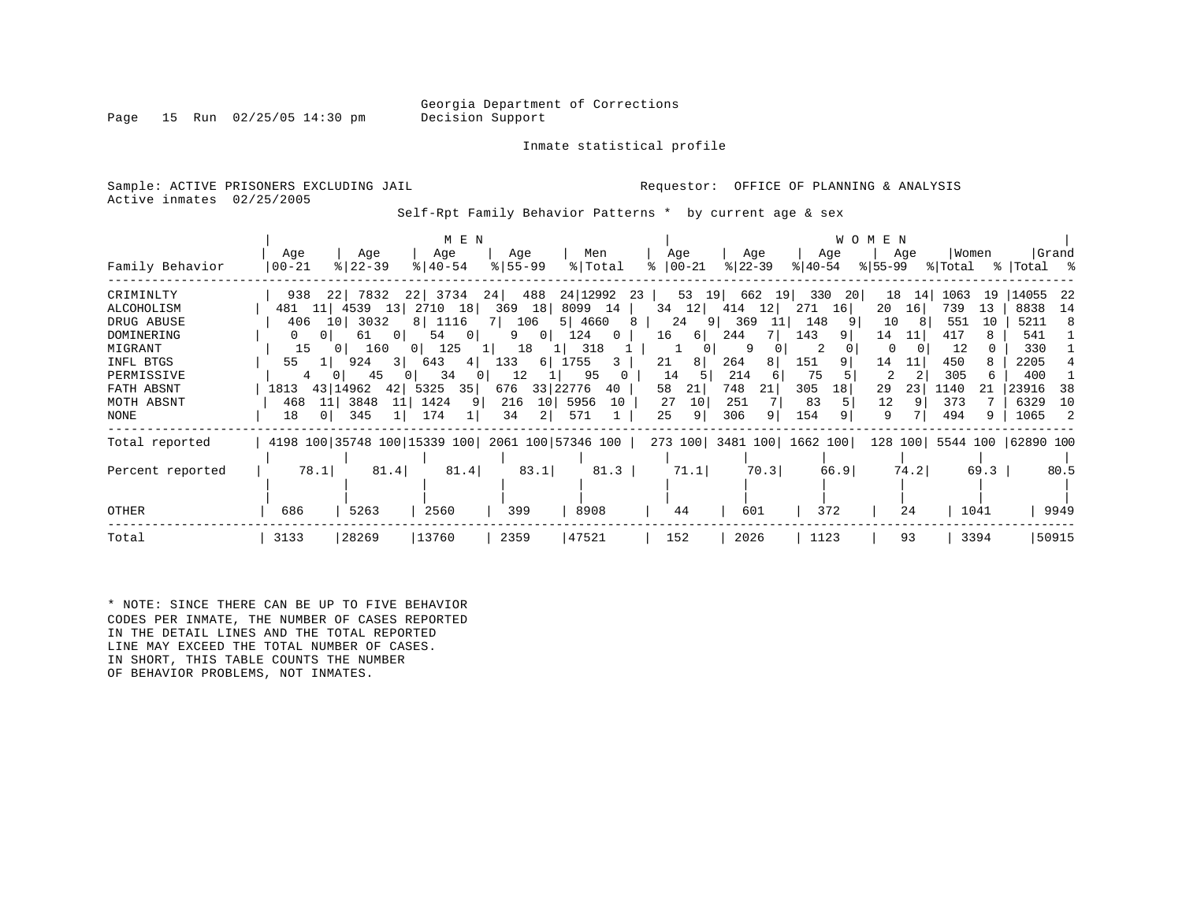Georgia Department of Corrections
Decision Support

Inmate statistical profile

Sample: ACTIVE PRISONERS EXCLUDING JAIL

Requestor: OFFICE OF PLANNING & ANALYSIS

Active inmates 02/25/2005

Self-Rpt Family Behavior Patterns * by current age & sex

| Family Behavior | MEN Age 00-21 | % | Age 22-39 | % | Age 40-54 | % | Age 55-99 | % | Men Total | % | WOMEN Age 00-21 | % | Age 22-39 | % | Age 40-54 | % | Age 55-99 | % | Women Total | % | Grand Total | % |
|---|---|---|---|---|---|---|---|---|---|---|---|---|---|---|---|---|---|---|---|---|---|---|
| CRIMINLTY | 938 | 22 | 7832 | 22 | 3734 | 24 | 488 | 24 | 12992 | 23 | 53 | 19 | 662 | 19 | 330 | 20 | 18 | 14 | 1063 | 19 | 14055 | 22 |
| ALCOHOLISM | 481 | 11 | 4539 | 13 | 2710 | 18 | 369 | 18 | 8099 | 14 | 34 | 12 | 414 | 12 | 271 | 16 | 20 | 16 | 739 | 13 | 8838 | 14 |
| DRUG ABUSE | 406 | 10 | 3032 | 8 | 1116 | 7 | 106 | 5 | 4660 | 8 | 24 | 9 | 369 | 11 | 148 | 9 | 10 | 8 | 551 | 10 | 5211 | 8 |
| DOMINERING | 0 | 0 | 61 | 0 | 54 | 0 | 9 | 0 | 124 | 0 | 16 | 6 | 244 | 7 | 143 | 9 | 14 | 11 | 417 | 8 | 541 | 1 |
| MIGRANT | 15 | 0 | 160 | 0 | 125 | 1 | 18 | 1 | 318 | 1 | 1 | 0 | 9 | 0 | 2 | 0 | 0 | 0 | 12 | 0 | 330 | 1 |
| INFL BTGS | 55 | 1 | 924 | 3 | 643 | 4 | 133 | 6 | 1755 | 3 | 21 | 8 | 264 | 8 | 151 | 9 | 14 | 11 | 450 | 8 | 2205 | 4 |
| PERMISSIVE | 4 | 0 | 45 | 0 | 34 | 0 | 12 | 1 | 95 | 0 | 14 | 5 | 214 | 6 | 75 | 5 | 2 | 2 | 305 | 6 | 400 | 1 |
| FATH ABSNT | 1813 | 43 | 14962 | 42 | 5325 | 35 | 676 | 33 | 22776 | 40 | 58 | 21 | 748 | 21 | 305 | 18 | 29 | 23 | 1140 | 21 | 23916 | 38 |
| MOTH ABSNT | 468 | 11 | 3848 | 11 | 1424 | 9 | 216 | 10 | 5956 | 10 | 27 | 10 | 251 | 7 | 83 | 5 | 12 | 9 | 373 | 7 | 6329 | 10 |
| NONE | 18 | 0 | 345 | 1 | 174 | 1 | 34 | 2 | 571 | 1 | 25 | 9 | 306 | 9 | 154 | 9 | 9 | 7 | 494 | 9 | 1065 | 2 |
| Total reported | 4198 | 100 | 35748 | 100 | 15339 | 100 | 2061 | 100 | 57346 | 100 | 273 | 100 | 3481 | 100 | 1662 | 100 | 128 | 100 | 5544 | 100 | 62890 | 100 |
| Percent reported | | 78.1 | | 81.4 | | 81.4 | | 83.1 | | 81.3 | | 71.1 | | 70.3 | | 66.9 | | 74.2 | | 69.3 | | 80.5 |
| OTHER | 686 | | 5263 | | 2560 | | 399 | | 8908 | | 44 | | 601 | | 372 | | 24 | | 1041 | | 9949 | |
| Total | 3133 | | 28269 | | 13760 | | 2359 | | 47521 | | 152 | | 2026 | | 1123 | | 93 | | 3394 | | 50915 | |

* NOTE: SINCE THERE CAN BE UP TO FIVE BEHAVIOR CODES PER INMATE, THE NUMBER OF CASES REPORTED IN THE DETAIL LINES AND THE TOTAL REPORTED LINE MAY EXCEED THE TOTAL NUMBER OF CASES. IN SHORT, THIS TABLE COUNTS THE NUMBER OF BEHAVIOR PROBLEMS, NOT INMATES.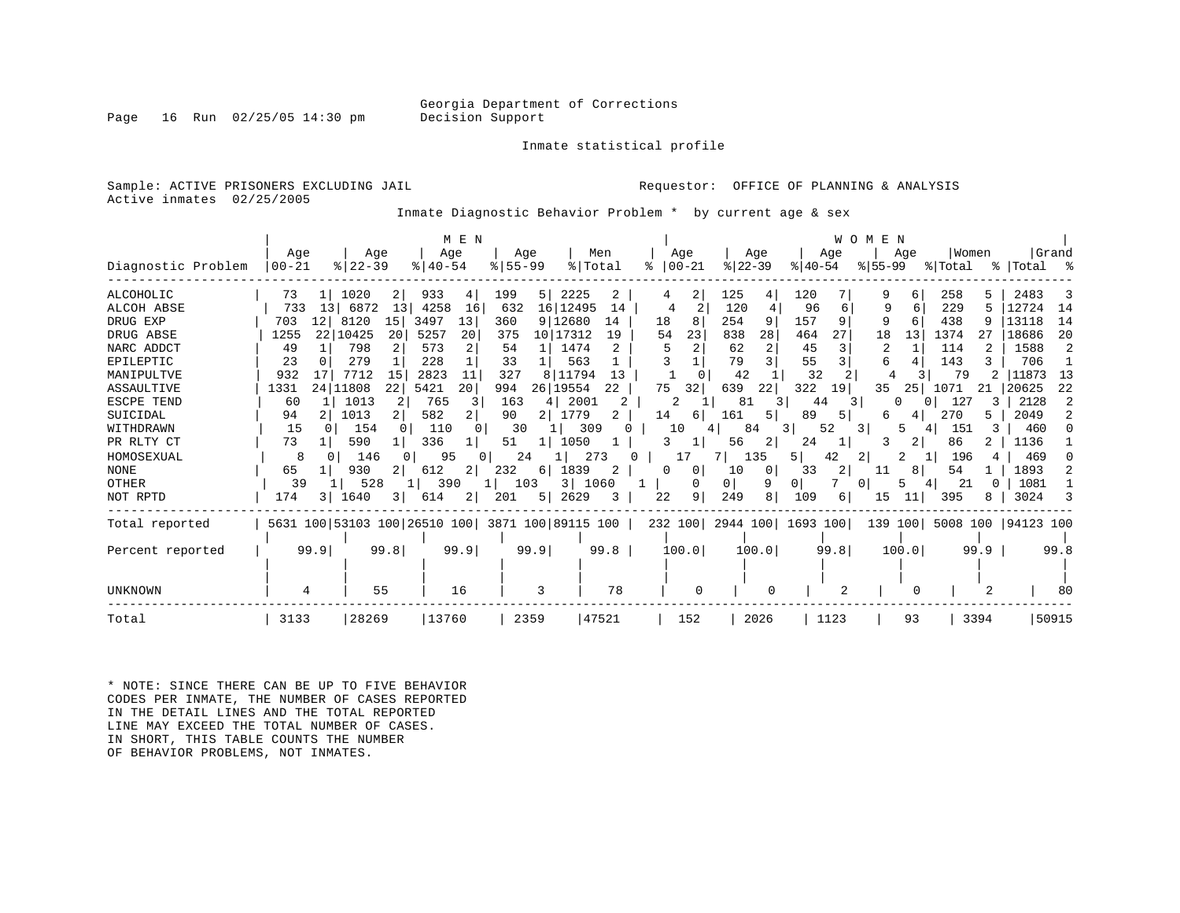Georgia Department of Corrections
Decision Support

Inmate statistical profile

Sample: ACTIVE PRISONERS EXCLUDING JAIL
Active inmates 02/25/2005

Requestor: OFFICE OF PLANNING & ANALYSIS

Inmate Diagnostic Behavior Problem * by current age & sex

| Diagnostic Problem | MEN Age 00-21 | % | Age 22-39 | % | Age 40-54 | % | Age 55-99 | % | Men Total | % | WOMEN Age 00-21 | % | Age 22-39 | % | Age 40-54 | % | Age 55-99 | % | Women Total | % | Grand Total | % |
|---|---|---|---|---|---|---|---|---|---|---|---|---|---|---|---|---|---|---|---|---|---|---|
| ALCOHOLIC | 73 | 1 | 1020 | 2 | 933 | 4 | 199 | 5 | 2225 | 2 | 4 | 2 | 125 | 4 | 120 | 7 | 9 | 6 | 258 | 5 | 2483 | 3 |
| ALCOH ABSE | 733 | 13 | 6872 | 13 | 4258 | 16 | 632 | 16 | 12495 | 14 | 4 | 2 | 120 | 4 | 96 | 6 | 9 | 6 | 229 | 5 | 12724 | 14 |
| DRUG EXP | 703 | 12 | 8120 | 15 | 3497 | 13 | 360 | 9 | 12680 | 14 | 18 | 8 | 254 | 9 | 157 | 9 | 9 | 6 | 438 | 9 | 13118 | 14 |
| DRUG ABSE | 1255 | 22 | 10425 | 20 | 5257 | 20 | 375 | 10 | 17312 | 19 | 54 | 23 | 838 | 28 | 464 | 27 | 18 | 13 | 1374 | 27 | 18686 | 20 |
| NARC ADDCT | 49 | 1 | 798 | 2 | 573 | 2 | 54 | 1 | 1474 | 2 | 5 | 2 | 62 | 2 | 45 | 3 | 2 | 1 | 114 | 2 | 1588 | 2 |
| EPILEPTIC | 23 | 0 | 279 | 1 | 228 | 1 | 33 | 1 | 563 | 1 | 3 | 1 | 79 | 3 | 55 | 3 | 6 | 4 | 143 | 3 | 706 | 1 |
| MANIPULTVE | 932 | 17 | 7712 | 15 | 2823 | 11 | 327 | 8 | 11794 | 13 | 1 | 0 | 42 | 1 | 32 | 2 | 4 | 3 | 79 | 2 | 11873 | 13 |
| ASSAULTIVE | 1331 | 24 | 11808 | 22 | 5421 | 20 | 994 | 26 | 19554 | 22 | 75 | 32 | 639 | 22 | 322 | 19 | 35 | 25 | 1071 | 21 | 20625 | 22 |
| ESCPE TEND | 60 | 1 | 1013 | 2 | 765 | 3 | 163 | 4 | 2001 | 2 | 2 | 1 | 81 | 3 | 44 | 3 | 0 | 0 | 127 | 3 | 2128 | 2 |
| SUICIDAL | 94 | 2 | 1013 | 2 | 582 | 2 | 90 | 2 | 1779 | 2 | 14 | 6 | 161 | 5 | 89 | 5 | 6 | 4 | 270 | 5 | 2049 | 2 |
| WITHDRAWN | 15 | 0 | 154 | 0 | 110 | 0 | 30 | 1 | 309 | 0 | 10 | 4 | 84 | 3 | 52 | 3 | 5 | 4 | 151 | 3 | 460 | 0 |
| PR RLTY CT | 73 | 1 | 590 | 1 | 336 | 1 | 51 | 1 | 1050 | 1 | 3 | 1 | 56 | 2 | 24 | 1 | 3 | 2 | 86 | 2 | 1136 | 1 |
| HOMOSEXUAL | 8 | 0 | 146 | 0 | 95 | 0 | 24 | 1 | 273 | 0 | 17 | 7 | 135 | 5 | 42 | 2 | 2 | 1 | 196 | 4 | 469 | 0 |
| NONE | 65 | 1 | 930 | 2 | 612 | 2 | 232 | 6 | 1839 | 2 | 0 | 0 | 10 | 0 | 33 | 2 | 11 | 8 | 54 | 1 | 1893 | 2 |
| OTHER | 39 | 1 | 528 | 1 | 390 | 1 | 103 | 3 | 1060 | 1 | 0 | 0 | 9 | 0 | 7 | 0 | 5 | 4 | 21 | 0 | 1081 | 1 |
| NOT RPTD | 174 | 3 | 1640 | 3 | 614 | 2 | 201 | 5 | 2629 | 3 | 22 | 9 | 249 | 8 | 109 | 6 | 15 | 11 | 395 | 8 | 3024 | 3 |
| Total reported | 5631 | 100 | 53103 | 100 | 26510 | 100 | 3871 | 100 | 89115 | 100 | 232 | 100 | 2944 | 100 | 1693 | 100 | 139 | 100 | 5008 | 100 | 94123 | 100 |
| Percent reported | 99.9 | | 99.8 | | 99.9 | | 99.9 | | 99.8 | | 100.0 | | 100.0 | | 99.8 | | 100.0 | | 99.9 | | 99.8 | |
| UNKNOWN | 4 | | 55 | | 16 | | 3 | | 78 | | 0 | | 0 | | 2 | | 0 | | 2 | | 80 | |
| Total | 3133 | | 28269 | | 13760 | | 2359 | | 47521 | | 152 | | 2026 | | 1123 | | 93 | | 3394 | | 50915 | |

* NOTE: SINCE THERE CAN BE UP TO FIVE BEHAVIOR CODES PER INMATE, THE NUMBER OF CASES REPORTED IN THE DETAIL LINES AND THE TOTAL REPORTED LINE MAY EXCEED THE TOTAL NUMBER OF CASES. IN SHORT, THIS TABLE COUNTS THE NUMBER OF BEHAVIOR PROBLEMS, NOT INMATES.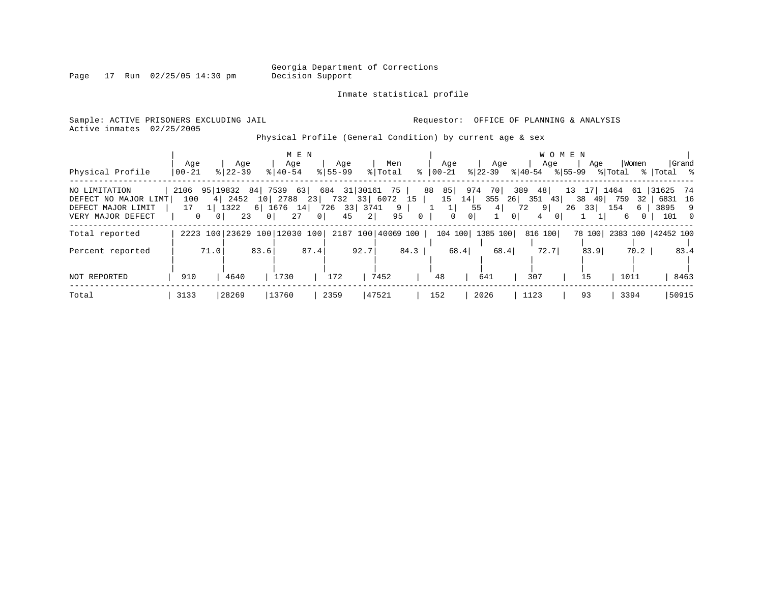Georgia Department of Corrections
Decision Support

Inmate statistical profile

Sample: ACTIVE PRISONERS EXCLUDING JAIL

Requestor: OFFICE OF PLANNING & ANALYSIS

Active inmates 02/25/2005

Physical Profile (General Condition) by current age & sex

| Physical Profile | MEN Age 00-21 | % | Age 22-39 | % | Age 40-54 | % | Age 55-99 | % | Men Total | % | WOMEN Age 00-21 | % | Age 22-39 | % | Age 40-54 | % | Age 55-99 | % | Women Total | % | Grand Total | % |
|---|---|---|---|---|---|---|---|---|---|---|---|---|---|---|---|---|---|---|---|---|---|---|
| NO LIMITATION | 2106 | 95 | 19832 | 84 | 7539 | 63 | 684 | 31 | 30161 | 75 | 88 | 85 | 974 | 70 | 389 | 48 | 13 | 17 | 1464 | 61 | 31625 | 74 |
| DEFECT NO MAJOR LIMT | 100 | 4 | 2452 | 10 | 2788 | 23 | 732 | 33 | 6072 | 15 | 15 | 14 | 355 | 26 | 351 | 43 | 38 | 49 | 759 | 32 | 6831 | 16 |
| DEFECT MAJOR LIMIT | 17 | 1 | 1322 | 6 | 1676 | 14 | 726 | 33 | 3741 | 9 | 1 | 1 | 55 | 4 | 72 | 9 | 26 | 33 | 154 | 6 | 3895 | 9 |
| VERY MAJOR DEFECT | 0 | 0 | 23 | 0 | 27 | 0 | 45 | 2 | 95 | 0 | 0 | 0 | 1 | 0 | 4 | 0 | 1 | 1 | 6 | 0 | 101 | 0 |
| Total reported | 2223 | 100 | 23629 | 100 | 12030 | 100 | 2187 | 100 | 40069 | 100 | 104 | 100 | 1385 | 100 | 816 | 100 | 78 | 100 | 2383 | 100 | 42452 | 100 |
| Percent reported | | 71.0 | | 83.6 | | 87.4 | | 92.7 | | 84.3 | | 68.4 | | 68.4 | | 72.7 | | 83.9 | | 70.2 | | 83.4 |
| NOT REPORTED | 910 | | 4640 | | 1730 | | 172 | | 7452 | | 48 | | 641 | | 307 | | 15 | | 1011 | | 8463 | |
| Total | 3133 | | 28269 | | 13760 | | 2359 | | 47521 | | 152 | | 2026 | | 1123 | | 93 | | 3394 | | 50915 | |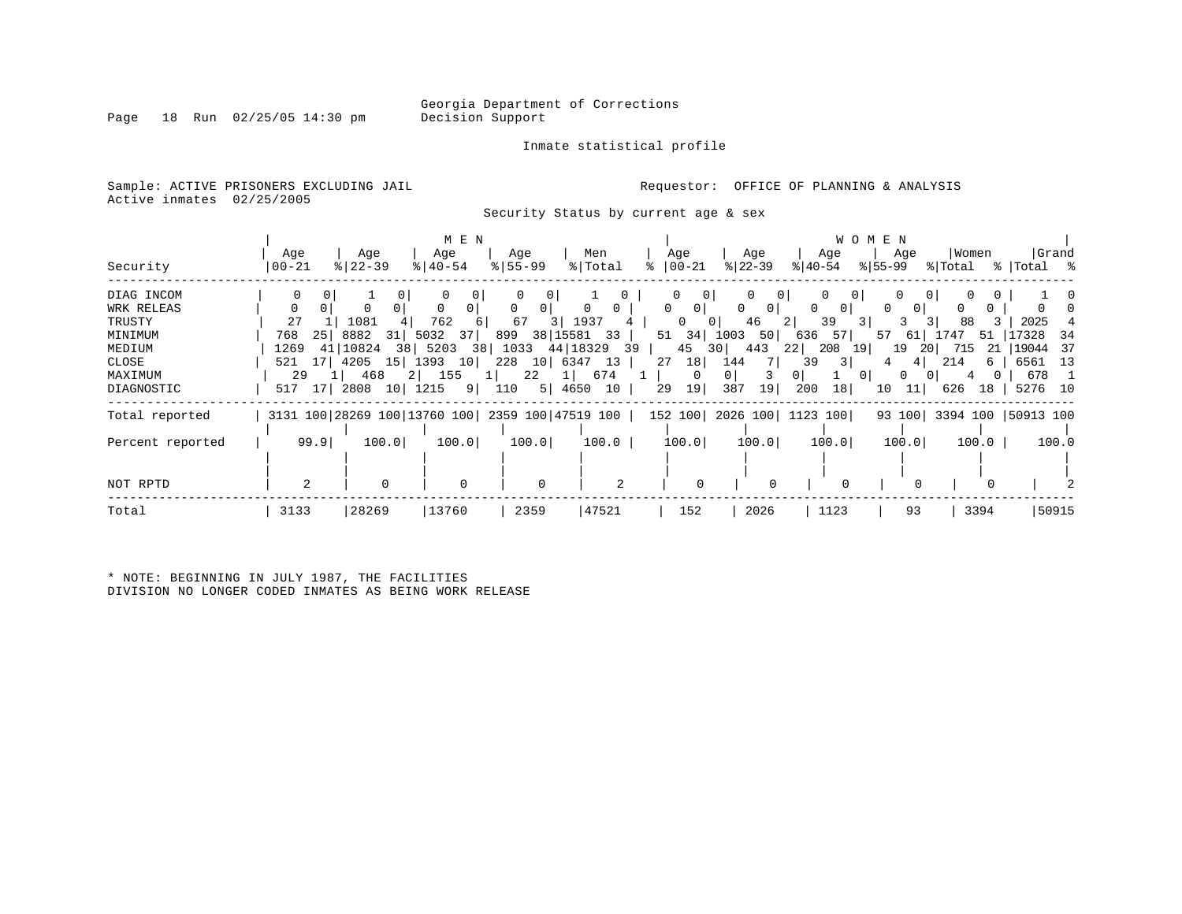Georgia Department of Corrections
Decision Support

Inmate statistical profile

Sample: ACTIVE PRISONERS EXCLUDING JAIL

Requestor: OFFICE OF PLANNING & ANALYSIS

Active inmates 02/25/2005

Security Status by current age & sex

| Security | MEN Age 00-21 | % | Age 22-39 | % | Age 40-54 | % | Age 55-99 | % | Men Total | % | WOMEN Age 00-21 | % | Age 22-39 | % | Age 40-54 | % | Age 55-99 | % | Women Total | % | Grand Total | % |
|---|---|---|---|---|---|---|---|---|---|---|---|---|---|---|---|---|---|---|---|---|---|---|
| DIAG INCOM | 0 | 0 | 1 | 0 | 0 | 0 | 0 | 0 | 1 | 0 | 0 | 0 | 0 | 0 | 0 | 0 | 0 | 0 | 0 | 0 | 1 | 0 |
| WRK RELEAS | 0 | 0 | 0 | 0 | 0 | 0 | 0 | 0 | 0 | 0 | 0 | 0 | 0 | 0 | 0 | 0 | 0 | 0 | 0 | 0 | 0 | 0 |
| TRUSTY | 27 | 1 | 1081 | 4 | 762 | 6 | 67 | 3 | 1937 | 4 | 0 | 0 | 46 | 2 | 39 | 3 | 3 | 3 | 88 | 3 | 2025 | 4 |
| MINIMUM | 768 | 25 | 8882 | 31 | 5032 | 37 | 899 | 38 | 15581 | 33 | 51 | 34 | 1003 | 50 | 636 | 57 | 57 | 61 | 1747 | 51 | 17328 | 34 |
| MEDIUM | 1269 | 41 | 10824 | 38 | 5203 | 38 | 1033 | 44 | 18329 | 39 | 45 | 30 | 443 | 22 | 208 | 19 | 19 | 20 | 715 | 21 | 19044 | 37 |
| CLOSE | 521 | 17 | 4205 | 15 | 1393 | 10 | 228 | 10 | 6347 | 13 | 27 | 18 | 144 | 7 | 39 | 3 | 4 | 4 | 214 | 6 | 6561 | 13 |
| MAXIMUM | 29 | 1 | 468 | 2 | 155 | 1 | 22 | 1 | 674 | 1 | 0 | 0 | 3 | 0 | 1 | 0 | 0 | 0 | 4 | 0 | 678 | 1 |
| DIAGNOSTIC | 517 | 17 | 2808 | 10 | 1215 | 9 | 110 | 5 | 4650 | 10 | 29 | 19 | 387 | 19 | 200 | 18 | 10 | 11 | 626 | 18 | 5276 | 10 |
| Total reported | 3131 | 100 | 28269 | 100 | 13760 | 100 | 2359 | 100 | 47519 | 100 | 152 | 100 | 2026 | 100 | 1123 | 100 | 93 | 100 | 3394 | 100 | 50913 | 100 |
| Percent reported | 99.9 | | 100.0 | | 100.0 | | 100.0 | | 100.0 | | 100.0 | | 100.0 | | 100.0 | | 100.0 | | 100.0 | | 100.0 | |
| NOT RPTD | 2 | | 0 | | 0 | | 0 | | 2 | | 0 | | 0 | | 0 | | 0 | | 0 | | 2 | |
| Total | 3133 | | 28269 | | 13760 | | 2359 | | 47521 | | 152 | | 2026 | | 1123 | | 93 | | 3394 | | 50915 | |

* NOTE: BEGINNING IN JULY 1987, THE FACILITIES DIVISION NO LONGER CODED INMATES AS BEING WORK RELEASE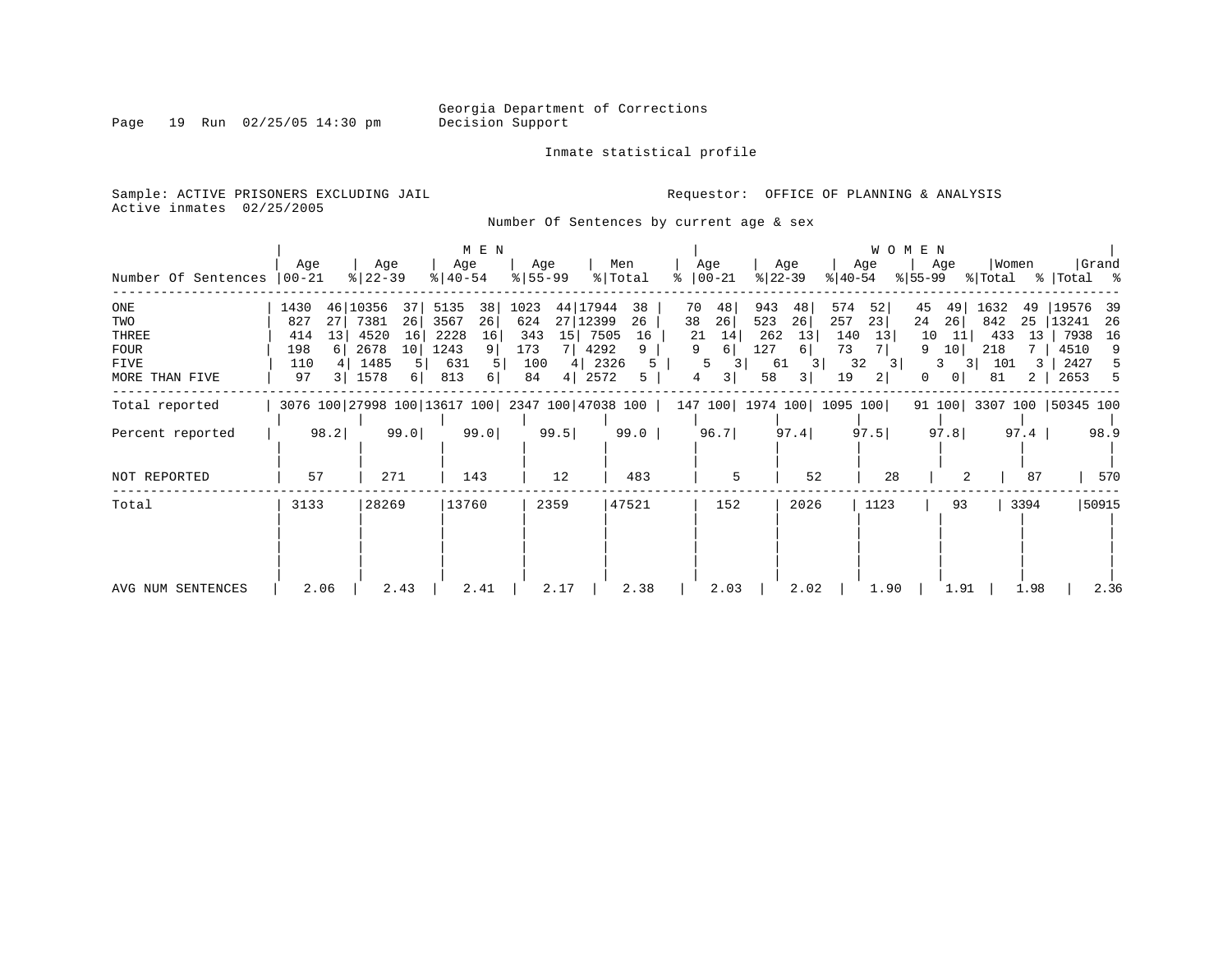Georgia Department of Corrections
Decision Support

Inmate statistical profile

Sample: ACTIVE PRISONERS EXCLUDING JAIL
Active inmates 02/25/2005

Requestor: OFFICE OF PLANNING & ANALYSIS

Number Of Sentences by current age & sex

| | MEN | | | | | | | | | | WOMEN | | | | | | | | | | | |
|---|---|---|---|---|---|---|---|---|---|---|---|---|---|---|---|---|---|---|---|---|---|---|
| Number Of Sentences | Age 00-21 | % | Age 22-39 | % | Age 40-54 | % | Age 55-99 | % | Men Total | % | Age 00-21 | % | Age 22-39 | % | Age 40-54 | % | Age 55-99 | % | Women Total | % | Grand Total | % |
| ONE | 1430 | 46 | 10356 | 37 | 5135 | 38 | 1023 | 44 | 17944 | 38 | 70 | 48 | 943 | 48 | 574 | 52 | 45 | 49 | 1632 | 49 | 19576 | 39 |
| TWO | 827 | 27 | 7381 | 26 | 3567 | 26 | 624 | 27 | 12399 | 26 | 38 | 26 | 523 | 26 | 257 | 23 | 24 | 26 | 842 | 25 | 13241 | 26 |
| THREE | 414 | 13 | 4520 | 16 | 2228 | 16 | 343 | 15 | 7505 | 16 | 21 | 14 | 262 | 13 | 140 | 13 | 10 | 11 | 433 | 13 | 7938 | 16 |
| FOUR | 198 | 6 | 2678 | 10 | 1243 | 9 | 173 | 7 | 4292 | 9 | 9 | 6 | 127 | 6 | 73 | 7 | 9 | 10 | 218 | 7 | 4510 | 9 |
| FIVE | 110 | 4 | 1485 | 5 | 631 | 5 | 100 | 4 | 2326 | 5 | 5 | 3 | 61 | 3 | 32 | 3 | 3 | 3 | 101 | 3 | 2427 | 5 |
| MORE THAN FIVE | 97 | 3 | 1578 | 6 | 813 | 6 | 84 | 4 | 2572 | 5 | 4 | 3 | 58 | 3 | 19 | 2 | 0 | 0 | 81 | 2 | 2653 | 5 |
| Total reported | 3076 | 100 | 27998 | 100 | 13617 | 100 | 2347 | 100 | 47038 | 100 | 147 | 100 | 1974 | 100 | 1095 | 100 | 91 | 100 | 3307 | 100 | 50345 | 100 |
| Percent reported | 98.2 | | 99.0 | | 99.0 | | 99.5 | | 99.0 | | 96.7 | | 97.4 | | 97.5 | | 97.8 | | 97.4 | | 98.9 | |
| NOT REPORTED | 57 | | 271 | | 143 | | 12 | | 483 | | 5 | | 52 | | 28 | | 2 | | 87 | | 570 | |
| Total | 3133 | | 28269 | | 13760 | | 2359 | | 47521 | | 152 | | 2026 | | 1123 | | 93 | | 3394 | | 50915 | |
| AVG NUM SENTENCES | 2.06 | | 2.43 | | 2.41 | | 2.17 | | 2.38 | | 2.03 | | 2.02 | | 1.90 | | 1.91 | | 1.98 | | 2.36 | |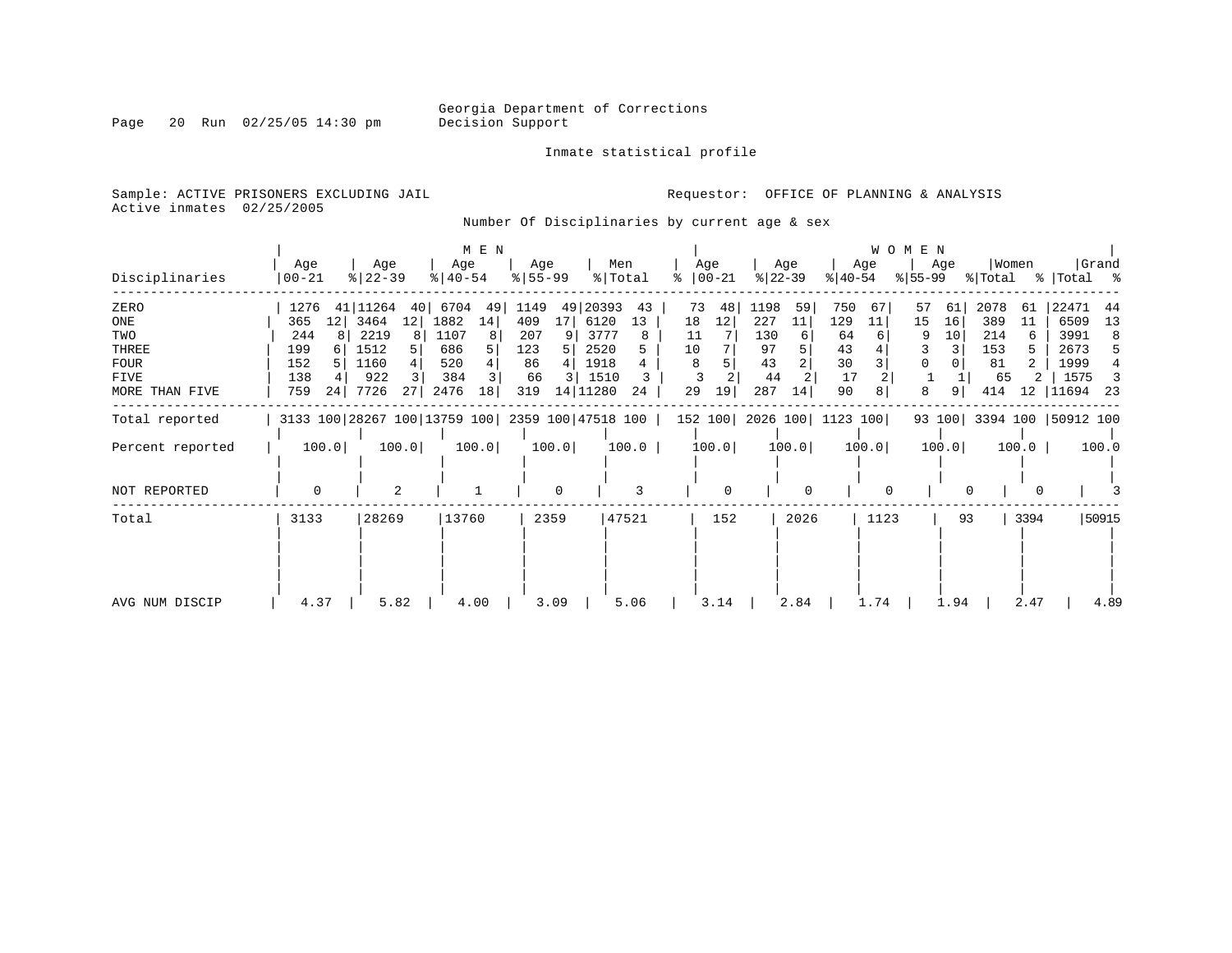Georgia Department of Corrections
Decision Support

Inmate statistical profile

Sample: ACTIVE PRISONERS EXCLUDING JAIL
Active inmates 02/25/2005

Requestor: OFFICE OF PLANNING & ANALYSIS

Number Of Disciplinaries by current age & sex

| Disciplinaries | MEN Age 00-21 | % | MEN Age 22-39 | % | MEN Age 40-54 | % | MEN Age 55-99 | % | Men Total | % | WOMEN Age 00-21 | % | WOMEN Age 22-39 | % | WOMEN Age 40-54 | % | WOMEN Age 55-99 | % | Women Total | % | Grand Total | % |
|---|---|---|---|---|---|---|---|---|---|---|---|---|---|---|---|---|---|---|---|---|---|---|
| ZERO | 1276 | 41 | 11264 | 40 | 6704 | 49 | 1149 | 49 | 20393 | 43 | 73 | 48 | 1198 | 59 | 750 | 67 | 57 | 61 | 2078 | 61 | 22471 | 44 |
| ONE | 365 | 12 | 3464 | 12 | 1882 | 14 | 409 | 17 | 6120 | 13 | 18 | 12 | 227 | 11 | 129 | 11 | 15 | 16 | 389 | 11 | 6509 | 13 |
| TWO | 244 | 8 | 2219 | 8 | 1107 | 8 | 207 | 9 | 3777 | 8 | 11 | 7 | 130 | 6 | 64 | 6 | 9 | 10 | 214 | 6 | 3991 | 8 |
| THREE | 199 | 6 | 1512 | 5 | 686 | 5 | 123 | 5 | 2520 | 5 | 10 | 7 | 97 | 5 | 43 | 4 | 3 | 3 | 153 | 5 | 2673 | 5 |
| FOUR | 152 | 5 | 1160 | 4 | 520 | 4 | 86 | 4 | 1918 | 4 | 8 | 5 | 43 | 2 | 30 | 3 | 0 | 0 | 81 | 2 | 1999 | 4 |
| FIVE | 138 | 4 | 922 | 3 | 384 | 3 | 66 | 3 | 1510 | 3 | 3 | 2 | 44 | 2 | 17 | 2 | 1 | 1 | 65 | 2 | 1575 | 3 |
| MORE THAN FIVE | 759 | 24 | 7726 | 27 | 2476 | 18 | 319 | 14 | 11280 | 24 | 29 | 19 | 287 | 14 | 90 | 8 | 8 | 9 | 414 | 12 | 11694 | 23 |
| Total reported | 3133 | 100 | 28267 | 100 | 13759 | 100 | 2359 | 100 | 47518 | 100 | 152 | 100 | 2026 | 100 | 1123 | 100 | 93 | 100 | 3394 | 100 | 50912 | 100 |
| Percent reported | 100.0 | | 100.0 | | 100.0 | | 100.0 | | 100.0 | | 100.0 | | 100.0 | | 100.0 | | 100.0 | | 100.0 | | 100.0 | |
| NOT REPORTED | 0 | | 2 | | 1 | | 0 | | 3 | | 0 | | 0 | | 0 | | 0 | | 0 | | 3 | |
| Total | 3133 | | 28269 | | 13760 | | 2359 | | 47521 | | 152 | | 2026 | | 1123 | | 93 | | 3394 | | 50915 | |
| AVG NUM DISCIP | 4.37 | | 5.82 | | 4.00 | | 3.09 | | 5.06 | | 3.14 | | 2.84 | | 1.74 | | 1.94 | | 2.47 | | 4.89 | |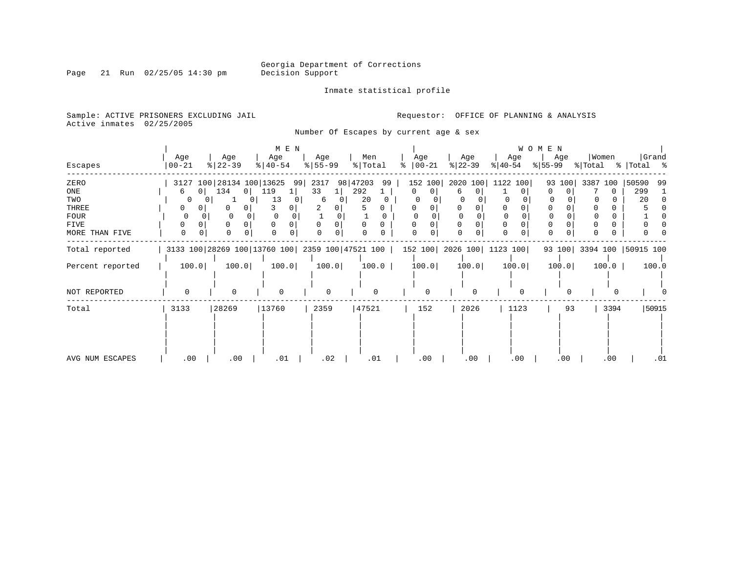Georgia Department of Corrections
Decision Support

Inmate statistical profile

Sample: ACTIVE PRISONERS EXCLUDING JAIL
Active inmates 02/25/2005

Requestor: OFFICE OF PLANNING & ANALYSIS

Number Of Escapes by current age & sex

| Escapes | MEN Age 00-21 | % | Age 22-39 | % | Age 40-54 | % | Age 55-99 | % | Men Total | % | WOMEN Age 00-21 | % | Age 22-39 | % | Age 40-54 | % | Age 55-99 | % | Women Total | % | Grand Total | % |
|---|---|---|---|---|---|---|---|---|---|---|---|---|---|---|---|---|---|---|---|---|---|---|
| ZERO | 3127 | 100 | 28134 | 100 | 13625 | 99 | 2317 | 98 | 47203 | 99 | 152 | 100 | 2020 | 100 | 1122 | 100 | 93 | 100 | 3387 | 100 | 50590 | 99 |
| ONE | 6 | 0 | 134 | 0 | 119 | 1 | 33 | 1 | 292 | 1 | 0 | 0 | 6 | 0 | 1 | 0 | 0 | 0 | 7 | 0 | 299 | 1 |
| TWO | 0 | 0 | 1 | 0 | 13 | 0 | 6 | 0 | 20 | 0 | 0 | 0 | 0 | 0 | 0 | 0 | 0 | 0 | 0 | 0 | 20 | 0 |
| THREE | 0 | 0 | 0 | 0 | 3 | 0 | 2 | 0 | 5 | 0 | 0 | 0 | 0 | 0 | 0 | 0 | 0 | 0 | 0 | 0 | 5 | 0 |
| FOUR | 0 | 0 | 0 | 0 | 0 | 0 | 1 | 0 | 1 | 0 | 0 | 0 | 0 | 0 | 0 | 0 | 0 | 0 | 0 | 0 | 1 | 0 |
| FIVE | 0 | 0 | 0 | 0 | 0 | 0 | 0 | 0 | 0 | 0 | 0 | 0 | 0 | 0 | 0 | 0 | 0 | 0 | 0 | 0 | 0 | 0 |
| MORE THAN FIVE | 0 | 0 | 0 | 0 | 0 | 0 | 0 | 0 | 0 | 0 | 0 | 0 | 0 | 0 | 0 | 0 | 0 | 0 | 0 | 0 | 0 | 0 |
| Total reported | 3133 | 100 | 28269 | 100 | 13760 | 100 | 2359 | 100 | 47521 | 100 | 152 | 100 | 2026 | 100 | 1123 | 100 | 93 | 100 | 3394 | 100 | 50915 | 100 |
| Percent reported | 100.0 | | 100.0 | | 100.0 | | 100.0 | | 100.0 | | 100.0 | | 100.0 | | 100.0 | | 100.0 | | 100.0 | | 100.0 | |
| NOT REPORTED | 0 | | 0 | | 0 | | 0 | | 0 | | 0 | | 0 | | 0 | | 0 | | 0 | | 0 | |
| Total | 3133 | | 28269 | | 13760 | | 2359 | | 47521 | | 152 | | 2026 | | 1123 | | 93 | | 3394 | | 50915 | |
| AVG NUM ESCAPES | .00 | | .00 | | .01 | | .02 | | .01 | | .00 | | .00 | | .00 | | .00 | | .00 | | .01 | |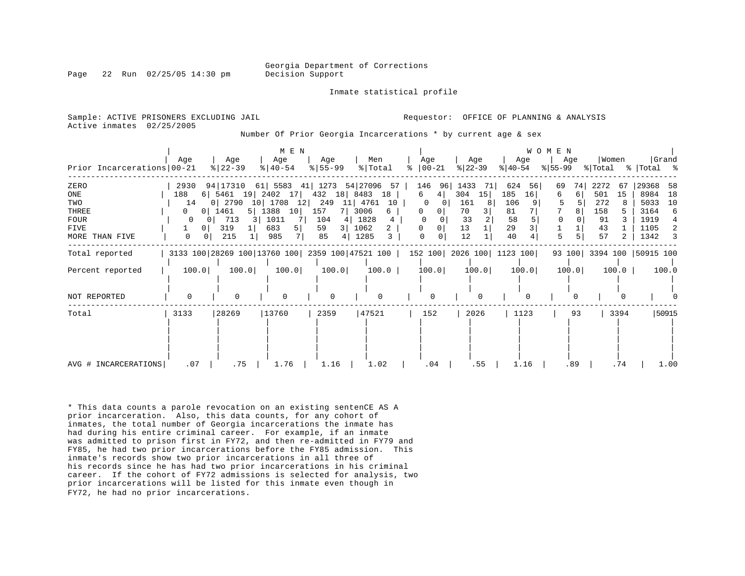Georgia Department of Corrections
Decision Support

Inmate statistical profile

Sample: ACTIVE PRISONERS EXCLUDING JAIL
Active inmates 02/25/2005

Requestor: OFFICE OF PLANNING & ANALYSIS

Number Of Prior Georgia Incarcerations * by current age & sex

| Prior Incarcerations | MEN Age 00-21 | % | Age 22-39 | % | Age 40-54 | % | Age 55-99 | % | Men Total | % | WOMEN Age 00-21 | % | Age 22-39 | % | Age 40-54 | % | Age 55-99 | % | Women Total | % | Grand Total | % |
|---|---|---|---|---|---|---|---|---|---|---|---|---|---|---|---|---|---|---|---|---|---|---|
| ZERO | 2930 | 94 | 17310 | 61 | 5583 | 41 | 1273 | 54 | 27096 | 57 | 146 | 96 | 1433 | 71 | 624 | 56 | 69 | 74 | 2272 | 67 | 29368 | 58 |
| ONE | 188 | 6 | 5461 | 19 | 2402 | 17 | 432 | 18 | 8483 | 18 | 6 | 4 | 304 | 15 | 185 | 16 | 6 | 6 | 501 | 15 | 8984 | 18 |
| TWO | 14 | 0 | 2790 | 10 | 1708 | 12 | 249 | 11 | 4761 | 10 | 0 | 0 | 161 | 8 | 106 | 9 | 5 | 5 | 272 | 8 | 5033 | 10 |
| THREE | 0 | 0 | 1461 | 5 | 1388 | 10 | 157 | 7 | 3006 | 6 | 0 | 0 | 70 | 3 | 81 | 7 | 7 | 8 | 158 | 5 | 3164 | 6 |
| FOUR | 0 | 0 | 713 | 3 | 1011 | 7 | 104 | 4 | 1828 | 4 | 0 | 0 | 33 | 2 | 58 | 5 | 0 | 0 | 91 | 3 | 1919 | 4 |
| FIVE | 1 | 0 | 319 | 1 | 683 | 5 | 59 | 3 | 1062 | 2 | 0 | 0 | 13 | 1 | 29 | 3 | 1 | 1 | 43 | 1 | 1105 | 2 |
| MORE THAN FIVE | 0 | 0 | 215 | 1 | 985 | 7 | 85 | 4 | 1285 | 3 | 0 | 0 | 12 | 1 | 40 | 4 | 5 | 5 | 57 | 2 | 1342 | 3 |
| Total reported | 3133 | 100 | 28269 | 100 | 13760 | 100 | 2359 | 100 | 47521 | 100 | 152 | 100 | 2026 | 100 | 1123 | 100 | 93 | 100 | 3394 | 100 | 50915 | 100 |
| Percent reported | 100.0 | | 100.0 | | 100.0 | | 100.0 | | 100.0 | | 100.0 | | 100.0 | | 100.0 | | 100.0 | | 100.0 | | 100.0 | |
| NOT REPORTED | 0 | | 0 | | 0 | | 0 | | 0 | | 0 | | 0 | | 0 | | 0 | | 0 | | 0 | |
| Total | 3133 | | 28269 | | 13760 | | 2359 | | 47521 | | 152 | | 2026 | | 1123 | | 93 | | 3394 | | 50915 | |
| AVG # INCARCERATIONS | .07 | | .75 | | 1.76 | | 1.16 | | 1.02 | | .04 | | .55 | | 1.16 | | .89 | | .74 | | 1.00 | |

* This data counts a parole revocation on an existing sentenCE AS A prior incarceration. Also, this data counts, for any cohort of inmates, the total number of Georgia incarcerations the inmate has had during his entire criminal career. For example, if an inmate was admitted to prison first in FY72, and then re-admitted in FY79 and FY85, he had two prior incarcerations before the FY85 admission. This inmate's records show two prior incarcerations in all three of his records since he has had two prior incarcerations in his criminal career. If the cohort of FY72 admissions is selected for analysis, two prior incarcerations will be listed for this inmate even though in FY72, he had no prior incarcerations.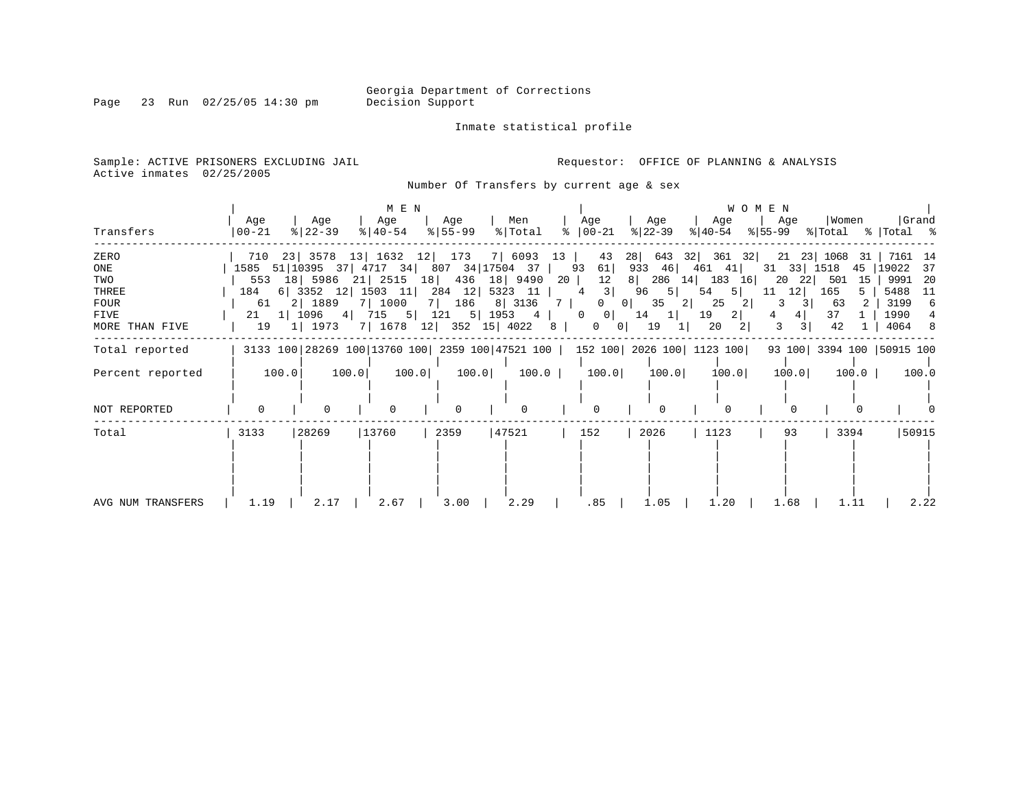Georgia Department of Corrections
Decision Support

Inmate statistical profile

Sample: ACTIVE PRISONERS EXCLUDING JAIL

Active inmates 02/25/2005

Requestor: OFFICE OF PLANNING & ANALYSIS

Number Of Transfers by current age & sex

| Transfers | MEN Age 00-21 | % | Age 22-39 | % | Age 40-54 | % | Age 55-99 | % | Men Total | % | WOMEN Age 00-21 | % | Age 22-39 | % | Age 40-54 | % | Age 55-99 | % | Women Total | % | Grand Total | % |
|---|---|---|---|---|---|---|---|---|---|---|---|---|---|---|---|---|---|---|---|---|---|---|
| ZERO | 710 | 23 | 3578 | 13 | 1632 | 12 | 173 | 7 | 6093 | 13 | 43 | 28 | 643 | 32 | 361 | 32 | 21 | 23 | 1068 | 31 | 7161 | 14 |
| ONE | 1585 | 51 | 10395 | 37 | 4717 | 34 | 807 | 34 | 17504 | 37 | 93 | 61 | 933 | 46 | 461 | 41 | 31 | 33 | 1518 | 45 | 19022 | 37 |
| TWO | 553 | 18 | 5986 | 21 | 2515 | 18 | 436 | 18 | 9490 | 20 | 12 | 8 | 286 | 14 | 183 | 16 | 20 | 22 | 501 | 15 | 9991 | 20 |
| THREE | 184 | 6 | 3352 | 12 | 1503 | 11 | 284 | 12 | 5323 | 11 | 4 | 3 | 96 | 5 | 54 | 5 | 11 | 12 | 165 | 5 | 5488 | 11 |
| FOUR | 61 | 2 | 1889 | 7 | 1000 | 7 | 186 | 8 | 3136 | 7 | 0 | 0 | 35 | 2 | 25 | 2 | 3 | 3 | 63 | 2 | 3199 | 6 |
| FIVE | 21 | 1 | 1096 | 4 | 715 | 5 | 121 | 5 | 1953 | 4 | 0 | 0 | 14 | 1 | 19 | 2 | 4 | 4 | 37 | 1 | 1990 | 4 |
| MORE THAN FIVE | 19 | 1 | 1973 | 7 | 1678 | 12 | 352 | 15 | 4022 | 8 | 0 | 0 | 19 | 1 | 20 | 2 | 3 | 3 | 42 | 1 | 4064 | 8 |
| Total reported | 3133 | 100 | 28269 | 100 | 13760 | 100 | 2359 | 100 | 47521 | 100 | 152 | 100 | 2026 | 100 | 1123 | 100 | 93 | 100 | 3394 | 100 | 50915 | 100 |
| Percent reported | | 100.0 | | 100.0 | | 100.0 | | 100.0 | | 100.0 | | 100.0 | | 100.0 | | 100.0 | | 100.0 | | 100.0 | | 100.0 |
| NOT REPORTED | 0 | | 0 | | 0 | | 0 | | 0 | | 0 | | 0 | | 0 | | 0 | | 0 | | 0 | |
| Total | 3133 | | 28269 | | 13760 | | 2359 | | 47521 | | 152 | | 2026 | | 1123 | | 93 | | 3394 | | 50915 | |
| AVG NUM TRANSFERS | 1.19 | | 2.17 | | 2.67 | | 3.00 | | 2.29 | | .85 | | 1.05 | | 1.20 | | 1.68 | | 1.11 | | 2.22 | |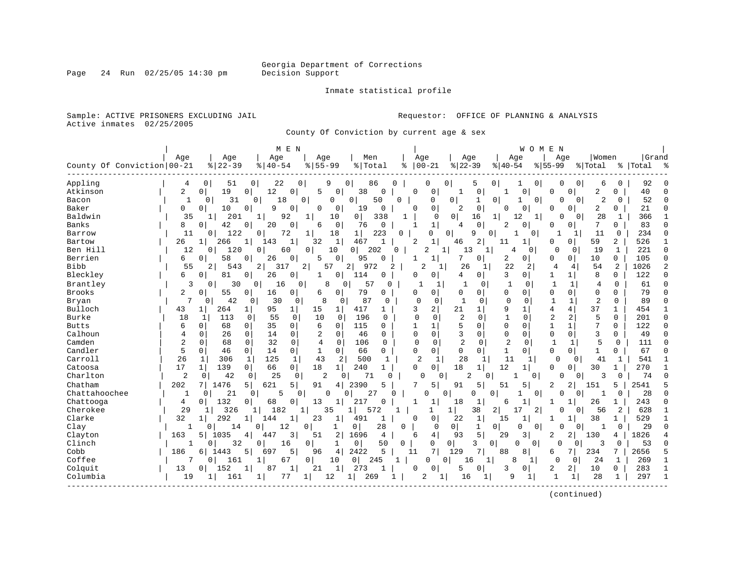Georgia Department of Corrections
Decision Support

Inmate statistical profile

Sample: ACTIVE PRISONERS EXCLUDING JAIL
Active inmates 02/25/2005

Requestor: OFFICE OF PLANNING & ANALYSIS

County Of Conviction by current age & sex

| | MEN | | | | | | | | | | WOMEN | | | | | | | | | | | |
|---|---|---|---|---|---|---|---|---|---|---|---|---|---|---|---|---|---|---|---|---|---|---|
| County Of Conviction | Age 00-21 | % | Age 22-39 | % | Age 40-54 | % | Age 55-99 | % | Men Total | % | Age 00-21 | % | Age 22-39 | % | Age 40-54 | % | Age 55-99 | % | Women Total | % | Grand Total | % |
| Appling | 4 | 0 | 51 | 0 | 22 | 0 | 9 | 0 | 86 | 0 | 0 | 0 | 5 | 0 | 1 | 0 | 0 | 0 | 6 | 0 | 92 | 0 |
| Atkinson | 2 | 0 | 19 | 0 | 12 | 0 | 5 | 0 | 38 | 0 | 0 | 0 | 1 | 0 | 1 | 0 | 0 | 0 | 2 | 0 | 40 | 0 |
| Bacon | 1 | 0 | 31 | 0 | 18 | 0 | 0 | 0 | 50 | 0 | 0 | 0 | 1 | 0 | 1 | 0 | 0 | 0 | 2 | 0 | 52 | 0 |
| Baker | 0 | 0 | 10 | 0 | 9 | 0 | 0 | 0 | 19 | 0 | 0 | 0 | 2 | 0 | 0 | 0 | 0 | 0 | 2 | 0 | 21 | 0 |
| Baldwin | 35 | 1 | 201 | 1 | 92 | 1 | 10 | 0 | 338 | 1 | 0 | 0 | 16 | 1 | 12 | 1 | 0 | 0 | 28 | 1 | 366 | 1 |
| Banks | 8 | 0 | 42 | 0 | 20 | 0 | 6 | 0 | 76 | 0 | 1 | 1 | 4 | 0 | 2 | 0 | 0 | 0 | 7 | 0 | 83 | 0 |
| Barrow | 11 | 0 | 122 | 0 | 72 | 1 | 18 | 1 | 223 | 0 | 0 | 0 | 9 | 0 | 1 | 0 | 1 | 1 | 11 | 0 | 234 | 0 |
| Bartow | 26 | 1 | 266 | 1 | 143 | 1 | 32 | 1 | 467 | 1 | 2 | 1 | 46 | 2 | 11 | 1 | 0 | 0 | 59 | 2 | 526 | 1 |
| Ben Hill | 12 | 0 | 120 | 0 | 60 | 0 | 10 | 0 | 202 | 0 | 2 | 1 | 13 | 1 | 4 | 0 | 0 | 0 | 19 | 1 | 221 | 0 |
| Berrien | 6 | 0 | 58 | 0 | 26 | 0 | 5 | 0 | 95 | 0 | 1 | 1 | 7 | 0 | 2 | 0 | 0 | 0 | 10 | 0 | 105 | 0 |
| Bibb | 55 | 2 | 543 | 2 | 317 | 2 | 57 | 2 | 972 | 2 | 2 | 1 | 26 | 1 | 22 | 2 | 4 | 4 | 54 | 2 | 1026 | 2 |
| Bleckley | 6 | 0 | 81 | 0 | 26 | 0 | 1 | 0 | 114 | 0 | 0 | 0 | 4 | 0 | 3 | 0 | 1 | 1 | 8 | 0 | 122 | 0 |
| Brantley | 3 | 0 | 30 | 0 | 16 | 0 | 8 | 0 | 57 | 0 | 1 | 1 | 1 | 0 | 1 | 0 | 1 | 1 | 4 | 0 | 61 | 0 |
| Brooks | 2 | 0 | 55 | 0 | 16 | 0 | 6 | 0 | 79 | 0 | 0 | 0 | 0 | 0 | 0 | 0 | 0 | 0 | 0 | 0 | 79 | 0 |
| Bryan | 7 | 0 | 42 | 0 | 30 | 0 | 8 | 0 | 87 | 0 | 0 | 0 | 1 | 0 | 0 | 0 | 1 | 1 | 2 | 0 | 89 | 0 |
| Bulloch | 43 | 1 | 264 | 1 | 95 | 1 | 15 | 1 | 417 | 1 | 3 | 2 | 21 | 1 | 9 | 1 | 4 | 4 | 37 | 1 | 454 | 1 |
| Burke | 18 | 1 | 113 | 0 | 55 | 0 | 10 | 0 | 196 | 0 | 0 | 0 | 2 | 0 | 1 | 0 | 2 | 2 | 5 | 0 | 201 | 0 |
| Butts | 6 | 0 | 68 | 0 | 35 | 0 | 6 | 0 | 115 | 0 | 1 | 1 | 5 | 0 | 0 | 0 | 1 | 1 | 7 | 0 | 122 | 0 |
| Calhoun | 4 | 0 | 26 | 0 | 14 | 0 | 2 | 0 | 46 | 0 | 0 | 0 | 3 | 0 | 0 | 0 | 0 | 0 | 3 | 0 | 49 | 0 |
| Camden | 2 | 0 | 68 | 0 | 32 | 0 | 4 | 0 | 106 | 0 | 0 | 0 | 2 | 0 | 2 | 0 | 1 | 1 | 5 | 0 | 111 | 0 |
| Candler | 5 | 0 | 46 | 0 | 14 | 0 | 1 | 0 | 66 | 0 | 0 | 0 | 0 | 0 | 1 | 0 | 0 | 0 | 1 | 0 | 67 | 0 |
| Carroll | 26 | 1 | 306 | 1 | 125 | 1 | 43 | 2 | 500 | 1 | 2 | 1 | 28 | 1 | 11 | 1 | 0 | 0 | 41 | 1 | 541 | 1 |
| Catoosa | 17 | 1 | 139 | 0 | 66 | 0 | 18 | 1 | 240 | 1 | 0 | 0 | 18 | 1 | 12 | 1 | 0 | 0 | 30 | 1 | 270 | 1 |
| Charlton | 2 | 0 | 42 | 0 | 25 | 0 | 2 | 0 | 71 | 0 | 0 | 0 | 2 | 0 | 1 | 0 | 0 | 0 | 3 | 0 | 74 | 0 |
| Chatham | 202 | 7 | 1476 | 5 | 621 | 5 | 91 | 4 | 2390 | 5 | 7 | 5 | 91 | 5 | 51 | 5 | 2 | 2 | 151 | 5 | 2541 | 5 |
| Chattahoochee | 1 | 0 | 21 | 0 | 5 | 0 | 0 | 0 | 27 | 0 | 0 | 0 | 0 | 0 | 1 | 0 | 0 | 0 | 1 | 0 | 28 | 0 |
| Chattooga | 4 | 0 | 132 | 0 | 68 | 0 | 13 | 1 | 217 | 0 | 1 | 1 | 18 | 1 | 6 | 1 | 1 | 1 | 26 | 1 | 243 | 0 |
| Cherokee | 29 | 1 | 326 | 1 | 182 | 1 | 35 | 1 | 572 | 1 | 1 | 1 | 38 | 2 | 17 | 2 | 0 | 0 | 56 | 2 | 628 | 1 |
| Clarke | 32 | 1 | 292 | 1 | 144 | 1 | 23 | 1 | 491 | 1 | 0 | 0 | 22 | 1 | 15 | 1 | 1 | 1 | 38 | 1 | 529 | 1 |
| Clay | 1 | 0 | 14 | 0 | 12 | 0 | 1 | 0 | 28 | 0 | 0 | 0 | 1 | 0 | 0 | 0 | 0 | 0 | 1 | 0 | 29 | 0 |
| Clayton | 163 | 5 | 1035 | 4 | 447 | 3 | 51 | 2 | 1696 | 4 | 6 | 4 | 93 | 5 | 29 | 3 | 2 | 2 | 130 | 4 | 1826 | 4 |
| Clinch | 1 | 0 | 32 | 0 | 16 | 0 | 1 | 0 | 50 | 0 | 0 | 0 | 3 | 0 | 0 | 0 | 0 | 0 | 3 | 0 | 53 | 0 |
| Cobb | 186 | 6 | 1443 | 5 | 697 | 5 | 96 | 4 | 2422 | 5 | 11 | 7 | 129 | 7 | 88 | 8 | 6 | 7 | 234 | 7 | 2656 | 5 |
| Coffee | 7 | 0 | 161 | 1 | 67 | 0 | 10 | 0 | 245 | 1 | 0 | 0 | 16 | 1 | 8 | 1 | 0 | 0 | 24 | 1 | 269 | 1 |
| Colquit | 13 | 0 | 152 | 1 | 87 | 1 | 21 | 1 | 273 | 1 | 0 | 0 | 5 | 0 | 3 | 0 | 2 | 2 | 10 | 0 | 283 | 1 |
| Columbia | 19 | 1 | 161 | 1 | 77 | 1 | 12 | 1 | 269 | 1 | 2 | 1 | 16 | 1 | 9 | 1 | 1 | 1 | 28 | 1 | 297 | 1 |

(continued)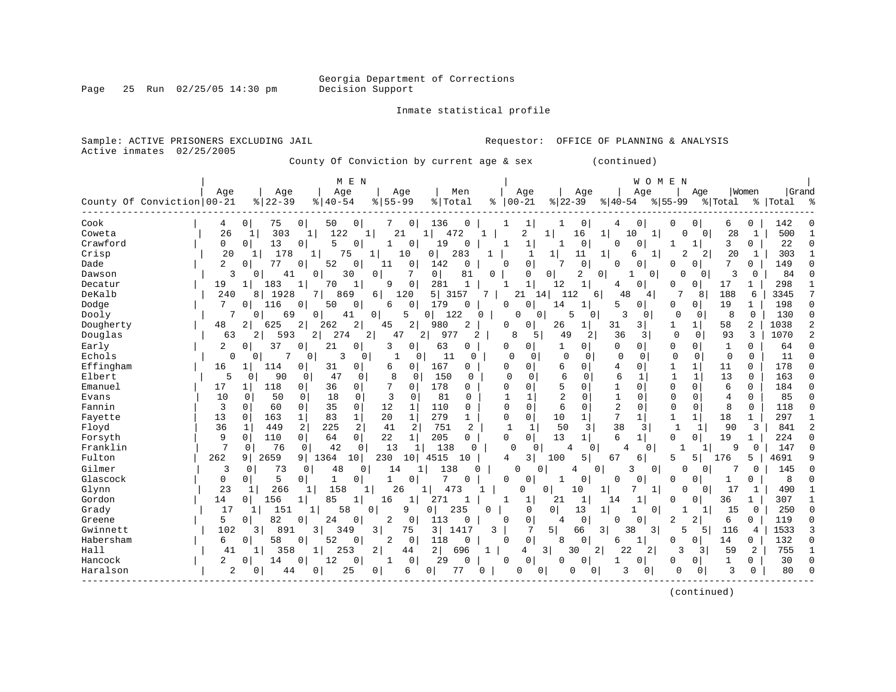Georgia Department of Corrections
Decision Support

Inmate statistical profile

Sample: ACTIVE PRISONERS EXCLUDING JAIL

Requestor: OFFICE OF PLANNING & ANALYSIS

Active inmates 02/25/2005

County Of Conviction by current age & sex (continued)

| County Of Conviction | MEN Age 00-21 | % | MEN Age 22-39 | % | MEN Age 40-54 | % | MEN Age 55-99 | % | Men Total | % | WOMEN Age 00-21 | % | WOMEN Age 22-39 | % | WOMEN Age 40-54 | % | WOMEN Age 55-99 | % | Women Total | % | Grand Total | % |
|---|---|---|---|---|---|---|---|---|---|---|---|---|---|---|---|---|---|---|---|---|---|---|
| Cook | 4 | 0 | 75 | 0 | 50 | 0 | 7 | 0 | 136 | 0 | 1 | 1 | 1 | 0 | 4 | 0 | 0 | 0 | 6 | 0 | 142 | 0 |
| Coweta | 26 | 1 | 303 | 1 | 122 | 1 | 21 | 1 | 472 | 1 | 2 | 1 | 16 | 1 | 10 | 1 | 0 | 0 | 28 | 1 | 500 | 1 |
| Crawford | 0 | 0 | 13 | 0 | 5 | 0 | 1 | 0 | 19 | 0 | 1 | 1 | 1 | 0 | 0 | 0 | 1 | 1 | 3 | 0 | 22 | 0 |
| Crisp | 20 | 1 | 178 | 1 | 75 | 1 | 10 | 0 | 283 | 1 | 1 | 1 | 11 | 1 | 6 | 1 | 2 | 2 | 20 | 1 | 303 | 1 |
| Dade | 2 | 0 | 77 | 0 | 52 | 0 | 11 | 0 | 142 | 0 | 0 | 0 | 7 | 0 | 0 | 0 | 0 | 0 | 7 | 0 | 149 | 0 |
| Dawson | 3 | 0 | 41 | 0 | 30 | 0 | 7 | 0 | 81 | 0 | 0 | 0 | 2 | 0 | 1 | 0 | 0 | 0 | 3 | 0 | 84 | 0 |
| Decatur | 19 | 1 | 183 | 1 | 70 | 1 | 9 | 0 | 281 | 1 | 1 | 1 | 12 | 1 | 4 | 0 | 0 | 0 | 17 | 1 | 298 | 1 |
| DeKalb | 240 | 8 | 1928 | 7 | 869 | 6 | 120 | 5 | 3157 | 7 | 21 | 14 | 112 | 6 | 48 | 4 | 7 | 8 | 188 | 6 | 3345 | 7 |
| Dodge | 7 | 0 | 116 | 0 | 50 | 0 | 6 | 0 | 179 | 0 | 0 | 0 | 14 | 1 | 5 | 0 | 0 | 0 | 19 | 1 | 198 | 0 |
| Dooly | 7 | 0 | 69 | 0 | 41 | 0 | 5 | 0 | 122 | 0 | 0 | 0 | 5 | 0 | 3 | 0 | 0 | 0 | 8 | 0 | 130 | 0 |
| Dougherty | 48 | 2 | 625 | 2 | 262 | 2 | 45 | 2 | 980 | 2 | 0 | 0 | 26 | 1 | 31 | 3 | 1 | 1 | 58 | 2 | 1038 | 2 |
| Douglas | 63 | 2 | 593 | 2 | 274 | 2 | 47 | 2 | 977 | 2 | 8 | 5 | 49 | 2 | 36 | 3 | 0 | 0 | 93 | 3 | 1070 | 2 |
| Early | 2 | 0 | 37 | 0 | 21 | 0 | 3 | 0 | 63 | 0 | 0 | 0 | 1 | 0 | 0 | 0 | 0 | 0 | 1 | 0 | 64 | 0 |
| Echols | 0 | 0 | 7 | 0 | 3 | 0 | 1 | 0 | 11 | 0 | 0 | 0 | 0 | 0 | 0 | 0 | 0 | 0 | 0 | 0 | 11 | 0 |
| Effingham | 16 | 1 | 114 | 0 | 31 | 0 | 6 | 0 | 167 | 0 | 0 | 0 | 6 | 0 | 4 | 0 | 1 | 1 | 11 | 0 | 178 | 0 |
| Elbert | 5 | 0 | 90 | 0 | 47 | 0 | 8 | 0 | 150 | 0 | 0 | 0 | 6 | 0 | 6 | 1 | 1 | 1 | 13 | 0 | 163 | 0 |
| Emanuel | 17 | 1 | 118 | 0 | 36 | 0 | 7 | 0 | 178 | 0 | 0 | 0 | 5 | 0 | 1 | 0 | 0 | 0 | 6 | 0 | 184 | 0 |
| Evans | 10 | 0 | 50 | 0 | 18 | 0 | 3 | 0 | 81 | 0 | 1 | 1 | 2 | 0 | 1 | 0 | 0 | 0 | 4 | 0 | 85 | 0 |
| Fannin | 3 | 0 | 60 | 0 | 35 | 0 | 12 | 1 | 110 | 0 | 0 | 0 | 6 | 0 | 2 | 0 | 0 | 0 | 8 | 0 | 118 | 0 |
| Fayette | 13 | 0 | 163 | 1 | 83 | 1 | 20 | 1 | 279 | 1 | 0 | 0 | 10 | 1 | 7 | 1 | 1 | 1 | 18 | 1 | 297 | 1 |
| Floyd | 36 | 1 | 449 | 2 | 225 | 2 | 41 | 2 | 751 | 2 | 1 | 1 | 50 | 3 | 38 | 3 | 1 | 1 | 90 | 3 | 841 | 2 |
| Forsyth | 9 | 0 | 110 | 0 | 64 | 0 | 22 | 1 | 205 | 0 | 0 | 0 | 13 | 1 | 6 | 1 | 0 | 0 | 19 | 1 | 224 | 0 |
| Franklin | 7 | 0 | 76 | 0 | 42 | 0 | 13 | 1 | 138 | 0 | 0 | 0 | 4 | 0 | 4 | 0 | 1 | 1 | 9 | 0 | 147 | 0 |
| Fulton | 262 | 9 | 2659 | 9 | 1364 | 10 | 230 | 10 | 4515 | 10 | 4 | 3 | 100 | 5 | 67 | 6 | 5 | 5 | 176 | 5 | 4691 | 9 |
| Gilmer | 3 | 0 | 73 | 0 | 48 | 0 | 14 | 1 | 138 | 0 | 0 | 0 | 4 | 0 | 3 | 0 | 0 | 0 | 7 | 0 | 145 | 0 |
| Glascock | 0 | 0 | 5 | 0 | 1 | 0 | 1 | 0 | 7 | 0 | 0 | 0 | 1 | 0 | 0 | 0 | 0 | 0 | 1 | 0 | 8 | 0 |
| Glynn | 23 | 1 | 266 | 1 | 158 | 1 | 26 | 1 | 473 | 1 | 0 | 0 | 10 | 1 | 7 | 1 | 0 | 0 | 17 | 1 | 490 | 1 |
| Gordon | 14 | 0 | 156 | 1 | 85 | 1 | 16 | 1 | 271 | 1 | 1 | 1 | 21 | 1 | 14 | 1 | 0 | 0 | 36 | 1 | 307 | 1 |
| Grady | 17 | 1 | 151 | 1 | 58 | 0 | 9 | 0 | 235 | 0 | 0 | 0 | 13 | 1 | 1 | 0 | 1 | 1 | 15 | 0 | 250 | 0 |
| Greene | 5 | 0 | 82 | 0 | 24 | 0 | 2 | 0 | 113 | 0 | 0 | 0 | 4 | 0 | 0 | 0 | 2 | 2 | 6 | 0 | 119 | 0 |
| Gwinnett | 102 | 3 | 891 | 3 | 349 | 3 | 75 | 3 | 1417 | 3 | 7 | 5 | 66 | 3 | 38 | 3 | 5 | 5 | 116 | 4 | 1533 | 3 |
| Habersham | 6 | 0 | 58 | 0 | 52 | 0 | 2 | 0 | 118 | 0 | 0 | 0 | 8 | 0 | 6 | 1 | 0 | 0 | 14 | 0 | 132 | 0 |
| Hall | 41 | 1 | 358 | 1 | 253 | 2 | 44 | 2 | 696 | 1 | 4 | 3 | 30 | 2 | 22 | 2 | 3 | 3 | 59 | 2 | 755 | 1 |
| Hancock | 2 | 0 | 14 | 0 | 12 | 0 | 1 | 0 | 29 | 0 | 0 | 0 | 0 | 0 | 1 | 0 | 0 | 0 | 1 | 0 | 30 | 0 |
| Haralson | 2 | 0 | 44 | 0 | 25 | 0 | 6 | 0 | 77 | 0 | 0 | 0 | 0 | 0 | 3 | 0 | 0 | 0 | 3 | 0 | 80 | 0 |

(continued)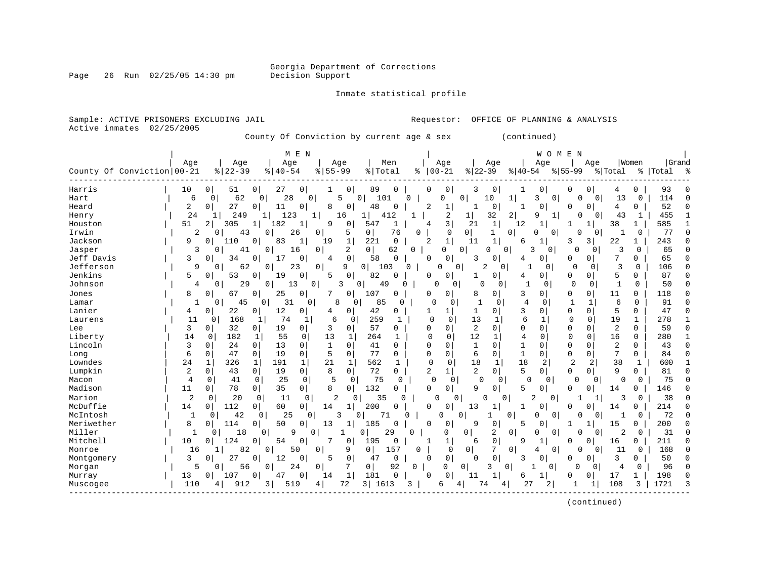Georgia Department of Corrections
Decision Support

Inmate statistical profile

Sample: ACTIVE PRISONERS EXCLUDING JAIL    Requestor: OFFICE OF PLANNING & ANALYSIS
Active inmates 02/25/2005

County Of Conviction by current age & sex (continued)

| County Of Conviction | MEN Age 00-21 | % | Age 22-39 | % | Age 40-54 | % | Age 55-99 | % | Men Total | % | WOMEN Age 00-21 | % | Age 22-39 | % | Age 40-54 | % | Age 55-99 | % | Women Total | % | Grand Total | % |
|---|---|---|---|---|---|---|---|---|---|---|---|---|---|---|---|---|---|---|---|---|---|---|
| Harris | 10 | 0 | 51 | 0 | 27 | 0 | 1 | 0 | 89 | 0 | 0 | 0 | 3 | 0 | 1 | 0 | 0 | 0 | 4 | 0 | 93 | 0 |
| Hart | 6 | 0 | 62 | 0 | 28 | 0 | 5 | 0 | 101 | 0 | 0 | 0 | 10 | 1 | 3 | 0 | 0 | 0 | 13 | 0 | 114 | 0 |
| Heard | 2 | 0 | 27 | 0 | 11 | 0 | 8 | 0 | 48 | 0 | 2 | 1 | 1 | 0 | 1 | 0 | 0 | 0 | 4 | 0 | 52 | 0 |
| Henry | 24 | 1 | 249 | 1 | 123 | 1 | 16 | 1 | 412 | 1 | 2 | 1 | 32 | 2 | 9 | 1 | 0 | 0 | 43 | 1 | 455 | 1 |
| Houston | 51 | 2 | 305 | 1 | 182 | 1 | 9 | 0 | 547 | 1 | 4 | 3 | 21 | 1 | 12 | 1 | 1 | 1 | 38 | 1 | 585 | 1 |
| Irwin | 2 | 0 | 43 | 0 | 26 | 0 | 5 | 0 | 76 | 0 | 0 | 0 | 1 | 0 | 0 | 0 | 0 | 0 | 1 | 0 | 77 | 0 |
| Jackson | 9 | 0 | 110 | 0 | 83 | 1 | 19 | 1 | 221 | 0 | 2 | 1 | 11 | 1 | 6 | 1 | 3 | 3 | 22 | 1 | 243 | 0 |
| Jasper | 3 | 0 | 41 | 0 | 16 | 0 | 2 | 0 | 62 | 0 | 0 | 0 | 0 | 0 | 3 | 0 | 0 | 0 | 3 | 0 | 65 | 0 |
| Jeff Davis | 3 | 0 | 34 | 0 | 17 | 0 | 4 | 0 | 58 | 0 | 0 | 0 | 3 | 0 | 4 | 0 | 0 | 0 | 7 | 0 | 65 | 0 |
| Jefferson | 9 | 0 | 62 | 0 | 23 | 0 | 9 | 0 | 103 | 0 | 0 | 0 | 2 | 0 | 1 | 0 | 0 | 0 | 3 | 0 | 106 | 0 |
| Jenkins | 5 | 0 | 53 | 0 | 19 | 0 | 5 | 0 | 82 | 0 | 0 | 0 | 1 | 0 | 4 | 0 | 0 | 0 | 5 | 0 | 87 | 0 |
| Johnson | 4 | 0 | 29 | 0 | 13 | 0 | 3 | 0 | 49 | 0 | 0 | 0 | 0 | 0 | 1 | 0 | 0 | 0 | 1 | 0 | 50 | 0 |
| Jones | 8 | 0 | 67 | 0 | 25 | 0 | 7 | 0 | 107 | 0 | 0 | 0 | 8 | 0 | 3 | 0 | 0 | 0 | 11 | 0 | 118 | 0 |
| Lamar | 1 | 0 | 45 | 0 | 31 | 0 | 8 | 0 | 85 | 0 | 0 | 0 | 1 | 0 | 4 | 0 | 1 | 1 | 6 | 0 | 91 | 0 |
| Lanier | 4 | 0 | 22 | 0 | 12 | 0 | 4 | 0 | 42 | 0 | 1 | 1 | 1 | 0 | 3 | 0 | 0 | 0 | 5 | 0 | 47 | 0 |
| Laurens | 11 | 0 | 168 | 1 | 74 | 1 | 6 | 0 | 259 | 1 | 0 | 0 | 13 | 1 | 6 | 1 | 0 | 0 | 19 | 1 | 278 | 1 |
| Lee | 3 | 0 | 32 | 0 | 19 | 0 | 3 | 0 | 57 | 0 | 0 | 0 | 2 | 0 | 0 | 0 | 0 | 0 | 2 | 0 | 59 | 0 |
| Liberty | 14 | 0 | 182 | 1 | 55 | 0 | 13 | 1 | 264 | 1 | 0 | 0 | 12 | 1 | 4 | 0 | 0 | 0 | 16 | 0 | 280 | 1 |
| Lincoln | 3 | 0 | 24 | 0 | 13 | 0 | 1 | 0 | 41 | 0 | 0 | 0 | 1 | 0 | 1 | 0 | 0 | 0 | 2 | 0 | 43 | 0 |
| Long | 6 | 0 | 47 | 0 | 19 | 0 | 5 | 0 | 77 | 0 | 0 | 0 | 6 | 0 | 1 | 0 | 0 | 0 | 7 | 0 | 84 | 0 |
| Lowndes | 24 | 1 | 326 | 1 | 191 | 1 | 21 | 1 | 562 | 1 | 0 | 0 | 18 | 1 | 18 | 2 | 2 | 2 | 38 | 1 | 600 | 1 |
| Lumpkin | 2 | 0 | 43 | 0 | 19 | 0 | 8 | 0 | 72 | 0 | 2 | 1 | 2 | 0 | 5 | 0 | 0 | 0 | 9 | 0 | 81 | 0 |
| Macon | 4 | 0 | 41 | 0 | 25 | 0 | 5 | 0 | 75 | 0 | 0 | 0 | 0 | 0 | 0 | 0 | 0 | 0 | 0 | 0 | 75 | 0 |
| Madison | 11 | 0 | 78 | 0 | 35 | 0 | 8 | 0 | 132 | 0 | 0 | 0 | 9 | 0 | 5 | 0 | 0 | 0 | 14 | 0 | 146 | 0 |
| Marion | 2 | 0 | 20 | 0 | 11 | 0 | 2 | 0 | 35 | 0 | 0 | 0 | 0 | 0 | 2 | 0 | 1 | 1 | 3 | 0 | 38 | 0 |
| McDuffie | 14 | 0 | 112 | 0 | 60 | 0 | 14 | 1 | 200 | 0 | 0 | 0 | 13 | 1 | 1 | 0 | 0 | 0 | 14 | 0 | 214 | 0 |
| McIntosh | 1 | 0 | 42 | 0 | 25 | 0 | 3 | 0 | 71 | 0 | 0 | 0 | 1 | 0 | 0 | 0 | 0 | 0 | 1 | 0 | 72 | 0 |
| Meriwether | 8 | 0 | 114 | 0 | 50 | 0 | 13 | 1 | 185 | 0 | 0 | 0 | 9 | 0 | 5 | 0 | 1 | 1 | 15 | 0 | 200 | 0 |
| Miller | 1 | 0 | 18 | 0 | 9 | 0 | 1 | 0 | 29 | 0 | 0 | 0 | 2 | 0 | 0 | 0 | 0 | 0 | 2 | 0 | 31 | 0 |
| Mitchell | 10 | 0 | 124 | 0 | 54 | 0 | 7 | 0 | 195 | 0 | 1 | 1 | 6 | 0 | 9 | 1 | 0 | 0 | 16 | 0 | 211 | 0 |
| Monroe | 16 | 1 | 82 | 0 | 50 | 0 | 9 | 0 | 157 | 0 | 0 | 0 | 7 | 0 | 4 | 0 | 0 | 0 | 11 | 0 | 168 | 0 |
| Montgomery | 3 | 0 | 27 | 0 | 12 | 0 | 5 | 0 | 47 | 0 | 0 | 0 | 0 | 0 | 3 | 0 | 0 | 0 | 3 | 0 | 50 | 0 |
| Morgan | 5 | 0 | 56 | 0 | 24 | 0 | 7 | 0 | 92 | 0 | 0 | 0 | 3 | 0 | 1 | 0 | 0 | 0 | 4 | 0 | 96 | 0 |
| Murray | 13 | 0 | 107 | 0 | 47 | 0 | 14 | 1 | 181 | 0 | 0 | 0 | 11 | 1 | 6 | 1 | 0 | 0 | 17 | 1 | 198 | 0 |
| Muscogee | 110 | 4 | 912 | 3 | 519 | 4 | 72 | 3 | 1613 | 3 | 6 | 4 | 74 | 4 | 27 | 2 | 1 | 1 | 108 | 3 | 1721 | 3 |

(continued)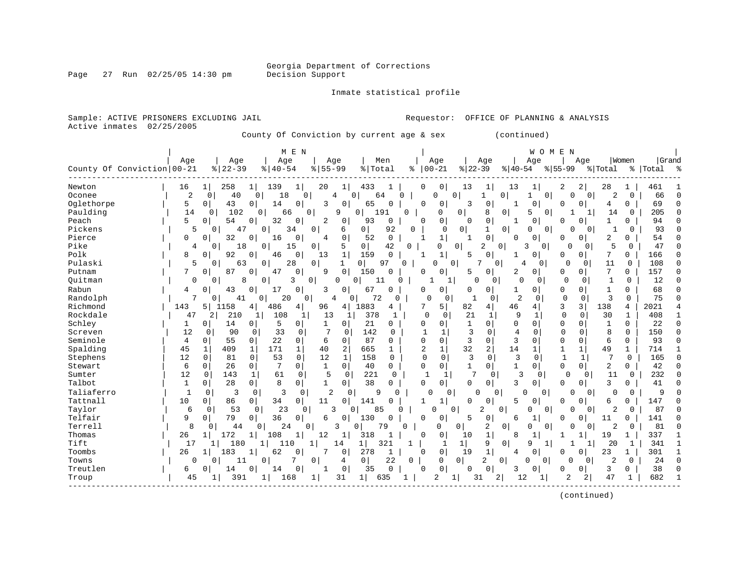Georgia Department of Corrections
Decision Support

Inmate statistical profile

Sample: ACTIVE PRISONERS EXCLUDING JAIL
Active inmates 02/25/2005

Requestor: OFFICE OF PLANNING & ANALYSIS

County Of Conviction by current age & sex (continued)

| County Of Conviction | MEN Age 00-21 | % | Age 22-39 | % | Age 40-54 | % | Age 55-99 | % | Men Total | % | WOMEN Age 00-21 | % | Age 22-39 | % | Age 40-54 | % | Age 55-99 | % | Women Total | % | Grand Total | % |
|---|---|---|---|---|---|---|---|---|---|---|---|---|---|---|---|---|---|---|---|---|---|---|
| Newton | 16 | 1 | 258 | 1 | 139 | 1 | 20 | 1 | 433 | 1 | 0 | 0 | 13 | 1 | 13 | 1 | 2 | 2 | 28 | 1 | 461 | 1 |
| Oconee | 2 | 0 | 40 | 0 | 18 | 0 | 4 | 0 | 64 | 0 | 0 | 0 | 1 | 0 | 1 | 0 | 0 | 0 | 2 | 0 | 66 | 0 |
| Oglethorpe | 5 | 0 | 43 | 0 | 14 | 0 | 3 | 0 | 65 | 0 | 0 | 0 | 3 | 0 | 1 | 0 | 0 | 0 | 4 | 0 | 69 | 0 |
| Paulding | 14 | 0 | 102 | 0 | 66 | 0 | 9 | 0 | 191 | 0 | 0 | 0 | 8 | 0 | 5 | 0 | 1 | 1 | 14 | 0 | 205 | 0 |
| Peach | 5 | 0 | 54 | 0 | 32 | 0 | 2 | 0 | 93 | 0 | 0 | 0 | 0 | 0 | 1 | 0 | 0 | 0 | 1 | 0 | 94 | 0 |
| Pickens | 5 | 0 | 47 | 0 | 34 | 0 | 6 | 0 | 92 | 0 | 0 | 0 | 1 | 0 | 0 | 0 | 0 | 0 | 1 | 0 | 93 | 0 |
| Pierce | 0 | 0 | 32 | 0 | 16 | 0 | 4 | 0 | 52 | 0 | 1 | 1 | 1 | 0 | 0 | 0 | 0 | 0 | 2 | 0 | 54 | 0 |
| Pike | 4 | 0 | 18 | 0 | 15 | 0 | 5 | 0 | 42 | 0 | 0 | 0 | 2 | 0 | 3 | 0 | 0 | 0 | 5 | 0 | 47 | 0 |
| Polk | 8 | 0 | 92 | 0 | 46 | 0 | 13 | 1 | 159 | 0 | 1 | 1 | 5 | 0 | 1 | 0 | 0 | 0 | 7 | 0 | 166 | 0 |
| Pulaski | 5 | 0 | 63 | 0 | 28 | 0 | 1 | 0 | 97 | 0 | 0 | 0 | 7 | 0 | 4 | 0 | 0 | 0 | 11 | 0 | 108 | 0 |
| Putnam | 7 | 0 | 87 | 0 | 47 | 0 | 9 | 0 | 150 | 0 | 0 | 0 | 5 | 0 | 2 | 0 | 0 | 0 | 7 | 0 | 157 | 0 |
| Quitman | 0 | 0 | 8 | 0 | 3 | 0 | 0 | 0 | 11 | 0 | 1 | 1 | 0 | 0 | 0 | 0 | 0 | 0 | 1 | 0 | 12 | 0 |
| Rabun | 4 | 0 | 43 | 0 | 17 | 0 | 3 | 0 | 67 | 0 | 0 | 0 | 0 | 0 | 1 | 0 | 0 | 0 | 1 | 0 | 68 | 0 |
| Randolph | 7 | 0 | 41 | 0 | 20 | 0 | 4 | 0 | 72 | 0 | 0 | 0 | 1 | 0 | 2 | 0 | 0 | 0 | 3 | 0 | 75 | 0 |
| Richmond | 143 | 5 | 1158 | 4 | 486 | 4 | 96 | 4 | 1883 | 4 | 7 | 5 | 82 | 4 | 46 | 4 | 3 | 3 | 138 | 4 | 2021 | 4 |
| Rockdale | 47 | 2 | 210 | 1 | 108 | 1 | 13 | 1 | 378 | 1 | 0 | 0 | 21 | 1 | 9 | 1 | 0 | 0 | 30 | 1 | 408 | 1 |
| Schley | 1 | 0 | 14 | 0 | 5 | 0 | 1 | 0 | 21 | 0 | 0 | 0 | 1 | 0 | 0 | 0 | 0 | 0 | 1 | 0 | 22 | 0 |
| Screven | 12 | 0 | 90 | 0 | 33 | 0 | 7 | 0 | 142 | 0 | 1 | 1 | 3 | 0 | 4 | 0 | 0 | 0 | 8 | 0 | 150 | 0 |
| Seminole | 4 | 0 | 55 | 0 | 22 | 0 | 6 | 0 | 87 | 0 | 0 | 0 | 3 | 0 | 3 | 0 | 0 | 0 | 6 | 0 | 93 | 0 |
| Spalding | 45 | 1 | 409 | 1 | 171 | 1 | 40 | 2 | 665 | 1 | 2 | 1 | 32 | 2 | 14 | 1 | 1 | 1 | 49 | 1 | 714 | 1 |
| Stephens | 12 | 0 | 81 | 0 | 53 | 0 | 12 | 1 | 158 | 0 | 0 | 0 | 3 | 0 | 3 | 0 | 1 | 1 | 7 | 0 | 165 | 0 |
| Stewart | 6 | 0 | 26 | 0 | 7 | 0 | 1 | 0 | 40 | 0 | 0 | 0 | 1 | 0 | 1 | 0 | 0 | 0 | 2 | 0 | 42 | 0 |
| Sumter | 12 | 0 | 143 | 1 | 61 | 0 | 5 | 0 | 221 | 0 | 1 | 1 | 7 | 0 | 3 | 0 | 0 | 0 | 11 | 0 | 232 | 0 |
| Talbot | 1 | 0 | 28 | 0 | 8 | 0 | 1 | 0 | 38 | 0 | 0 | 0 | 0 | 0 | 3 | 0 | 0 | 0 | 3 | 0 | 41 | 0 |
| Taliaferro | 1 | 0 | 3 | 0 | 3 | 0 | 2 | 0 | 9 | 0 | 0 | 0 | 0 | 0 | 0 | 0 | 0 | 0 | 0 | 0 | 9 | 0 |
| Tattnall | 10 | 0 | 86 | 0 | 34 | 0 | 11 | 0 | 141 | 0 | 1 | 1 | 0 | 0 | 5 | 0 | 0 | 0 | 6 | 0 | 147 | 0 |
| Taylor | 6 | 0 | 53 | 0 | 23 | 0 | 3 | 0 | 85 | 0 | 0 | 0 | 2 | 0 | 0 | 0 | 0 | 0 | 2 | 0 | 87 | 0 |
| Telfair | 9 | 0 | 79 | 0 | 36 | 0 | 6 | 0 | 130 | 0 | 0 | 0 | 5 | 0 | 6 | 1 | 0 | 0 | 11 | 0 | 141 | 0 |
| Terrell | 8 | 0 | 44 | 0 | 24 | 0 | 3 | 0 | 79 | 0 | 0 | 0 | 2 | 0 | 0 | 0 | 0 | 0 | 2 | 0 | 81 | 0 |
| Thomas | 26 | 1 | 172 | 1 | 108 | 1 | 12 | 1 | 318 | 1 | 0 | 0 | 10 | 1 | 8 | 1 | 1 | 1 | 19 | 1 | 337 | 1 |
| Tift | 17 | 1 | 180 | 1 | 110 | 1 | 14 | 1 | 321 | 1 | 1 | 1 | 9 | 0 | 9 | 1 | 1 | 1 | 20 | 1 | 341 | 1 |
| Toombs | 26 | 1 | 183 | 1 | 62 | 0 | 7 | 0 | 278 | 1 | 0 | 0 | 19 | 1 | 4 | 0 | 0 | 0 | 23 | 1 | 301 | 1 |
| Towns | 0 | 0 | 11 | 0 | 7 | 0 | 4 | 0 | 22 | 0 | 0 | 0 | 2 | 0 | 0 | 0 | 0 | 0 | 2 | 0 | 24 | 0 |
| Treutlen | 6 | 0 | 14 | 0 | 14 | 0 | 1 | 0 | 35 | 0 | 0 | 0 | 0 | 0 | 3 | 0 | 0 | 0 | 3 | 0 | 38 | 0 |
| Troup | 45 | 1 | 391 | 1 | 168 | 1 | 31 | 1 | 635 | 1 | 2 | 1 | 31 | 2 | 12 | 1 | 2 | 2 | 47 | 1 | 682 | 1 |

(continued)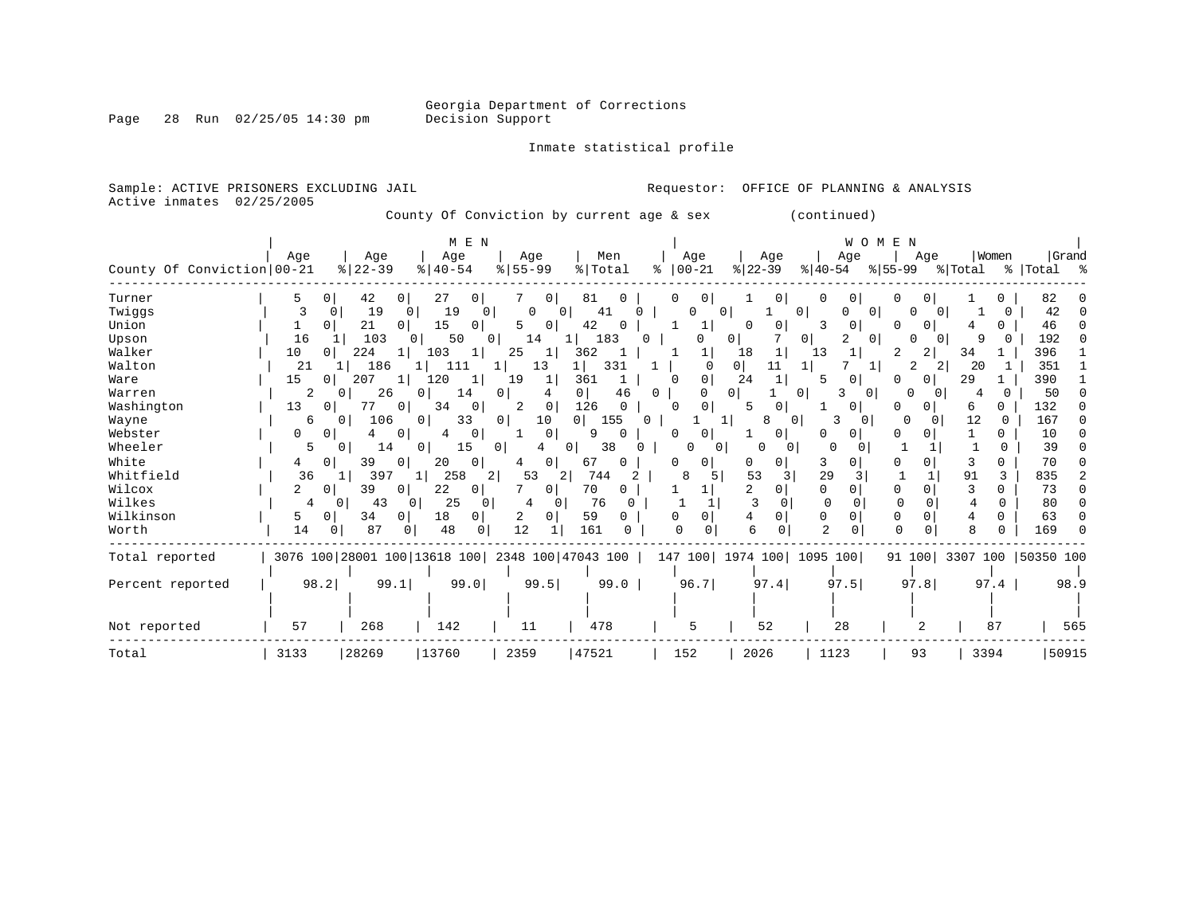Georgia Department of Corrections
Decision Support

Inmate statistical profile

Sample: ACTIVE PRISONERS EXCLUDING JAIL
Active inmates 02/25/2005

Requestor: OFFICE OF PLANNING & ANALYSIS

County Of Conviction by current age & sex (continued)

| | MEN | | | | | | | | | | WOMEN | | | | | | | | | | | |
|---|---|---|---|---|---|---|---|---|---|---|---|---|---|---|---|---|---|---|---|---|---|---|
| County Of Conviction | Age 00-21 | % | Age 22-39 | % | Age 40-54 | % | Age 55-99 | % | Men Total | % | Age 00-21 | % | Age 22-39 | % | Age 40-54 | % | Age 55-99 | % | Women Total | % | Grand Total | % |
| Turner | 5 | 0 | 42 | 0 | 27 | 0 | 7 | 0 | 81 | 0 | 0 | 0 | 1 | 0 | 0 | 0 | 0 | 0 | 1 | 0 | 82 | 0 |
| Twiggs | 3 | 0 | 19 | 0 | 19 | 0 | 0 | 0 | 41 | 0 | 0 | 0 | 1 | 0 | 0 | 0 | 0 | 0 | 1 | 0 | 42 | 0 |
| Union | 1 | 0 | 21 | 0 | 15 | 0 | 5 | 0 | 42 | 0 | 1 | 1 | 0 | 0 | 3 | 0 | 0 | 0 | 4 | 0 | 46 | 0 |
| Upson | 16 | 1 | 103 | 0 | 50 | 0 | 14 | 1 | 183 | 0 | 0 | 0 | 7 | 0 | 2 | 0 | 0 | 0 | 9 | 0 | 192 | 0 |
| Walker | 10 | 0 | 224 | 1 | 103 | 1 | 25 | 1 | 362 | 1 | 1 | 1 | 18 | 1 | 13 | 1 | 2 | 2 | 34 | 1 | 396 | 1 |
| Walton | 21 | 1 | 186 | 1 | 111 | 1 | 13 | 1 | 331 | 1 | 0 | 0 | 11 | 1 | 7 | 1 | 2 | 2 | 20 | 1 | 351 | 1 |
| Ware | 15 | 0 | 207 | 1 | 120 | 1 | 19 | 1 | 361 | 1 | 0 | 0 | 24 | 1 | 5 | 0 | 0 | 0 | 29 | 1 | 390 | 1 |
| Warren | 2 | 0 | 26 | 0 | 14 | 0 | 4 | 0 | 46 | 0 | 0 | 0 | 1 | 0 | 3 | 0 | 0 | 0 | 4 | 0 | 50 | 0 |
| Washington | 13 | 0 | 77 | 0 | 34 | 0 | 2 | 0 | 126 | 0 | 0 | 0 | 5 | 0 | 1 | 0 | 0 | 0 | 6 | 0 | 132 | 0 |
| Wayne | 6 | 0 | 106 | 0 | 33 | 0 | 10 | 0 | 155 | 0 | 1 | 1 | 8 | 0 | 3 | 0 | 0 | 0 | 12 | 0 | 167 | 0 |
| Webster | 0 | 0 | 4 | 0 | 4 | 0 | 1 | 0 | 9 | 0 | 0 | 0 | 1 | 0 | 0 | 0 | 0 | 0 | 1 | 0 | 10 | 0 |
| Wheeler | 5 | 0 | 14 | 0 | 15 | 0 | 4 | 0 | 38 | 0 | 0 | 0 | 0 | 0 | 0 | 0 | 1 | 1 | 1 | 0 | 39 | 0 |
| White | 4 | 0 | 39 | 0 | 20 | 0 | 4 | 0 | 67 | 0 | 0 | 0 | 0 | 0 | 3 | 0 | 0 | 0 | 3 | 0 | 70 | 0 |
| Whitfield | 36 | 1 | 397 | 1 | 258 | 2 | 53 | 2 | 744 | 2 | 8 | 5 | 53 | 3 | 29 | 3 | 1 | 1 | 91 | 3 | 835 | 2 |
| Wilcox | 2 | 0 | 39 | 0 | 22 | 0 | 7 | 0 | 70 | 0 | 1 | 1 | 2 | 0 | 0 | 0 | 0 | 0 | 3 | 0 | 73 | 0 |
| Wilkes | 4 | 0 | 43 | 0 | 25 | 0 | 4 | 0 | 76 | 0 | 1 | 1 | 3 | 0 | 0 | 0 | 0 | 0 | 4 | 0 | 80 | 0 |
| Wilkinson | 5 | 0 | 34 | 0 | 18 | 0 | 2 | 0 | 59 | 0 | 0 | 0 | 4 | 0 | 0 | 0 | 0 | 0 | 4 | 0 | 63 | 0 |
| Worth | 14 | 0 | 87 | 0 | 48 | 0 | 12 | 1 | 161 | 0 | 0 | 0 | 6 | 0 | 2 | 0 | 0 | 0 | 8 | 0 | 169 | 0 |
| Total reported | 3076 | 100 | 28001 | 100 | 13618 | 100 | 2348 | 100 | 47043 | 100 | 147 | 100 | 1974 | 100 | 1095 | 100 | 91 | 100 | 3307 | 100 | 50350 | 100 |
| Percent reported | 98.2 | | 99.1 | | 99.0 | | 99.5 | | 99.0 | | 96.7 | | 97.4 | | 97.5 | | 97.8 | | 97.4 | | 98.9 | |
| Not reported | 57 | | 268 | | 142 | | 11 | | 478 | | 5 | | 52 | | 28 | | 2 | | 87 | | 565 | |
| Total | 3133 | | 28269 | | 13760 | | 2359 | | 47521 | | 152 | | 2026 | | 1123 | | 93 | | 3394 | | 50915 | |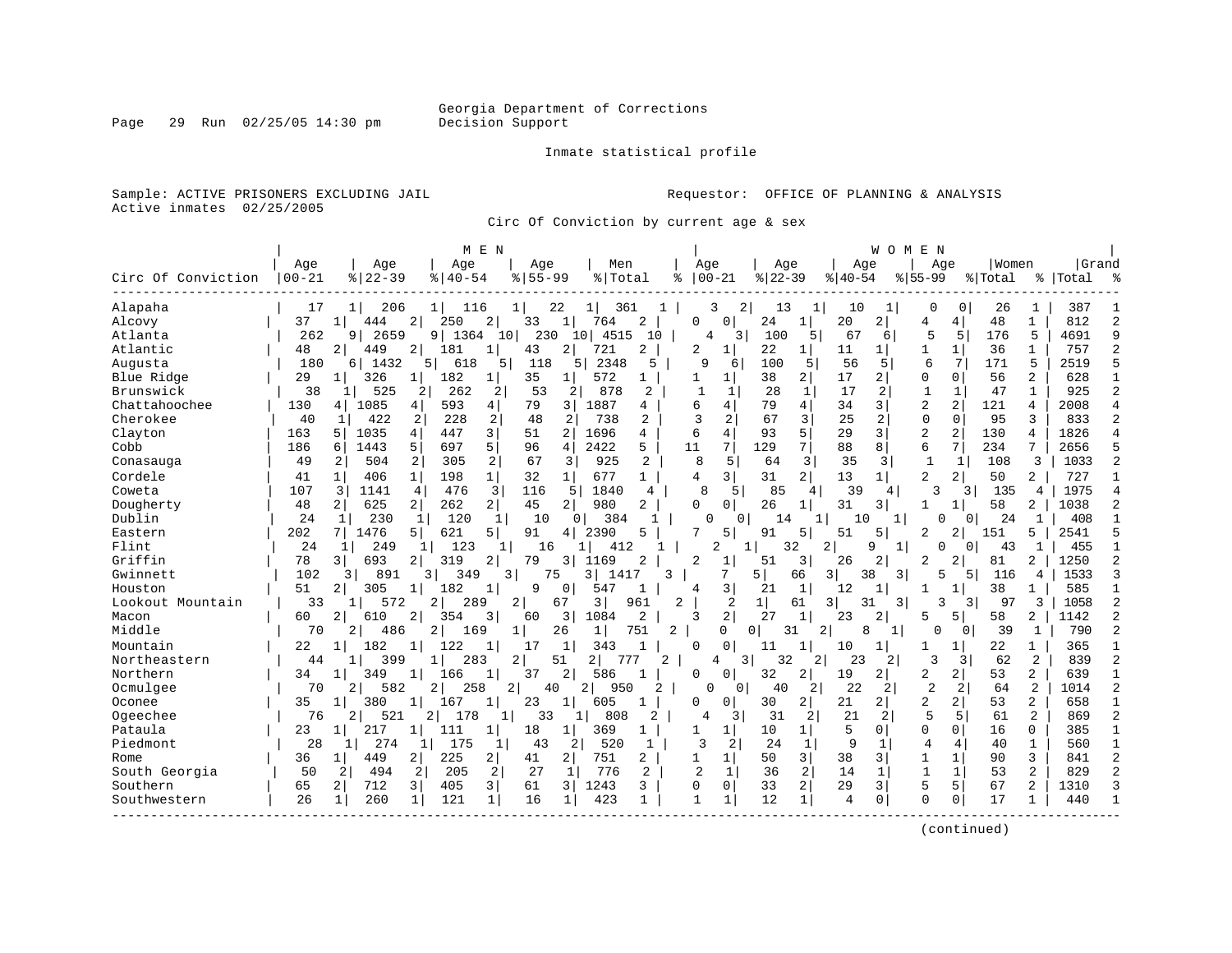Georgia Department of Corrections
Decision Support

Inmate statistical profile

Sample: ACTIVE PRISONERS EXCLUDING JAIL
Active inmates 02/25/2005

Requestor: OFFICE OF PLANNING & ANALYSIS

Circ Of Conviction by current age & sex

| Circ Of Conviction | MEN Age 00-21 | % | Age 22-39 | % | Age 40-54 | % | Age 55-99 | % | Men Total | % | WOMEN Age 00-21 | % | Age 22-39 | % | Age 40-54 | % | Age 55-99 | % | Women Total | % | Grand Total | % |
|---|---|---|---|---|---|---|---|---|---|---|---|---|---|---|---|---|---|---|---|---|---|---|
| Alapaha | 17 | 1 | 206 | 1 | 116 | 1 | 22 | 1 | 361 | 1 | 3 | 2 | 13 | 1 | 10 | 1 | 0 | 0 | 26 | 1 | 387 | 1 |
| Alcovy | 37 | 1 | 444 | 2 | 250 | 2 | 33 | 1 | 764 | 2 | 0 | 0 | 24 | 1 | 20 | 2 | 4 | 4 | 48 | 1 | 812 | 2 |
| Atlanta | 262 | 9 | 2659 | 9 | 1364 | 10 | 230 | 10 | 4515 | 10 | 4 | 3 | 100 | 5 | 67 | 6 | 5 | 5 | 176 | 5 | 4691 | 9 |
| Atlantic | 48 | 2 | 449 | 2 | 181 | 1 | 43 | 2 | 721 | 2 | 2 | 1 | 22 | 1 | 11 | 1 | 1 | 1 | 36 | 1 | 757 | 2 |
| Augusta | 180 | 6 | 1432 | 5 | 618 | 5 | 118 | 5 | 2348 | 5 | 9 | 6 | 100 | 5 | 56 | 5 | 6 | 7 | 171 | 5 | 2519 | 5 |
| Blue Ridge | 29 | 1 | 326 | 1 | 182 | 1 | 35 | 1 | 572 | 1 | 1 | 1 | 38 | 2 | 17 | 2 | 0 | 0 | 56 | 2 | 628 | 1 |
| Brunswick | 38 | 1 | 525 | 2 | 262 | 2 | 53 | 2 | 878 | 2 | 1 | 1 | 28 | 1 | 17 | 2 | 1 | 1 | 47 | 1 | 925 | 2 |
| Chattahoochee | 130 | 4 | 1085 | 4 | 593 | 4 | 79 | 3 | 1887 | 4 | 6 | 4 | 79 | 4 | 34 | 3 | 2 | 2 | 121 | 4 | 2008 | 4 |
| Cherokee | 40 | 1 | 422 | 2 | 228 | 2 | 48 | 2 | 738 | 2 | 3 | 2 | 67 | 3 | 25 | 2 | 0 | 0 | 95 | 3 | 833 | 2 |
| Clayton | 163 | 5 | 1035 | 4 | 447 | 3 | 51 | 2 | 1696 | 4 | 6 | 4 | 93 | 5 | 29 | 3 | 2 | 2 | 130 | 4 | 1826 | 4 |
| Cobb | 186 | 6 | 1443 | 5 | 697 | 5 | 96 | 4 | 2422 | 5 | 11 | 7 | 129 | 7 | 88 | 8 | 6 | 7 | 234 | 7 | 2656 | 5 |
| Conasauga | 49 | 2 | 504 | 2 | 305 | 2 | 67 | 3 | 925 | 2 | 8 | 5 | 64 | 3 | 35 | 3 | 1 | 1 | 108 | 3 | 1033 | 2 |
| Cordele | 41 | 1 | 406 | 1 | 198 | 1 | 32 | 1 | 677 | 1 | 4 | 3 | 31 | 2 | 13 | 1 | 2 | 2 | 50 | 2 | 727 | 1 |
| Coweta | 107 | 3 | 1141 | 4 | 476 | 3 | 116 | 5 | 1840 | 4 | 8 | 5 | 85 | 4 | 39 | 4 | 3 | 3 | 135 | 4 | 1975 | 4 |
| Dougherty | 48 | 2 | 625 | 2 | 262 | 2 | 45 | 2 | 980 | 2 | 0 | 0 | 26 | 1 | 31 | 3 | 1 | 1 | 58 | 2 | 1038 | 2 |
| Dublin | 24 | 1 | 230 | 1 | 120 | 1 | 10 | 0 | 384 | 1 | 0 | 0 | 14 | 1 | 10 | 1 | 0 | 0 | 24 | 1 | 408 | 1 |
| Eastern | 202 | 7 | 1476 | 5 | 621 | 5 | 91 | 4 | 2390 | 5 | 7 | 5 | 91 | 5 | 51 | 5 | 2 | 2 | 151 | 5 | 2541 | 5 |
| Flint | 24 | 1 | 249 | 1 | 123 | 1 | 16 | 1 | 412 | 1 | 2 | 1 | 32 | 2 | 9 | 1 | 0 | 0 | 43 | 1 | 455 | 1 |
| Griffin | 78 | 3 | 693 | 2 | 319 | 2 | 79 | 3 | 1169 | 2 | 2 | 1 | 51 | 3 | 26 | 2 | 2 | 2 | 81 | 2 | 1250 | 2 |
| Gwinnett | 102 | 3 | 891 | 3 | 349 | 3 | 75 | 3 | 1417 | 3 | 7 | 5 | 66 | 3 | 38 | 3 | 5 | 5 | 116 | 4 | 1533 | 3 |
| Houston | 51 | 2 | 305 | 1 | 182 | 1 | 9 | 0 | 547 | 1 | 4 | 3 | 21 | 1 | 12 | 1 | 1 | 1 | 38 | 1 | 585 | 1 |
| Lookout Mountain | 33 | 1 | 572 | 2 | 289 | 2 | 67 | 3 | 961 | 2 | 2 | 1 | 61 | 3 | 31 | 3 | 3 | 3 | 97 | 3 | 1058 | 2 |
| Macon | 60 | 2 | 610 | 2 | 354 | 3 | 60 | 3 | 1084 | 2 | 3 | 2 | 27 | 1 | 23 | 2 | 5 | 5 | 58 | 2 | 1142 | 2 |
| Middle | 70 | 2 | 486 | 2 | 169 | 1 | 26 | 1 | 751 | 2 | 0 | 0 | 31 | 2 | 8 | 1 | 0 | 0 | 39 | 1 | 790 | 2 |
| Mountain | 22 | 1 | 182 | 1 | 122 | 1 | 17 | 1 | 343 | 1 | 0 | 0 | 11 | 1 | 10 | 1 | 1 | 1 | 22 | 1 | 365 | 1 |
| Northeastern | 44 | 1 | 399 | 1 | 283 | 2 | 51 | 2 | 777 | 2 | 4 | 3 | 32 | 2 | 23 | 2 | 3 | 3 | 62 | 2 | 839 | 2 |
| Northern | 34 | 1 | 349 | 1 | 166 | 1 | 37 | 2 | 586 | 1 | 0 | 0 | 32 | 2 | 19 | 2 | 2 | 2 | 53 | 2 | 639 | 1 |
| Ocmulgee | 70 | 2 | 582 | 2 | 258 | 2 | 40 | 2 | 950 | 2 | 0 | 0 | 40 | 2 | 22 | 2 | 2 | 2 | 64 | 2 | 1014 | 2 |
| Oconee | 35 | 1 | 380 | 1 | 167 | 1 | 23 | 1 | 605 | 1 | 0 | 0 | 30 | 2 | 21 | 2 | 2 | 2 | 53 | 2 | 658 | 1 |
| Ogeechee | 76 | 2 | 521 | 2 | 178 | 1 | 33 | 1 | 808 | 2 | 4 | 3 | 31 | 2 | 21 | 2 | 5 | 5 | 61 | 2 | 869 | 2 |
| Pataula | 23 | 1 | 217 | 1 | 111 | 1 | 18 | 1 | 369 | 1 | 1 | 1 | 10 | 1 | 5 | 0 | 0 | 0 | 16 | 0 | 385 | 1 |
| Piedmont | 28 | 1 | 274 | 1 | 175 | 1 | 43 | 2 | 520 | 1 | 3 | 2 | 24 | 1 | 9 | 1 | 4 | 4 | 40 | 1 | 560 | 1 |
| Rome | 36 | 1 | 449 | 2 | 225 | 2 | 41 | 2 | 751 | 2 | 1 | 1 | 50 | 3 | 38 | 3 | 1 | 1 | 90 | 3 | 841 | 2 |
| South Georgia | 50 | 2 | 494 | 2 | 205 | 2 | 27 | 1 | 776 | 2 | 2 | 1 | 36 | 2 | 14 | 1 | 1 | 1 | 53 | 2 | 829 | 2 |
| Southern | 65 | 2 | 712 | 3 | 405 | 3 | 61 | 3 | 1243 | 3 | 0 | 0 | 33 | 2 | 29 | 3 | 5 | 5 | 67 | 2 | 1310 | 3 |
| Southwestern | 26 | 1 | 260 | 1 | 121 | 1 | 16 | 1 | 423 | 1 | 1 | 1 | 12 | 1 | 4 | 0 | 0 | 0 | 17 | 1 | 440 | 1 |

(continued)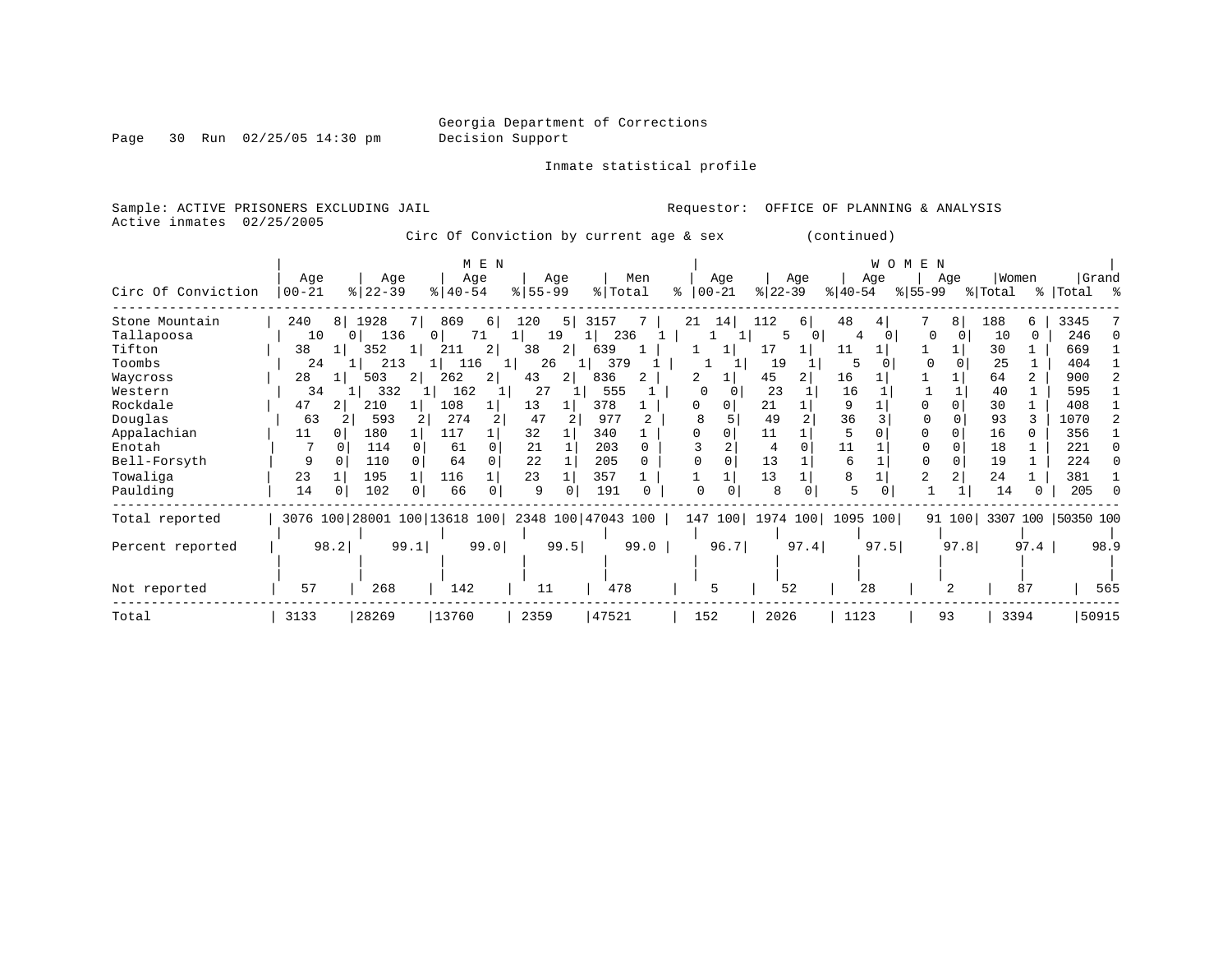Georgia Department of Corrections
Decision Support

Inmate statistical profile

Sample: ACTIVE PRISONERS EXCLUDING JAIL

Requestor: OFFICE OF PLANNING & ANALYSIS

Active inmates 02/25/2005

Circ Of Conviction by current age & sex (continued)

| Circ Of Conviction | MEN Age 00-21 | % | Age 22-39 | % | Age 40-54 | % | Age 55-99 | % | Men Total | % | WOMEN Age 00-21 | % | Age 22-39 | % | Age 40-54 | % | Age 55-99 | % | Women Total | % | Grand Total | % |
|---|---|---|---|---|---|---|---|---|---|---|---|---|---|---|---|---|---|---|---|---|---|---|
| Stone Mountain | 240 | 8 | 1928 | 7 | 869 | 6 | 120 | 5 | 3157 | 7 | 21 | 14 | 112 | 6 | 48 | 4 | 7 | 8 | 188 | 6 | 3345 | 7 |
| Tallapoosa | 10 | 0 | 136 | 0 | 71 | 1 | 19 | 1 | 236 | 1 | 1 | 1 | 5 | 0 | 4 | 0 | 0 | 0 | 10 | 0 | 246 | 0 |
| Tifton | 38 | 1 | 352 | 1 | 211 | 2 | 38 | 2 | 639 | 1 | 1 | 1 | 17 | 1 | 11 | 1 | 1 | 1 | 30 | 1 | 669 | 1 |
| Toombs | 24 | 1 | 213 | 1 | 116 | 1 | 26 | 1 | 379 | 1 | 1 | 1 | 19 | 1 | 5 | 0 | 0 | 0 | 25 | 1 | 404 | 1 |
| Waycross | 28 | 1 | 503 | 2 | 262 | 2 | 43 | 2 | 836 | 2 | 2 | 1 | 45 | 2 | 16 | 1 | 1 | 1 | 64 | 2 | 900 | 2 |
| Western | 34 | 1 | 332 | 1 | 162 | 1 | 27 | 1 | 555 | 1 | 0 | 0 | 23 | 1 | 16 | 1 | 1 | 1 | 40 | 1 | 595 | 1 |
| Rockdale | 47 | 2 | 210 | 1 | 108 | 1 | 13 | 1 | 378 | 1 | 0 | 0 | 21 | 1 | 9 | 1 | 0 | 0 | 30 | 1 | 408 | 1 |
| Douglas | 63 | 2 | 593 | 2 | 274 | 2 | 47 | 2 | 977 | 2 | 8 | 5 | 49 | 2 | 36 | 3 | 0 | 0 | 93 | 3 | 1070 | 2 |
| Appalachian | 11 | 0 | 180 | 1 | 117 | 1 | 32 | 1 | 340 | 1 | 0 | 0 | 11 | 1 | 5 | 0 | 0 | 0 | 16 | 0 | 356 | 1 |
| Enotah | 7 | 0 | 114 | 0 | 61 | 0 | 21 | 1 | 203 | 0 | 3 | 2 | 4 | 0 | 11 | 1 | 0 | 0 | 18 | 1 | 221 | 0 |
| Bell-Forsyth | 9 | 0 | 110 | 0 | 64 | 0 | 22 | 1 | 205 | 0 | 0 | 0 | 13 | 1 | 6 | 1 | 0 | 0 | 19 | 1 | 224 | 0 |
| Towaliga | 23 | 1 | 195 | 1 | 116 | 1 | 23 | 1 | 357 | 1 | 1 | 1 | 13 | 1 | 8 | 1 | 2 | 2 | 24 | 1 | 381 | 1 |
| Paulding | 14 | 0 | 102 | 0 | 66 | 0 | 9 | 0 | 191 | 0 | 0 | 0 | 8 | 0 | 5 | 0 | 1 | 1 | 14 | 0 | 205 | 0 |
| Total reported | 3076 | 100 | 28001 | 100 | 13618 | 100 | 2348 | 100 | 47043 | 100 | 147 | 100 | 1974 | 100 | 1095 | 100 | 91 | 100 | 3307 | 100 | 50350 | 100 |
| Percent reported | | 98.2 | | 99.1 | | 99.0 | | 99.5 | | 99.0 | | 96.7 | | 97.4 | | 97.5 | | 97.8 | | 97.4 | | 98.9 |
| Not reported | 57 | | 268 | | 142 | | 11 | | 478 | | 5 | | 52 | | 28 | | 2 | | 87 | | 565 | |
| Total | 3133 | | 28269 | | 13760 | | 2359 | | 47521 | | 152 | | 2026 | | 1123 | | 93 | | 3394 | | 50915 | |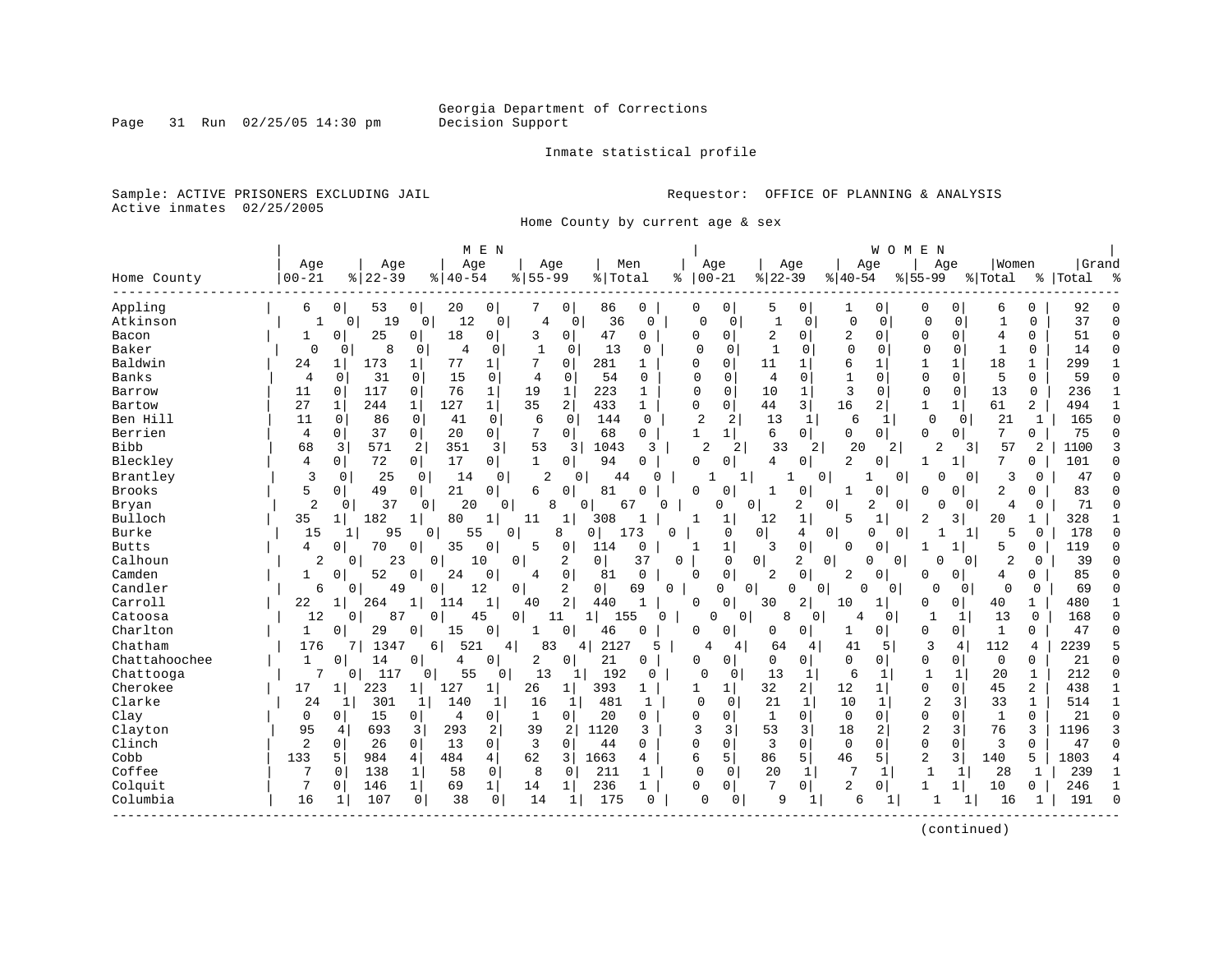Georgia Department of Corrections
Decision Support

Inmate statistical profile

Sample: ACTIVE PRISONERS EXCLUDING JAIL
Active inmates 02/25/2005

Requestor: OFFICE OF PLANNING & ANALYSIS

Home County by current age & sex

| Home County | MEN Age 00-21 | % | Age 22-39 | % | Age 40-54 | % | Age 55-99 | % | Men Total | % | WOMEN Age 00-21 | % | Age 22-39 | % | Age 40-54 | % | Age 55-99 | % | Women Total | % | Grand Total | % |
|---|---|---|---|---|---|---|---|---|---|---|---|---|---|---|---|---|---|---|---|---|---|---|
| Appling | 6 | 0 | 53 | 0 | 20 | 0 | 7 | 0 | 86 | 0 | 0 | 0 | 5 | 0 | 1 | 0 | 0 | 0 | 6 | 0 | 92 | 0 |
| Atkinson | 1 | 0 | 19 | 0 | 12 | 0 | 4 | 0 | 36 | 0 | 0 | 0 | 1 | 0 | 0 | 0 | 0 | 0 | 1 | 0 | 37 | 0 |
| Bacon | 1 | 0 | 25 | 0 | 18 | 0 | 3 | 0 | 47 | 0 | 0 | 0 | 2 | 0 | 2 | 0 | 0 | 0 | 4 | 0 | 51 | 0 |
| Baker | 0 | 0 | 8 | 0 | 4 | 0 | 1 | 0 | 13 | 0 | 0 | 0 | 1 | 0 | 0 | 0 | 0 | 0 | 1 | 0 | 14 | 0 |
| Baldwin | 24 | 1 | 173 | 1 | 77 | 1 | 7 | 0 | 281 | 1 | 0 | 0 | 11 | 1 | 6 | 1 | 1 | 1 | 18 | 1 | 299 | 1 |
| Banks | 4 | 0 | 31 | 0 | 15 | 0 | 4 | 0 | 54 | 0 | 0 | 0 | 4 | 0 | 1 | 0 | 0 | 0 | 5 | 0 | 59 | 0 |
| Barrow | 11 | 0 | 117 | 0 | 76 | 1 | 19 | 1 | 223 | 1 | 0 | 0 | 10 | 1 | 3 | 0 | 0 | 0 | 13 | 0 | 236 | 1 |
| Bartow | 27 | 1 | 244 | 1 | 127 | 1 | 35 | 2 | 433 | 1 | 0 | 0 | 44 | 3 | 16 | 2 | 1 | 1 | 61 | 2 | 494 | 1 |
| Ben Hill | 11 | 0 | 86 | 0 | 41 | 0 | 6 | 0 | 144 | 0 | 2 | 2 | 13 | 1 | 6 | 1 | 0 | 0 | 21 | 1 | 165 | 0 |
| Berrien | 4 | 0 | 37 | 0 | 20 | 0 | 7 | 0 | 68 | 0 | 1 | 1 | 6 | 0 | 0 | 0 | 0 | 0 | 7 | 0 | 75 | 0 |
| Bibb | 68 | 3 | 571 | 2 | 351 | 3 | 53 | 3 | 1043 | 3 | 2 | 2 | 33 | 2 | 20 | 2 | 2 | 3 | 57 | 2 | 1100 | 3 |
| Bleckley | 4 | 0 | 72 | 0 | 17 | 0 | 1 | 0 | 94 | 0 | 0 | 0 | 4 | 0 | 2 | 0 | 1 | 1 | 7 | 0 | 101 | 0 |
| Brantley | 3 | 0 | 25 | 0 | 14 | 0 | 2 | 0 | 44 | 0 | 1 | 1 | 1 | 0 | 1 | 0 | 0 | 0 | 3 | 0 | 47 | 0 |
| Brooks | 5 | 0 | 49 | 0 | 21 | 0 | 6 | 0 | 81 | 0 | 0 | 0 | 1 | 0 | 1 | 0 | 0 | 0 | 2 | 0 | 83 | 0 |
| Bryan | 2 | 0 | 37 | 0 | 20 | 0 | 8 | 0 | 67 | 0 | 0 | 0 | 2 | 0 | 2 | 0 | 0 | 0 | 4 | 0 | 71 | 0 |
| Bulloch | 35 | 1 | 182 | 1 | 80 | 1 | 11 | 1 | 308 | 1 | 1 | 1 | 12 | 1 | 5 | 1 | 2 | 3 | 20 | 1 | 328 | 1 |
| Burke | 15 | 1 | 95 | 0 | 55 | 0 | 8 | 0 | 173 | 0 | 0 | 0 | 4 | 0 | 0 | 0 | 1 | 1 | 5 | 0 | 178 | 0 |
| Butts | 4 | 0 | 70 | 0 | 35 | 0 | 5 | 0 | 114 | 0 | 1 | 1 | 3 | 0 | 0 | 0 | 1 | 1 | 5 | 0 | 119 | 0 |
| Calhoun | 2 | 0 | 23 | 0 | 10 | 0 | 2 | 0 | 37 | 0 | 0 | 0 | 2 | 0 | 0 | 0 | 0 | 0 | 2 | 0 | 39 | 0 |
| Camden | 1 | 0 | 52 | 0 | 24 | 0 | 4 | 0 | 81 | 0 | 0 | 0 | 2 | 0 | 2 | 0 | 0 | 0 | 4 | 0 | 85 | 0 |
| Candler | 6 | 0 | 49 | 0 | 12 | 0 | 2 | 0 | 69 | 0 | 0 | 0 | 0 | 0 | 0 | 0 | 0 | 0 | 0 | 0 | 69 | 0 |
| Carroll | 22 | 1 | 264 | 1 | 114 | 1 | 40 | 2 | 440 | 1 | 0 | 0 | 30 | 2 | 10 | 1 | 0 | 0 | 40 | 1 | 480 | 1 |
| Catoosa | 12 | 0 | 87 | 0 | 45 | 0 | 11 | 1 | 155 | 0 | 0 | 0 | 8 | 0 | 4 | 0 | 1 | 1 | 13 | 0 | 168 | 0 |
| Charlton | 1 | 0 | 29 | 0 | 15 | 0 | 1 | 0 | 46 | 0 | 0 | 0 | 0 | 0 | 1 | 0 | 0 | 0 | 1 | 0 | 47 | 0 |
| Chatham | 176 | 7 | 1347 | 6 | 521 | 4 | 83 | 4 | 2127 | 5 | 4 | 4 | 64 | 4 | 41 | 5 | 3 | 4 | 112 | 4 | 2239 | 5 |
| Chattahoochee | 1 | 0 | 14 | 0 | 4 | 0 | 2 | 0 | 21 | 0 | 0 | 0 | 0 | 0 | 0 | 0 | 0 | 0 | 0 | 0 | 21 | 0 |
| Chattooga | 7 | 0 | 117 | 0 | 55 | 0 | 13 | 1 | 192 | 0 | 0 | 0 | 13 | 1 | 6 | 1 | 1 | 1 | 20 | 1 | 212 | 0 |
| Cherokee | 17 | 1 | 223 | 1 | 127 | 1 | 26 | 1 | 393 | 1 | 1 | 1 | 32 | 2 | 12 | 1 | 0 | 0 | 45 | 2 | 438 | 1 |
| Clarke | 24 | 1 | 301 | 1 | 140 | 1 | 16 | 1 | 481 | 1 | 0 | 0 | 21 | 1 | 10 | 1 | 2 | 3 | 33 | 1 | 514 | 1 |
| Clay | 0 | 0 | 15 | 0 | 4 | 0 | 1 | 0 | 20 | 0 | 0 | 0 | 1 | 0 | 0 | 0 | 0 | 0 | 1 | 0 | 21 | 0 |
| Clayton | 95 | 4 | 693 | 3 | 293 | 2 | 39 | 2 | 1120 | 3 | 3 | 3 | 53 | 3 | 18 | 2 | 2 | 3 | 76 | 3 | 1196 | 3 |
| Clinch | 2 | 0 | 26 | 0 | 13 | 0 | 3 | 0 | 44 | 0 | 0 | 0 | 3 | 0 | 0 | 0 | 0 | 0 | 3 | 0 | 47 | 0 |
| Cobb | 133 | 5 | 984 | 4 | 484 | 4 | 62 | 3 | 1663 | 4 | 6 | 5 | 86 | 5 | 46 | 5 | 2 | 3 | 140 | 5 | 1803 | 4 |
| Coffee | 7 | 0 | 138 | 1 | 58 | 0 | 8 | 0 | 211 | 1 | 0 | 0 | 20 | 1 | 7 | 1 | 1 | 1 | 28 | 1 | 239 | 1 |
| Colquitt | 7 | 0 | 146 | 1 | 69 | 1 | 14 | 1 | 236 | 1 | 0 | 0 | 7 | 0 | 2 | 0 | 1 | 1 | 10 | 0 | 246 | 1 |
| Columbia | 16 | 1 | 107 | 0 | 38 | 0 | 14 | 1 | 175 | 0 | 0 | 0 | 9 | 1 | 6 | 1 | 1 | 1 | 16 | 1 | 191 | 0 |

(continued)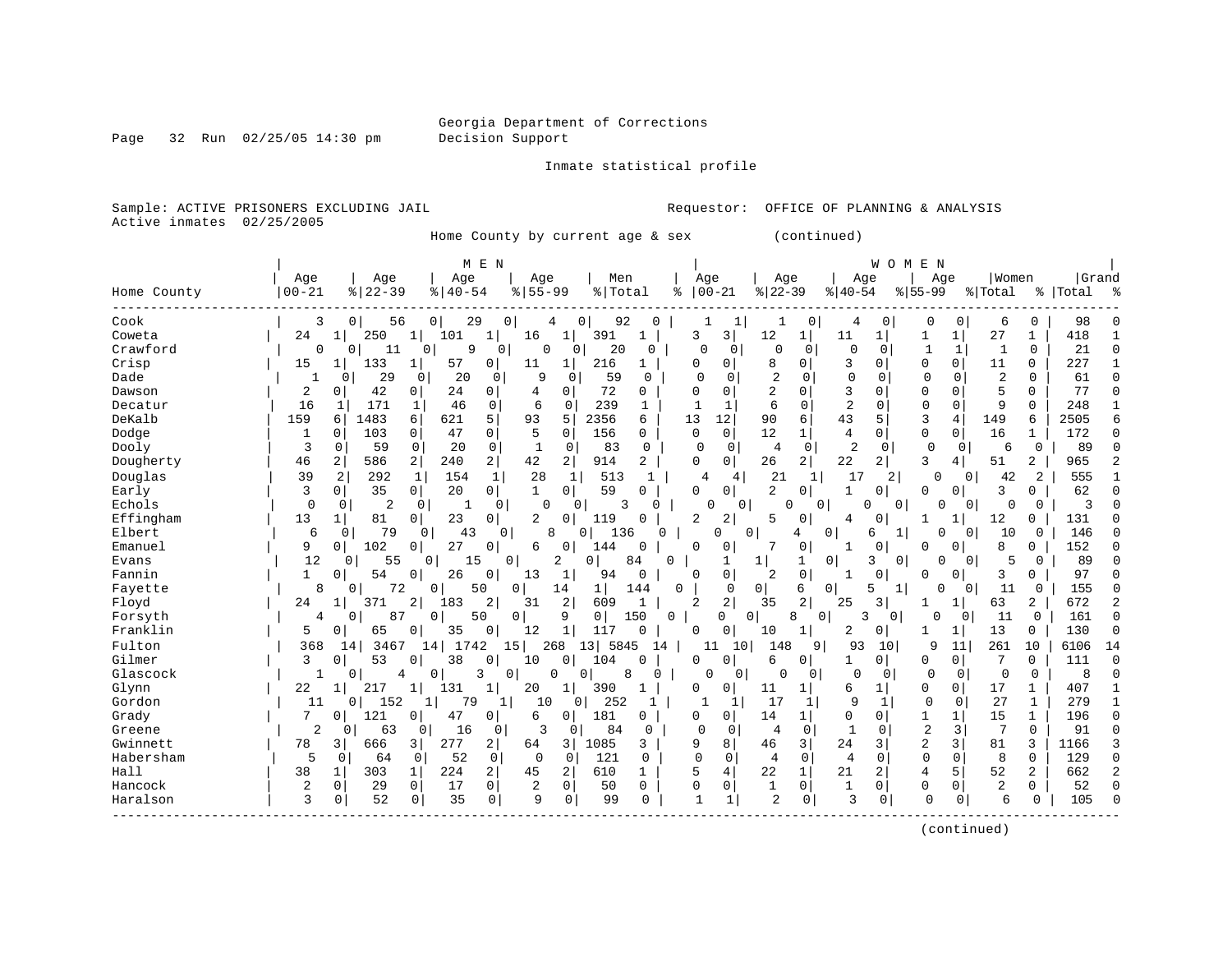Georgia Department of Corrections
Decision Support

Inmate statistical profile

Sample: ACTIVE PRISONERS EXCLUDING JAIL — Requestor: OFFICE OF PLANNING & ANALYSIS
Active inmates 02/25/2005

Home County by current age & sex (continued)

| Home County | MEN Age 00-21 | % | MEN Age 22-39 | % | MEN Age 40-54 | % | MEN Age 55-99 | % | Men Total | % | WOMEN Age 00-21 | % | WOMEN Age 22-39 | % | WOMEN Age 40-54 | % | WOMEN Age 55-99 | % | Women Total | % | Grand Total | % |
|---|---|---|---|---|---|---|---|---|---|---|---|---|---|---|---|---|---|---|---|---|---|---|
| Cook | 3 | 0 | 56 | 0 | 29 | 0 | 4 | 0 | 92 | 0 | 1 | 1 | 1 | 0 | 4 | 0 | 0 | 0 | 6 | 0 | 98 | 0 |
| Coweta | 24 | 1 | 250 | 1 | 101 | 1 | 16 | 1 | 391 | 1 | 3 | 3 | 12 | 1 | 11 | 1 | 1 | 1 | 27 | 1 | 418 | 1 |
| Crawford | 0 | 0 | 11 | 0 | 9 | 0 | 0 | 0 | 20 | 0 | 0 | 0 | 0 | 0 | 0 | 0 | 1 | 1 | 1 | 0 | 21 | 0 |
| Crisp | 15 | 1 | 133 | 1 | 57 | 0 | 11 | 1 | 216 | 1 | 0 | 0 | 8 | 0 | 3 | 0 | 0 | 0 | 11 | 0 | 227 | 1 |
| Dade | 1 | 0 | 29 | 0 | 20 | 0 | 9 | 0 | 59 | 0 | 0 | 0 | 2 | 0 | 0 | 0 | 0 | 0 | 2 | 0 | 61 | 0 |
| Dawson | 2 | 0 | 42 | 0 | 24 | 0 | 4 | 0 | 72 | 0 | 0 | 0 | 2 | 0 | 3 | 0 | 0 | 0 | 5 | 0 | 77 | 0 |
| Decatur | 16 | 1 | 171 | 1 | 46 | 0 | 6 | 0 | 239 | 1 | 1 | 1 | 6 | 0 | 2 | 0 | 0 | 0 | 9 | 0 | 248 | 1 |
| DeKalb | 159 | 6 | 1483 | 6 | 621 | 5 | 93 | 5 | 2356 | 6 | 13 | 12 | 90 | 6 | 43 | 5 | 3 | 4 | 149 | 6 | 2505 | 6 |
| Dodge | 1 | 0 | 103 | 0 | 47 | 0 | 5 | 0 | 156 | 0 | 0 | 0 | 12 | 1 | 4 | 0 | 0 | 0 | 16 | 1 | 172 | 0 |
| Dooly | 3 | 0 | 59 | 0 | 20 | 0 | 1 | 0 | 83 | 0 | 0 | 0 | 4 | 0 | 2 | 0 | 0 | 0 | 6 | 0 | 89 | 0 |
| Dougherty | 46 | 2 | 586 | 2 | 240 | 2 | 42 | 2 | 914 | 2 | 0 | 0 | 26 | 2 | 22 | 2 | 3 | 4 | 51 | 2 | 965 | 2 |
| Douglas | 39 | 2 | 292 | 1 | 154 | 1 | 28 | 1 | 513 | 1 | 4 | 4 | 21 | 1 | 17 | 2 | 0 | 0 | 42 | 2 | 555 | 1 |
| Early | 3 | 0 | 35 | 0 | 20 | 0 | 1 | 0 | 59 | 0 | 0 | 0 | 2 | 0 | 1 | 0 | 0 | 0 | 3 | 0 | 62 | 0 |
| Echols | 0 | 0 | 2 | 0 | 1 | 0 | 0 | 0 | 3 | 0 | 0 | 0 | 0 | 0 | 0 | 0 | 0 | 0 | 0 | 0 | 3 | 0 |
| Effingham | 13 | 1 | 81 | 0 | 23 | 0 | 2 | 0 | 119 | 0 | 2 | 2 | 5 | 0 | 4 | 0 | 1 | 1 | 12 | 0 | 131 | 0 |
| Elbert | 6 | 0 | 79 | 0 | 43 | 0 | 8 | 0 | 136 | 0 | 0 | 0 | 4 | 0 | 6 | 1 | 0 | 0 | 10 | 0 | 146 | 0 |
| Emanuel | 9 | 0 | 102 | 0 | 27 | 0 | 6 | 0 | 144 | 0 | 0 | 0 | 7 | 0 | 1 | 0 | 0 | 0 | 8 | 0 | 152 | 0 |
| Evans | 12 | 0 | 55 | 0 | 15 | 0 | 2 | 0 | 84 | 0 | 1 | 1 | 1 | 0 | 3 | 0 | 0 | 0 | 5 | 0 | 89 | 0 |
| Fannin | 1 | 0 | 54 | 0 | 26 | 0 | 13 | 1 | 94 | 0 | 0 | 0 | 2 | 0 | 1 | 0 | 0 | 0 | 3 | 0 | 97 | 0 |
| Fayette | 8 | 0 | 72 | 0 | 50 | 0 | 14 | 1 | 144 | 0 | 0 | 0 | 6 | 0 | 5 | 1 | 0 | 0 | 11 | 0 | 155 | 0 |
| Floyd | 24 | 1 | 371 | 2 | 183 | 2 | 31 | 2 | 609 | 1 | 2 | 2 | 35 | 2 | 25 | 3 | 1 | 1 | 63 | 2 | 672 | 2 |
| Forsyth | 4 | 0 | 87 | 0 | 50 | 0 | 9 | 0 | 150 | 0 | 0 | 0 | 8 | 0 | 3 | 0 | 0 | 0 | 11 | 0 | 161 | 0 |
| Franklin | 5 | 0 | 65 | 0 | 35 | 0 | 12 | 1 | 117 | 0 | 0 | 0 | 10 | 1 | 2 | 0 | 1 | 1 | 13 | 0 | 130 | 0 |
| Fulton | 368 | 14 | 3467 | 14 | 1742 | 15 | 268 | 13 | 5845 | 14 | 11 | 10 | 148 | 9 | 93 | 10 | 9 | 11 | 261 | 10 | 6106 | 14 |
| Gilmer | 3 | 0 | 53 | 0 | 38 | 0 | 10 | 0 | 104 | 0 | 0 | 0 | 6 | 0 | 1 | 0 | 0 | 0 | 7 | 0 | 111 | 0 |
| Glascock | 1 | 0 | 4 | 0 | 3 | 0 | 0 | 0 | 8 | 0 | 0 | 0 | 0 | 0 | 0 | 0 | 0 | 0 | 0 | 0 | 8 | 0 |
| Glynn | 22 | 1 | 217 | 1 | 131 | 1 | 20 | 1 | 390 | 1 | 0 | 0 | 11 | 1 | 6 | 1 | 0 | 0 | 17 | 1 | 407 | 1 |
| Gordon | 11 | 0 | 152 | 1 | 79 | 1 | 10 | 0 | 252 | 1 | 1 | 1 | 17 | 1 | 9 | 1 | 0 | 0 | 27 | 1 | 279 | 1 |
| Grady | 7 | 0 | 121 | 0 | 47 | 0 | 6 | 0 | 181 | 0 | 0 | 0 | 14 | 1 | 0 | 0 | 1 | 1 | 15 | 1 | 196 | 0 |
| Greene | 2 | 0 | 63 | 0 | 16 | 0 | 3 | 0 | 84 | 0 | 0 | 0 | 4 | 0 | 1 | 0 | 2 | 3 | 7 | 0 | 91 | 0 |
| Gwinnett | 78 | 3 | 666 | 3 | 277 | 2 | 64 | 3 | 1085 | 3 | 9 | 8 | 46 | 3 | 24 | 3 | 2 | 3 | 81 | 3 | 1166 | 3 |
| Habersham | 5 | 0 | 64 | 0 | 52 | 0 | 0 | 0 | 121 | 0 | 0 | 0 | 4 | 0 | 4 | 0 | 0 | 0 | 8 | 0 | 129 | 0 |
| Hall | 38 | 1 | 303 | 1 | 224 | 2 | 45 | 2 | 610 | 1 | 5 | 4 | 22 | 1 | 21 | 2 | 4 | 5 | 52 | 2 | 662 | 2 |
| Hancock | 2 | 0 | 29 | 0 | 17 | 0 | 2 | 0 | 50 | 0 | 0 | 0 | 1 | 0 | 1 | 0 | 0 | 0 | 2 | 0 | 52 | 0 |
| Haralson | 3 | 0 | 52 | 0 | 35 | 0 | 9 | 0 | 99 | 0 | 1 | 1 | 2 | 0 | 3 | 0 | 0 | 0 | 6 | 0 | 105 | 0 |

(continued)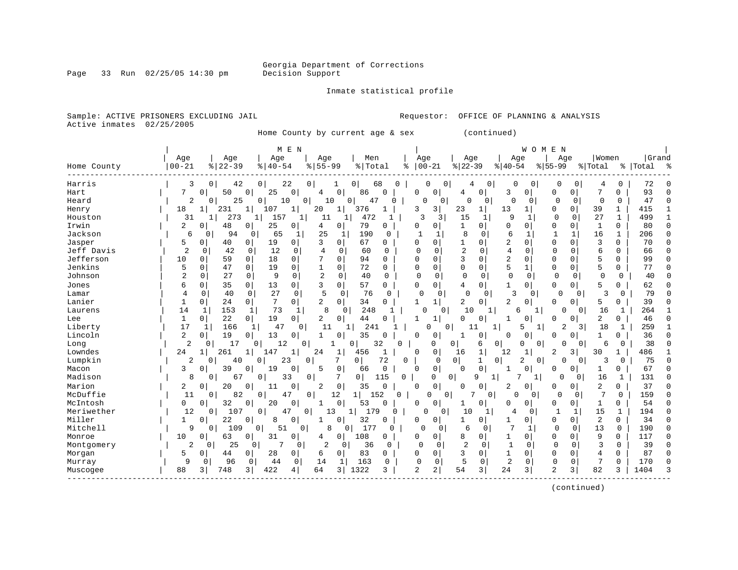Georgia Department of Corrections
Decision Support

Inmate statistical profile

Sample: ACTIVE PRISONERS EXCLUDING JAIL
Active inmates 02/25/2005

Requestor: OFFICE OF PLANNING & ANALYSIS

Home County by current age & sex (continued)

| Home County | MEN Age 00-21 | % | Age 22-39 | % | Age 40-54 | % | Age 55-99 | % | Men Total | % | WOMEN Age 00-21 | % | Age 22-39 | % | Age 40-54 | % | Age 55-99 | % | Women Total | % | Grand Total | % |
|---|---|---|---|---|---|---|---|---|---|---|---|---|---|---|---|---|---|---|---|---|---|---|
| Harris | 3 | 0 | 42 | 0 | 22 | 0 | 1 | 0 | 68 | 0 | 0 | 0 | 4 | 0 | 0 | 0 | 0 | 0 | 4 | 0 | 72 | 0 |
| Hart | 7 | 0 | 50 | 0 | 25 | 0 | 4 | 0 | 86 | 0 | 0 | 0 | 4 | 0 | 3 | 0 | 0 | 0 | 7 | 0 | 93 | 0 |
| Heard | 2 | 0 | 25 | 0 | 10 | 0 | 10 | 0 | 47 | 0 | 0 | 0 | 0 | 0 | 0 | 0 | 0 | 0 | 0 | 0 | 47 | 0 |
| Henry | 18 | 1 | 231 | 1 | 107 | 1 | 20 | 1 | 376 | 1 | 3 | 3 | 23 | 1 | 13 | 1 | 0 | 0 | 39 | 1 | 415 | 1 |
| Houston | 31 | 1 | 273 | 1 | 157 | 1 | 11 | 1 | 472 | 1 | 3 | 3 | 15 | 1 | 9 | 1 | 0 | 0 | 27 | 1 | 499 | 1 |
| Irwin | 2 | 0 | 48 | 0 | 25 | 0 | 4 | 0 | 79 | 0 | 0 | 0 | 1 | 0 | 0 | 0 | 0 | 0 | 1 | 0 | 80 | 0 |
| Jackson | 6 | 0 | 94 | 0 | 65 | 1 | 25 | 1 | 190 | 0 | 1 | 1 | 8 | 0 | 6 | 1 | 1 | 1 | 16 | 1 | 206 | 0 |
| Jasper | 5 | 0 | 40 | 0 | 19 | 0 | 3 | 0 | 67 | 0 | 0 | 0 | 1 | 0 | 2 | 0 | 0 | 0 | 3 | 0 | 70 | 0 |
| Jeff Davis | 2 | 0 | 42 | 0 | 12 | 0 | 4 | 0 | 60 | 0 | 0 | 0 | 2 | 0 | 4 | 0 | 0 | 0 | 6 | 0 | 66 | 0 |
| Jefferson | 10 | 0 | 59 | 0 | 18 | 0 | 7 | 0 | 94 | 0 | 0 | 0 | 3 | 0 | 2 | 0 | 0 | 0 | 5 | 0 | 99 | 0 |
| Jenkins | 5 | 0 | 47 | 0 | 19 | 0 | 1 | 0 | 72 | 0 | 0 | 0 | 0 | 0 | 5 | 1 | 0 | 0 | 5 | 0 | 77 | 0 |
| Johnson | 2 | 0 | 27 | 0 | 9 | 0 | 2 | 0 | 40 | 0 | 0 | 0 | 0 | 0 | 0 | 0 | 0 | 0 | 0 | 0 | 40 | 0 |
| Jones | 6 | 0 | 35 | 0 | 13 | 0 | 3 | 0 | 57 | 0 | 0 | 0 | 4 | 0 | 1 | 0 | 0 | 0 | 5 | 0 | 62 | 0 |
| Lamar | 4 | 0 | 40 | 0 | 27 | 0 | 5 | 0 | 76 | 0 | 0 | 0 | 0 | 0 | 3 | 0 | 0 | 0 | 3 | 0 | 79 | 0 |
| Lanier | 1 | 0 | 24 | 0 | 7 | 0 | 2 | 0 | 34 | 0 | 1 | 1 | 2 | 0 | 2 | 0 | 0 | 0 | 5 | 0 | 39 | 0 |
| Laurens | 14 | 1 | 153 | 1 | 73 | 1 | 8 | 0 | 248 | 1 | 0 | 0 | 10 | 1 | 6 | 1 | 0 | 0 | 16 | 1 | 264 | 1 |
| Lee | 1 | 0 | 22 | 0 | 19 | 0 | 2 | 0 | 44 | 0 | 1 | 1 | 0 | 0 | 1 | 0 | 0 | 0 | 2 | 0 | 46 | 0 |
| Liberty | 17 | 1 | 166 | 1 | 47 | 0 | 11 | 1 | 241 | 1 | 0 | 0 | 11 | 1 | 5 | 1 | 2 | 3 | 18 | 1 | 259 | 1 |
| Lincoln | 2 | 0 | 19 | 0 | 13 | 0 | 1 | 0 | 35 | 0 | 0 | 0 | 1 | 0 | 0 | 0 | 0 | 0 | 1 | 0 | 36 | 0 |
| Long | 2 | 0 | 17 | 0 | 12 | 0 | 1 | 0 | 32 | 0 | 0 | 0 | 6 | 0 | 0 | 0 | 0 | 0 | 6 | 0 | 38 | 0 |
| Lowndes | 24 | 1 | 261 | 1 | 147 | 1 | 24 | 1 | 456 | 1 | 0 | 0 | 16 | 1 | 12 | 1 | 2 | 3 | 30 | 1 | 486 | 1 |
| Lumpkin | 2 | 0 | 40 | 0 | 23 | 0 | 7 | 0 | 72 | 0 | 0 | 0 | 1 | 0 | 2 | 0 | 0 | 0 | 3 | 0 | 75 | 0 |
| Macon | 3 | 0 | 39 | 0 | 19 | 0 | 5 | 0 | 66 | 0 | 0 | 0 | 0 | 0 | 1 | 0 | 0 | 0 | 1 | 0 | 67 | 0 |
| Madison | 8 | 0 | 67 | 0 | 33 | 0 | 7 | 0 | 115 | 0 | 0 | 0 | 9 | 1 | 7 | 1 | 0 | 0 | 16 | 1 | 131 | 0 |
| Marion | 2 | 0 | 20 | 0 | 11 | 0 | 2 | 0 | 35 | 0 | 0 | 0 | 0 | 0 | 2 | 0 | 0 | 0 | 2 | 0 | 37 | 0 |
| McDuffie | 11 | 0 | 82 | 0 | 47 | 0 | 12 | 1 | 152 | 0 | 0 | 0 | 7 | 0 | 0 | 0 | 0 | 0 | 7 | 0 | 159 | 0 |
| McIntosh | 0 | 0 | 32 | 0 | 20 | 0 | 1 | 0 | 53 | 0 | 0 | 0 | 1 | 0 | 0 | 0 | 0 | 0 | 1 | 0 | 54 | 0 |
| Meriwether | 12 | 0 | 107 | 0 | 47 | 0 | 13 | 1 | 179 | 0 | 0 | 0 | 10 | 1 | 4 | 0 | 1 | 1 | 15 | 1 | 194 | 0 |
| Miller | 1 | 0 | 22 | 0 | 8 | 0 | 1 | 0 | 32 | 0 | 0 | 0 | 1 | 0 | 1 | 0 | 0 | 0 | 2 | 0 | 34 | 0 |
| Mitchell | 9 | 0 | 109 | 0 | 51 | 0 | 8 | 0 | 177 | 0 | 0 | 0 | 6 | 0 | 7 | 1 | 0 | 0 | 13 | 0 | 190 | 0 |
| Monroe | 10 | 0 | 63 | 0 | 31 | 0 | 4 | 0 | 108 | 0 | 0 | 0 | 8 | 0 | 1 | 0 | 0 | 0 | 9 | 0 | 117 | 0 |
| Montgomery | 2 | 0 | 25 | 0 | 7 | 0 | 2 | 0 | 36 | 0 | 0 | 0 | 2 | 0 | 1 | 0 | 0 | 0 | 3 | 0 | 39 | 0 |
| Morgan | 5 | 0 | 44 | 0 | 28 | 0 | 6 | 0 | 83 | 0 | 0 | 0 | 3 | 0 | 1 | 0 | 0 | 0 | 4 | 0 | 87 | 0 |
| Murray | 9 | 0 | 96 | 0 | 44 | 0 | 14 | 1 | 163 | 0 | 0 | 0 | 5 | 0 | 2 | 0 | 0 | 0 | 7 | 0 | 170 | 0 |
| Muscogee | 88 | 3 | 748 | 3 | 422 | 4 | 64 | 3 | 1322 | 3 | 2 | 2 | 54 | 3 | 24 | 3 | 2 | 3 | 82 | 3 | 1404 | 3 |

(continued)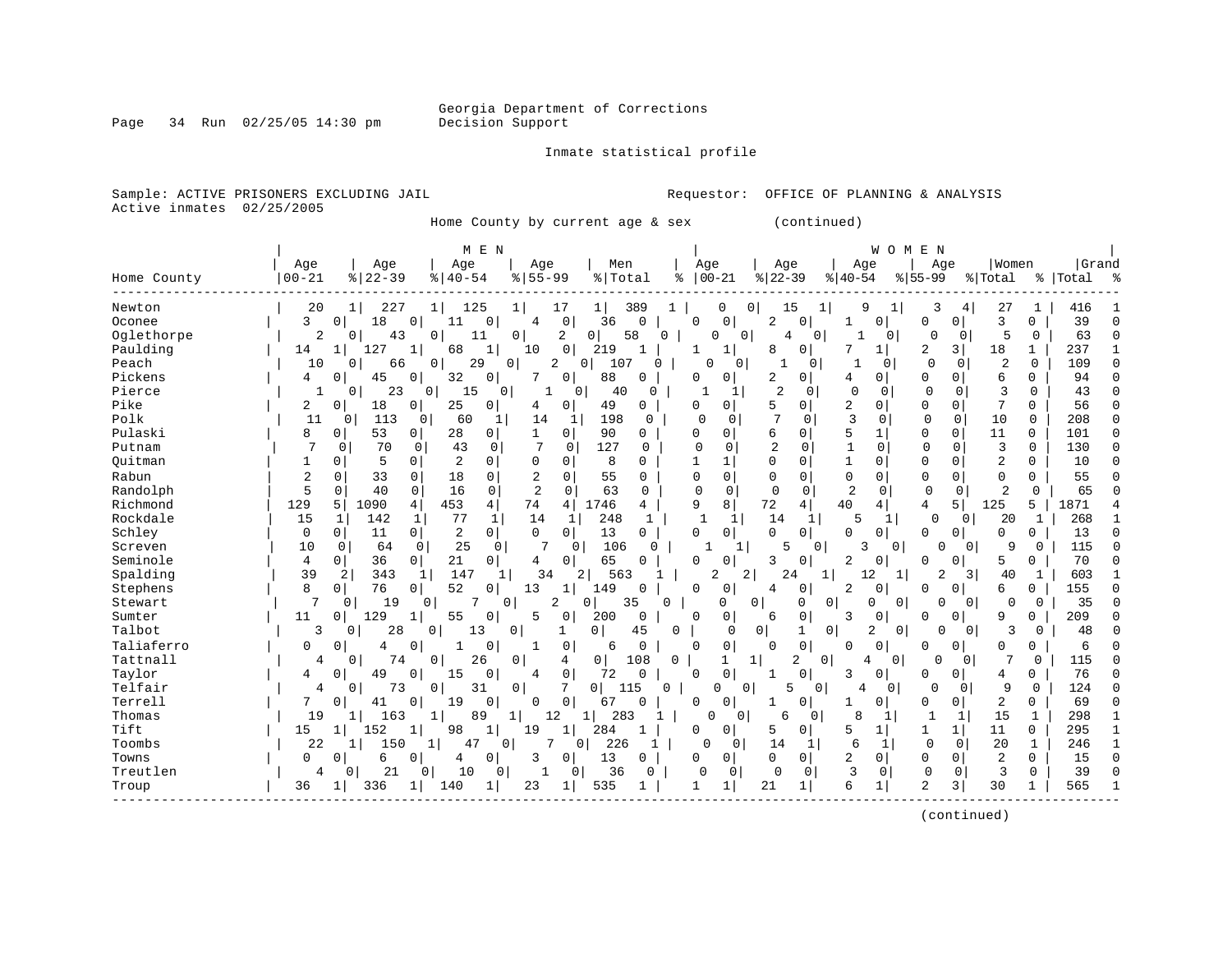Georgia Department of Corrections
Decision Support

Inmate statistical profile

Sample: ACTIVE PRISONERS EXCLUDING JAIL
Active inmates 02/25/2005

Requestor: OFFICE OF PLANNING & ANALYSIS

Home County by current age & sex (continued)

| | MEN | | | | | | | | | | WOMEN | | | | | | | | | | | |
|---|---|---|---|---|---|---|---|---|---|---|---|---|---|---|---|---|---|---|---|---|---|---|
| Home County | Age 00-21 | % | Age 22-39 | % | Age 40-54 | % | Age 55-99 | % | Men Total | % | Age 00-21 | % | Age 22-39 | % | Age 40-54 | % | Age 55-99 | % | Women Total | % | Grand Total | % |
| Newton | 20 | 1 | 227 | 1 | 125 | 1 | 17 | 1 | 389 | 1 | 0 | 0 | 15 | 1 | 9 | 1 | 3 | 4 | 27 | 1 | 416 | 1 |
| Oconee | 3 | 0 | 18 | 0 | 11 | 0 | 4 | 0 | 36 | 0 | 0 | 0 | 2 | 0 | 1 | 0 | 0 | 0 | 3 | 0 | 39 | 0 |
| Oglethorpe | 2 | 0 | 43 | 0 | 11 | 0 | 2 | 0 | 58 | 0 | 0 | 0 | 4 | 0 | 1 | 0 | 0 | 0 | 5 | 0 | 63 | 0 |
| Paulding | 14 | 1 | 127 | 1 | 68 | 1 | 10 | 0 | 219 | 1 | 1 | 1 | 8 | 0 | 7 | 1 | 2 | 3 | 18 | 1 | 237 | 1 |
| Peach | 10 | 0 | 66 | 0 | 29 | 0 | 2 | 0 | 107 | 0 | 0 | 0 | 1 | 0 | 1 | 0 | 0 | 0 | 2 | 0 | 109 | 0 |
| Pickens | 4 | 0 | 45 | 0 | 32 | 0 | 7 | 0 | 88 | 0 | 0 | 0 | 2 | 0 | 4 | 0 | 0 | 0 | 6 | 0 | 94 | 0 |
| Pierce | 1 | 0 | 23 | 0 | 15 | 0 | 1 | 0 | 40 | 0 | 1 | 1 | 2 | 0 | 0 | 0 | 0 | 0 | 3 | 0 | 43 | 0 |
| Pike | 2 | 0 | 18 | 0 | 25 | 0 | 4 | 0 | 49 | 0 | 0 | 0 | 5 | 0 | 2 | 0 | 0 | 0 | 7 | 0 | 56 | 0 |
| Polk | 11 | 0 | 113 | 0 | 60 | 1 | 14 | 1 | 198 | 0 | 0 | 0 | 7 | 0 | 3 | 0 | 0 | 0 | 10 | 0 | 208 | 0 |
| Pulaski | 8 | 0 | 53 | 0 | 28 | 0 | 1 | 0 | 90 | 0 | 0 | 0 | 6 | 0 | 5 | 1 | 0 | 0 | 11 | 0 | 101 | 0 |
| Putnam | 7 | 0 | 70 | 0 | 43 | 0 | 7 | 0 | 127 | 0 | 0 | 0 | 2 | 0 | 1 | 0 | 0 | 0 | 3 | 0 | 130 | 0 |
| Quitman | 1 | 0 | 5 | 0 | 2 | 0 | 0 | 0 | 8 | 0 | 1 | 1 | 0 | 0 | 1 | 0 | 0 | 0 | 2 | 0 | 10 | 0 |
| Rabun | 2 | 0 | 33 | 0 | 18 | 0 | 2 | 0 | 55 | 0 | 0 | 0 | 0 | 0 | 0 | 0 | 0 | 0 | 0 | 0 | 55 | 0 |
| Randolph | 5 | 0 | 40 | 0 | 16 | 0 | 2 | 0 | 63 | 0 | 0 | 0 | 0 | 0 | 2 | 0 | 0 | 0 | 2 | 0 | 65 | 0 |
| Richmond | 129 | 5 | 1090 | 4 | 453 | 4 | 74 | 4 | 1746 | 4 | 9 | 8 | 72 | 4 | 40 | 4 | 4 | 5 | 125 | 5 | 1871 | 4 |
| Rockdale | 15 | 1 | 142 | 1 | 77 | 1 | 14 | 1 | 248 | 1 | 1 | 1 | 14 | 1 | 5 | 1 | 0 | 0 | 20 | 1 | 268 | 1 |
| Schley | 0 | 0 | 11 | 0 | 2 | 0 | 0 | 0 | 13 | 0 | 0 | 0 | 0 | 0 | 0 | 0 | 0 | 0 | 0 | 0 | 13 | 0 |
| Screven | 10 | 0 | 64 | 0 | 25 | 0 | 7 | 0 | 106 | 0 | 1 | 1 | 5 | 0 | 3 | 0 | 0 | 0 | 9 | 0 | 115 | 0 |
| Seminole | 4 | 0 | 36 | 0 | 21 | 0 | 4 | 0 | 65 | 0 | 0 | 0 | 3 | 0 | 2 | 0 | 0 | 0 | 5 | 0 | 70 | 0 |
| Spalding | 39 | 2 | 343 | 1 | 147 | 1 | 34 | 2 | 563 | 1 | 2 | 2 | 24 | 1 | 12 | 1 | 2 | 3 | 40 | 1 | 603 | 1 |
| Stephens | 8 | 0 | 76 | 0 | 52 | 0 | 13 | 1 | 149 | 0 | 0 | 0 | 4 | 0 | 2 | 0 | 0 | 0 | 6 | 0 | 155 | 0 |
| Stewart | 7 | 0 | 19 | 0 | 7 | 0 | 2 | 0 | 35 | 0 | 0 | 0 | 0 | 0 | 0 | 0 | 0 | 0 | 0 | 0 | 35 | 0 |
| Sumter | 11 | 0 | 129 | 1 | 55 | 0 | 5 | 0 | 200 | 0 | 0 | 0 | 6 | 0 | 3 | 0 | 0 | 0 | 9 | 0 | 209 | 0 |
| Talbot | 3 | 0 | 28 | 0 | 13 | 0 | 1 | 0 | 45 | 0 | 0 | 0 | 1 | 0 | 2 | 0 | 0 | 0 | 3 | 0 | 48 | 0 |
| Taliaferro | 0 | 0 | 4 | 0 | 1 | 0 | 1 | 0 | 6 | 0 | 0 | 0 | 0 | 0 | 0 | 0 | 0 | 0 | 0 | 0 | 6 | 0 |
| Tattnall | 4 | 0 | 74 | 0 | 26 | 0 | 4 | 0 | 108 | 0 | 1 | 1 | 2 | 0 | 4 | 0 | 0 | 0 | 7 | 0 | 115 | 0 |
| Taylor | 4 | 0 | 49 | 0 | 15 | 0 | 4 | 0 | 72 | 0 | 0 | 0 | 1 | 0 | 3 | 0 | 0 | 0 | 4 | 0 | 76 | 0 |
| Telfair | 4 | 0 | 73 | 0 | 31 | 0 | 7 | 0 | 115 | 0 | 0 | 0 | 5 | 0 | 4 | 0 | 0 | 0 | 9 | 0 | 124 | 0 |
| Terrell | 7 | 0 | 41 | 0 | 19 | 0 | 0 | 0 | 67 | 0 | 0 | 0 | 1 | 0 | 1 | 0 | 0 | 0 | 2 | 0 | 69 | 0 |
| Thomas | 19 | 1 | 163 | 1 | 89 | 1 | 12 | 1 | 283 | 1 | 0 | 0 | 6 | 0 | 8 | 1 | 1 | 1 | 15 | 1 | 298 | 1 |
| Tift | 15 | 1 | 152 | 1 | 98 | 1 | 19 | 1 | 284 | 1 | 0 | 0 | 5 | 0 | 5 | 1 | 1 | 1 | 11 | 0 | 295 | 1 |
| Toombs | 22 | 1 | 150 | 1 | 47 | 0 | 7 | 0 | 226 | 1 | 0 | 0 | 14 | 1 | 6 | 1 | 0 | 0 | 20 | 1 | 246 | 1 |
| Towns | 0 | 0 | 6 | 0 | 4 | 0 | 3 | 0 | 13 | 0 | 0 | 0 | 0 | 0 | 2 | 0 | 0 | 0 | 2 | 0 | 15 | 0 |
| Treutlen | 4 | 0 | 21 | 0 | 10 | 0 | 1 | 0 | 36 | 0 | 0 | 0 | 0 | 0 | 3 | 0 | 0 | 0 | 3 | 0 | 39 | 0 |
| Troup | 36 | 1 | 336 | 1 | 140 | 1 | 23 | 1 | 535 | 1 | 1 | 1 | 21 | 1 | 6 | 1 | 2 | 3 | 30 | 1 | 565 | 1 |

(continued)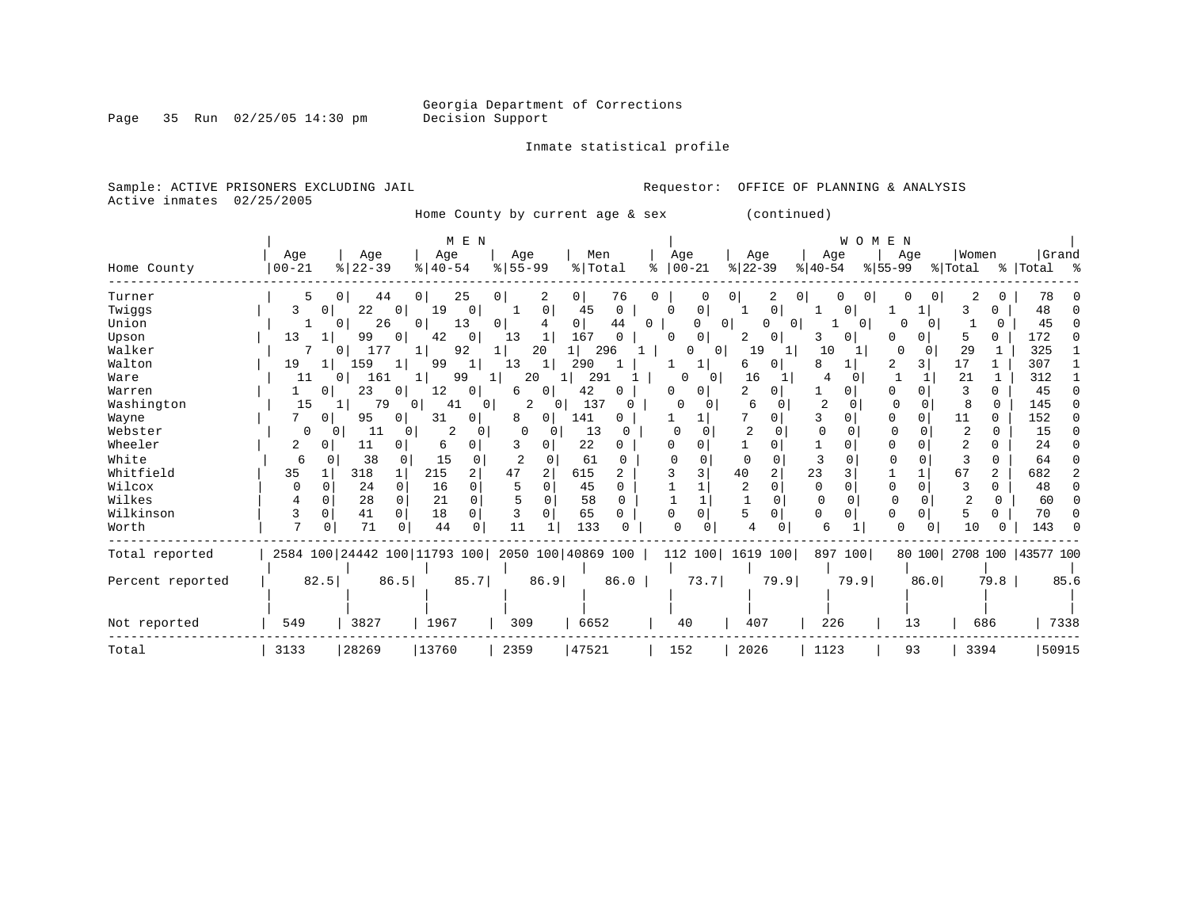Georgia Department of Corrections
Decision Support

Inmate statistical profile

Sample: ACTIVE PRISONERS EXCLUDING JAIL
Active inmates 02/25/2005

Requestor: OFFICE OF PLANNING & ANALYSIS

Home County by current age & sex (continued)

| Home County | MEN Age 00-21 | % | Age 22-39 | % | Age 40-54 | % | Age 55-99 | % | Men Total | % | WOMEN Age 00-21 | % | Age 22-39 | % | Age 40-54 | % | Age 55-99 | % | Women Total | % | Grand Total | % |
|---|---|---|---|---|---|---|---|---|---|---|---|---|---|---|---|---|---|---|---|---|---|---|
| Turner | 5 | 0 | 44 | 0 | 25 | 0 | 2 | 0 | 76 | 0 | 0 | 0 | 2 | 0 | 0 | 0 | 0 | 0 | 2 | 0 | 78 | 0 |
| Twiggs | 3 | 0 | 22 | 0 | 19 | 0 | 1 | 0 | 45 | 0 | 0 | 0 | 1 | 0 | 1 | 0 | 1 | 1 | 3 | 0 | 48 | 0 |
| Union | 1 | 0 | 26 | 0 | 13 | 0 | 4 | 0 | 44 | 0 | 0 | 0 | 0 | 0 | 1 | 0 | 0 | 0 | 1 | 0 | 45 | 0 |
| Upson | 13 | 1 | 99 | 0 | 42 | 0 | 13 | 1 | 167 | 0 | 0 | 0 | 2 | 0 | 3 | 0 | 0 | 0 | 5 | 0 | 172 | 0 |
| Walker | 7 | 0 | 177 | 1 | 92 | 1 | 20 | 1 | 296 | 1 | 0 | 0 | 19 | 1 | 10 | 1 | 0 | 0 | 29 | 1 | 325 | 1 |
| Walton | 19 | 1 | 159 | 1 | 99 | 1 | 13 | 1 | 290 | 1 | 1 | 1 | 6 | 0 | 8 | 1 | 2 | 3 | 17 | 1 | 307 | 1 |
| Ware | 11 | 0 | 161 | 1 | 99 | 1 | 20 | 1 | 291 | 1 | 0 | 0 | 16 | 1 | 4 | 0 | 1 | 1 | 21 | 1 | 312 | 1 |
| Warren | 1 | 0 | 23 | 0 | 12 | 0 | 6 | 0 | 42 | 0 | 0 | 0 | 2 | 0 | 1 | 0 | 0 | 0 | 3 | 0 | 45 | 0 |
| Washington | 15 | 1 | 79 | 0 | 41 | 0 | 2 | 0 | 137 | 0 | 0 | 0 | 6 | 0 | 2 | 0 | 0 | 0 | 8 | 0 | 145 | 0 |
| Wayne | 7 | 0 | 95 | 0 | 31 | 0 | 8 | 0 | 141 | 0 | 1 | 1 | 7 | 0 | 3 | 0 | 0 | 0 | 11 | 0 | 152 | 0 |
| Webster | 0 | 0 | 11 | 0 | 2 | 0 | 0 | 0 | 13 | 0 | 0 | 0 | 2 | 0 | 0 | 0 | 0 | 0 | 2 | 0 | 15 | 0 |
| Wheeler | 2 | 0 | 11 | 0 | 6 | 0 | 3 | 0 | 22 | 0 | 0 | 0 | 1 | 0 | 1 | 0 | 0 | 0 | 2 | 0 | 24 | 0 |
| White | 6 | 0 | 38 | 0 | 15 | 0 | 2 | 0 | 61 | 0 | 0 | 0 | 0 | 0 | 3 | 0 | 0 | 0 | 3 | 0 | 64 | 0 |
| Whitfield | 35 | 1 | 318 | 1 | 215 | 2 | 47 | 2 | 615 | 2 | 3 | 3 | 40 | 2 | 23 | 3 | 1 | 1 | 67 | 2 | 682 | 2 |
| Wilcox | 0 | 0 | 24 | 0 | 16 | 0 | 5 | 0 | 45 | 0 | 1 | 1 | 2 | 0 | 0 | 0 | 0 | 0 | 3 | 0 | 48 | 0 |
| Wilkes | 4 | 0 | 28 | 0 | 21 | 0 | 5 | 0 | 58 | 0 | 1 | 1 | 1 | 0 | 0 | 0 | 0 | 0 | 2 | 0 | 60 | 0 |
| Wilkinson | 3 | 0 | 41 | 0 | 18 | 0 | 3 | 0 | 65 | 0 | 0 | 0 | 5 | 0 | 0 | 0 | 0 | 0 | 5 | 0 | 70 | 0 |
| Worth | 7 | 0 | 71 | 0 | 44 | 0 | 11 | 1 | 133 | 0 | 0 | 0 | 4 | 0 | 6 | 1 | 0 | 0 | 10 | 0 | 143 | 0 |
| Total reported | 2584 | 100 | 24442 | 100 | 11793 | 100 | 2050 | 100 | 40869 | 100 | 112 | 100 | 1619 | 100 | 897 | 100 | 80 | 100 | 2708 | 100 | 43577 | 100 |
| Percent reported | 82.5 | | 86.5 | | 85.7 | | 86.9 | | 86.0 | | 73.7 | | 79.9 | | 79.9 | | 86.0 | | 79.8 | | 85.6 | |
| Not reported | 549 | | 3827 | | 1967 | | 309 | | 6652 | | 40 | | 407 | | 226 | | 13 | | 686 | | 7338 | |
| Total | 3133 | | 28269 | | 13760 | | 2359 | | 47521 | | 152 | | 2026 | | 1123 | | 93 | | 3394 | | 50915 | |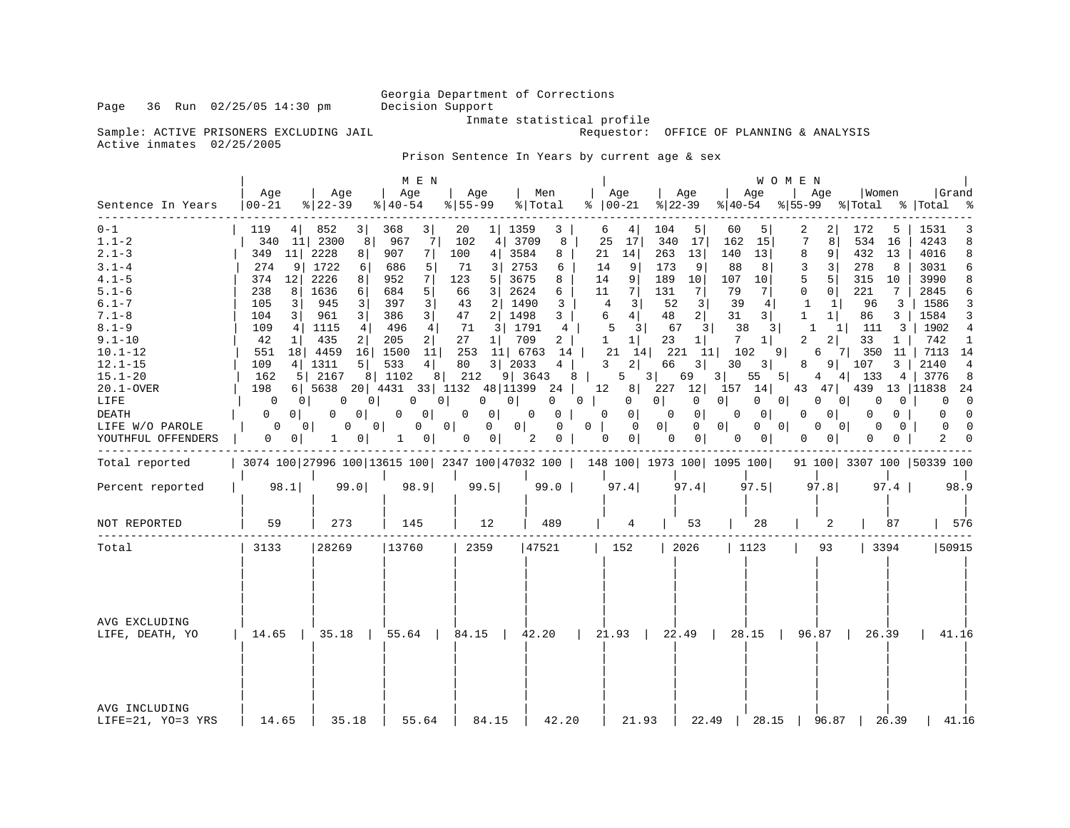Georgia Department of Corrections
Decision Support

Inmate statistical profile

Sample: ACTIVE PRISONERS EXCLUDING JAIL
Requestor: OFFICE OF PLANNING & ANALYSIS
Active inmates 02/25/2005

Prison Sentence In Years by current age & sex

| Sentence In Years | MEN Age 00-21 | % | Age 22-39 | % | Age 40-54 | % | Age 55-99 | % | Men Total | % | WOMEN Age 00-21 | % | Age 22-39 | % | Age 40-54 | % | Age 55-99 | % | Women Total | % | Grand Total | % |
|---|---|---|---|---|---|---|---|---|---|---|---|---|---|---|---|---|---|---|---|---|---|---|
| 0-1 | 119 | 4 | 852 | 3 | 368 | 3 | 20 | 1 | 1359 | 3 | 6 | 4 | 104 | 5 | 60 | 5 | 2 | 2 | 172 | 5 | 1531 | 3 |
| 1.1-2 | 340 | 11 | 2300 | 8 | 967 | 7 | 102 | 4 | 3709 | 8 | 25 | 17 | 340 | 17 | 162 | 15 | 7 | 8 | 534 | 16 | 4243 | 8 |
| 2.1-3 | 349 | 11 | 2228 | 8 | 907 | 7 | 100 | 4 | 3584 | 8 | 21 | 14 | 263 | 13 | 140 | 13 | 8 | 9 | 432 | 13 | 4016 | 8 |
| 3.1-4 | 274 | 9 | 1722 | 6 | 686 | 5 | 71 | 3 | 2753 | 6 | 14 | 9 | 173 | 9 | 88 | 8 | 3 | 3 | 278 | 8 | 3031 | 6 |
| 4.1-5 | 374 | 12 | 2226 | 8 | 952 | 7 | 123 | 5 | 3675 | 8 | 14 | 9 | 189 | 10 | 107 | 10 | 5 | 5 | 315 | 10 | 3990 | 8 |
| 5.1-6 | 238 | 8 | 1636 | 6 | 684 | 5 | 66 | 3 | 2624 | 6 | 11 | 7 | 131 | 7 | 79 | 7 | 0 | 0 | 221 | 7 | 2845 | 6 |
| 6.1-7 | 105 | 3 | 945 | 3 | 397 | 3 | 43 | 2 | 1490 | 3 | 4 | 3 | 52 | 3 | 39 | 4 | 1 | 1 | 96 | 3 | 1586 | 3 |
| 7.1-8 | 104 | 3 | 961 | 3 | 386 | 3 | 47 | 2 | 1498 | 3 | 6 | 4 | 48 | 2 | 31 | 3 | 1 | 1 | 86 | 3 | 1584 | 3 |
| 8.1-9 | 109 | 4 | 1115 | 4 | 496 | 4 | 71 | 3 | 1791 | 4 | 5 | 3 | 67 | 3 | 38 | 3 | 1 | 1 | 111 | 3 | 1902 | 4 |
| 9.1-10 | 42 | 1 | 435 | 2 | 205 | 2 | 27 | 1 | 709 | 2 | 1 | 1 | 23 | 1 | 7 | 1 | 2 | 2 | 33 | 1 | 742 | 1 |
| 10.1-12 | 551 | 18 | 4459 | 16 | 1500 | 11 | 253 | 11 | 6763 | 14 | 21 | 14 | 221 | 11 | 102 | 9 | 6 | 7 | 350 | 11 | 7113 | 14 |
| 12.1-15 | 109 | 4 | 1311 | 5 | 533 | 4 | 80 | 3 | 2033 | 4 | 3 | 2 | 66 | 3 | 30 | 3 | 8 | 9 | 107 | 3 | 2140 | 4 |
| 15.1-20 | 162 | 5 | 2167 | 8 | 1102 | 8 | 212 | 9 | 3643 | 8 | 5 | 3 | 69 | 3 | 55 | 5 | 4 | 4 | 133 | 4 | 3776 | 8 |
| 20.1-OVER | 198 | 6 | 5638 | 20 | 4431 | 33 | 1132 | 48 | 11399 | 24 | 12 | 8 | 227 | 12 | 157 | 14 | 43 | 47 | 439 | 13 | 11838 | 24 |
| LIFE | 0 | 0 | 0 | 0 | 0 | 0 | 0 | 0 | 0 | 0 | 0 | 0 | 0 | 0 | 0 | 0 | 0 | 0 | 0 | 0 | 0 | 0 |
| DEATH | 0 | 0 | 0 | 0 | 0 | 0 | 0 | 0 | 0 | 0 | 0 | 0 | 0 | 0 | 0 | 0 | 0 | 0 | 0 | 0 | 0 | 0 |
| LIFE W/O PAROLE | 0 | 0 | 0 | 0 | 0 | 0 | 0 | 0 | 0 | 0 | 0 | 0 | 0 | 0 | 0 | 0 | 0 | 0 | 0 | 0 | 0 | 0 |
| YOUTHFUL OFFENDERS | 0 | 0 | 1 | 0 | 1 | 0 | 0 | 0 | 2 | 0 | 0 | 0 | 0 | 0 | 0 | 0 | 0 | 0 | 0 | 0 | 2 | 0 |
| Total reported | 3074 | 100 | 27996 | 100 | 13615 | 100 | 2347 | 100 | 47032 | 100 | 148 | 100 | 1973 | 100 | 1095 | 100 | 91 | 100 | 3307 | 100 | 50339 | 100 |
| Percent reported | 98.1 | | 99.0 | | 98.9 | | 99.5 | | 99.0 | | 97.4 | | 97.4 | | 97.5 | | 97.8 | | 97.4 | | 98.9 | |
| NOT REPORTED | 59 | | 273 | | 145 | | 12 | | 489 | | 4 | | 53 | | 28 | | 2 | | 87 | | 576 | |
| Total | 3133 | | 28269 | | 13760 | | 2359 | | 47521 | | 152 | | 2026 | | 1123 | | 93 | | 3394 | | 50915 | |
| AVG EXCLUDING LIFE, DEATH, YO | 14.65 | | 35.18 | | 55.64 | | 84.15 | | 42.20 | | 21.93 | | 22.49 | | 28.15 | | 96.87 | | 26.39 | | 41.16 | |
| AVG INCLUDING LIFE=21, YO=3 YRS | 14.65 | | 35.18 | | 55.64 | | 84.15 | | 42.20 | | 21.93 | | 22.49 | | 28.15 | | 96.87 | | 26.39 | | 41.16 | |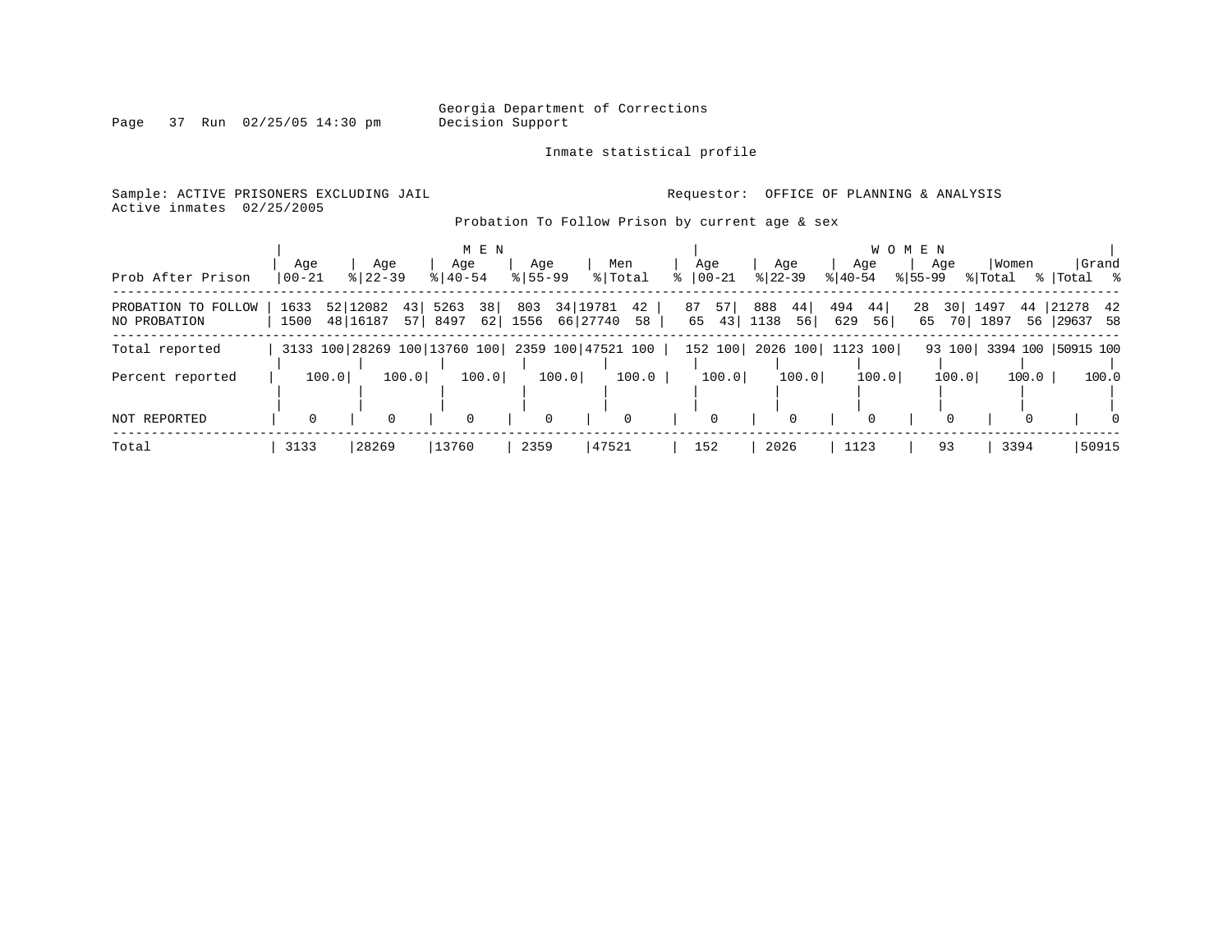Georgia Department of Corrections
Decision Support

Inmate statistical profile

Sample: ACTIVE PRISONERS EXCLUDING JAIL
Active inmates 02/25/2005

Requestor: OFFICE OF PLANNING & ANALYSIS

Probation To Follow Prison by current age & sex

| Prob After Prison | MEN Age 00-21 | % | Age 22-39 | % | Age 40-54 | % | Age 55-99 | % | Men Total | % | WOMEN Age 00-21 | % | Age 22-39 | % | Age 40-54 | % | Age 55-99 | % | Women Total | % | Grand Total | % |
|---|---|---|---|---|---|---|---|---|---|---|---|---|---|---|---|---|---|---|---|---|---|---|
| PROBATION TO FOLLOW | 1633 | 52 | 12082 | 43 | 5263 | 38 | 803 | 34 | 19781 | 42 | 87 | 57 | 888 | 44 | 494 | 44 | 28 | 30 | 1497 | 44 | 21278 | 42 |
| NO PROBATION | 1500 | 48 | 16187 | 57 | 8497 | 62 | 1556 | 66 | 27740 | 58 | 65 | 43 | 1138 | 56 | 629 | 56 | 65 | 70 | 1897 | 56 | 29637 | 58 |
| Total reported | 3133 | 100 | 28269 | 100 | 13760 | 100 | 2359 | 100 | 47521 | 100 | 152 | 100 | 2026 | 100 | 1123 | 100 | 93 | 100 | 3394 | 100 | 50915 | 100 |
| Percent reported | | 100.0 | | 100.0 | | 100.0 | | 100.0 | | 100.0 | | 100.0 | | 100.0 | | 100.0 | | 100.0 | | 100.0 | | 100.0 |
| NOT REPORTED | 0 | | 0 | | 0 | | 0 | | 0 | | 0 | | 0 | | 0 | | 0 | | 0 | | 0 | |
| Total | 3133 | | 28269 | | 13760 | | 2359 | | 47521 | | 152 | | 2026 | | 1123 | | 93 | | 3394 | | 50915 | |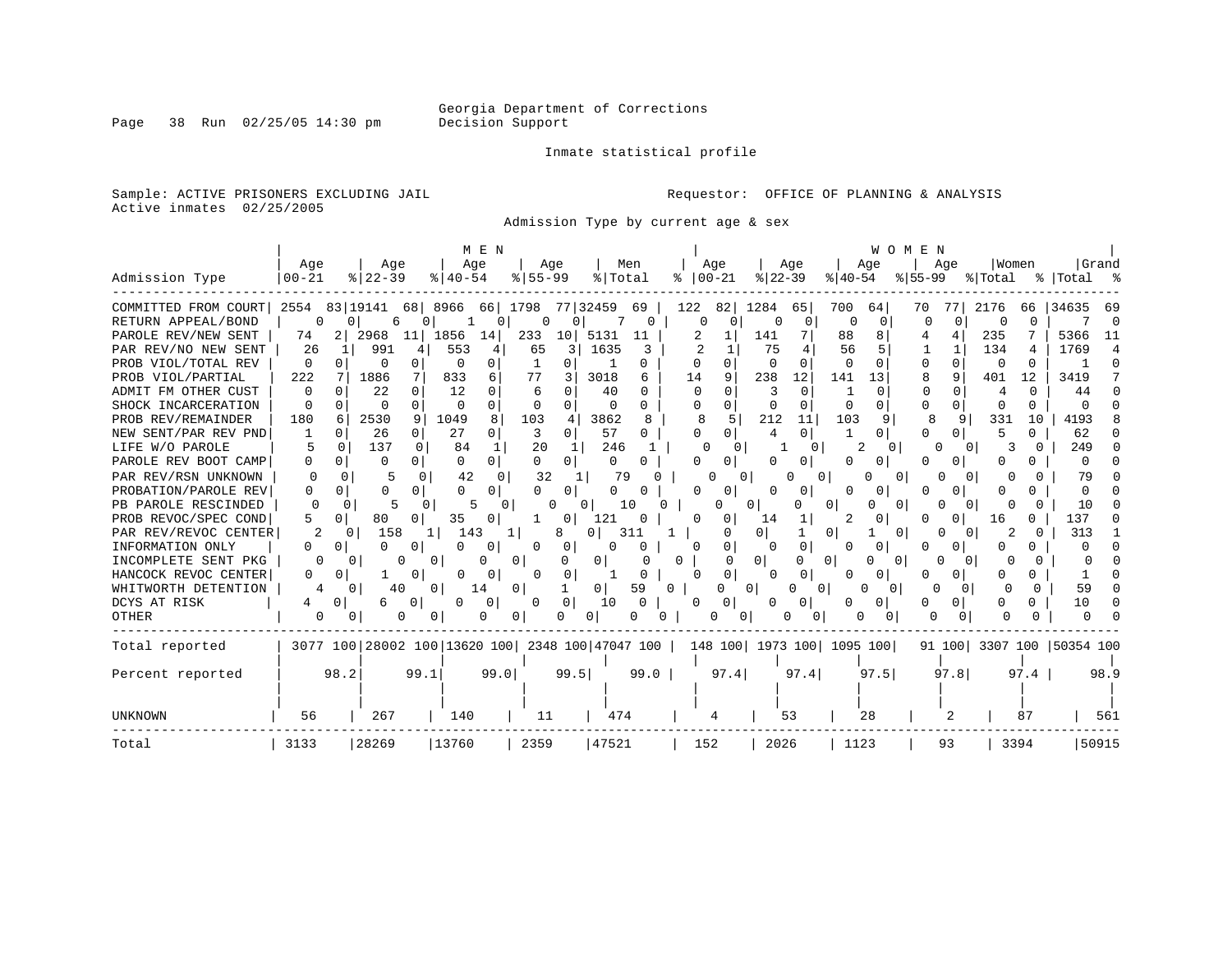Georgia Department of Corrections
Decision Support

Inmate statistical profile

Sample: ACTIVE PRISONERS EXCLUDING JAIL

Requestor: OFFICE OF PLANNING & ANALYSIS

Active inmates 02/25/2005

Admission Type by current age & sex

| Admission Type | MEN Age 00-21 | % | Age 22-39 | % | Age 40-54 | % | Age 55-99 | % | Men Total | % | WOMEN Age 00-21 | % | Age 22-39 | % | Age 40-54 | % | Age 55-99 | % | Women Total | % | Grand Total | % |
|---|---|---|---|---|---|---|---|---|---|---|---|---|---|---|---|---|---|---|---|---|---|---|
| COMMITTED FROM COURT | 2554 | 83 | 19141 | 68 | 8966 | 66 | 1798 | 77 | 32459 | 69 | 122 | 82 | 1284 | 65 | 700 | 64 | 70 | 77 | 2176 | 66 | 34635 | 69 |
| RETURN APPEAL/BOND | 0 | 0 | 6 | 0 | 1 | 0 | 0 | 0 | 7 | 0 | 0 | 0 | 0 | 0 | 0 | 0 | 0 | 0 | 0 | 0 | 7 | 0 |
| PAROLE REV/NEW SENT | 74 | 2 | 2968 | 11 | 1856 | 14 | 233 | 10 | 5131 | 11 | 2 | 1 | 141 | 7 | 88 | 8 | 4 | 4 | 235 | 7 | 5366 | 11 |
| PAR REV/NO NEW SENT | 26 | 1 | 991 | 4 | 553 | 4 | 65 | 3 | 1635 | 3 | 2 | 1 | 75 | 4 | 56 | 5 | 1 | 1 | 134 | 4 | 1769 | 4 |
| PROB VIOL/TOTAL REV | 0 | 0 | 0 | 0 | 0 | 0 | 1 | 0 | 1 | 0 | 0 | 0 | 0 | 0 | 0 | 0 | 0 | 0 | 0 | 0 | 1 | 0 |
| PROB VIOL/PARTIAL | 222 | 7 | 1886 | 7 | 833 | 6 | 77 | 3 | 3018 | 6 | 14 | 9 | 238 | 12 | 141 | 13 | 8 | 9 | 401 | 12 | 3419 | 7 |
| ADMIT FM OTHER CUST | 0 | 0 | 22 | 0 | 12 | 0 | 6 | 0 | 40 | 0 | 0 | 0 | 3 | 0 | 1 | 0 | 0 | 0 | 4 | 0 | 44 | 0 |
| SHOCK INCARCERATION | 0 | 0 | 0 | 0 | 0 | 0 | 0 | 0 | 0 | 0 | 0 | 0 | 0 | 0 | 0 | 0 | 0 | 0 | 0 | 0 | 0 | 0 |
| PROB REV/REMAINDER | 180 | 6 | 2530 | 9 | 1049 | 8 | 103 | 4 | 3862 | 8 | 8 | 5 | 212 | 11 | 103 | 9 | 8 | 9 | 331 | 10 | 4193 | 8 |
| NEW SENT/PAR REV PND | 1 | 0 | 26 | 0 | 27 | 0 | 3 | 0 | 57 | 0 | 0 | 0 | 4 | 0 | 1 | 0 | 0 | 0 | 5 | 0 | 62 | 0 |
| LIFE W/O PAROLE | 5 | 0 | 137 | 0 | 84 | 1 | 20 | 1 | 246 | 1 | 0 | 0 | 1 | 0 | 2 | 0 | 0 | 0 | 3 | 0 | 249 | 0 |
| PAROLE REV BOOT CAMP | 0 | 0 | 0 | 0 | 0 | 0 | 0 | 0 | 0 | 0 | 0 | 0 | 0 | 0 | 0 | 0 | 0 | 0 | 0 | 0 | 0 | 0 |
| PAR REV/RSN UNKNOWN | 0 | 0 | 5 | 0 | 42 | 0 | 32 | 1 | 79 | 0 | 0 | 0 | 0 | 0 | 0 | 0 | 0 | 0 | 0 | 0 | 79 | 0 |
| PROBATION/PAROLE REV | 0 | 0 | 0 | 0 | 0 | 0 | 0 | 0 | 0 | 0 | 0 | 0 | 0 | 0 | 0 | 0 | 0 | 0 | 0 | 0 | 0 | 0 |
| PB PAROLE RESCINDED | 0 | 0 | 5 | 0 | 5 | 0 | 0 | 0 | 10 | 0 | 0 | 0 | 0 | 0 | 0 | 0 | 0 | 0 | 0 | 0 | 10 | 0 |
| PROB REVOC/SPEC COND | 5 | 0 | 80 | 0 | 35 | 0 | 1 | 0 | 121 | 0 | 0 | 0 | 14 | 1 | 2 | 0 | 0 | 0 | 16 | 0 | 137 | 0 |
| PAR REV/REVOC CENTER | 2 | 0 | 158 | 1 | 143 | 1 | 8 | 0 | 311 | 1 | 0 | 0 | 1 | 0 | 1 | 0 | 0 | 0 | 2 | 0 | 313 | 1 |
| INFORMATION ONLY | 0 | 0 | 0 | 0 | 0 | 0 | 0 | 0 | 0 | 0 | 0 | 0 | 0 | 0 | 0 | 0 | 0 | 0 | 0 | 0 | 0 | 0 |
| INCOMPLETE SENT PKG | 0 | 0 | 0 | 0 | 0 | 0 | 0 | 0 | 0 | 0 | 0 | 0 | 0 | 0 | 0 | 0 | 0 | 0 | 0 | 0 | 0 | 0 |
| HANCOCK REVOC CENTER | 0 | 0 | 1 | 0 | 0 | 0 | 0 | 0 | 1 | 0 | 0 | 0 | 0 | 0 | 0 | 0 | 0 | 0 | 0 | 0 | 1 | 0 |
| WHITWORTH DETENTION | 4 | 0 | 40 | 0 | 14 | 0 | 1 | 0 | 59 | 0 | 0 | 0 | 0 | 0 | 0 | 0 | 0 | 0 | 0 | 0 | 59 | 0 |
| DCYS AT RISK | 4 | 0 | 6 | 0 | 0 | 0 | 0 | 0 | 10 | 0 | 0 | 0 | 0 | 0 | 0 | 0 | 0 | 0 | 0 | 0 | 10 | 0 |
| OTHER | 0 | 0 | 0 | 0 | 0 | 0 | 0 | 0 | 0 | 0 | 0 | 0 | 0 | 0 | 0 | 0 | 0 | 0 | 0 | 0 | 0 | 0 |
| Total reported | 3077 | 100 | 28002 | 100 | 13620 | 100 | 2348 | 100 | 47047 | 100 | 148 | 100 | 1973 | 100 | 1095 | 100 | 91 | 100 | 3307 | 100 | 50354 | 100 |
| Percent reported | | 98.2 | | 99.1 | | 99.0 | | 99.5 | | 99.0 | | 97.4 | | 97.4 | | 97.5 | | 97.8 | | 97.4 | | 98.9 |
| UNKNOWN | 56 | | 267 | | 140 | | 11 | | 474 | | 4 | | 53 | | 28 | | 2 | | 87 | | 561 | |
| Total | 3133 | | 28269 | | 13760 | | 2359 | | 47521 | | 152 | | 2026 | | 1123 | | 93 | | 3394 | | 50915 | |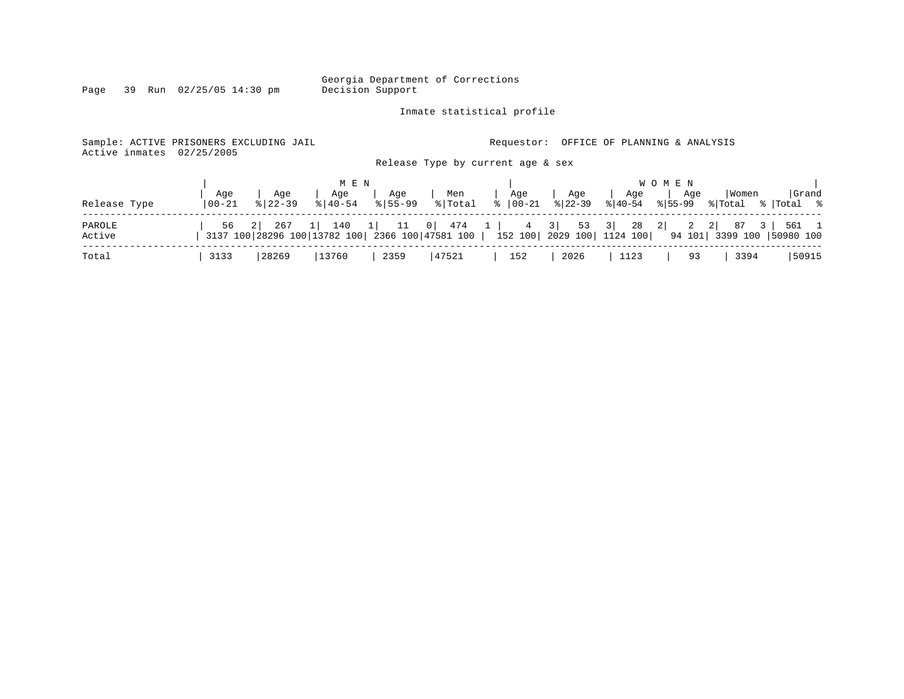Georgia Department of Corrections
Decision Support

Inmate statistical profile

Sample: ACTIVE PRISONERS EXCLUDING JAIL
Active inmates 02/25/2005

Requestor: OFFICE OF PLANNING & ANALYSIS

Release Type by current age & sex

| Release Type | MEN Age 00-21 | % | Age 22-39 | % | Age 40-54 | % | Age 55-99 | % | Men Total | % | WOMEN Age 00-21 | % | Age 22-39 | % | Age 40-54 | % | Age 55-99 | % | Women Total | % | Grand Total | % |
|---|---|---|---|---|---|---|---|---|---|---|---|---|---|---|---|---|---|---|---|---|---|---|
| PAROLE | 56 | 2 | 267 | 1 | 140 | 1 | 11 | 0 | 474 | 1 | 4 | 3 | 53 | 3 | 28 | 2 | 2 | 2 | 87 | 3 | 561 | 1 |
| Active | 3137 | 100 | 28296 | 100 | 13782 | 100 | 2366 | 100 | 47581 | 100 | 152 | 100 | 2029 | 100 | 1124 | 100 | 94 | 101 | 3399 | 100 | 50980 | 100 |
| Total | 3133 | | 28269 | | 13760 | | 2359 | | 47521 | | 152 | | 2026 | | 1123 | | 93 | | 3394 | | 50915 | |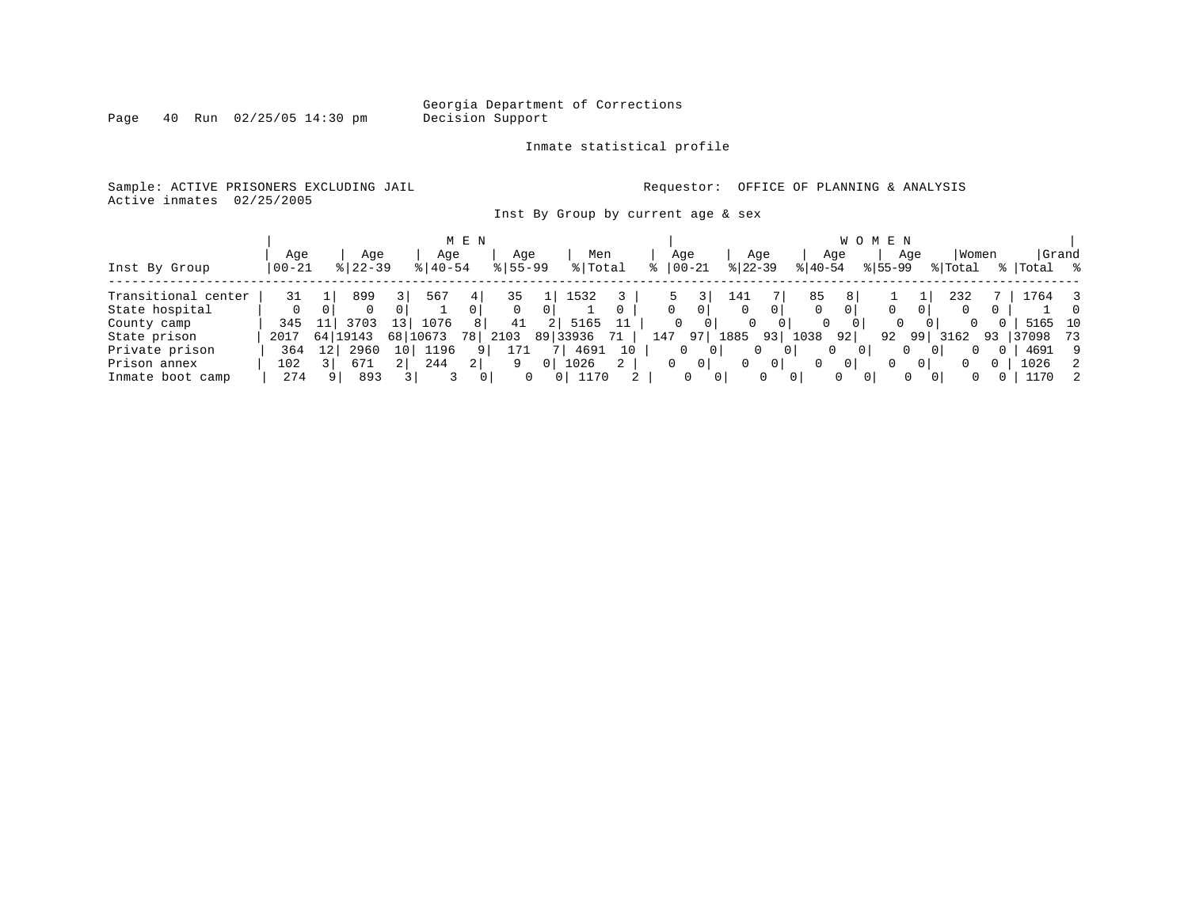Georgia Department of Corrections
Decision Support

Inmate statistical profile

Sample: ACTIVE PRISONERS EXCLUDING JAIL
Active inmates 02/25/2005

Requestor: OFFICE OF PLANNING & ANALYSIS

Inst By Group by current age & sex

| Inst By Group | MEN Age 00-21 | % | Age 22-39 | % | Age 40-54 | % | Age 55-99 | % | Men Total | % | WOMEN Age 00-21 | % | Age 22-39 | % | Age 40-54 | % | Age 55-99 | % | Women Total | % | Grand Total | % |
|---|---|---|---|---|---|---|---|---|---|---|---|---|---|---|---|---|---|---|---|---|---|---|
| Transitional center | 31 | 1 | 899 | 3 | 567 | 4 | 35 | 1 | 1532 | 3 | 5 | 3 | 141 | 7 | 85 | 8 | 1 | 1 | 232 | 7 | 1764 | 3 |
| State hospital | 0 | 0 | 0 | 0 | 1 | 0 | 0 | 0 | 1 | 0 | 0 | 0 | 0 | 0 | 0 | 0 | 0 | 0 | 0 | 0 | 1 | 0 |
| County camp | 345 | 11 | 3703 | 13 | 1076 | 8 | 41 | 2 | 5165 | 11 | 0 | 0 | 0 | 0 | 0 | 0 | 0 | 0 | 0 | 0 | 5165 | 10 |
| State prison | 2017 | 64 | 19143 | 68 | 10673 | 78 | 2103 | 89 | 33936 | 71 | 147 | 97 | 1885 | 93 | 1038 | 92 | 92 | 99 | 3162 | 93 | 37098 | 73 |
| Private prison | 364 | 12 | 2960 | 10 | 1196 | 9 | 171 | 7 | 4691 | 10 | 0 | 0 | 0 | 0 | 0 | 0 | 0 | 0 | 0 | 0 | 4691 | 9 |
| Prison annex | 102 | 3 | 671 | 2 | 244 | 2 | 9 | 0 | 1026 | 2 | 0 | 0 | 0 | 0 | 0 | 0 | 0 | 0 | 0 | 0 | 1026 | 2 |
| Inmate boot camp | 274 | 9 | 893 | 3 | 3 | 0 | 0 | 0 | 1170 | 2 | 0 | 0 | 0 | 0 | 0 | 0 | 0 | 0 | 0 | 0 | 1170 | 2 |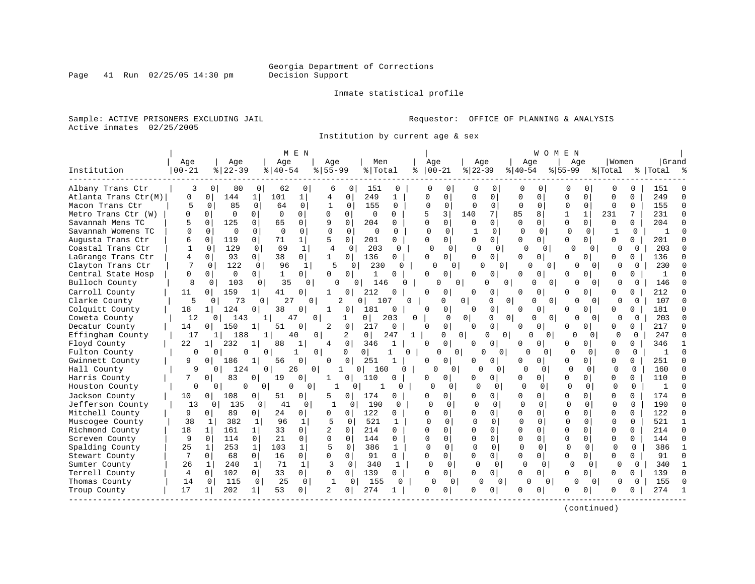Georgia Department of Corrections
Decision Support

Inmate statistical profile

Sample: ACTIVE PRISONERS EXCLUDING JAIL

Requestor: OFFICE OF PLANNING & ANALYSIS

Active inmates 02/25/2005

Institution by current age & sex

| Institution | MEN Age 00-21 | % | Age 22-39 | % | Age 40-54 | % | Age 55-99 | % | Men Total | % | WOMEN Age 00-21 | % | Age 22-39 | % | Age 40-54 | % | Age 55-99 | % | Women Total | % | Grand Total | % |
|---|---|---|---|---|---|---|---|---|---|---|---|---|---|---|---|---|---|---|---|---|---|---|
| Albany Trans Ctr | 3 | 0 | 80 | 0 | 62 | 0 | 6 | 0 | 151 | 0 | 0 | 0 | 0 | 0 | 0 | 0 | 0 | 0 | 0 | 0 | 151 | 0 |
| Atlanta Trans Ctr(M) | 0 | 0 | 144 | 1 | 101 | 1 | 4 | 0 | 249 | 1 | 0 | 0 | 0 | 0 | 0 | 0 | 0 | 0 | 0 | 0 | 249 | 0 |
| Macon Trans Ctr | 5 | 0 | 85 | 0 | 64 | 0 | 1 | 0 | 155 | 0 | 0 | 0 | 0 | 0 | 0 | 0 | 0 | 0 | 0 | 0 | 155 | 0 |
| Metro Trans Ctr (W) | 0 | 0 | 0 | 0 | 0 | 0 | 0 | 0 | 0 | 0 | 5 | 3 | 140 | 7 | 85 | 8 | 1 | 1 | 231 | 7 | 231 | 0 |
| Savannah Mens TC | 5 | 0 | 125 | 0 | 65 | 0 | 9 | 0 | 204 | 0 | 0 | 0 | 0 | 0 | 0 | 0 | 0 | 0 | 0 | 0 | 204 | 0 |
| Savannah Womens TC | 0 | 0 | 0 | 0 | 0 | 0 | 0 | 0 | 0 | 0 | 0 | 0 | 1 | 0 | 0 | 0 | 0 | 0 | 1 | 0 | 1 | 0 |
| Augusta Trans Ctr | 6 | 0 | 119 | 0 | 71 | 1 | 5 | 0 | 201 | 0 | 0 | 0 | 0 | 0 | 0 | 0 | 0 | 0 | 0 | 0 | 201 | 0 |
| Coastal Trans Ctr | 1 | 0 | 129 | 0 | 69 | 1 | 4 | 0 | 203 | 0 | 0 | 0 | 0 | 0 | 0 | 0 | 0 | 0 | 0 | 0 | 203 | 0 |
| LaGrange Trans Ctr | 4 | 0 | 93 | 0 | 38 | 0 | 1 | 0 | 136 | 0 | 0 | 0 | 0 | 0 | 0 | 0 | 0 | 0 | 0 | 0 | 136 | 0 |
| Clayton Trans Ctr | 7 | 0 | 122 | 0 | 96 | 1 | 5 | 0 | 230 | 0 | 0 | 0 | 0 | 0 | 0 | 0 | 0 | 0 | 0 | 0 | 230 | 0 |
| Central State Hosp | 0 | 0 | 0 | 0 | 1 | 0 | 0 | 0 | 1 | 0 | 0 | 0 | 0 | 0 | 0 | 0 | 0 | 0 | 0 | 0 | 1 | 0 |
| Bulloch County | 8 | 0 | 103 | 0 | 35 | 0 | 0 | 0 | 146 | 0 | 0 | 0 | 0 | 0 | 0 | 0 | 0 | 0 | 0 | 0 | 146 | 0 |
| Carroll County | 11 | 0 | 159 | 1 | 41 | 0 | 1 | 0 | 212 | 0 | 0 | 0 | 0 | 0 | 0 | 0 | 0 | 0 | 0 | 0 | 212 | 0 |
| Clarke County | 5 | 0 | 73 | 0 | 27 | 0 | 2 | 0 | 107 | 0 | 0 | 0 | 0 | 0 | 0 | 0 | 0 | 0 | 0 | 0 | 107 | 0 |
| Colquitt County | 18 | 1 | 124 | 0 | 38 | 0 | 1 | 0 | 181 | 0 | 0 | 0 | 0 | 0 | 0 | 0 | 0 | 0 | 0 | 0 | 181 | 0 |
| Coweta County | 12 | 0 | 143 | 1 | 47 | 0 | 1 | 0 | 203 | 0 | 0 | 0 | 0 | 0 | 0 | 0 | 0 | 0 | 0 | 0 | 203 | 0 |
| Decatur County | 14 | 0 | 150 | 1 | 51 | 0 | 2 | 0 | 217 | 0 | 0 | 0 | 0 | 0 | 0 | 0 | 0 | 0 | 0 | 0 | 217 | 0 |
| Effingham County | 17 | 1 | 188 | 1 | 40 | 0 | 2 | 0 | 247 | 1 | 0 | 0 | 0 | 0 | 0 | 0 | 0 | 0 | 0 | 0 | 247 | 0 |
| Floyd County | 22 | 1 | 232 | 1 | 88 | 1 | 4 | 0 | 346 | 1 | 0 | 0 | 0 | 0 | 0 | 0 | 0 | 0 | 0 | 0 | 346 | 1 |
| Fulton County | 0 | 0 | 0 | 0 | 1 | 0 | 0 | 0 | 1 | 0 | 0 | 0 | 0 | 0 | 0 | 0 | 0 | 0 | 0 | 0 | 1 | 0 |
| Gwinnett County | 9 | 0 | 186 | 1 | 56 | 0 | 0 | 0 | 251 | 1 | 0 | 0 | 0 | 0 | 0 | 0 | 0 | 0 | 0 | 0 | 251 | 0 |
| Hall County | 9 | 0 | 124 | 0 | 26 | 0 | 1 | 0 | 160 | 0 | 0 | 0 | 0 | 0 | 0 | 0 | 0 | 0 | 0 | 0 | 160 | 0 |
| Harris County | 7 | 0 | 83 | 0 | 19 | 0 | 1 | 0 | 110 | 0 | 0 | 0 | 0 | 0 | 0 | 0 | 0 | 0 | 0 | 0 | 110 | 0 |
| Houston County | 0 | 0 | 0 | 0 | 0 | 0 | 1 | 0 | 1 | 0 | 0 | 0 | 0 | 0 | 0 | 0 | 0 | 0 | 0 | 0 | 1 | 0 |
| Jackson County | 10 | 0 | 108 | 0 | 51 | 0 | 5 | 0 | 174 | 0 | 0 | 0 | 0 | 0 | 0 | 0 | 0 | 0 | 0 | 0 | 174 | 0 |
| Jefferson County | 13 | 0 | 135 | 0 | 41 | 0 | 1 | 0 | 190 | 0 | 0 | 0 | 0 | 0 | 0 | 0 | 0 | 0 | 0 | 0 | 190 | 0 |
| Mitchell County | 9 | 0 | 89 | 0 | 24 | 0 | 0 | 0 | 122 | 0 | 0 | 0 | 0 | 0 | 0 | 0 | 0 | 0 | 0 | 0 | 122 | 0 |
| Muscogee County | 38 | 1 | 382 | 1 | 96 | 1 | 5 | 0 | 521 | 1 | 0 | 0 | 0 | 0 | 0 | 0 | 0 | 0 | 0 | 0 | 521 | 1 |
| Richmond County | 18 | 1 | 161 | 1 | 33 | 0 | 2 | 0 | 214 | 0 | 0 | 0 | 0 | 0 | 0 | 0 | 0 | 0 | 0 | 0 | 214 | 0 |
| Screven County | 9 | 0 | 114 | 0 | 21 | 0 | 0 | 0 | 144 | 0 | 0 | 0 | 0 | 0 | 0 | 0 | 0 | 0 | 0 | 0 | 144 | 0 |
| Spalding County | 25 | 1 | 253 | 1 | 103 | 1 | 5 | 0 | 386 | 1 | 0 | 0 | 0 | 0 | 0 | 0 | 0 | 0 | 0 | 0 | 386 | 1 |
| Stewart County | 7 | 0 | 68 | 0 | 16 | 0 | 0 | 0 | 91 | 0 | 0 | 0 | 0 | 0 | 0 | 0 | 0 | 0 | 0 | 0 | 91 | 0 |
| Sumter County | 26 | 1 | 240 | 1 | 71 | 1 | 3 | 0 | 340 | 1 | 0 | 0 | 0 | 0 | 0 | 0 | 0 | 0 | 0 | 0 | 340 | 1 |
| Terrell County | 4 | 0 | 102 | 0 | 33 | 0 | 0 | 0 | 139 | 0 | 0 | 0 | 0 | 0 | 0 | 0 | 0 | 0 | 0 | 0 | 139 | 0 |
| Thomas County | 14 | 0 | 115 | 0 | 25 | 0 | 1 | 0 | 155 | 0 | 0 | 0 | 0 | 0 | 0 | 0 | 0 | 0 | 0 | 0 | 155 | 0 |
| Troup County | 17 | 1 | 202 | 1 | 53 | 0 | 2 | 0 | 274 | 1 | 0 | 0 | 0 | 0 | 0 | 0 | 0 | 0 | 0 | 0 | 274 | 1 |

(continued)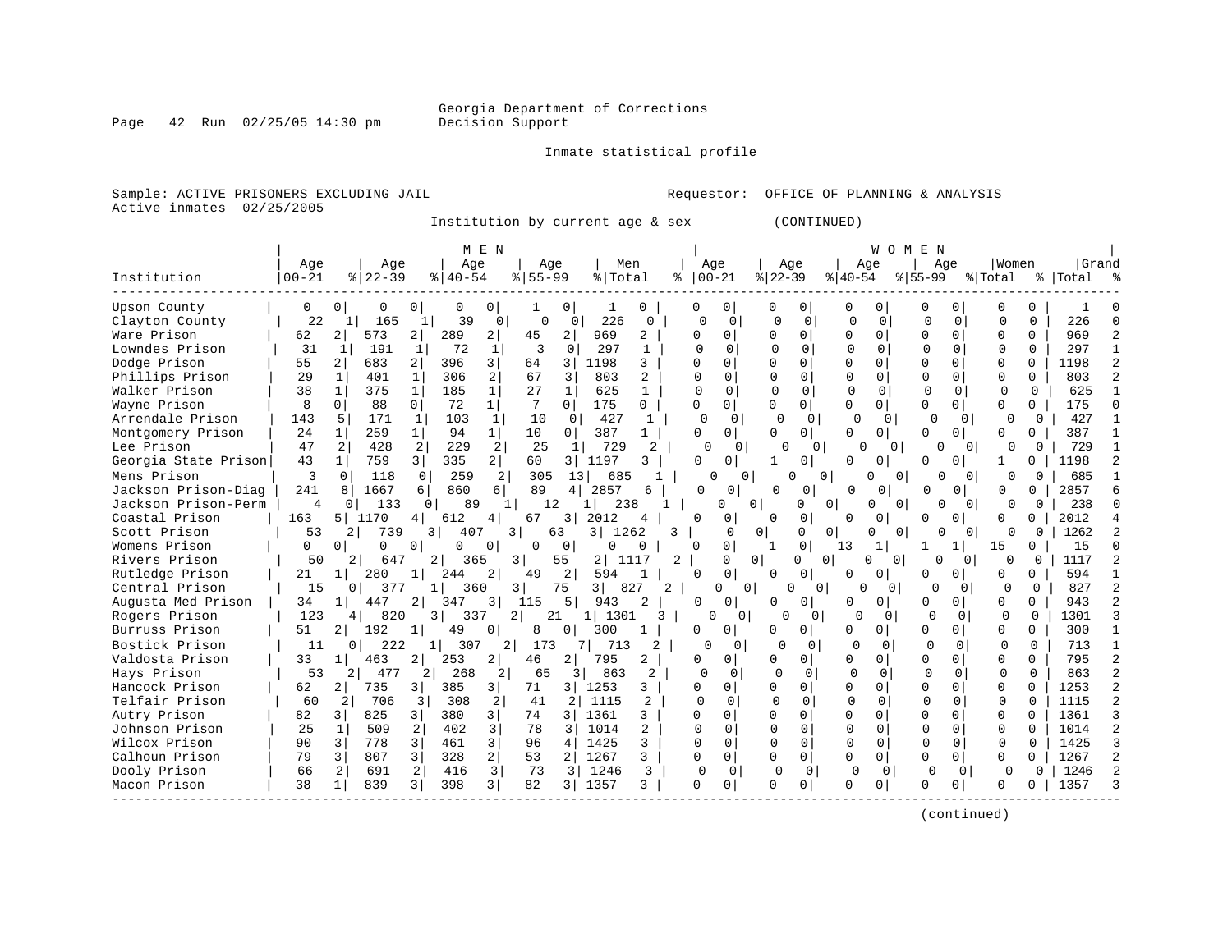Georgia Department of Corrections
Decision Support

Inmate statistical profile

Sample: ACTIVE PRISONERS EXCLUDING JAIL
Active inmates 02/25/2005

Requestor: OFFICE OF PLANNING & ANALYSIS

Institution by current age & sex (CONTINUED)

| Institution | MEN Age 00-21 | % | Age 22-39 | % | Age 40-54 | % | Age 55-99 | % | Men Total | % | WOMEN Age 00-21 | % | Age 22-39 | % | Age 40-54 | % | Age 55-99 | % | Women Total | % | Grand Total | % |
|---|---|---|---|---|---|---|---|---|---|---|---|---|---|---|---|---|---|---|---|---|---|---|
| Upson County | 0 | 0 | 0 | 0 | 0 | 0 | 1 | 0 | 1 | 0 | 0 | 0 | 0 | 0 | 0 | 0 | 0 | 0 | 0 | 0 | 1 | 0 |
| Clayton County | 22 | 1 | 165 | 1 | 39 | 0 | 0 | 0 | 226 | 0 | 0 | 0 | 0 | 0 | 0 | 0 | 0 | 0 | 0 | 0 | 226 | 0 |
| Ware Prison | 62 | 2 | 573 | 2 | 289 | 2 | 45 | 2 | 969 | 2 | 0 | 0 | 0 | 0 | 0 | 0 | 0 | 0 | 0 | 0 | 969 | 2 |
| Lowndes Prison | 31 | 1 | 191 | 1 | 72 | 1 | 3 | 0 | 297 | 1 | 0 | 0 | 0 | 0 | 0 | 0 | 0 | 0 | 0 | 0 | 297 | 1 |
| Dodge Prison | 55 | 2 | 683 | 2 | 396 | 3 | 64 | 3 | 1198 | 3 | 0 | 0 | 0 | 0 | 0 | 0 | 0 | 0 | 0 | 0 | 1198 | 2 |
| Phillips Prison | 29 | 1 | 401 | 1 | 306 | 2 | 67 | 3 | 803 | 2 | 0 | 0 | 0 | 0 | 0 | 0 | 0 | 0 | 0 | 0 | 803 | 2 |
| Walker Prison | 38 | 1 | 375 | 1 | 185 | 1 | 27 | 1 | 625 | 1 | 0 | 0 | 0 | 0 | 0 | 0 | 0 | 0 | 0 | 0 | 625 | 1 |
| Wayne Prison | 8 | 0 | 88 | 0 | 72 | 1 | 7 | 0 | 175 | 0 | 0 | 0 | 0 | 0 | 0 | 0 | 0 | 0 | 0 | 0 | 175 | 0 |
| Arrendale Prison | 143 | 5 | 171 | 1 | 103 | 1 | 10 | 0 | 427 | 1 | 0 | 0 | 0 | 0 | 0 | 0 | 0 | 0 | 0 | 0 | 427 | 1 |
| Montgomery Prison | 24 | 1 | 259 | 1 | 94 | 1 | 10 | 0 | 387 | 1 | 0 | 0 | 0 | 0 | 0 | 0 | 0 | 0 | 0 | 0 | 387 | 1 |
| Lee Prison | 47 | 2 | 428 | 2 | 229 | 2 | 25 | 1 | 729 | 2 | 0 | 0 | 0 | 0 | 0 | 0 | 0 | 0 | 0 | 0 | 729 | 1 |
| Georgia State Prison | 43 | 1 | 759 | 3 | 335 | 2 | 60 | 3 | 1197 | 3 | 0 | 0 | 1 | 0 | 0 | 0 | 0 | 0 | 1 | 0 | 1198 | 2 |
| Mens Prison | 3 | 0 | 118 | 0 | 259 | 2 | 305 | 13 | 685 | 1 | 0 | 0 | 0 | 0 | 0 | 0 | 0 | 0 | 0 | 0 | 685 | 1 |
| Jackson Prison-Diag | 241 | 8 | 1667 | 6 | 860 | 6 | 89 | 4 | 2857 | 6 | 0 | 0 | 0 | 0 | 0 | 0 | 0 | 0 | 0 | 0 | 2857 | 6 |
| Jackson Prison-Perm | 4 | 0 | 133 | 0 | 89 | 1 | 12 | 1 | 238 | 1 | 0 | 0 | 0 | 0 | 0 | 0 | 0 | 0 | 0 | 0 | 238 | 0 |
| Coastal Prison | 163 | 5 | 1170 | 4 | 612 | 4 | 67 | 3 | 2012 | 4 | 0 | 0 | 0 | 0 | 0 | 0 | 0 | 0 | 0 | 0 | 2012 | 4 |
| Scott Prison | 53 | 2 | 739 | 3 | 407 | 3 | 63 | 3 | 1262 | 3 | 0 | 0 | 0 | 0 | 0 | 0 | 0 | 0 | 0 | 0 | 1262 | 2 |
| Womens Prison | 0 | 0 | 0 | 0 | 0 | 0 | 0 | 0 | 0 | 0 | 0 | 0 | 1 | 0 | 13 | 1 | 1 | 1 | 15 | 0 | 15 | 0 |
| Rivers Prison | 50 | 2 | 647 | 2 | 365 | 3 | 55 | 2 | 1117 | 2 | 0 | 0 | 0 | 0 | 0 | 0 | 0 | 0 | 0 | 0 | 1117 | 2 |
| Rutledge Prison | 21 | 1 | 280 | 1 | 244 | 2 | 49 | 2 | 594 | 1 | 0 | 0 | 0 | 0 | 0 | 0 | 0 | 0 | 0 | 0 | 594 | 1 |
| Central Prison | 15 | 0 | 377 | 1 | 360 | 3 | 75 | 3 | 827 | 2 | 0 | 0 | 0 | 0 | 0 | 0 | 0 | 0 | 0 | 0 | 827 | 2 |
| Augusta Med Prison | 34 | 1 | 447 | 2 | 347 | 3 | 115 | 5 | 943 | 2 | 0 | 0 | 0 | 0 | 0 | 0 | 0 | 0 | 0 | 0 | 943 | 2 |
| Rogers Prison | 123 | 4 | 820 | 3 | 337 | 2 | 21 | 1 | 1301 | 3 | 0 | 0 | 0 | 0 | 0 | 0 | 0 | 0 | 0 | 0 | 1301 | 3 |
| Burruss Prison | 51 | 2 | 192 | 1 | 49 | 0 | 8 | 0 | 300 | 1 | 0 | 0 | 0 | 0 | 0 | 0 | 0 | 0 | 0 | 0 | 300 | 1 |
| Bostick Prison | 11 | 0 | 222 | 1 | 307 | 2 | 173 | 7 | 713 | 2 | 0 | 0 | 0 | 0 | 0 | 0 | 0 | 0 | 0 | 0 | 713 | 1 |
| Valdosta Prison | 33 | 1 | 463 | 2 | 253 | 2 | 46 | 2 | 795 | 2 | 0 | 0 | 0 | 0 | 0 | 0 | 0 | 0 | 0 | 0 | 795 | 2 |
| Hays Prison | 53 | 2 | 477 | 2 | 268 | 2 | 65 | 3 | 863 | 2 | 0 | 0 | 0 | 0 | 0 | 0 | 0 | 0 | 0 | 0 | 863 | 2 |
| Hancock Prison | 62 | 2 | 735 | 3 | 385 | 3 | 71 | 3 | 1253 | 3 | 0 | 0 | 0 | 0 | 0 | 0 | 0 | 0 | 0 | 0 | 1253 | 2 |
| Telfair Prison | 60 | 2 | 706 | 3 | 308 | 2 | 41 | 2 | 1115 | 2 | 0 | 0 | 0 | 0 | 0 | 0 | 0 | 0 | 0 | 0 | 1115 | 2 |
| Autry Prison | 82 | 3 | 825 | 3 | 380 | 3 | 74 | 3 | 1361 | 3 | 0 | 0 | 0 | 0 | 0 | 0 | 0 | 0 | 0 | 0 | 1361 | 3 |
| Johnson Prison | 25 | 1 | 509 | 2 | 402 | 3 | 78 | 3 | 1014 | 2 | 0 | 0 | 0 | 0 | 0 | 0 | 0 | 0 | 0 | 0 | 1014 | 2 |
| Wilcox Prison | 90 | 3 | 778 | 3 | 461 | 3 | 96 | 4 | 1425 | 3 | 0 | 0 | 0 | 0 | 0 | 0 | 0 | 0 | 0 | 0 | 1425 | 3 |
| Calhoun Prison | 79 | 3 | 807 | 3 | 328 | 2 | 53 | 2 | 1267 | 3 | 0 | 0 | 0 | 0 | 0 | 0 | 0 | 0 | 0 | 0 | 1267 | 2 |
| Dooly Prison | 66 | 2 | 691 | 2 | 416 | 3 | 73 | 3 | 1246 | 3 | 0 | 0 | 0 | 0 | 0 | 0 | 0 | 0 | 0 | 0 | 1246 | 2 |
| Macon Prison | 38 | 1 | 839 | 3 | 398 | 3 | 82 | 3 | 1357 | 3 | 0 | 0 | 0 | 0 | 0 | 0 | 0 | 0 | 0 | 0 | 1357 | 3 |

(continued)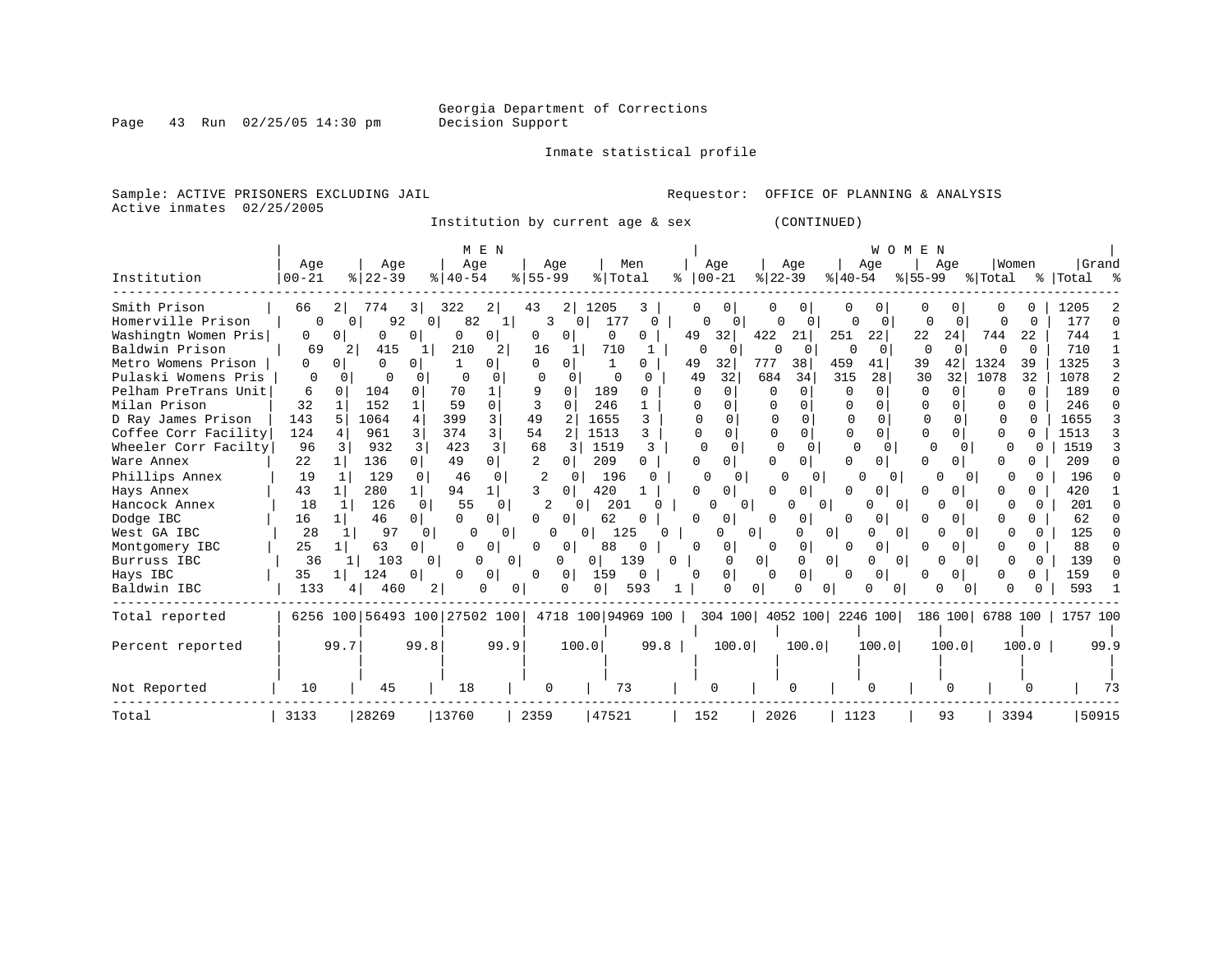Georgia Department of Corrections
Decision Support

Inmate statistical profile

Sample: ACTIVE PRISONERS EXCLUDING JAIL          Requestor: OFFICE OF PLANNING & ANALYSIS
Active inmates 02/25/2005

Institution by current age & sex (CONTINUED)

| Institution | MEN Age 00-21 | % | MEN Age 22-39 | % | MEN Age 40-54 | % | MEN Age 55-99 | % | Men Total | % | WOMEN Age 00-21 | % | WOMEN Age 22-39 | % | WOMEN Age 40-54 | % | WOMEN Age 55-99 | % | Women Total | % | Grand Total | % |
|---|---|---|---|---|---|---|---|---|---|---|---|---|---|---|---|---|---|---|---|---|---|---|
| Smith Prison | 66 | 2 | 774 | 3 | 322 | 2 | 43 | 2 | 1205 | 3 | 0 | 0 | 0 | 0 | 0 | 0 | 0 | 0 | 0 | 0 | 1205 | 2 |
| Homerville Prison | 0 | 0 | 92 | 0 | 82 | 1 | 3 | 0 | 177 | 0 | 0 | 0 | 0 | 0 | 0 | 0 | 0 | 0 | 0 | 0 | 177 | 0 |
| Washingtn Women Pris | 0 | 0 | 0 | 0 | 0 | 0 | 0 | 0 | 0 | 0 | 49 | 32 | 422 | 21 | 251 | 22 | 22 | 24 | 744 | 22 | 744 | 1 |
| Baldwin Prison | 69 | 2 | 415 | 1 | 210 | 2 | 16 | 1 | 710 | 1 | 0 | 0 | 0 | 0 | 0 | 0 | 0 | 0 | 0 | 0 | 710 | 1 |
| Metro Womens Prison | 0 | 0 | 0 | 0 | 1 | 0 | 0 | 0 | 1 | 0 | 49 | 32 | 777 | 38 | 459 | 41 | 39 | 42 | 1324 | 39 | 1325 | 3 |
| Pulaski Womens Pris | 0 | 0 | 0 | 0 | 0 | 0 | 0 | 0 | 0 | 0 | 49 | 32 | 684 | 34 | 315 | 28 | 30 | 32 | 1078 | 32 | 1078 | 2 |
| Pelham PreTrans Unit | 6 | 0 | 104 | 0 | 70 | 1 | 9 | 0 | 189 | 0 | 0 | 0 | 0 | 0 | 0 | 0 | 0 | 0 | 0 | 0 | 189 | 0 |
| Milan Prison | 32 | 1 | 152 | 1 | 59 | 0 | 3 | 0 | 246 | 1 | 0 | 0 | 0 | 0 | 0 | 0 | 0 | 0 | 0 | 0 | 246 | 0 |
| D Ray James Prison | 143 | 5 | 1064 | 4 | 399 | 3 | 49 | 2 | 1655 | 3 | 0 | 0 | 0 | 0 | 0 | 0 | 0 | 0 | 0 | 0 | 1655 | 3 |
| Coffee Corr Facility | 124 | 4 | 961 | 3 | 374 | 3 | 54 | 2 | 1513 | 3 | 0 | 0 | 0 | 0 | 0 | 0 | 0 | 0 | 0 | 0 | 1513 | 3 |
| Wheeler Corr Facilty | 96 | 3 | 932 | 3 | 423 | 3 | 68 | 3 | 1519 | 3 | 0 | 0 | 0 | 0 | 0 | 0 | 0 | 0 | 0 | 0 | 1519 | 3 |
| Ware Annex | 22 | 1 | 136 | 0 | 49 | 0 | 2 | 0 | 209 | 0 | 0 | 0 | 0 | 0 | 0 | 0 | 0 | 0 | 0 | 0 | 209 | 0 |
| Phillips Annex | 19 | 1 | 129 | 0 | 46 | 0 | 2 | 0 | 196 | 0 | 0 | 0 | 0 | 0 | 0 | 0 | 0 | 0 | 0 | 0 | 196 | 0 |
| Hays Annex | 43 | 1 | 280 | 1 | 94 | 1 | 3 | 0 | 420 | 1 | 0 | 0 | 0 | 0 | 0 | 0 | 0 | 0 | 0 | 0 | 420 | 1 |
| Hancock Annex | 18 | 1 | 126 | 0 | 55 | 0 | 2 | 0 | 201 | 0 | 0 | 0 | 0 | 0 | 0 | 0 | 0 | 0 | 0 | 0 | 201 | 0 |
| Dodge IBC | 16 | 1 | 46 | 0 | 0 | 0 | 0 | 0 | 62 | 0 | 0 | 0 | 0 | 0 | 0 | 0 | 0 | 0 | 0 | 0 | 62 | 0 |
| West GA IBC | 28 | 1 | 97 | 0 | 0 | 0 | 0 | 0 | 125 | 0 | 0 | 0 | 0 | 0 | 0 | 0 | 0 | 0 | 0 | 0 | 125 | 0 |
| Montgomery IBC | 25 | 1 | 63 | 0 | 0 | 0 | 0 | 0 | 88 | 0 | 0 | 0 | 0 | 0 | 0 | 0 | 0 | 0 | 0 | 0 | 88 | 0 |
| Burruss IBC | 36 | 1 | 103 | 0 | 0 | 0 | 0 | 0 | 139 | 0 | 0 | 0 | 0 | 0 | 0 | 0 | 0 | 0 | 0 | 0 | 139 | 0 |
| Hays IBC | 35 | 1 | 124 | 0 | 0 | 0 | 0 | 0 | 159 | 0 | 0 | 0 | 0 | 0 | 0 | 0 | 0 | 0 | 0 | 0 | 159 | 0 |
| Baldwin IBC | 133 | 4 | 460 | 2 | 0 | 0 | 0 | 0 | 593 | 1 | 0 | 0 | 0 | 0 | 0 | 0 | 0 | 0 | 0 | 0 | 593 | 1 |
| Total reported | 6256 | 100 | 56493 | 100 | 27502 | 100 | 4718 | 100 | 94969 | 100 | 304 | 100 | 4052 | 100 | 2246 | 100 | 186 | 100 | 6788 | 100 | 1757 | 100 |
| Percent reported | | 99.7 | | 99.8 | | 99.9 | | 100.0 | | 99.8 | | 100.0 | | 100.0 | | 100.0 | | 100.0 | | 100.0 | | 99.9 |
| Not Reported | 10 | | 45 | | 18 | | 0 | | 73 | | 0 | | 0 | | 0 | | 0 | | 0 | | 73 | |
| Total | 3133 | | 28269 | | 13760 | | 2359 | | 47521 | | 152 | | 2026 | | 1123 | | 93 | | 3394 | | 50915 | |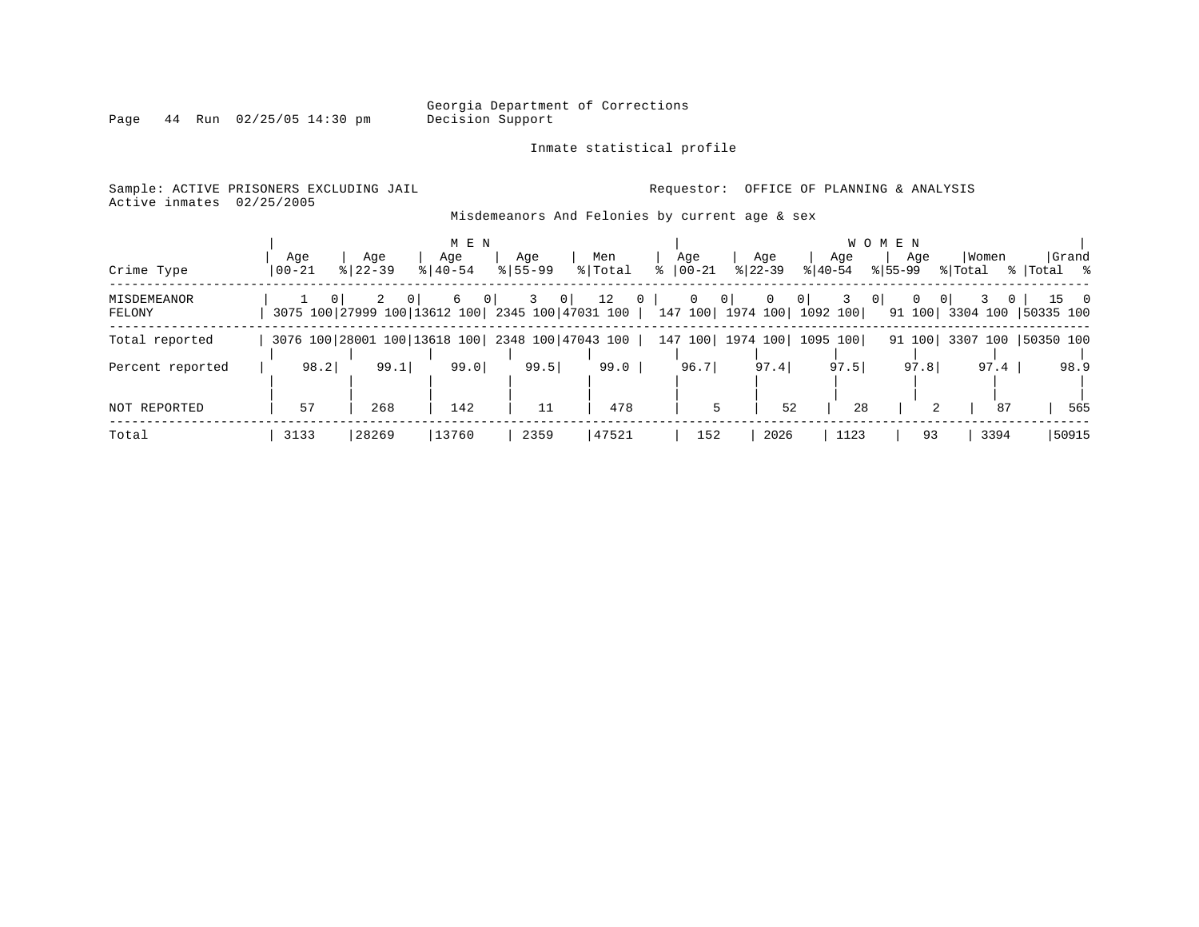Georgia Department of Corrections
Decision Support

Inmate statistical profile

Sample: ACTIVE PRISONERS EXCLUDING JAIL
Active inmates 02/25/2005

Requestor: OFFICE OF PLANNING & ANALYSIS

Misdemeanors And Felonies by current age & sex

| Crime Type | MEN Age 00-21 | % | Age 22-39 | % | Age 40-54 | % | Age 55-99 | % | Men Total | % | WOMEN Age 00-21 | % | Age 22-39 | % | Age 40-54 | % | Age 55-99 | % | Women Total | % | Grand Total | % |
|---|---|---|---|---|---|---|---|---|---|---|---|---|---|---|---|---|---|---|---|---|---|---|
| MISDEMEANOR | 1 | 0 | 2 | 0 | 6 | 0 | 3 | 0 | 12 | 0 | 0 | 0 | 0 | 0 | 3 | 0 | 0 | 0 | 3 | 0 | 15 | 0 |
| FELONY | 3075 | 100 | 27999 | 100 | 13612 | 100 | 2345 | 100 | 47031 | 100 | 147 | 100 | 1974 | 100 | 1092 | 100 | 91 | 100 | 3304 | 100 | 50335 | 100 |
| Total reported | 3076 | 100 | 28001 | 100 | 13618 | 100 | 2348 | 100 | 47043 | 100 | 147 | 100 | 1974 | 100 | 1095 | 100 | 91 | 100 | 3307 | 100 | 50350 | 100 |
| Percent reported | 98.2 | | 99.1 | | 99.0 | | 99.5 | | 99.0 | | 96.7 | | 97.4 | | 97.5 | | 97.8 | | 97.4 | | 98.9 | |
| NOT REPORTED | 57 | | 268 | | 142 | | 11 | | 478 | | 5 | | 52 | | 28 | | 2 | | 87 | | 565 | |
| Total | 3133 | | 28269 | | 13760 | | 2359 | | 47521 | | 152 | | 2026 | | 1123 | | 93 | | 3394 | | 50915 | |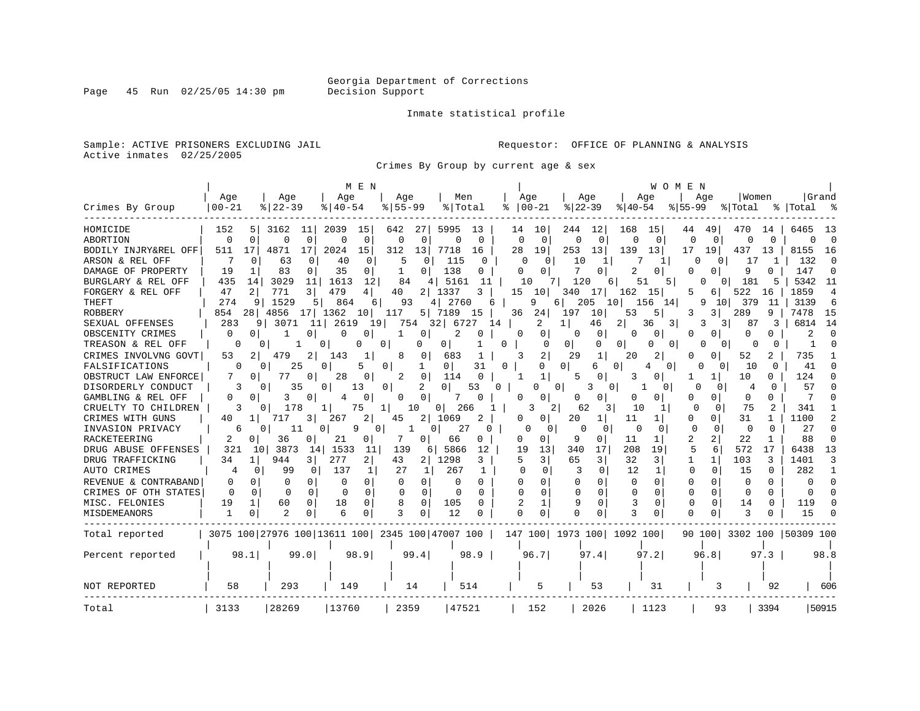Georgia Department of Corrections
Decision Support

Inmate statistical profile

Sample: ACTIVE PRISONERS EXCLUDING JAIL
Active inmates 02/25/2005

Requestor: OFFICE OF PLANNING & ANALYSIS

Crimes By Group by current age & sex

| Crimes By Group | MEN Age 00-21 | % | Age 22-39 | % | Age 40-54 | % | Age 55-99 | % | Men Total | % | WOMEN Age 00-21 | % | Age 22-39 | % | Age 40-54 | % | Age 55-99 | % | Women Total | % | Grand Total | % |
|---|---|---|---|---|---|---|---|---|---|---|---|---|---|---|---|---|---|---|---|---|---|---|
| HOMICIDE | 152 | 5 | 3162 | 11 | 2039 | 15 | 642 | 27 | 5995 | 13 | 14 | 10 | 244 | 12 | 168 | 15 | 44 | 49 | 470 | 14 | 6465 | 13 |
| ABORTION | 0 | 0 | 0 | 0 | 0 | 0 | 0 | 0 | 0 | 0 | 0 | 0 | 0 | 0 | 0 | 0 | 0 | 0 | 0 | 0 | 0 | 0 |
| BODILY INJRY&REL OFF | 511 | 17 | 4871 | 17 | 2024 | 15 | 312 | 13 | 7718 | 16 | 28 | 19 | 253 | 13 | 139 | 13 | 17 | 19 | 437 | 13 | 8155 | 16 |
| ARSON & REL OFF | 7 | 0 | 63 | 0 | 40 | 0 | 5 | 0 | 115 | 0 | 0 | 0 | 10 | 1 | 7 | 1 | 0 | 0 | 17 | 1 | 132 | 0 |
| DAMAGE OF PROPERTY | 19 | 1 | 83 | 0 | 35 | 0 | 1 | 0 | 138 | 0 | 0 | 0 | 7 | 0 | 2 | 0 | 0 | 0 | 9 | 0 | 147 | 0 |
| BURGLARY & REL OFF | 435 | 14 | 3029 | 11 | 1613 | 12 | 84 | 4 | 5161 | 11 | 10 | 7 | 120 | 6 | 51 | 5 | 0 | 0 | 181 | 5 | 5342 | 11 |
| FORGERY & REL OFF | 47 | 2 | 771 | 3 | 479 | 4 | 40 | 2 | 1337 | 3 | 15 | 10 | 340 | 17 | 162 | 15 | 5 | 6 | 522 | 16 | 1859 | 4 |
| THEFT | 274 | 9 | 1529 | 5 | 864 | 6 | 93 | 4 | 2760 | 6 | 9 | 6 | 205 | 10 | 156 | 14 | 9 | 10 | 379 | 11 | 3139 | 6 |
| ROBBERY | 854 | 28 | 4856 | 17 | 1362 | 10 | 117 | 5 | 7189 | 15 | 36 | 24 | 197 | 10 | 53 | 5 | 3 | 3 | 289 | 9 | 7478 | 15 |
| SEXUAL OFFENSES | 283 | 9 | 3071 | 11 | 2619 | 19 | 754 | 32 | 6727 | 14 | 2 | 1 | 46 | 2 | 36 | 3 | 3 | 3 | 87 | 3 | 6814 | 14 |
| OBSCENITY CRIMES | 0 | 0 | 1 | 0 | 0 | 0 | 1 | 0 | 2 | 0 | 0 | 0 | 0 | 0 | 0 | 0 | 0 | 0 | 0 | 0 | 2 | 0 |
| TREASON & REL OFF | 0 | 0 | 1 | 0 | 0 | 0 | 0 | 0 | 1 | 0 | 0 | 0 | 0 | 0 | 0 | 0 | 0 | 0 | 0 | 0 | 1 | 0 |
| CRIMES INVOLVNG GOVT | 53 | 2 | 479 | 2 | 143 | 1 | 8 | 0 | 683 | 1 | 3 | 2 | 29 | 1 | 20 | 2 | 0 | 0 | 52 | 2 | 735 | 1 |
| FALSIFICATIONS | 0 | 0 | 25 | 0 | 5 | 0 | 1 | 0 | 31 | 0 | 0 | 0 | 6 | 0 | 4 | 0 | 0 | 0 | 10 | 0 | 41 | 0 |
| OBSTRUCT LAW ENFORCE | 7 | 0 | 77 | 0 | 28 | 0 | 2 | 0 | 114 | 0 | 1 | 1 | 5 | 0 | 3 | 0 | 1 | 1 | 10 | 0 | 124 | 0 |
| DISORDERLY CONDUCT | 3 | 0 | 35 | 0 | 13 | 0 | 2 | 0 | 53 | 0 | 0 | 0 | 3 | 0 | 1 | 0 | 0 | 0 | 4 | 0 | 57 | 0 |
| GAMBLING & REL OFF | 0 | 0 | 3 | 0 | 4 | 0 | 0 | 0 | 7 | 0 | 0 | 0 | 0 | 0 | 0 | 0 | 0 | 0 | 0 | 0 | 7 | 0 |
| CRUELTY TO CHILDREN | 3 | 0 | 178 | 1 | 75 | 1 | 10 | 0 | 266 | 1 | 3 | 2 | 62 | 3 | 10 | 1 | 0 | 0 | 75 | 2 | 341 | 1 |
| CRIMES WITH GUNS | 40 | 1 | 717 | 3 | 267 | 2 | 45 | 2 | 1069 | 2 | 0 | 0 | 20 | 1 | 11 | 1 | 0 | 0 | 31 | 1 | 1100 | 2 |
| INVASION PRIVACY | 6 | 0 | 11 | 0 | 9 | 0 | 1 | 0 | 27 | 0 | 0 | 0 | 0 | 0 | 0 | 0 | 0 | 0 | 0 | 0 | 27 | 0 |
| RACKETEERING | 2 | 0 | 36 | 0 | 21 | 0 | 7 | 0 | 66 | 0 | 0 | 0 | 9 | 0 | 11 | 1 | 2 | 2 | 22 | 1 | 88 | 0 |
| DRUG ABUSE OFFENSES | 321 | 10 | 3873 | 14 | 1533 | 11 | 139 | 6 | 5866 | 12 | 19 | 13 | 340 | 17 | 208 | 19 | 5 | 6 | 572 | 17 | 6438 | 13 |
| DRUG TRAFFICKING | 34 | 1 | 944 | 3 | 277 | 2 | 43 | 2 | 1298 | 3 | 5 | 3 | 65 | 3 | 32 | 3 | 1 | 1 | 103 | 3 | 1401 | 3 |
| AUTO CRIMES | 4 | 0 | 99 | 0 | 137 | 1 | 27 | 1 | 267 | 1 | 0 | 0 | 3 | 0 | 12 | 1 | 0 | 0 | 15 | 0 | 282 | 1 |
| REVENUE & CONTRABAND | 0 | 0 | 0 | 0 | 0 | 0 | 0 | 0 | 0 | 0 | 0 | 0 | 0 | 0 | 0 | 0 | 0 | 0 | 0 | 0 | 0 | 0 |
| CRIMES OF OTH STATES | 0 | 0 | 0 | 0 | 0 | 0 | 0 | 0 | 0 | 0 | 0 | 0 | 0 | 0 | 0 | 0 | 0 | 0 | 0 | 0 | 0 | 0 |
| MISC. FELONIES | 19 | 1 | 60 | 0 | 18 | 0 | 8 | 0 | 105 | 0 | 2 | 1 | 9 | 0 | 3 | 0 | 0 | 0 | 14 | 0 | 119 | 0 |
| MISDEMEANORS | 1 | 0 | 2 | 0 | 6 | 0 | 3 | 0 | 12 | 0 | 0 | 0 | 0 | 0 | 3 | 0 | 0 | 0 | 3 | 0 | 15 | 0 |
| Total reported | 3075 | 100 | 27976 | 100 | 13611 | 100 | 2345 | 100 | 47007 | 100 | 147 | 100 | 1973 | 100 | 1092 | 100 | 90 | 100 | 3302 | 100 | 50309 | 100 |
| Percent reported | 98.1 | | 99.0 | | 98.9 | | 99.4 | | 98.9 | | 96.7 | | 97.4 | | 97.2 | | 96.8 | | 97.3 | | 98.8 | |
| NOT REPORTED | 58 | | 293 | | 149 | | 14 | | 514 | | 5 | | 53 | | 31 | | 3 | | 92 | | 606 | |
| Total | 3133 | | 28269 | | 13760 | | 2359 | | 47521 | | 152 | | 2026 | | 1123 | | 93 | | 3394 | | 50915 | |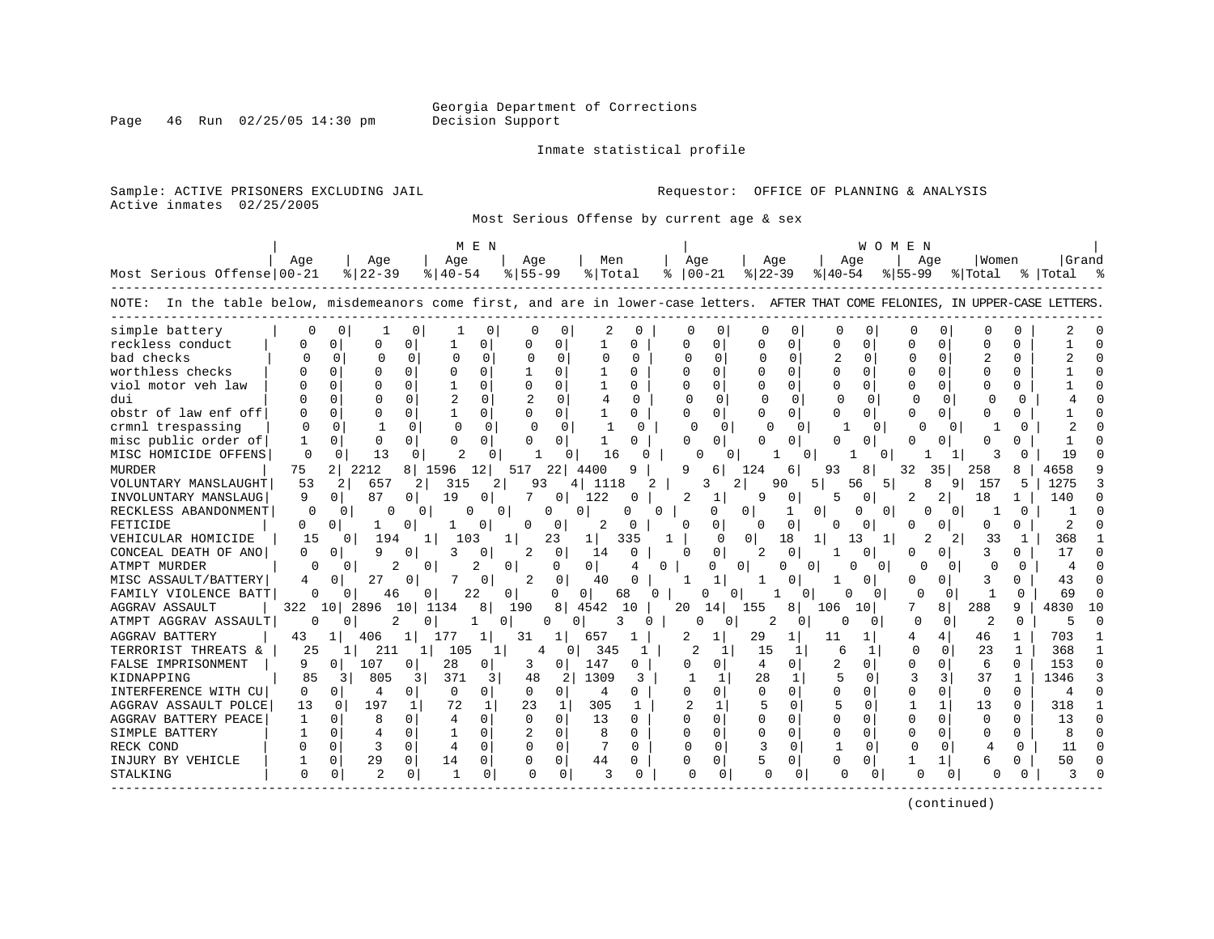Georgia Department of Corrections
Decision Support

Inmate statistical profile

Sample: ACTIVE PRISONERS EXCLUDING JAIL
Active inmates 02/25/2005

Requestor: OFFICE OF PLANNING & ANALYSIS

Most Serious Offense by current age & sex

NOTE: In the table below, misdemeanors come first, and are in lower-case letters. AFTER THAT COME FELONIES, IN UPPER-CASE LETTERS.

| Most Serious Offense | MEN Age 00-21 | % | Age 22-39 | % | Age 40-54 | % | Age 55-99 | % | Men Total | % | WOMEN Age 00-21 | % | Age 22-39 | % | Age 40-54 | % | Age 55-99 | % | Women Total | % | Grand Total | % |
|---|---|---|---|---|---|---|---|---|---|---|---|---|---|---|---|---|---|---|---|---|---|---|
| simple battery | 0 | 0 | 1 | 0 | 1 | 0 | 0 | 0 | 2 | 0 | 0 | 0 | 0 | 0 | 0 | 0 | 0 | 0 | 0 | 0 | 2 | 0 |
| reckless conduct | 0 | 0 | 0 | 0 | 1 | 0 | 0 | 0 | 1 | 0 | 0 | 0 | 0 | 0 | 0 | 0 | 0 | 0 | 0 | 0 | 1 | 0 |
| bad checks | 0 | 0 | 0 | 0 | 0 | 0 | 0 | 0 | 0 | 0 | 0 | 0 | 0 | 0 | 2 | 0 | 0 | 0 | 2 | 0 | 2 | 0 |
| worthless checks | 0 | 0 | 0 | 0 | 0 | 0 | 1 | 0 | 1 | 0 | 0 | 0 | 0 | 0 | 0 | 0 | 0 | 0 | 0 | 0 | 1 | 0 |
| viol motor veh law | 0 | 0 | 0 | 0 | 1 | 0 | 0 | 0 | 1 | 0 | 0 | 0 | 0 | 0 | 0 | 0 | 0 | 0 | 0 | 0 | 1 | 0 |
| dui | 0 | 0 | 0 | 0 | 2 | 0 | 2 | 0 | 4 | 0 | 0 | 0 | 0 | 0 | 0 | 0 | 0 | 0 | 0 | 0 | 4 | 0 |
| obstr of law enf off | 0 | 0 | 0 | 0 | 1 | 0 | 0 | 0 | 1 | 0 | 0 | 0 | 0 | 0 | 0 | 0 | 0 | 0 | 0 | 0 | 1 | 0 |
| crmnl trespassing | 0 | 0 | 1 | 0 | 0 | 0 | 0 | 0 | 1 | 0 | 0 | 0 | 0 | 0 | 1 | 0 | 0 | 0 | 1 | 0 | 2 | 0 |
| misc public order of | 1 | 0 | 0 | 0 | 0 | 0 | 0 | 0 | 1 | 0 | 0 | 0 | 0 | 0 | 0 | 0 | 0 | 0 | 0 | 0 | 1 | 0 |
| MISC HOMICIDE OFFENS | 0 | 0 | 13 | 0 | 2 | 0 | 1 | 0 | 16 | 0 | 0 | 0 | 1 | 0 | 1 | 0 | 1 | 1 | 3 | 0 | 19 | 0 |
| MURDER | 75 | 2 | 2212 | 8 | 1596 | 12 | 517 | 22 | 4400 | 9 | 9 | 6 | 124 | 6 | 93 | 8 | 32 | 35 | 258 | 8 | 4658 | 9 |
| VOLUNTARY MANSLAUGHT | 53 | 2 | 657 | 2 | 315 | 2 | 93 | 4 | 1118 | 2 | 3 | 2 | 90 | 5 | 56 | 5 | 8 | 9 | 157 | 5 | 1275 | 3 |
| INVOLUNTARY MANSLAUG | 9 | 0 | 87 | 0 | 19 | 0 | 7 | 0 | 122 | 0 | 2 | 1 | 9 | 0 | 5 | 0 | 2 | 2 | 18 | 1 | 140 | 0 |
| RECKLESS ABANDONMENT | 0 | 0 | 0 | 0 | 0 | 0 | 0 | 0 | 0 | 0 | 0 | 0 | 1 | 0 | 0 | 0 | 0 | 0 | 1 | 0 | 1 | 0 |
| FETICIDE | 0 | 0 | 1 | 0 | 1 | 0 | 0 | 0 | 2 | 0 | 0 | 0 | 0 | 0 | 0 | 0 | 0 | 0 | 0 | 0 | 2 | 0 |
| VEHICULAR HOMICIDE | 15 | 0 | 194 | 1 | 103 | 1 | 23 | 1 | 335 | 1 | 0 | 0 | 18 | 1 | 13 | 1 | 2 | 2 | 33 | 1 | 368 | 1 |
| CONCEAL DEATH OF ANO | 0 | 0 | 9 | 0 | 3 | 0 | 2 | 0 | 14 | 0 | 0 | 0 | 2 | 0 | 1 | 0 | 0 | 0 | 3 | 0 | 17 | 0 |
| ATMPT MURDER | 0 | 0 | 2 | 0 | 2 | 0 | 0 | 0 | 4 | 0 | 0 | 0 | 0 | 0 | 0 | 0 | 0 | 0 | 0 | 0 | 4 | 0 |
| MISC ASSAULT/BATTERY | 4 | 0 | 27 | 0 | 7 | 0 | 2 | 0 | 40 | 0 | 1 | 1 | 1 | 0 | 1 | 0 | 0 | 0 | 3 | 0 | 43 | 0 |
| FAMILY VIOLENCE BATT | 0 | 0 | 46 | 0 | 22 | 0 | 0 | 0 | 68 | 0 | 0 | 0 | 1 | 0 | 0 | 0 | 0 | 0 | 1 | 0 | 69 | 0 |
| AGGRAV ASSAULT | 322 | 10 | 2896 | 10 | 1134 | 8 | 190 | 8 | 4542 | 10 | 20 | 14 | 155 | 8 | 106 | 10 | 7 | 8 | 288 | 9 | 4830 | 10 |
| ATMPT AGGRAV ASSAULT | 0 | 0 | 2 | 0 | 1 | 0 | 0 | 0 | 3 | 0 | 0 | 0 | 2 | 0 | 0 | 0 | 0 | 0 | 2 | 0 | 5 | 0 |
| AGGRAV BATTERY | 43 | 1 | 406 | 1 | 177 | 1 | 31 | 1 | 657 | 1 | 2 | 1 | 29 | 1 | 11 | 1 | 4 | 4 | 46 | 1 | 703 | 1 |
| TERRORIST THREATS & | 25 | 1 | 211 | 1 | 105 | 1 | 4 | 0 | 345 | 1 | 2 | 1 | 15 | 1 | 6 | 1 | 0 | 0 | 23 | 1 | 368 | 1 |
| FALSE IMPRISONMENT | 9 | 0 | 107 | 0 | 28 | 0 | 3 | 0 | 147 | 0 | 0 | 0 | 4 | 0 | 2 | 0 | 0 | 0 | 6 | 0 | 153 | 0 |
| KIDNAPPING | 85 | 3 | 805 | 3 | 371 | 3 | 48 | 2 | 1309 | 3 | 1 | 1 | 28 | 1 | 5 | 0 | 3 | 3 | 37 | 1 | 1346 | 3 |
| INTERFERENCE WITH CU | 0 | 0 | 4 | 0 | 0 | 0 | 0 | 0 | 4 | 0 | 0 | 0 | 0 | 0 | 0 | 0 | 0 | 0 | 0 | 0 | 4 | 0 |
| AGGRAV ASSAULT POLCE | 13 | 0 | 197 | 1 | 72 | 1 | 23 | 1 | 305 | 1 | 2 | 1 | 5 | 0 | 5 | 0 | 1 | 1 | 13 | 0 | 318 | 1 |
| AGGRAV BATTERY PEACE | 1 | 0 | 8 | 0 | 4 | 0 | 0 | 0 | 13 | 0 | 0 | 0 | 0 | 0 | 0 | 0 | 0 | 0 | 0 | 0 | 13 | 0 |
| SIMPLE BATTERY | 1 | 0 | 4 | 0 | 1 | 0 | 2 | 0 | 8 | 0 | 0 | 0 | 0 | 0 | 0 | 0 | 0 | 0 | 0 | 0 | 8 | 0 |
| RECK COND | 0 | 0 | 3 | 0 | 4 | 0 | 0 | 0 | 7 | 0 | 0 | 0 | 3 | 0 | 1 | 0 | 0 | 0 | 4 | 0 | 11 | 0 |
| INJURY BY VEHICLE | 1 | 0 | 29 | 0 | 14 | 0 | 0 | 0 | 44 | 0 | 0 | 0 | 5 | 0 | 0 | 0 | 1 | 1 | 6 | 0 | 50 | 0 |
| STALKING | 0 | 0 | 2 | 0 | 1 | 0 | 0 | 0 | 3 | 0 | 0 | 0 | 0 | 0 | 0 | 0 | 0 | 0 | 0 | 0 | 3 | 0 |

(continued)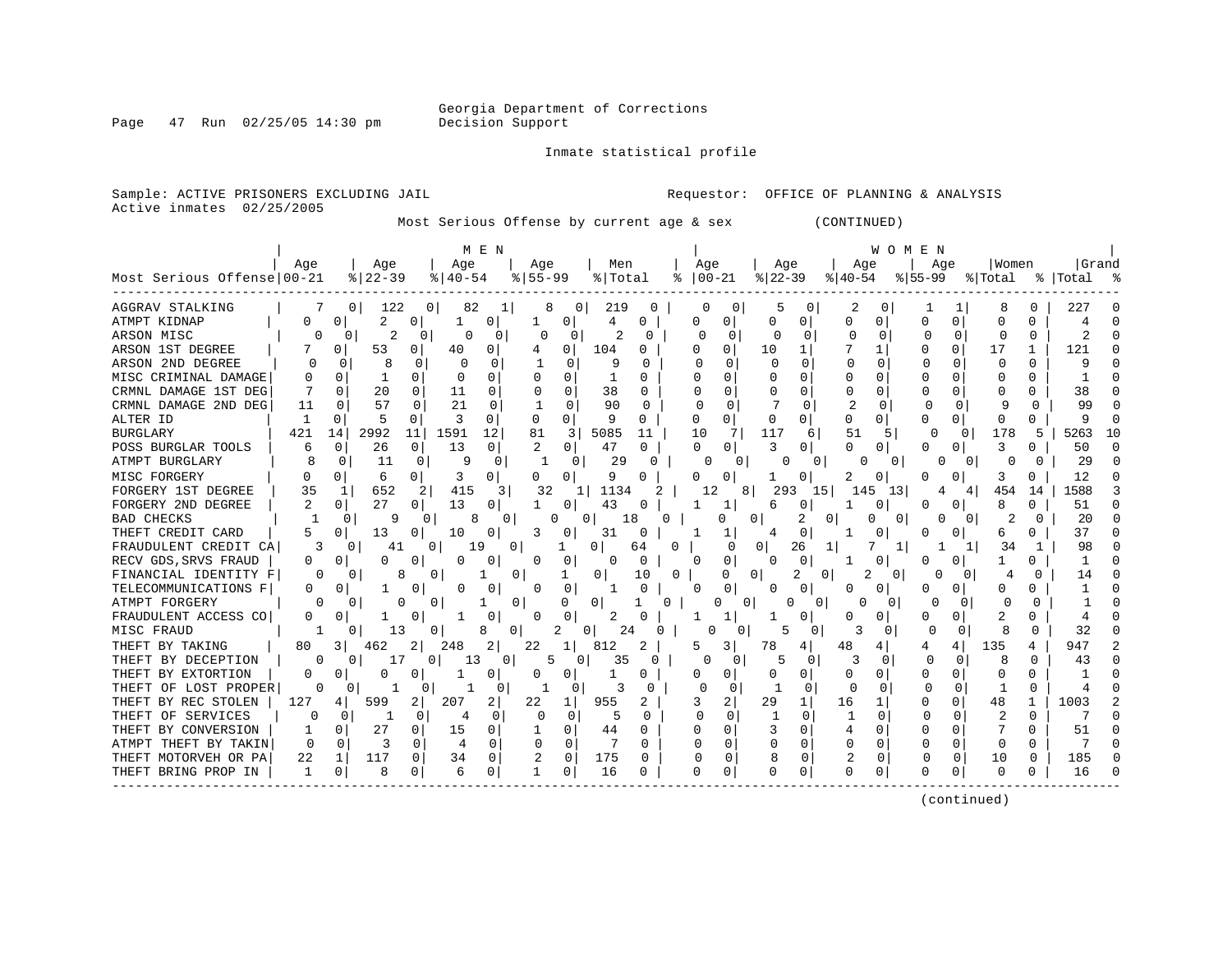Georgia Department of Corrections
Decision Support

Inmate statistical profile

Sample: ACTIVE PRISONERS EXCLUDING JAIL  Requestor: OFFICE OF PLANNING & ANALYSIS
Active inmates 02/25/2005

Most Serious Offense by current age & sex (CONTINUED)

| Most Serious Offense | MEN Age 00-21 | % | Age 22-39 | % | Age 40-54 | % | Age 55-99 | % | Men Total | % | WOMEN Age 00-21 | % | Age 22-39 | % | Age 40-54 | % | Age 55-99 | % | Women Total | % | Grand Total | % |
|---|---|---|---|---|---|---|---|---|---|---|---|---|---|---|---|---|---|---|---|---|---|---|
| AGGRAV STALKING | 7 | 0 | 122 | 0 | 82 | 1 | 8 | 0 | 219 | 0 | 0 | 0 | 5 | 0 | 2 | 0 | 1 | 1 | 8 | 0 | 227 | 0 |
| ATMPT KIDNAP | 0 | 0 | 2 | 0 | 1 | 0 | 1 | 0 | 4 | 0 | 0 | 0 | 0 | 0 | 0 | 0 | 0 | 0 | 0 | 0 | 4 | 0 |
| ARSON MISC | 0 | 0 | 2 | 0 | 0 | 0 | 0 | 0 | 2 | 0 | 0 | 0 | 0 | 0 | 0 | 0 | 0 | 0 | 0 | 0 | 2 | 0 |
| ARSON 1ST DEGREE | 7 | 0 | 53 | 0 | 40 | 0 | 4 | 0 | 104 | 0 | 0 | 0 | 10 | 1 | 7 | 1 | 0 | 0 | 17 | 1 | 121 | 0 |
| ARSON 2ND DEGREE | 0 | 0 | 8 | 0 | 0 | 0 | 1 | 0 | 9 | 0 | 0 | 0 | 0 | 0 | 0 | 0 | 0 | 0 | 0 | 0 | 9 | 0 |
| MISC CRIMINAL DAMAGE | 0 | 0 | 1 | 0 | 0 | 0 | 0 | 0 | 1 | 0 | 0 | 0 | 0 | 0 | 0 | 0 | 0 | 0 | 0 | 0 | 1 | 0 |
| CRMNL DAMAGE 1ST DEG | 7 | 0 | 20 | 0 | 11 | 0 | 0 | 0 | 38 | 0 | 0 | 0 | 0 | 0 | 0 | 0 | 0 | 0 | 0 | 0 | 38 | 0 |
| CRMNL DAMAGE 2ND DEG | 11 | 0 | 57 | 0 | 21 | 0 | 1 | 0 | 90 | 0 | 0 | 0 | 7 | 0 | 2 | 0 | 0 | 0 | 9 | 0 | 99 | 0 |
| ALTER ID | 1 | 0 | 5 | 0 | 3 | 0 | 0 | 0 | 9 | 0 | 0 | 0 | 0 | 0 | 0 | 0 | 0 | 0 | 0 | 0 | 9 | 0 |
| BURGLARY | 421 | 14 | 2992 | 11 | 1591 | 12 | 81 | 3 | 5085 | 11 | 10 | 7 | 117 | 6 | 51 | 5 | 0 | 0 | 178 | 5 | 5263 | 10 |
| POSS BURGLAR TOOLS | 6 | 0 | 26 | 0 | 13 | 0 | 2 | 0 | 47 | 0 | 0 | 0 | 3 | 0 | 0 | 0 | 0 | 0 | 3 | 0 | 50 | 0 |
| ATMPT BURGLARY | 8 | 0 | 11 | 0 | 9 | 0 | 1 | 0 | 29 | 0 | 0 | 0 | 0 | 0 | 0 | 0 | 0 | 0 | 0 | 0 | 29 | 0 |
| MISC FORGERY | 0 | 0 | 6 | 0 | 3 | 0 | 0 | 0 | 9 | 0 | 0 | 0 | 1 | 0 | 2 | 0 | 0 | 0 | 3 | 0 | 12 | 0 |
| FORGERY 1ST DEGREE | 35 | 1 | 652 | 2 | 415 | 3 | 32 | 1 | 1134 | 2 | 12 | 8 | 293 | 15 | 145 | 13 | 4 | 4 | 454 | 14 | 1588 | 3 |
| FORGERY 2ND DEGREE | 2 | 0 | 27 | 0 | 13 | 0 | 1 | 0 | 43 | 0 | 1 | 1 | 6 | 0 | 1 | 0 | 0 | 0 | 8 | 0 | 51 | 0 |
| BAD CHECKS | 1 | 0 | 9 | 0 | 8 | 0 | 0 | 0 | 18 | 0 | 0 | 0 | 2 | 0 | 0 | 0 | 0 | 0 | 2 | 0 | 20 | 0 |
| THEFT CREDIT CARD | 5 | 0 | 13 | 0 | 10 | 0 | 3 | 0 | 31 | 0 | 1 | 1 | 4 | 0 | 1 | 0 | 0 | 0 | 6 | 0 | 37 | 0 |
| FRAUDULENT CREDIT CA | 3 | 0 | 41 | 0 | 19 | 0 | 1 | 0 | 64 | 0 | 0 | 0 | 26 | 1 | 7 | 1 | 1 | 1 | 34 | 1 | 98 | 0 |
| RECV GDS,SRVS FRAUD | 0 | 0 | 0 | 0 | 0 | 0 | 0 | 0 | 0 | 0 | 0 | 0 | 0 | 0 | 1 | 0 | 0 | 0 | 1 | 0 | 1 | 0 |
| FINANCIAL IDENTITY F | 0 | 0 | 8 | 0 | 1 | 0 | 1 | 0 | 10 | 0 | 0 | 0 | 2 | 0 | 2 | 0 | 0 | 0 | 4 | 0 | 14 | 0 |
| TELECOMMUNICATIONS F | 0 | 0 | 1 | 0 | 0 | 0 | 0 | 0 | 1 | 0 | 0 | 0 | 0 | 0 | 0 | 0 | 0 | 0 | 0 | 0 | 1 | 0 |
| ATMPT FORGERY | 0 | 0 | 0 | 0 | 1 | 0 | 0 | 0 | 1 | 0 | 0 | 0 | 0 | 0 | 0 | 0 | 0 | 0 | 0 | 0 | 1 | 0 |
| FRAUDULENT ACCESS CO | 0 | 0 | 1 | 0 | 1 | 0 | 0 | 0 | 2 | 0 | 1 | 1 | 1 | 0 | 0 | 0 | 0 | 0 | 2 | 0 | 4 | 0 |
| MISC FRAUD | 1 | 0 | 13 | 0 | 8 | 0 | 2 | 0 | 24 | 0 | 0 | 0 | 5 | 0 | 3 | 0 | 0 | 0 | 8 | 0 | 32 | 0 |
| THEFT BY TAKING | 80 | 3 | 462 | 2 | 248 | 2 | 22 | 1 | 812 | 2 | 5 | 3 | 78 | 4 | 48 | 4 | 4 | 4 | 135 | 4 | 947 | 2 |
| THEFT BY DECEPTION | 0 | 0 | 17 | 0 | 13 | 0 | 5 | 0 | 35 | 0 | 0 | 0 | 5 | 0 | 3 | 0 | 0 | 0 | 8 | 0 | 43 | 0 |
| THEFT BY EXTORTION | 0 | 0 | 0 | 0 | 1 | 0 | 0 | 0 | 1 | 0 | 0 | 0 | 0 | 0 | 0 | 0 | 0 | 0 | 0 | 0 | 1 | 0 |
| THEFT OF LOST PROPER | 0 | 0 | 1 | 0 | 1 | 0 | 1 | 0 | 3 | 0 | 0 | 0 | 1 | 0 | 0 | 0 | 0 | 0 | 1 | 0 | 4 | 0 |
| THEFT BY REC STOLEN | 127 | 4 | 599 | 2 | 207 | 2 | 22 | 1 | 955 | 2 | 3 | 2 | 29 | 1 | 16 | 1 | 0 | 0 | 48 | 1 | 1003 | 2 |
| THEFT OF SERVICES | 0 | 0 | 1 | 0 | 4 | 0 | 0 | 0 | 5 | 0 | 0 | 0 | 1 | 0 | 1 | 0 | 0 | 0 | 2 | 0 | 7 | 0 |
| THEFT BY CONVERSION | 1 | 0 | 27 | 0 | 15 | 0 | 1 | 0 | 44 | 0 | 0 | 0 | 3 | 0 | 4 | 0 | 0 | 0 | 7 | 0 | 51 | 0 |
| ATMPT THEFT BY TAKIN | 0 | 0 | 3 | 0 | 4 | 0 | 0 | 0 | 7 | 0 | 0 | 0 | 0 | 0 | 0 | 0 | 0 | 0 | 0 | 0 | 7 | 0 |
| THEFT MOTORVEH OR PA | 22 | 1 | 117 | 0 | 34 | 0 | 2 | 0 | 175 | 0 | 0 | 0 | 8 | 0 | 2 | 0 | 0 | 0 | 10 | 0 | 185 | 0 |
| THEFT BRING PROP IN | 1 | 0 | 8 | 0 | 6 | 0 | 1 | 0 | 16 | 0 | 0 | 0 | 0 | 0 | 0 | 0 | 0 | 0 | 0 | 0 | 16 | 0 |

(continued)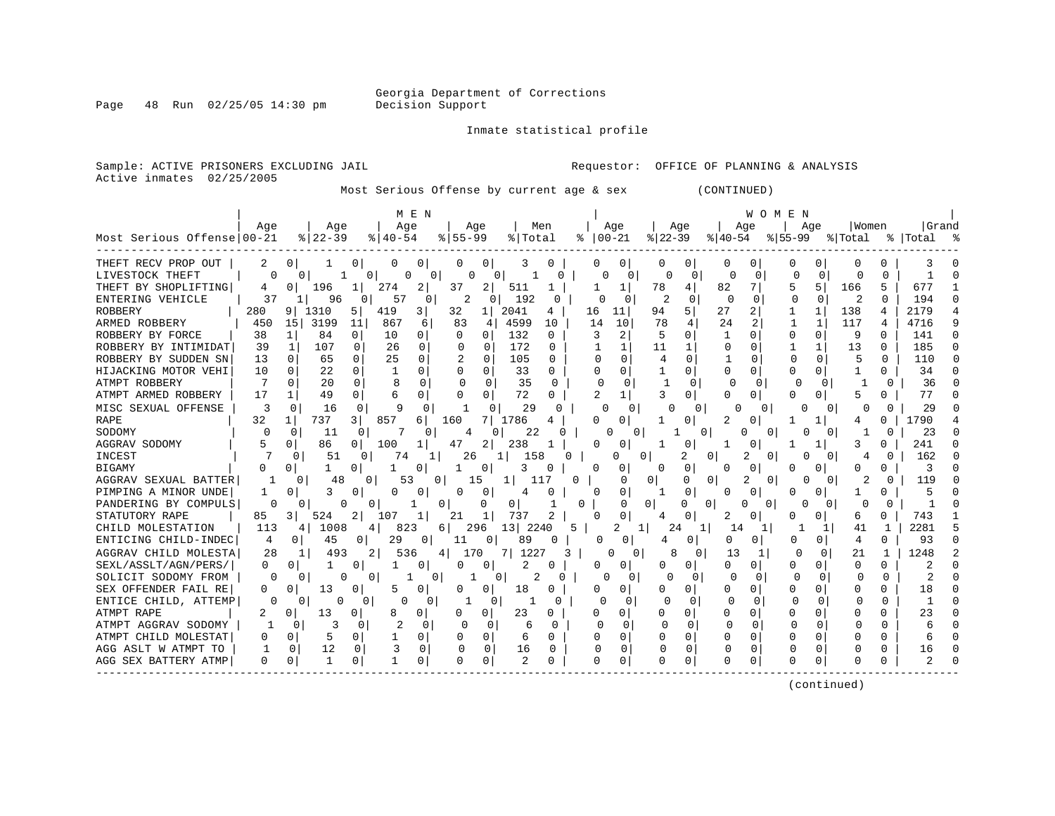Georgia Department of Corrections
Decision Support

Inmate statistical profile

Sample: ACTIVE PRISONERS EXCLUDING JAIL    Requestor: OFFICE OF PLANNING & ANALYSIS
Active inmates 02/25/2005

Most Serious Offense by current age & sex (CONTINUED)

| Most Serious Offense | MEN Age 00-21 | % | Age 22-39 | % | Age 40-54 | % | Age 55-99 | % | Men Total | % | WOMEN Age 00-21 | % | Age 22-39 | % | Age 40-54 | % | Age 55-99 | % | Women Total | % | Grand Total | % |
|---|---|---|---|---|---|---|---|---|---|---|---|---|---|---|---|---|---|---|---|---|---|---|
| THEFT RECV PROP OUT | 2 | 0 | 1 | 0 | 0 | 0 | 0 | 0 | 3 | 0 | 0 | 0 | 0 | 0 | 0 | 0 | 0 | 0 | 0 | 0 | 3 | 0 |
| LIVESTOCK THEFT | 0 | 0 | 1 | 0 | 0 | 0 | 0 | 0 | 1 | 0 | 0 | 0 | 0 | 0 | 0 | 0 | 0 | 0 | 0 | 0 | 1 | 0 |
| THEFT BY SHOPLIFTING | 4 | 0 | 196 | 1 | 274 | 2 | 37 | 2 | 511 | 1 | 1 | 1 | 78 | 4 | 82 | 7 | 5 | 5 | 166 | 5 | 677 | 1 |
| ENTERING VEHICLE | 37 | 1 | 96 | 0 | 57 | 0 | 2 | 0 | 192 | 0 | 0 | 0 | 2 | 0 | 0 | 0 | 0 | 0 | 2 | 0 | 194 | 0 |
| ROBBERY | 280 | 9 | 1310 | 5 | 419 | 3 | 32 | 1 | 2041 | 4 | 16 | 11 | 94 | 5 | 27 | 2 | 1 | 1 | 138 | 4 | 2179 | 4 |
| ARMED ROBBERY | 450 | 15 | 3199 | 11 | 867 | 6 | 83 | 4 | 4599 | 10 | 14 | 10 | 78 | 4 | 24 | 2 | 1 | 1 | 117 | 4 | 4716 | 9 |
| ROBBERY BY FORCE | 38 | 1 | 84 | 0 | 10 | 0 | 0 | 0 | 132 | 0 | 3 | 2 | 5 | 0 | 1 | 0 | 0 | 0 | 9 | 0 | 141 | 0 |
| ROBBERY BY INTIMIDAT | 39 | 1 | 107 | 0 | 26 | 0 | 0 | 0 | 172 | 0 | 1 | 1 | 11 | 1 | 0 | 0 | 1 | 1 | 13 | 0 | 185 | 0 |
| ROBBERY BY SUDDEN SN | 13 | 0 | 65 | 0 | 25 | 0 | 2 | 0 | 105 | 0 | 0 | 0 | 4 | 0 | 1 | 0 | 0 | 0 | 5 | 0 | 110 | 0 |
| HIJACKING MOTOR VEHI | 10 | 0 | 22 | 0 | 1 | 0 | 0 | 0 | 33 | 0 | 0 | 0 | 1 | 0 | 0 | 0 | 0 | 0 | 1 | 0 | 34 | 0 |
| ATMPT ROBBERY | 7 | 0 | 20 | 0 | 8 | 0 | 0 | 0 | 35 | 0 | 0 | 0 | 1 | 0 | 0 | 0 | 0 | 0 | 1 | 0 | 36 | 0 |
| ATMPT ARMED ROBBERY | 17 | 1 | 49 | 0 | 6 | 0 | 0 | 0 | 72 | 0 | 2 | 1 | 3 | 0 | 0 | 0 | 0 | 0 | 5 | 0 | 77 | 0 |
| MISC SEXUAL OFFENSE | 3 | 0 | 16 | 0 | 9 | 0 | 1 | 0 | 29 | 0 | 0 | 0 | 0 | 0 | 0 | 0 | 0 | 0 | 0 | 0 | 29 | 0 |
| RAPE | 32 | 1 | 737 | 3 | 857 | 6 | 160 | 7 | 1786 | 4 | 0 | 0 | 1 | 0 | 2 | 0 | 1 | 1 | 4 | 0 | 1790 | 4 |
| SODOMY | 0 | 0 | 11 | 0 | 7 | 0 | 4 | 0 | 22 | 0 | 0 | 0 | 1 | 0 | 0 | 0 | 0 | 0 | 1 | 0 | 23 | 0 |
| AGGRAV SODOMY | 5 | 0 | 86 | 0 | 100 | 1 | 47 | 2 | 238 | 1 | 0 | 0 | 1 | 0 | 1 | 0 | 1 | 1 | 3 | 0 | 241 | 0 |
| INCEST | 7 | 0 | 51 | 0 | 74 | 1 | 26 | 1 | 158 | 0 | 0 | 0 | 2 | 0 | 2 | 0 | 0 | 0 | 4 | 0 | 162 | 0 |
| BIGAMY | 0 | 0 | 1 | 0 | 1 | 0 | 1 | 0 | 3 | 0 | 0 | 0 | 0 | 0 | 0 | 0 | 0 | 0 | 0 | 0 | 3 | 0 |
| AGGRAV SEXUAL BATTER | 1 | 0 | 48 | 0 | 53 | 0 | 15 | 1 | 117 | 0 | 0 | 0 | 0 | 0 | 2 | 0 | 0 | 0 | 2 | 0 | 119 | 0 |
| PIMPING A MINOR UNDE | 1 | 0 | 3 | 0 | 0 | 0 | 0 | 0 | 4 | 0 | 0 | 0 | 1 | 0 | 0 | 0 | 0 | 0 | 1 | 0 | 5 | 0 |
| PANDERING BY COMPULS | 0 | 0 | 0 | 0 | 1 | 0 | 0 | 0 | 1 | 0 | 0 | 0 | 0 | 0 | 0 | 0 | 0 | 0 | 0 | 0 | 1 | 0 |
| STATUTORY RAPE | 85 | 3 | 524 | 2 | 107 | 1 | 21 | 1 | 737 | 2 | 0 | 0 | 4 | 0 | 2 | 0 | 0 | 0 | 6 | 0 | 743 | 1 |
| CHILD MOLESTATION | 113 | 4 | 1008 | 4 | 823 | 6 | 296 | 13 | 2240 | 5 | 2 | 1 | 24 | 1 | 14 | 1 | 1 | 1 | 41 | 1 | 2281 | 5 |
| ENTICING CHILD-INDEC | 4 | 0 | 45 | 0 | 29 | 0 | 11 | 0 | 89 | 0 | 0 | 0 | 4 | 0 | 0 | 0 | 0 | 0 | 4 | 0 | 93 | 0 |
| AGGRAV CHILD MOLESTA | 28 | 1 | 493 | 2 | 536 | 4 | 170 | 7 | 1227 | 3 | 0 | 0 | 8 | 0 | 13 | 1 | 0 | 0 | 21 | 1 | 1248 | 2 |
| SEXL/ASSLT/AGN/PERS/ | 0 | 0 | 1 | 0 | 1 | 0 | 0 | 0 | 2 | 0 | 0 | 0 | 0 | 0 | 0 | 0 | 0 | 0 | 0 | 0 | 2 | 0 |
| SOLICIT SODOMY FROM | 0 | 0 | 0 | 0 | 1 | 0 | 1 | 0 | 2 | 0 | 0 | 0 | 0 | 0 | 0 | 0 | 0 | 0 | 0 | 0 | 2 | 0 |
| SEX OFFENDER FAIL RE | 0 | 0 | 13 | 0 | 5 | 0 | 0 | 0 | 18 | 0 | 0 | 0 | 0 | 0 | 0 | 0 | 0 | 0 | 0 | 0 | 18 | 0 |
| ENTICE CHILD, ATTEMP | 0 | 0 | 0 | 0 | 0 | 0 | 1 | 0 | 1 | 0 | 0 | 0 | 0 | 0 | 0 | 0 | 0 | 0 | 0 | 0 | 1 | 0 |
| ATMPT RAPE | 2 | 0 | 13 | 0 | 8 | 0 | 0 | 0 | 23 | 0 | 0 | 0 | 0 | 0 | 0 | 0 | 0 | 0 | 0 | 0 | 23 | 0 |
| ATMPT AGGRAV SODOMY | 1 | 0 | 3 | 0 | 2 | 0 | 0 | 0 | 6 | 0 | 0 | 0 | 0 | 0 | 0 | 0 | 0 | 0 | 0 | 0 | 6 | 0 |
| ATMPT CHILD MOLESTAT | 0 | 0 | 5 | 0 | 1 | 0 | 0 | 0 | 6 | 0 | 0 | 0 | 0 | 0 | 0 | 0 | 0 | 0 | 0 | 0 | 6 | 0 |
| AGG ASLT W ATMPT TO | 1 | 0 | 12 | 0 | 3 | 0 | 0 | 0 | 16 | 0 | 0 | 0 | 0 | 0 | 0 | 0 | 0 | 0 | 0 | 0 | 16 | 0 |
| AGG SEX BATTERY ATMP | 0 | 0 | 1 | 0 | 1 | 0 | 0 | 0 | 2 | 0 | 0 | 0 | 0 | 0 | 0 | 0 | 0 | 0 | 0 | 0 | 2 | 0 |

(continued)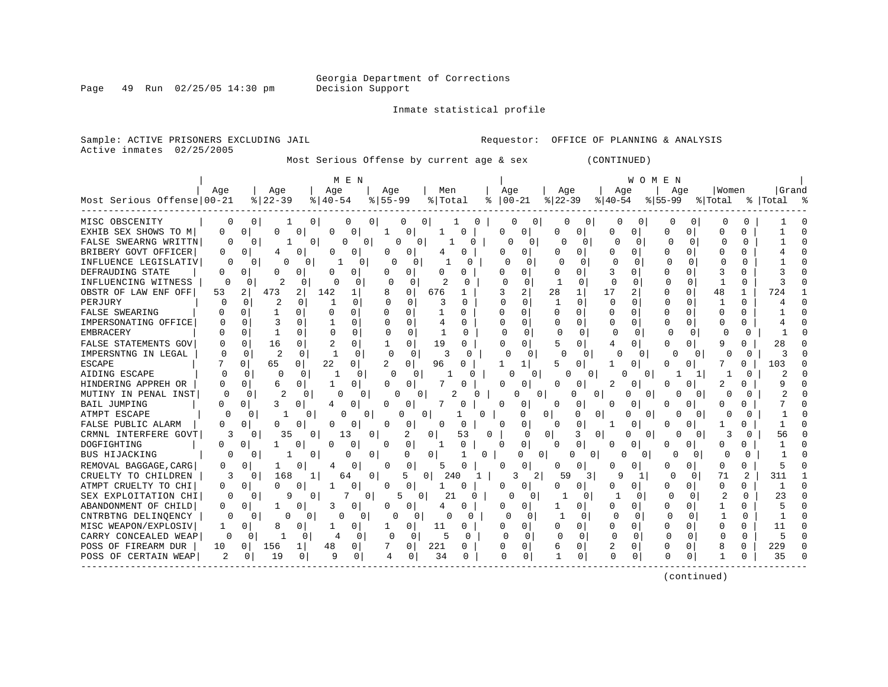Georgia Department of Corrections
Decision Support

Inmate statistical profile

Sample: ACTIVE PRISONERS EXCLUDING JAIL
Active inmates 02/25/2005

Requestor: OFFICE OF PLANNING & ANALYSIS

Most Serious Offense by current age & sex (CONTINUED)

| Most Serious Offense | MEN Age 00-21 | % | Age 22-39 | % | Age 40-54 | % | Age 55-99 | % | Men Total | % | WOMEN Age 00-21 | % | Age 22-39 | % | Age 40-54 | % | Age 55-99 | % | Women Total | % | Grand Total | % |
|---|---|---|---|---|---|---|---|---|---|---|---|---|---|---|---|---|---|---|---|---|---|---|
| MISC OBSCENITY | 0 | 0 | 1 | 0 | 0 | 0 | 0 | 0 | 1 | 0 | 0 | 0 | 0 | 0 | 0 | 0 | 0 | 0 | 0 | 0 | 1 | 0 |
| EXHIB SEX SHOWS TO M | 0 | 0 | 0 | 0 | 0 | 0 | 1 | 0 | 1 | 0 | 0 | 0 | 0 | 0 | 0 | 0 | 0 | 0 | 0 | 0 | 1 | 0 |
| FALSE SWEARNG WRITTN | 0 | 0 | 1 | 0 | 0 | 0 | 0 | 0 | 1 | 0 | 0 | 0 | 0 | 0 | 0 | 0 | 0 | 0 | 0 | 0 | 1 | 0 |
| BRIBERY GOVT OFFICER | 0 | 0 | 4 | 0 | 0 | 0 | 0 | 0 | 4 | 0 | 0 | 0 | 0 | 0 | 0 | 0 | 0 | 0 | 0 | 0 | 4 | 0 |
| INFLUENCE LEGISLATIV | 0 | 0 | 0 | 0 | 1 | 0 | 0 | 0 | 1 | 0 | 0 | 0 | 0 | 0 | 0 | 0 | 0 | 0 | 0 | 0 | 1 | 0 |
| DEFRAUDING STATE | 0 | 0 | 0 | 0 | 0 | 0 | 0 | 0 | 0 | 0 | 0 | 0 | 0 | 0 | 3 | 0 | 0 | 0 | 3 | 0 | 3 | 0 |
| INFLUENCING WITNESS | 0 | 0 | 2 | 0 | 0 | 0 | 0 | 0 | 2 | 0 | 0 | 0 | 1 | 0 | 0 | 0 | 0 | 0 | 1 | 0 | 3 | 0 |
| OBSTR OF LAW ENF OFF | 53 | 2 | 473 | 2 | 142 | 1 | 8 | 0 | 676 | 1 | 3 | 2 | 28 | 1 | 17 | 2 | 0 | 0 | 48 | 1 | 724 | 1 |
| PERJURY | 0 | 0 | 2 | 0 | 1 | 0 | 0 | 0 | 3 | 0 | 0 | 0 | 1 | 0 | 0 | 0 | 0 | 0 | 1 | 0 | 4 | 0 |
| FALSE SWEARING | 0 | 0 | 1 | 0 | 0 | 0 | 0 | 0 | 1 | 0 | 0 | 0 | 0 | 0 | 0 | 0 | 0 | 0 | 0 | 0 | 1 | 0 |
| IMPERSONATING OFFICE | 0 | 0 | 3 | 0 | 1 | 0 | 0 | 0 | 4 | 0 | 0 | 0 | 0 | 0 | 0 | 0 | 0 | 0 | 0 | 0 | 4 | 0 |
| EMBRACERY | 0 | 0 | 1 | 0 | 0 | 0 | 0 | 0 | 1 | 0 | 0 | 0 | 0 | 0 | 0 | 0 | 0 | 0 | 0 | 0 | 1 | 0 |
| FALSE STATEMENTS GOV | 0 | 0 | 16 | 0 | 2 | 0 | 1 | 0 | 19 | 0 | 0 | 0 | 5 | 0 | 4 | 0 | 0 | 0 | 9 | 0 | 28 | 0 |
| IMPERSNTNG IN LEGAL | 0 | 0 | 2 | 0 | 1 | 0 | 0 | 0 | 3 | 0 | 0 | 0 | 0 | 0 | 0 | 0 | 0 | 0 | 0 | 0 | 3 | 0 |
| ESCAPE | 7 | 0 | 65 | 0 | 22 | 0 | 2 | 0 | 96 | 0 | 1 | 1 | 5 | 0 | 1 | 0 | 0 | 0 | 7 | 0 | 103 | 0 |
| AIDING ESCAPE | 0 | 0 | 0 | 0 | 1 | 0 | 0 | 0 | 1 | 0 | 0 | 0 | 0 | 0 | 0 | 0 | 1 | 1 | 1 | 0 | 2 | 0 |
| HINDERING APPREH OR | 0 | 0 | 6 | 0 | 1 | 0 | 0 | 0 | 7 | 0 | 0 | 0 | 0 | 0 | 2 | 0 | 0 | 0 | 2 | 0 | 9 | 0 |
| MUTINY IN PENAL INST | 0 | 0 | 2 | 0 | 0 | 0 | 0 | 0 | 2 | 0 | 0 | 0 | 0 | 0 | 0 | 0 | 0 | 0 | 0 | 0 | 2 | 0 |
| BAIL JUMPING | 0 | 0 | 3 | 0 | 4 | 0 | 0 | 0 | 7 | 0 | 0 | 0 | 0 | 0 | 0 | 0 | 0 | 0 | 0 | 0 | 7 | 0 |
| ATMPT ESCAPE | 0 | 0 | 1 | 0 | 0 | 0 | 0 | 0 | 1 | 0 | 0 | 0 | 0 | 0 | 0 | 0 | 0 | 0 | 0 | 0 | 1 | 0 |
| FALSE PUBLIC ALARM | 0 | 0 | 0 | 0 | 0 | 0 | 0 | 0 | 0 | 0 | 0 | 0 | 0 | 0 | 1 | 0 | 0 | 0 | 1 | 0 | 1 | 0 |
| CRMNL INTERFERE GOVT | 3 | 0 | 35 | 0 | 13 | 0 | 2 | 0 | 53 | 0 | 0 | 0 | 3 | 0 | 0 | 0 | 0 | 0 | 3 | 0 | 56 | 0 |
| DOGFIGHTING | 0 | 0 | 1 | 0 | 0 | 0 | 0 | 0 | 1 | 0 | 0 | 0 | 0 | 0 | 0 | 0 | 0 | 0 | 0 | 0 | 1 | 0 |
| BUS HIJACKING | 0 | 0 | 1 | 0 | 0 | 0 | 0 | 0 | 1 | 0 | 0 | 0 | 0 | 0 | 0 | 0 | 0 | 0 | 0 | 0 | 1 | 0 |
| REMOVAL BAGGAGE,CARG | 0 | 0 | 1 | 0 | 4 | 0 | 0 | 0 | 5 | 0 | 0 | 0 | 0 | 0 | 0 | 0 | 0 | 0 | 0 | 0 | 5 | 0 |
| CRUELTY TO CHILDREN | 3 | 0 | 168 | 1 | 64 | 0 | 5 | 0 | 240 | 1 | 3 | 2 | 59 | 3 | 9 | 1 | 0 | 0 | 71 | 2 | 311 | 1 |
| ATMPT CRUELTY TO CHI | 0 | 0 | 0 | 0 | 1 | 0 | 0 | 0 | 1 | 0 | 0 | 0 | 0 | 0 | 0 | 0 | 0 | 0 | 0 | 0 | 1 | 0 |
| SEX EXPLOITATION CHI | 0 | 0 | 9 | 0 | 7 | 0 | 5 | 0 | 21 | 0 | 0 | 0 | 1 | 0 | 1 | 0 | 0 | 0 | 2 | 0 | 23 | 0 |
| ABANDONMENT OF CHILD | 0 | 0 | 1 | 0 | 3 | 0 | 0 | 0 | 4 | 0 | 0 | 0 | 1 | 0 | 0 | 0 | 0 | 0 | 1 | 0 | 5 | 0 |
| CNTRBTNG DELINQENCY | 0 | 0 | 0 | 0 | 0 | 0 | 0 | 0 | 0 | 0 | 0 | 0 | 1 | 0 | 0 | 0 | 0 | 0 | 1 | 0 | 1 | 0 |
| MISC WEAPON/EXPLOSIV | 1 | 0 | 8 | 0 | 1 | 0 | 1 | 0 | 11 | 0 | 0 | 0 | 0 | 0 | 0 | 0 | 0 | 0 | 0 | 0 | 11 | 0 |
| CARRY CONCEALED WEAP | 0 | 0 | 1 | 0 | 4 | 0 | 0 | 0 | 5 | 0 | 0 | 0 | 0 | 0 | 0 | 0 | 0 | 0 | 0 | 0 | 5 | 0 |
| POSS OF FIREARM DUR | 10 | 0 | 156 | 1 | 48 | 0 | 7 | 0 | 221 | 0 | 0 | 0 | 6 | 0 | 2 | 0 | 0 | 0 | 8 | 0 | 229 | 0 |
| POSS OF CERTAIN WEAP | 2 | 0 | 19 | 0 | 9 | 0 | 4 | 0 | 34 | 0 | 0 | 0 | 1 | 0 | 0 | 0 | 0 | 0 | 1 | 0 | 35 | 0 |

(continued)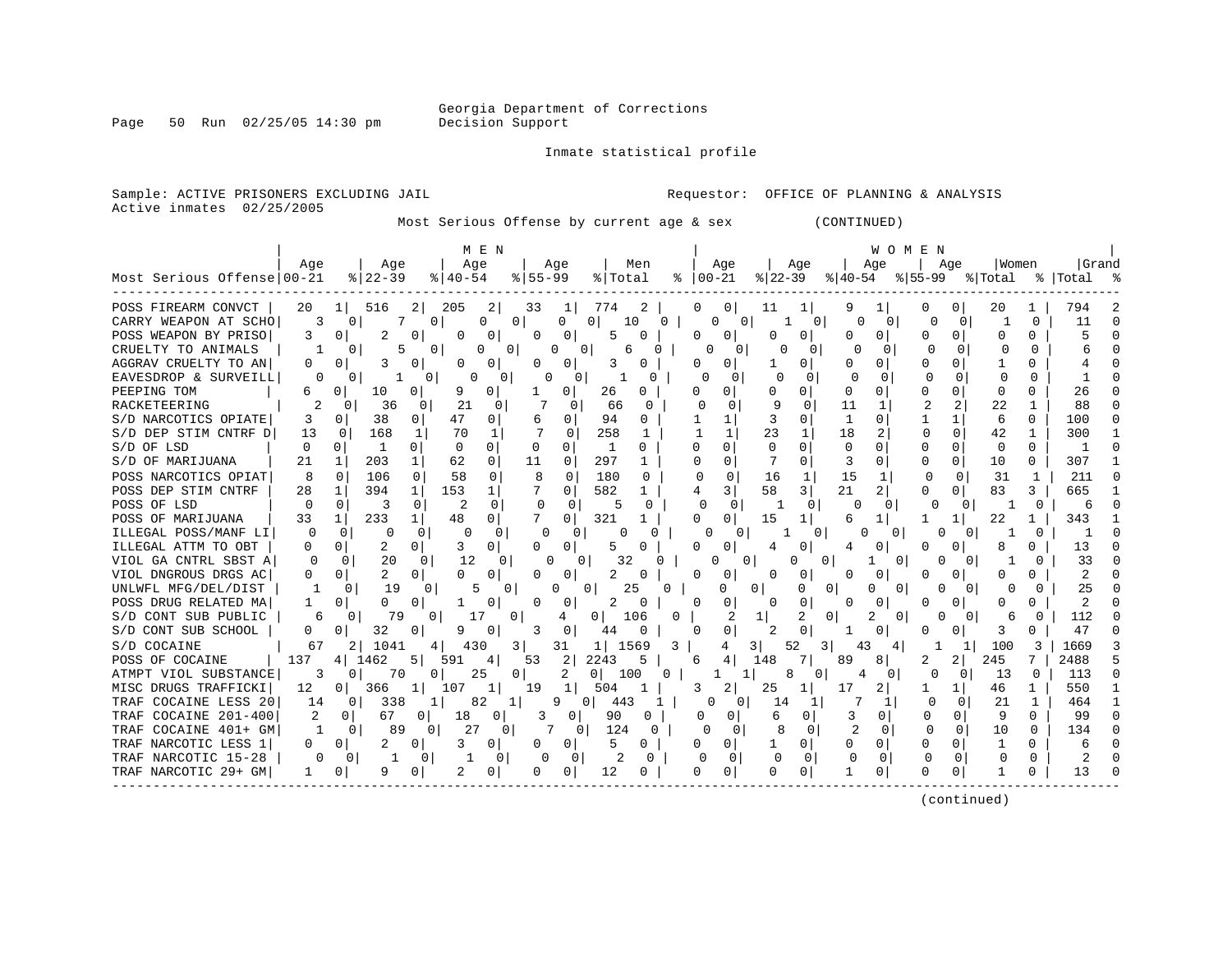Georgia Department of Corrections
Decision Support

Inmate statistical profile

Sample: ACTIVE PRISONERS EXCLUDING JAIL — Requestor: OFFICE OF PLANNING & ANALYSIS
Active inmates 02/25/2005

Most Serious Offense by current age & sex (CONTINUED)

| Most Serious Offense | MEN Age 00-21 | % | Age 22-39 | % | Age 40-54 | % | Age 55-99 | % | Men Total | % | WOMEN Age 00-21 | % | Age 22-39 | % | Age 40-54 | % | Age 55-99 | % | Women Total | % | Grand Total | % |
|---|---|---|---|---|---|---|---|---|---|---|---|---|---|---|---|---|---|---|---|---|---|---|
| POSS FIREARM CONVCT | 20 | 1 | 516 | 2 | 205 | 2 | 33 | 1 | 774 | 2 | 0 | 0 | 11 | 1 | 9 | 1 | 0 | 0 | 20 | 1 | 794 | 2 |
| CARRY WEAPON AT SCHO | 3 | 0 | 7 | 0 | 0 | 0 | 0 | 0 | 10 | 0 | 0 | 0 | 1 | 0 | 0 | 0 | 0 | 0 | 1 | 0 | 11 | 0 |
| POSS WEAPON BY PRISO | 3 | 0 | 2 | 0 | 0 | 0 | 0 | 0 | 5 | 0 | 0 | 0 | 0 | 0 | 0 | 0 | 0 | 0 | 0 | 0 | 5 | 0 |
| CRUELTY TO ANIMALS | 1 | 0 | 5 | 0 | 0 | 0 | 0 | 0 | 6 | 0 | 0 | 0 | 0 | 0 | 0 | 0 | 0 | 0 | 0 | 0 | 6 | 0 |
| AGGRAV CRUELTY TO AN | 0 | 0 | 3 | 0 | 0 | 0 | 0 | 0 | 3 | 0 | 0 | 0 | 1 | 0 | 0 | 0 | 0 | 0 | 1 | 0 | 4 | 0 |
| EAVESDROP & SURVEILL | 0 | 0 | 1 | 0 | 0 | 0 | 0 | 0 | 1 | 0 | 0 | 0 | 0 | 0 | 0 | 0 | 0 | 0 | 0 | 0 | 1 | 0 |
| PEEPING TOM | 6 | 0 | 10 | 0 | 9 | 0 | 1 | 0 | 26 | 0 | 0 | 0 | 0 | 0 | 0 | 0 | 0 | 0 | 0 | 0 | 26 | 0 |
| RACKETEERING | 2 | 0 | 36 | 0 | 21 | 0 | 7 | 0 | 66 | 0 | 0 | 0 | 9 | 0 | 11 | 1 | 2 | 2 | 22 | 1 | 88 | 0 |
| S/D NARCOTICS OPIATE | 3 | 0 | 38 | 0 | 47 | 0 | 6 | 0 | 94 | 0 | 1 | 1 | 3 | 0 | 1 | 0 | 1 | 1 | 6 | 0 | 100 | 0 |
| S/D DEP STIM CNTRF D | 13 | 0 | 168 | 1 | 70 | 1 | 7 | 0 | 258 | 1 | 1 | 1 | 23 | 1 | 18 | 2 | 0 | 0 | 42 | 1 | 300 | 1 |
| S/D OF LSD | 0 | 0 | 1 | 0 | 0 | 0 | 0 | 0 | 1 | 0 | 0 | 0 | 0 | 0 | 0 | 0 | 0 | 0 | 0 | 0 | 1 | 0 |
| S/D OF MARIJUANA | 21 | 1 | 203 | 1 | 62 | 0 | 11 | 0 | 297 | 1 | 0 | 0 | 7 | 0 | 3 | 0 | 0 | 0 | 10 | 0 | 307 | 1 |
| POSS NARCOTICS OPIAT | 8 | 0 | 106 | 0 | 58 | 0 | 8 | 0 | 180 | 0 | 0 | 0 | 16 | 1 | 15 | 1 | 0 | 0 | 31 | 1 | 211 | 0 |
| POSS DEP STIM CNTRF | 28 | 1 | 394 | 1 | 153 | 1 | 7 | 0 | 582 | 1 | 4 | 3 | 58 | 3 | 21 | 2 | 0 | 0 | 83 | 3 | 665 | 1 |
| POSS OF LSD | 0 | 0 | 3 | 0 | 2 | 0 | 0 | 0 | 5 | 0 | 0 | 0 | 1 | 0 | 0 | 0 | 0 | 0 | 1 | 0 | 6 | 0 |
| POSS OF MARIJUANA | 33 | 1 | 233 | 1 | 48 | 0 | 7 | 0 | 321 | 1 | 0 | 0 | 15 | 1 | 6 | 1 | 1 | 1 | 22 | 1 | 343 | 1 |
| ILLEGAL POSS/MANF LI | 0 | 0 | 0 | 0 | 0 | 0 | 0 | 0 | 0 | 0 | 0 | 0 | 1 | 0 | 0 | 0 | 0 | 0 | 1 | 0 | 1 | 0 |
| ILLEGAL ATTM TO OBT | 0 | 0 | 2 | 0 | 3 | 0 | 0 | 0 | 5 | 0 | 0 | 0 | 4 | 0 | 4 | 0 | 0 | 0 | 8 | 0 | 13 | 0 |
| VIOL GA CNTRL SBST A | 0 | 0 | 20 | 0 | 12 | 0 | 0 | 0 | 32 | 0 | 0 | 0 | 0 | 0 | 1 | 0 | 0 | 0 | 1 | 0 | 33 | 0 |
| VIOL DNGROUS DRGS AC | 0 | 0 | 2 | 0 | 0 | 0 | 0 | 0 | 2 | 0 | 0 | 0 | 0 | 0 | 0 | 0 | 0 | 0 | 0 | 0 | 2 | 0 |
| UNLWFL MFG/DEL/DIST | 1 | 0 | 19 | 0 | 5 | 0 | 0 | 0 | 25 | 0 | 0 | 0 | 0 | 0 | 0 | 0 | 0 | 0 | 0 | 0 | 25 | 0 |
| POSS DRUG RELATED MA | 1 | 0 | 0 | 0 | 1 | 0 | 0 | 0 | 2 | 0 | 0 | 0 | 0 | 0 | 0 | 0 | 0 | 0 | 0 | 0 | 2 | 0 |
| S/D CONT SUB PUBLIC | 6 | 0 | 79 | 0 | 17 | 0 | 4 | 0 | 106 | 0 | 2 | 1 | 2 | 0 | 2 | 0 | 0 | 0 | 6 | 0 | 112 | 0 |
| S/D CONT SUB SCHOOL | 0 | 0 | 32 | 0 | 9 | 0 | 3 | 0 | 44 | 0 | 0 | 0 | 2 | 0 | 1 | 0 | 0 | 0 | 3 | 0 | 47 | 0 |
| S/D COCAINE | 67 | 2 | 1041 | 4 | 430 | 3 | 31 | 1 | 1569 | 3 | 4 | 3 | 52 | 3 | 43 | 4 | 1 | 1 | 100 | 3 | 1669 | 3 |
| POSS OF COCAINE | 137 | 4 | 1462 | 5 | 591 | 4 | 53 | 2 | 2243 | 5 | 6 | 4 | 148 | 7 | 89 | 8 | 2 | 2 | 245 | 7 | 2488 | 5 |
| ATMPT VIOL SUBSTANCE | 3 | 0 | 70 | 0 | 25 | 0 | 2 | 0 | 100 | 0 | 1 | 1 | 8 | 0 | 4 | 0 | 0 | 0 | 13 | 0 | 113 | 0 |
| MISC DRUGS TRAFFICKI | 12 | 0 | 366 | 1 | 107 | 1 | 19 | 1 | 504 | 1 | 3 | 2 | 25 | 1 | 17 | 2 | 1 | 1 | 46 | 1 | 550 | 1 |
| TRAF COCAINE LESS 20 | 14 | 0 | 338 | 1 | 82 | 1 | 9 | 0 | 443 | 1 | 0 | 0 | 14 | 1 | 7 | 1 | 0 | 0 | 21 | 1 | 464 | 1 |
| TRAF COCAINE 201-400 | 2 | 0 | 67 | 0 | 18 | 0 | 3 | 0 | 90 | 0 | 0 | 0 | 6 | 0 | 3 | 0 | 0 | 0 | 9 | 0 | 99 | 0 |
| TRAF COCAINE 401+ GM | 1 | 0 | 89 | 0 | 27 | 0 | 7 | 0 | 124 | 0 | 0 | 0 | 8 | 0 | 2 | 0 | 0 | 0 | 10 | 0 | 134 | 0 |
| TRAF NARCOTIC LESS 1 | 0 | 0 | 2 | 0 | 3 | 0 | 0 | 0 | 5 | 0 | 0 | 0 | 1 | 0 | 0 | 0 | 0 | 0 | 1 | 0 | 6 | 0 |
| TRAF NARCOTIC 15-28 | 0 | 0 | 1 | 0 | 1 | 0 | 0 | 0 | 2 | 0 | 0 | 0 | 0 | 0 | 0 | 0 | 0 | 0 | 0 | 0 | 2 | 0 |
| TRAF NARCOTIC 29+ GM | 1 | 0 | 9 | 0 | 2 | 0 | 0 | 0 | 12 | 0 | 0 | 0 | 0 | 0 | 1 | 0 | 0 | 0 | 1 | 0 | 13 | 0 |

(continued)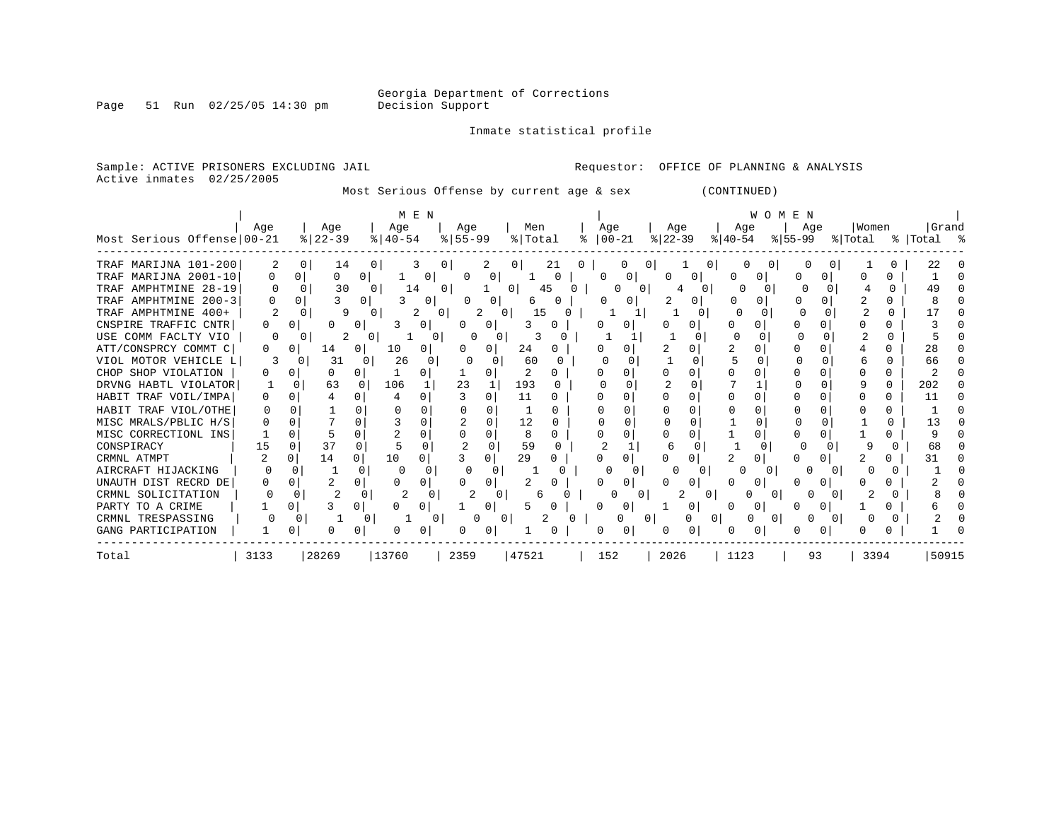Georgia Department of Corrections
Decision Support

Inmate statistical profile

Sample: ACTIVE PRISONERS EXCLUDING JAIL

Requestor: OFFICE OF PLANNING & ANALYSIS

Active inmates 02/25/2005

Most Serious Offense by current age & sex (CONTINUED)

| | MEN | | | | | | | | | | WOMEN | | | | | | | | | | | |
|---|---|---|---|---|---|---|---|---|---|---|---|---|---|---|---|---|---|---|---|---|---|---|
| Most Serious Offense | Age 00-21 | % | Age 22-39 | % | Age 40-54 | % | Age 55-99 | % | Men Total | % | Age 00-21 | % | Age 22-39 | % | Age 40-54 | % | Age 55-99 | % | Women Total | % | Grand Total | % |
| TRAF MARIJNA 101-200 | 2 | 0 | 14 | 0 | 3 | 0 | 2 | 0 | 21 | 0 | 0 | 0 | 1 | 0 | 0 | 0 | 0 | 0 | 1 | 0 | 22 | 0 |
| TRAF MARIJNA 2001-10 | 0 | 0 | 0 | 0 | 1 | 0 | 0 | 0 | 1 | 0 | 0 | 0 | 0 | 0 | 0 | 0 | 0 | 0 | 0 | 0 | 1 | 0 |
| TRAF AMPHTMINE 28-19 | 0 | 0 | 30 | 0 | 14 | 0 | 1 | 0 | 45 | 0 | 0 | 0 | 4 | 0 | 0 | 0 | 0 | 0 | 4 | 0 | 49 | 0 |
| TRAF AMPHTMINE 200-3 | 0 | 0 | 3 | 0 | 3 | 0 | 0 | 0 | 6 | 0 | 0 | 0 | 2 | 0 | 0 | 0 | 0 | 0 | 2 | 0 | 8 | 0 |
| TRAF AMPHTMINE 400+ | 2 | 0 | 9 | 0 | 2 | 0 | 2 | 0 | 15 | 0 | 1 | 1 | 1 | 0 | 0 | 0 | 0 | 0 | 2 | 0 | 17 | 0 |
| CNSPIRE TRAFFIC CNTR | 0 | 0 | 0 | 0 | 3 | 0 | 0 | 0 | 3 | 0 | 0 | 0 | 0 | 0 | 0 | 0 | 0 | 0 | 0 | 0 | 3 | 0 |
| USE COMM FACLTY VIO | 0 | 0 | 2 | 0 | 1 | 0 | 0 | 0 | 3 | 0 | 1 | 1 | 1 | 0 | 0 | 0 | 0 | 0 | 2 | 0 | 5 | 0 |
| ATT/CONSPRCY COMMT C | 0 | 0 | 14 | 0 | 10 | 0 | 0 | 0 | 24 | 0 | 0 | 0 | 2 | 0 | 2 | 0 | 0 | 0 | 4 | 0 | 28 | 0 |
| VIOL MOTOR VEHICLE L | 3 | 0 | 31 | 0 | 26 | 0 | 0 | 0 | 60 | 0 | 0 | 0 | 1 | 0 | 5 | 0 | 0 | 0 | 6 | 0 | 66 | 0 |
| CHOP SHOP VIOLATION | 0 | 0 | 0 | 0 | 1 | 0 | 1 | 0 | 2 | 0 | 0 | 0 | 0 | 0 | 0 | 0 | 0 | 0 | 0 | 0 | 2 | 0 |
| DRVNG HABTL VIOLATOR | 1 | 0 | 63 | 0 | 106 | 1 | 23 | 1 | 193 | 0 | 0 | 0 | 2 | 0 | 7 | 1 | 0 | 0 | 9 | 0 | 202 | 0 |
| HABIT TRAF VOIL/IMPA | 0 | 0 | 4 | 0 | 4 | 0 | 3 | 0 | 11 | 0 | 0 | 0 | 0 | 0 | 0 | 0 | 0 | 0 | 0 | 0 | 11 | 0 |
| HABIT TRAF VIOL/OTHE | 0 | 0 | 1 | 0 | 0 | 0 | 0 | 0 | 1 | 0 | 0 | 0 | 0 | 0 | 0 | 0 | 0 | 0 | 0 | 0 | 1 | 0 |
| MISC MRALS/PBLIC H/S | 0 | 0 | 7 | 0 | 3 | 0 | 2 | 0 | 12 | 0 | 0 | 0 | 0 | 0 | 1 | 0 | 0 | 0 | 1 | 0 | 13 | 0 |
| MISC CORRECTIONL INS | 1 | 0 | 5 | 0 | 2 | 0 | 0 | 0 | 8 | 0 | 0 | 0 | 0 | 0 | 1 | 0 | 0 | 0 | 1 | 0 | 9 | 0 |
| CONSPIRACY | 15 | 0 | 37 | 0 | 5 | 0 | 2 | 0 | 59 | 0 | 2 | 1 | 6 | 0 | 1 | 0 | 0 | 0 | 9 | 0 | 68 | 0 |
| CRMNL ATMPT | 2 | 0 | 14 | 0 | 10 | 0 | 3 | 0 | 29 | 0 | 0 | 0 | 0 | 0 | 2 | 0 | 0 | 0 | 2 | 0 | 31 | 0 |
| AIRCRAFT HIJACKING | 0 | 0 | 1 | 0 | 0 | 0 | 0 | 0 | 1 | 0 | 0 | 0 | 0 | 0 | 0 | 0 | 0 | 0 | 0 | 0 | 1 | 0 |
| UNAUTH DIST RECRD DE | 0 | 0 | 2 | 0 | 0 | 0 | 0 | 0 | 2 | 0 | 0 | 0 | 0 | 0 | 0 | 0 | 0 | 0 | 0 | 0 | 2 | 0 |
| CRMNL SOLICITATION | 0 | 0 | 2 | 0 | 2 | 0 | 2 | 0 | 6 | 0 | 0 | 0 | 2 | 0 | 0 | 0 | 0 | 0 | 2 | 0 | 8 | 0 |
| PARTY TO A CRIME | 1 | 0 | 3 | 0 | 0 | 0 | 1 | 0 | 5 | 0 | 0 | 0 | 1 | 0 | 0 | 0 | 0 | 0 | 1 | 0 | 6 | 0 |
| CRMNL TRESPASSING | 0 | 0 | 1 | 0 | 1 | 0 | 0 | 0 | 2 | 0 | 0 | 0 | 0 | 0 | 0 | 0 | 0 | 0 | 0 | 0 | 2 | 0 |
| GANG PARTICIPATION | 1 | 0 | 0 | 0 | 0 | 0 | 0 | 0 | 1 | 0 | 0 | 0 | 0 | 0 | 0 | 0 | 0 | 0 | 0 | 0 | 1 | 0 |
| Total | 3133 | | 28269 | | 13760 | | 2359 | | 47521 | | 152 | | 2026 | | 1123 | | 93 | | 3394 | | 50915 | |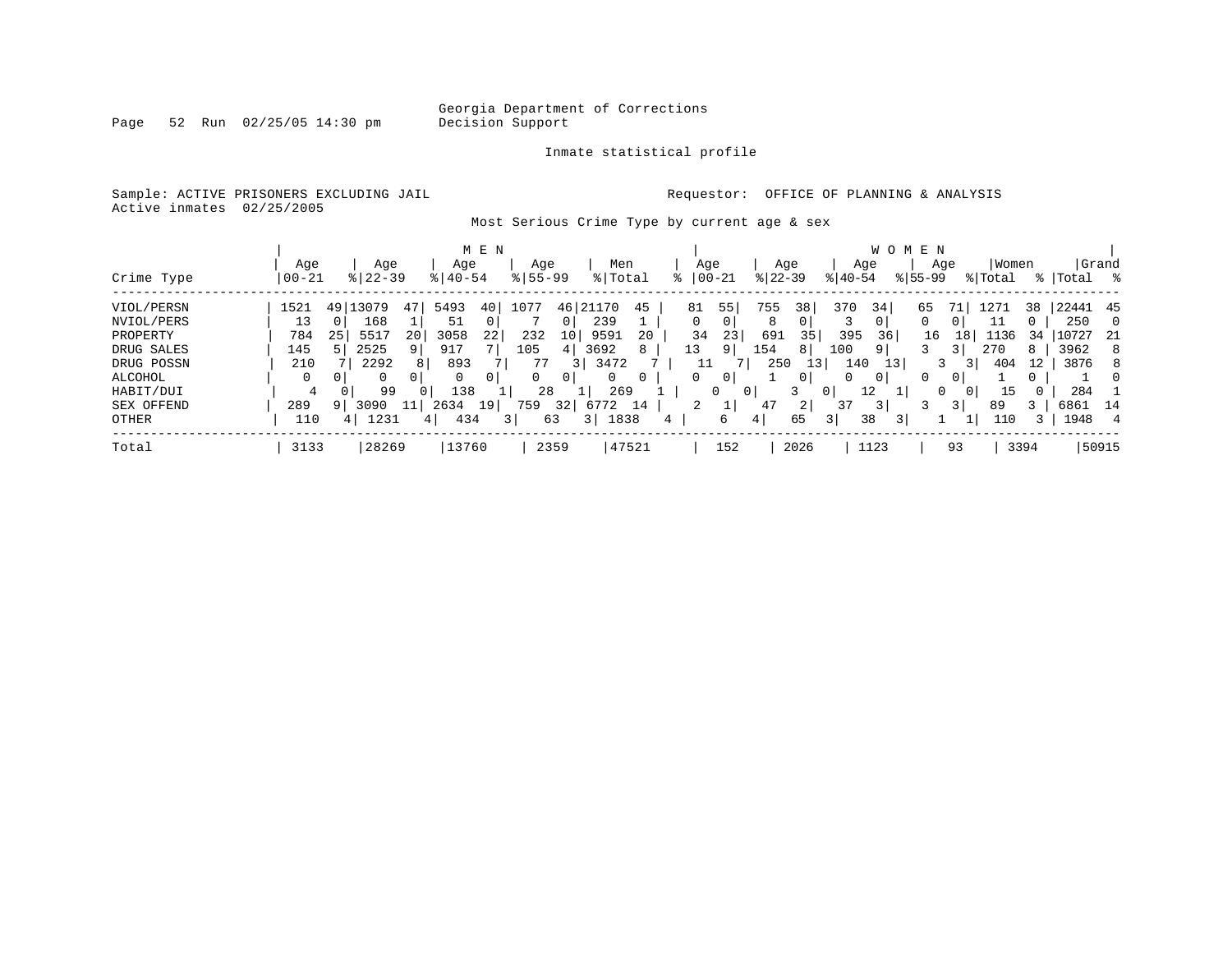Georgia Department of Corrections
Decision Support

Inmate statistical profile

Sample: ACTIVE PRISONERS EXCLUDING JAIL

Requestor: OFFICE OF PLANNING & ANALYSIS

Active inmates 02/25/2005

Most Serious Crime Type by current age & sex

| | MEN | | | | | | | | | | WOMEN | | | | | | | | | | | |
|---|---|---|---|---|---|---|---|---|---|---|---|---|---|---|---|---|---|---|---|---|---|---|
| Crime Type | Age 00-21 | % | Age 22-39 | % | Age 40-54 | % | Age 55-99 | % | Men Total | % | Age 00-21 | % | Age 22-39 | % | Age 40-54 | % | Age 55-99 | % | Women Total | % | Grand Total | % |
| VIOL/PERSN | 1521 | 49 | 13079 | 47 | 5493 | 40 | 1077 | 46 | 21170 | 45 | 81 | 55 | 755 | 38 | 370 | 34 | 65 | 71 | 1271 | 38 | 22441 | 45 |
| NVIOL/PERS | 13 | 0 | 168 | 1 | 51 | 0 | 7 | 0 | 239 | 1 | 0 | 0 | 8 | 0 | 3 | 0 | 0 | 0 | 11 | 0 | 250 | 0 |
| PROPERTY | 784 | 25 | 5517 | 20 | 3058 | 22 | 232 | 10 | 9591 | 20 | 34 | 23 | 691 | 35 | 395 | 36 | 16 | 18 | 1136 | 34 | 10727 | 21 |
| DRUG SALES | 145 | 5 | 2525 | 9 | 917 | 7 | 105 | 4 | 3692 | 8 | 13 | 9 | 154 | 8 | 100 | 9 | 3 | 3 | 270 | 8 | 3962 | 8 |
| DRUG POSSN | 210 | 7 | 2292 | 8 | 893 | 7 | 77 | 3 | 3472 | 7 | 11 | 7 | 250 | 13 | 140 | 13 | 3 | 3 | 404 | 12 | 3876 | 8 |
| ALCOHOL | 0 | 0 | 0 | 0 | 0 | 0 | 0 | 0 | 0 | 0 | 0 | 0 | 1 | 0 | 0 | 0 | 0 | 0 | 1 | 0 | 1 | 0 |
| HABIT/DUI | 4 | 0 | 99 | 0 | 138 | 1 | 28 | 1 | 269 | 1 | 0 | 0 | 3 | 0 | 12 | 1 | 0 | 0 | 15 | 0 | 284 | 1 |
| SEX OFFEND | 289 | 9 | 3090 | 11 | 2634 | 19 | 759 | 32 | 6772 | 14 | 2 | 1 | 47 | 2 | 37 | 3 | 3 | 3 | 89 | 3 | 6861 | 14 |
| OTHER | 110 | 4 | 1231 | 4 | 434 | 3 | 63 | 3 | 1838 | 4 | 6 | 4 | 65 | 3 | 38 | 3 | 1 | 1 | 110 | 3 | 1948 | 4 |
| Total | 3133 | | 28269 | | 13760 | | 2359 | | 47521 | | 152 | | 2026 | | 1123 | | 93 | | 3394 | | 50915 | |